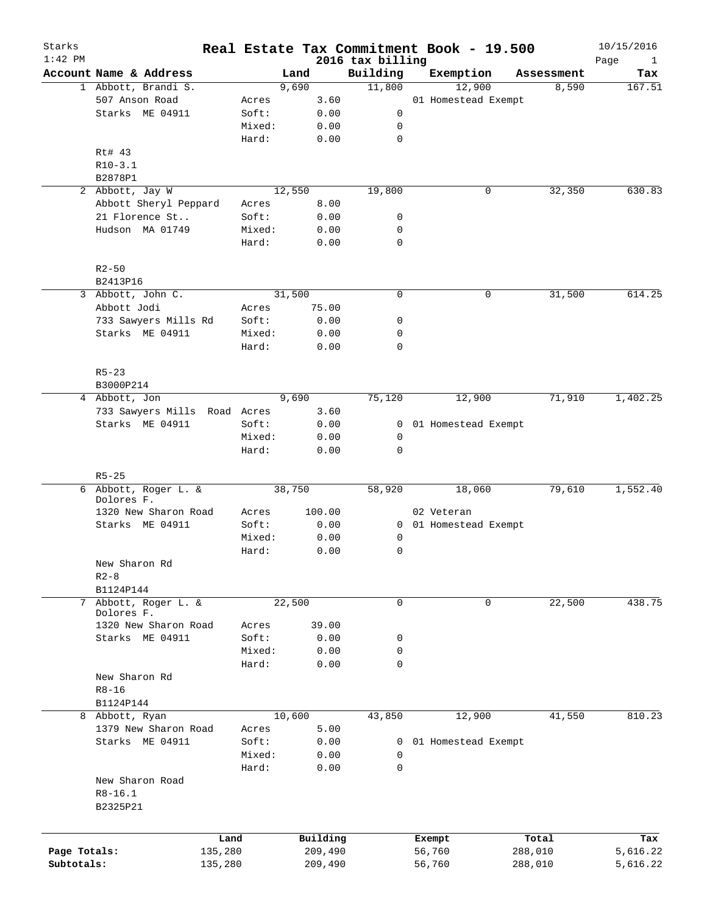# Real Estate Tax Commitment Book - 19.500

## 2016 tax billing

Starks
1:42 PM

10/15/2016

| Account | Name & Address | | Land | Building | Exemption | Assessment | Tax |
|---|---|---|---|---|---|---|---|
| 1 | Abbott, Brandi S. | | 9,690 | 11,800 | 12,900 | 8,590 | 167.51 |
| | 507 Anson Road | Acres | 3.60 | | 01 Homestead Exempt | | |
| | Starks ME 04911 | Soft: | 0.00 | 0 | | | |
| | | Mixed: | 0.00 | 0 | | | |
| | | Hard: | 0.00 | 0 | | | |
| | Rt# 43 | | | | | | |
| | R10-3.1 | | | | | | |
| | B2878P1 | | | | | | |
| 2 | Abbott, Jay W | | 12,550 | 19,800 | 0 | 32,350 | 630.83 |
| | Abbott Sheryl Peppard | Acres | 8.00 | | | | |
| | 21 Florence St.. | Soft: | 0.00 | 0 | | | |
| | Hudson MA 01749 | Mixed: | 0.00 | 0 | | | |
| | | Hard: | 0.00 | 0 | | | |
| | R2-50 | | | | | | |
| | B2413P16 | | | | | | |
| 3 | Abbott, John C. | | 31,500 | 0 | 0 | 31,500 | 614.25 |
| | Abbott Jodi | Acres | 75.00 | | | | |
| | 733 Sawyers Mills Rd | Soft: | 0.00 | 0 | | | |
| | Starks ME 04911 | Mixed: | 0.00 | 0 | | | |
| | | Hard: | 0.00 | 0 | | | |
| | R5-23 | | | | | | |
| | B3000P214 | | | | | | |
| 4 | Abbott, Jon | | 9,690 | 75,120 | 12,900 | 71,910 | 1,402.25 |
| | 733 Sawyers Mills Road | Acres | 3.60 | | | | |
| | Starks ME 04911 | Soft: | 0.00 | 0 | 01 Homestead Exempt | | |
| | | Mixed: | 0.00 | 0 | | | |
| | | Hard: | 0.00 | 0 | | | |
| | R5-25 | | | | | | |
| 6 | Abbott, Roger L. & Dolores F. | | 38,750 | 58,920 | 18,060 | 79,610 | 1,552.40 |
| | 1320 New Sharon Road | Acres | 100.00 | | 02 Veteran | | |
| | Starks ME 04911 | Soft: | 0.00 | 0 | 01 Homestead Exempt | | |
| | | Mixed: | 0.00 | 0 | | | |
| | | Hard: | 0.00 | 0 | | | |
| | New Sharon Rd | | | | | | |
| | R2-8 | | | | | | |
| | B1124P144 | | | | | | |
| 7 | Abbott, Roger L. & Dolores F. | | 22,500 | 0 | 0 | 22,500 | 438.75 |
| | 1320 New Sharon Road | Acres | 39.00 | | | | |
| | Starks ME 04911 | Soft: | 0.00 | 0 | | | |
| | | Mixed: | 0.00 | 0 | | | |
| | | Hard: | 0.00 | 0 | | | |
| | New Sharon Rd | | | | | | |
| | R8-16 | | | | | | |
| | B1124P144 | | | | | | |
| 8 | Abbott, Ryan | | 10,600 | 43,850 | 12,900 | 41,550 | 810.23 |
| | 1379 New Sharon Road | Acres | 5.00 | | | | |
| | Starks ME 04911 | Soft: | 0.00 | 0 | 01 Homestead Exempt | | |
| | | Mixed: | 0.00 | 0 | | | |
| | | Hard: | 0.00 | 0 | | | |
| | New Sharon Road | | | | | | |
| | R8-16.1 | | | | | | |
| | B2325P21 | | | | | | |

| | Land | Building | Exempt | Total | Tax |
|---|---|---|---|---|---|
| Page Totals: | 135,280 | 209,490 | 56,760 | 288,010 | 5,616.22 |
| Subtotals: | 135,280 | 209,490 | 56,760 | 288,010 | 5,616.22 |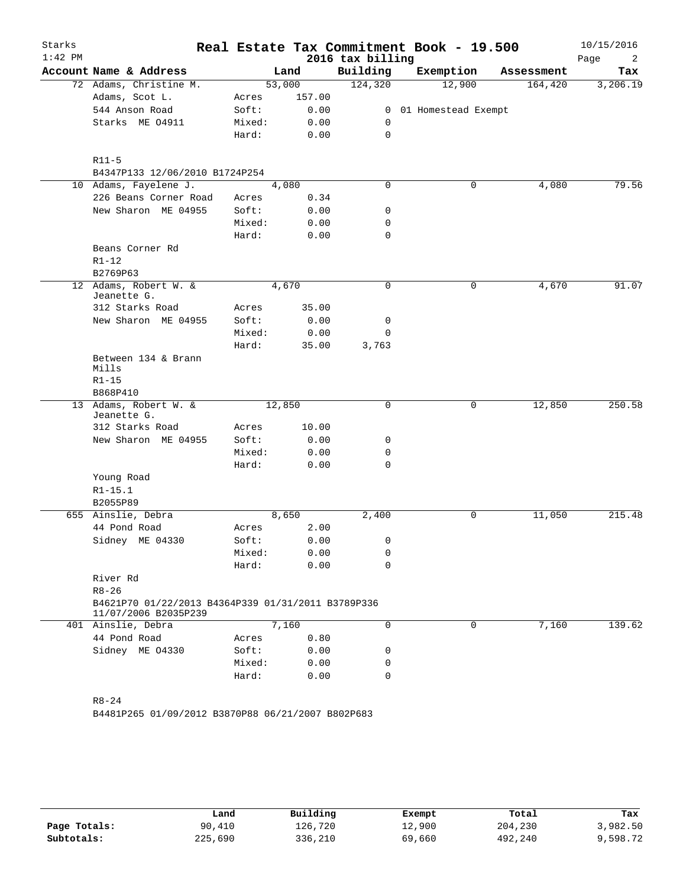# Real Estate Tax Commitment Book - 19.500

Starks 1:42 PM — 2016 tax billing — 10/15/2016

| Account | Name & Address | | Land | Building | Exemption | Assessment | Tax |
|---|---|---|---|---|---|---|---|
| 72 | Adams, Christine M. | | 53,000 | 124,320 | 12,900 | 164,420 | 3,206.19 |
| | Adams, Scot L. | Acres | 157.00 | | | | |
| | 544 Anson Road | Soft: | 0.00 | 0 | 01 Homestead Exempt | | |
| | Starks ME 04911 | Mixed: | 0.00 | 0 | | | |
| | | Hard: | 0.00 | 0 | | | |
| | R11-5 | | | | | | |
| | B4347P133 12/06/2010 B1724P254 | | | | | | |
| 10 | Adams, Fayelene J. | | 4,080 | 0 | 0 | 4,080 | 79.56 |
| | 226 Beans Corner Road | Acres | 0.34 | | | | |
| | New Sharon ME 04955 | Soft: | 0.00 | 0 | | | |
| | | Mixed: | 0.00 | 0 | | | |
| | | Hard: | 0.00 | 0 | | | |
| | Beans Corner Rd | | | | | | |
| | R1-12 | | | | | | |
| | B2769P63 | | | | | | |
| 12 | Adams, Robert W. & Jeanette G. | | 4,670 | 0 | 0 | 4,670 | 91.07 |
| | 312 Starks Road | Acres | 35.00 | | | | |
| | New Sharon ME 04955 | Soft: | 0.00 | 0 | | | |
| | | Mixed: | 0.00 | 0 | | | |
| | | Hard: | 35.00 | 3,763 | | | |
| | Between 134 & Brann Mills | | | | | | |
| | R1-15 | | | | | | |
| | B868P410 | | | | | | |
| 13 | Adams, Robert W. & Jeanette G. | | 12,850 | 0 | 0 | 12,850 | 250.58 |
| | 312 Starks Road | Acres | 10.00 | | | | |
| | New Sharon ME 04955 | Soft: | 0.00 | 0 | | | |
| | | Mixed: | 0.00 | 0 | | | |
| | | Hard: | 0.00 | 0 | | | |
| | Young Road | | | | | | |
| | R1-15.1 | | | | | | |
| | B2055P89 | | | | | | |
| 655 | Ainslie, Debra | | 8,650 | 2,400 | 0 | 11,050 | 215.48 |
| | 44 Pond Road | Acres | 2.00 | | | | |
| | Sidney ME 04330 | Soft: | 0.00 | 0 | | | |
| | | Mixed: | 0.00 | 0 | | | |
| | | Hard: | 0.00 | 0 | | | |
| | River Rd | | | | | | |
| | R8-26 | | | | | | |
| | B4621P70 01/22/2013 B4364P339 01/31/2011 B3789P336 11/07/2006 B2035P239 | | | | | | |
| 401 | Ainslie, Debra | | 7,160 | 0 | 0 | 7,160 | 139.62 |
| | 44 Pond Road | Acres | 0.80 | | | | |
| | Sidney ME 04330 | Soft: | 0.00 | 0 | | | |
| | | Mixed: | 0.00 | 0 | | | |
| | | Hard: | 0.00 | 0 | | | |
| | R8-24 | | | | | | |
| | B4481P265 01/09/2012 B3870P88 06/21/2007 B802P683 | | | | | | |

| | Land | Building | Exempt | Total | Tax |
|---|---|---|---|---|---|
| Page Totals: | 90,410 | 126,720 | 12,900 | 204,230 | 3,982.50 |
| Subtotals: | 225,690 | 336,210 | 69,660 | 492,240 | 9,598.72 |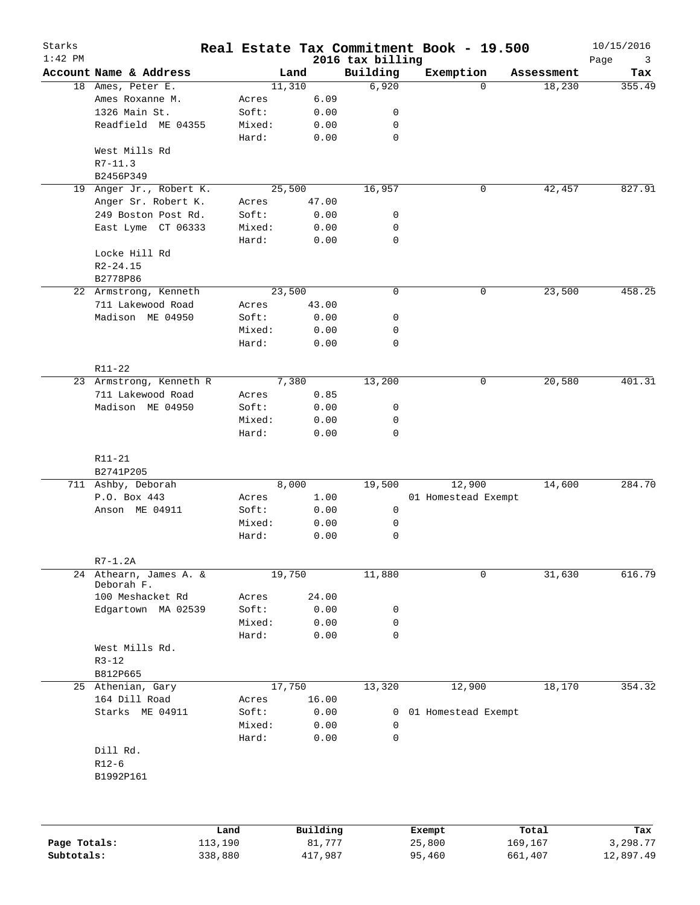# Starks Real Estate Tax Commitment Book - 19.500

2016 tax billing

1:42 PM — 10/15/2016

| Account | Name & Address | Land | | Building | Exemption | Assessment | Tax |
|---|---|---|---|---|---|---|---|
| 18 | Ames, Peter E. | 11,310 | | 6,920 | 0 | 18,230 | 355.49 |
| | Ames Roxanne M. | Acres | 6.09 | | | | |
| | 1326 Main St. | Soft: | 0.00 | 0 | | | |
| | Readfield ME 04355 | Mixed: | 0.00 | 0 | | | |
| | | Hard: | 0.00 | 0 | | | |
| | West Mills Rd | | | | | | |
| | R7-11.3 | | | | | | |
| | B2456P349 | | | | | | |
| 19 | Anger Jr., Robert K. | 25,500 | | 16,957 | 0 | 42,457 | 827.91 |
| | Anger Sr. Robert K. | Acres | 47.00 | | | | |
| | 249 Boston Post Rd. | Soft: | 0.00 | 0 | | | |
| | East Lyme CT 06333 | Mixed: | 0.00 | 0 | | | |
| | | Hard: | 0.00 | 0 | | | |
| | Locke Hill Rd | | | | | | |
| | R2-24.15 | | | | | | |
| | B2778P86 | | | | | | |
| 22 | Armstrong, Kenneth | 23,500 | | 0 | 0 | 23,500 | 458.25 |
| | 711 Lakewood Road | Acres | 43.00 | | | | |
| | Madison ME 04950 | Soft: | 0.00 | 0 | | | |
| | | Mixed: | 0.00 | 0 | | | |
| | | Hard: | 0.00 | 0 | | | |
| | R11-22 | | | | | | |
| 23 | Armstrong, Kenneth R | 7,380 | | 13,200 | 0 | 20,580 | 401.31 |
| | 711 Lakewood Road | Acres | 0.85 | | | | |
| | Madison ME 04950 | Soft: | 0.00 | 0 | | | |
| | | Mixed: | 0.00 | 0 | | | |
| | | Hard: | 0.00 | 0 | | | |
| | R11-21 | | | | | | |
| | B2741P205 | | | | | | |
| 711 | Ashby, Deborah | 8,000 | | 19,500 | 12,900 | 14,600 | 284.70 |
| | P.O. Box 443 | Acres | 1.00 | | 01 Homestead Exempt | | |
| | Anson ME 04911 | Soft: | 0.00 | 0 | | | |
| | | Mixed: | 0.00 | 0 | | | |
| | | Hard: | 0.00 | 0 | | | |
| | R7-1.2A | | | | | | |
| 24 | Athearn, James A. & Deborah F. | 19,750 | | 11,880 | 0 | 31,630 | 616.79 |
| | 100 Meshacket Rd | Acres | 24.00 | | | | |
| | Edgartown MA 02539 | Soft: | 0.00 | 0 | | | |
| | | Mixed: | 0.00 | 0 | | | |
| | | Hard: | 0.00 | 0 | | | |
| | West Mills Rd. | | | | | | |
| | R3-12 | | | | | | |
| | B812P665 | | | | | | |
| 25 | Athenian, Gary | 17,750 | | 13,320 | 12,900 | 18,170 | 354.32 |
| | 164 Dill Road | Acres | 16.00 | | | | |
| | Starks ME 04911 | Soft: | 0.00 | 0 | 01 Homestead Exempt | | |
| | | Mixed: | 0.00 | 0 | | | |
| | | Hard: | 0.00 | 0 | | | |
| | Dill Rd. | | | | | | |
| | R12-6 | | | | | | |
| | B1992P161 | | | | | | |

| | Land | Building | Exempt | Total | Tax |
|---|---|---|---|---|---|
| Page Totals: | 113,190 | 81,777 | 25,800 | 169,167 | 3,298.77 |
| Subtotals: | 338,880 | 417,987 | 95,460 | 661,407 | 12,897.49 |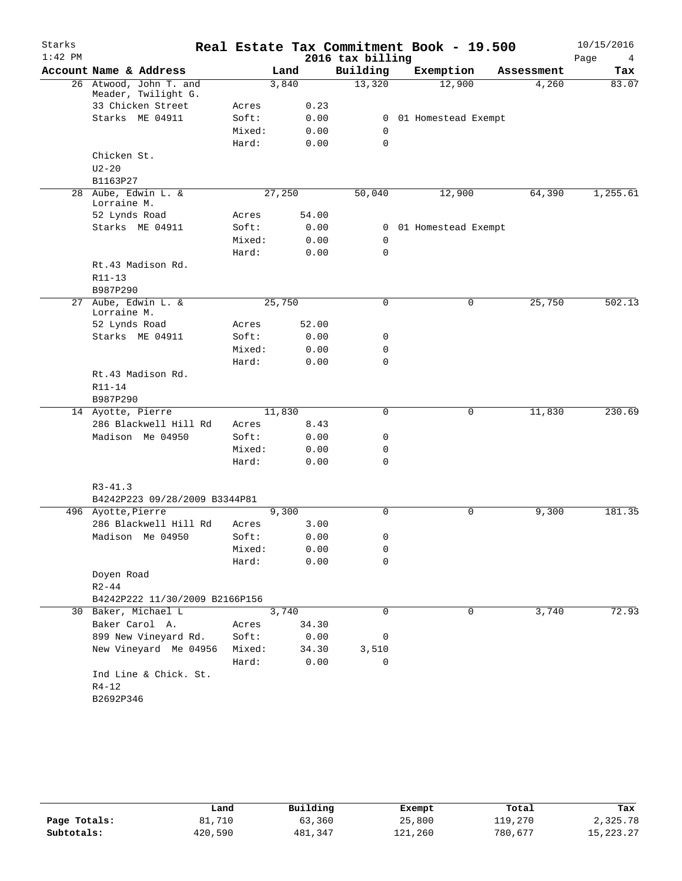# Real Estate Tax Commitment Book - 19.500

Starks
1:42 PM

2016 tax billing

10/15/2016

| Account | Name & Address | | Land | Building | Exemption | Assessment | Tax |
|---|---|---|---|---|---|---|---|
| 26 | Atwood, John T. and Meader, Twilight G. | | 3,840 | 13,320 | 12,900 | 4,260 | 83.07 |
| | 33 Chicken Street | Acres | 0.23 | | | | |
| | Starks ME 04911 | Soft: | 0.00 | 0 | 01 Homestead Exempt | | |
| | | Mixed: | 0.00 | 0 | | | |
| | | Hard: | 0.00 | 0 | | | |
| | Chicken St. | | | | | | |
| | U2-20 | | | | | | |
| | B1163P27 | | | | | | |
| 28 | Aube, Edwin L. & Lorraine M. | | 27,250 | 50,040 | 12,900 | 64,390 | 1,255.61 |
| | 52 Lynds Road | Acres | 54.00 | | | | |
| | Starks ME 04911 | Soft: | 0.00 | 0 | 01 Homestead Exempt | | |
| | | Mixed: | 0.00 | 0 | | | |
| | | Hard: | 0.00 | 0 | | | |
| | Rt.43 Madison Rd. | | | | | | |
| | R11-13 | | | | | | |
| | B987P290 | | | | | | |
| 27 | Aube, Edwin L. & Lorraine M. | | 25,750 | 0 | 0 | 25,750 | 502.13 |
| | 52 Lynds Road | Acres | 52.00 | | | | |
| | Starks ME 04911 | Soft: | 0.00 | 0 | | | |
| | | Mixed: | 0.00 | 0 | | | |
| | | Hard: | 0.00 | 0 | | | |
| | Rt.43 Madison Rd. | | | | | | |
| | R11-14 | | | | | | |
| | B987P290 | | | | | | |
| 14 | Ayotte, Pierre | | 11,830 | 0 | 0 | 11,830 | 230.69 |
| | 286 Blackwell Hill Rd | Acres | 8.43 | | | | |
| | Madison Me 04950 | Soft: | 0.00 | 0 | | | |
| | | Mixed: | 0.00 | 0 | | | |
| | | Hard: | 0.00 | 0 | | | |
| | R3-41.3 | | | | | | |
| | B4242P223 09/28/2009 B3344P81 | | | | | | |
| 496 | Ayotte,Pierre | | 9,300 | 0 | 0 | 9,300 | 181.35 |
| | 286 Blackwell Hill Rd | Acres | 3.00 | | | | |
| | Madison Me 04950 | Soft: | 0.00 | 0 | | | |
| | | Mixed: | 0.00 | 0 | | | |
| | | Hard: | 0.00 | 0 | | | |
| | Doyen Road | | | | | | |
| | R2-44 | | | | | | |
| | B4242P222 11/30/2009 B2166P156 | | | | | | |
| 30 | Baker, Michael L | | 3,740 | 0 | 0 | 3,740 | 72.93 |
| | Baker Carol A. | Acres | 34.30 | | | | |
| | 899 New Vineyard Rd. | Soft: | 0.00 | 0 | | | |
| | New Vineyard Me 04956 | Mixed: | 34.30 | 3,510 | | | |
| | | Hard: | 0.00 | 0 | | | |
| | Ind Line & Chick. St. | | | | | | |
| | R4-12 | | | | | | |
| | B2692P346 | | | | | | |

| | Land | Building | Exempt | Total | Tax |
|---|---|---|---|---|---|
| Page Totals: | 81,710 | 63,360 | 25,800 | 119,270 | 2,325.78 |
| Subtotals: | 420,590 | 481,347 | 121,260 | 780,677 | 15,223.27 |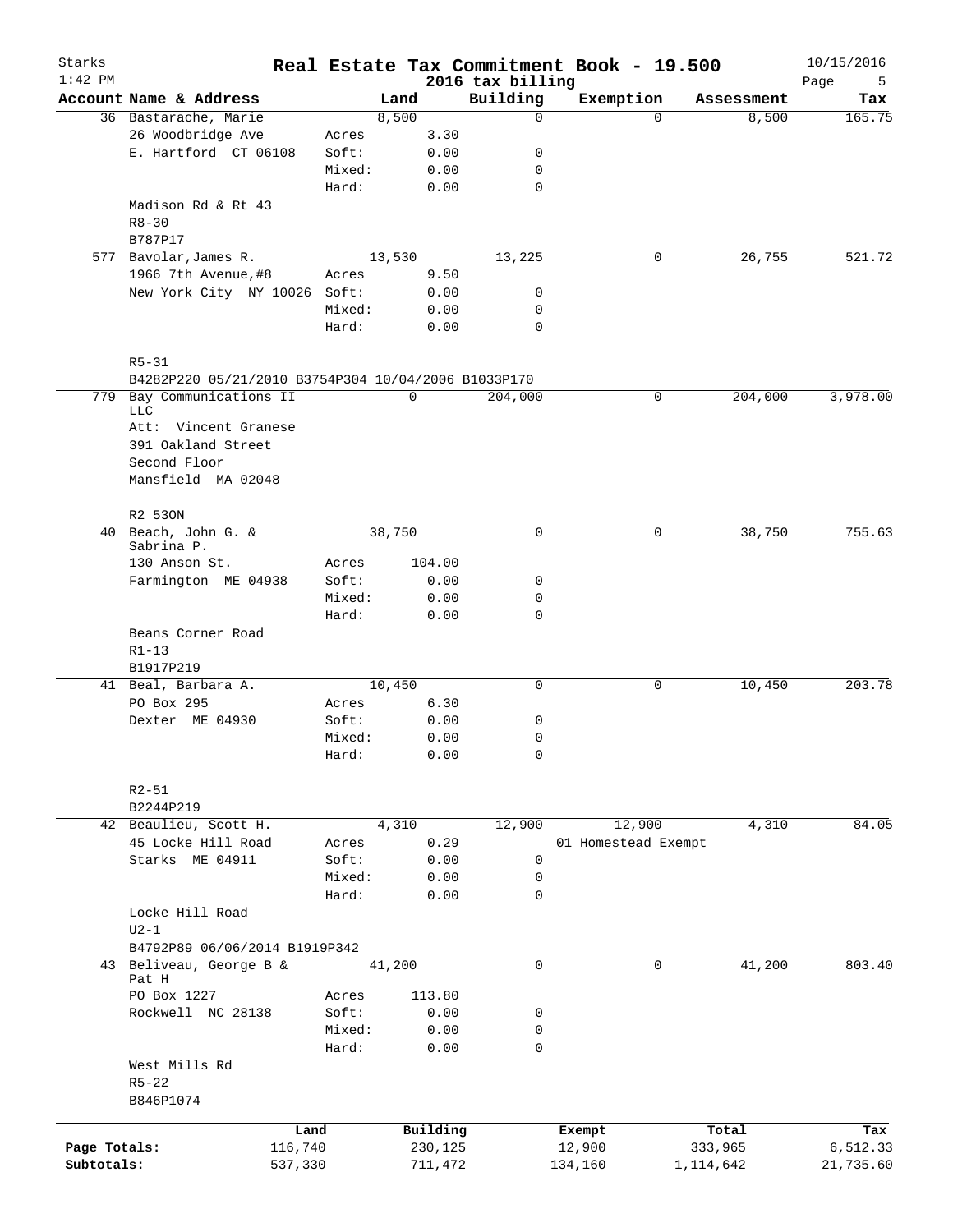# Real Estate Tax Commitment Book - 19.500

Starks
1:42 PM

2016 tax billing

10/15/2016

| Account | Name & Address | Land | | Building | Exemption | Assessment | Tax |
|---|---|---|---|---|---|---|---|
| 36 | Bastarache, Marie | | 8,500 | 0 | 0 | 8,500 | 165.75 |
| | 26 Woodbridge Ave | Acres | 3.30 | | | | |
| | E. Hartford CT 06108 | Soft: | 0.00 | 0 | | | |
| | | Mixed: | 0.00 | 0 | | | |
| | | Hard: | 0.00 | 0 | | | |
| | Madison Rd & Rt 43 | | | | | | |
| | R8-30 | | | | | | |
| | B787P17 | | | | | | |
| 577 | Bavolar, James R. | | 13,530 | 13,225 | 0 | 26,755 | 521.72 |
| | 1966 7th Avenue, #8 | Acres | 9.50 | | | | |
| | New York City NY 10026 | Soft: | 0.00 | 0 | | | |
| | | Mixed: | 0.00 | 0 | | | |
| | | Hard: | 0.00 | 0 | | | |
| | R5-31 | | | | | | |
| | B4282P220 05/21/2010 B3754P304 10/04/2006 B1033P170 | | | | | | |
| 779 | Bay Communications II LLC | | 0 | 204,000 | 0 | 204,000 | 3,978.00 |
| | Att: Vincent Granese | | | | | | |
| | 391 Oakland Street | | | | | | |
| | Second Floor | | | | | | |
| | Mansfield MA 02048 | | | | | | |
| | R2 53ON | | | | | | |
| 40 | Beach, John G. & Sabrina P. | | 38,750 | 0 | 0 | 38,750 | 755.63 |
| | 130 Anson St. | Acres | 104.00 | | | | |
| | Farmington ME 04938 | Soft: | 0.00 | 0 | | | |
| | | Mixed: | 0.00 | 0 | | | |
| | | Hard: | 0.00 | 0 | | | |
| | Beans Corner Road | | | | | | |
| | R1-13 | | | | | | |
| | B1917P219 | | | | | | |
| 41 | Beal, Barbara A. | | 10,450 | 0 | 0 | 10,450 | 203.78 |
| | PO Box 295 | Acres | 6.30 | | | | |
| | Dexter ME 04930 | Soft: | 0.00 | 0 | | | |
| | | Mixed: | 0.00 | 0 | | | |
| | | Hard: | 0.00 | 0 | | | |
| | R2-51 | | | | | | |
| | B2244P219 | | | | | | |
| 42 | Beaulieu, Scott H. | | 4,310 | 12,900 | 12,900 | 4,310 | 84.05 |
| | 45 Locke Hill Road | Acres | 0.29 | | 01 Homestead Exempt | | |
| | Starks ME 04911 | Soft: | 0.00 | 0 | | | |
| | | Mixed: | 0.00 | 0 | | | |
| | | Hard: | 0.00 | 0 | | | |
| | Locke Hill Road | | | | | | |
| | U2-1 | | | | | | |
| | B4792P89 06/06/2014 B1919P342 | | | | | | |
| 43 | Beliveau, George B & Pat H | | 41,200 | 0 | 0 | 41,200 | 803.40 |
| | PO Box 1227 | Acres | 113.80 | | | | |
| | Rockwell NC 28138 | Soft: | 0.00 | 0 | | | |
| | | Mixed: | 0.00 | 0 | | | |
| | | Hard: | 0.00 | 0 | | | |
| | West Mills Rd | | | | | | |
| | R5-22 | | | | | | |
| | B846P1074 | | | | | | |

| | Land | Building | Exempt | Total | Tax |
|---|---|---|---|---|---|
| Page Totals: | 116,740 | 230,125 | 12,900 | 333,965 | 6,512.33 |
| Subtotals: | 537,330 | 711,472 | 134,160 | 1,114,642 | 21,735.60 |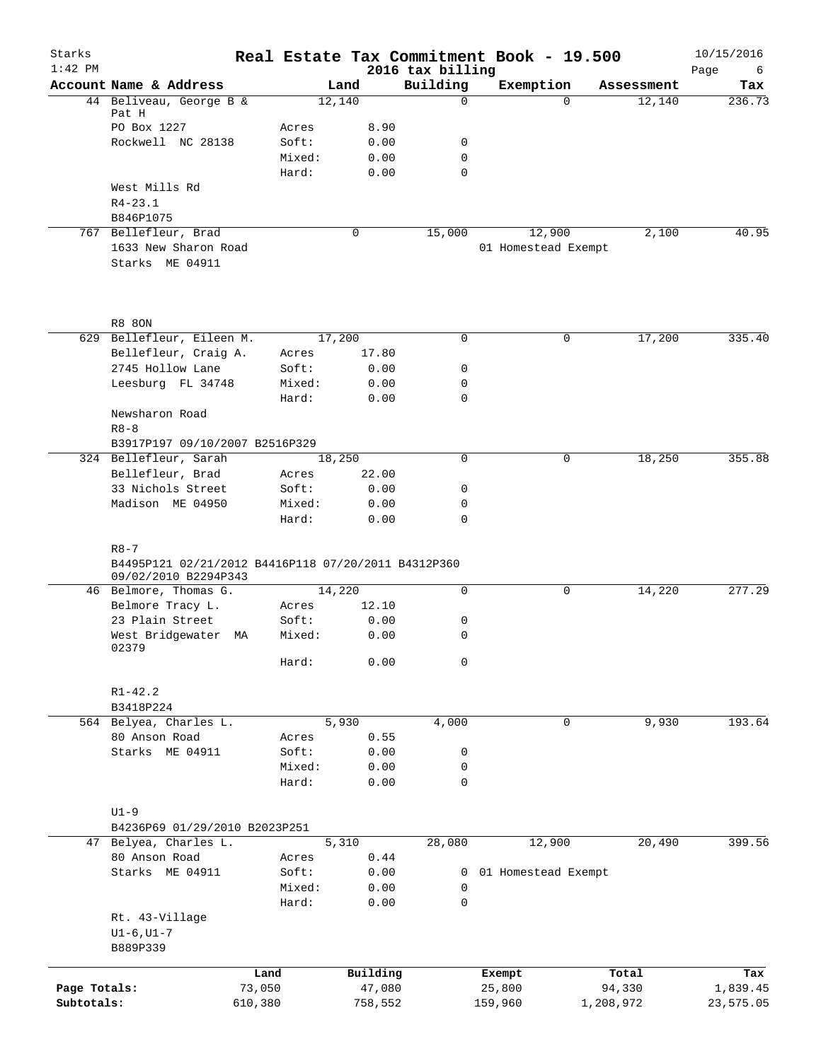# Real Estate Tax Commitment Book - 19.500

Starks
1:42 PM

2016 tax billing

10/15/2016

| Account Name & Address | Land | | Building | Exemption | Assessment | Tax |
|---|---|---|---|---|---|---|
| 44 Beliveau, George B & Pat H | 12,140 | | 0 | 0 | 12,140 | 236.73 |
| PO Box 1227 | Acres | 8.90 | | | | |
| Rockwell NC 28138 | Soft: | 0.00 | 0 | | | |
| | Mixed: | 0.00 | 0 | | | |
| | Hard: | 0.00 | 0 | | | |
| West Mills Rd | | | | | | |
| R4-23.1 | | | | | | |
| B846P1075 | | | | | | |
| 767 Bellefleur, Brad | 0 | | 15,000 | 12,900 | 2,100 | 40.95 |
| 1633 New Sharon Road | | | | 01 Homestead Exempt | | |
| Starks ME 04911 | | | | | | |
| R8 8ON | | | | | | |
| 629 Bellefleur, Eileen M. | 17,200 | | 0 | 0 | 17,200 | 335.40 |
| Bellefleur, Craig A. | Acres | 17.80 | | | | |
| 2745 Hollow Lane | Soft: | 0.00 | 0 | | | |
| Leesburg FL 34748 | Mixed: | 0.00 | 0 | | | |
| | Hard: | 0.00 | 0 | | | |
| Newsharon Road | | | | | | |
| R8-8 | | | | | | |
| B3917P197 09/10/2007 B2516P329 | | | | | | |
| 324 Bellefleur, Sarah | 18,250 | | 0 | 0 | 18,250 | 355.88 |
| Bellefleur, Brad | Acres | 22.00 | | | | |
| 33 Nichols Street | Soft: | 0.00 | 0 | | | |
| Madison ME 04950 | Mixed: | 0.00 | 0 | | | |
| | Hard: | 0.00 | 0 | | | |
| R8-7 | | | | | | |
| B4495P121 02/21/2012 B4416P118 07/20/2011 B4312P360 09/02/2010 B2294P343 | | | | | | |
| 46 Belmore, Thomas G. | 14,220 | | 0 | 0 | 14,220 | 277.29 |
| Belmore Tracy L. | Acres | 12.10 | | | | |
| 23 Plain Street | Soft: | 0.00 | 0 | | | |
| West Bridgewater MA 02379 | Mixed: | 0.00 | 0 | | | |
| | Hard: | 0.00 | 0 | | | |
| R1-42.2 | | | | | | |
| B3418P224 | | | | | | |
| 564 Belyea, Charles L. | 5,930 | | 4,000 | 0 | 9,930 | 193.64 |
| 80 Anson Road | Acres | 0.55 | | | | |
| Starks ME 04911 | Soft: | 0.00 | 0 | | | |
| | Mixed: | 0.00 | 0 | | | |
| | Hard: | 0.00 | 0 | | | |
| U1-9 | | | | | | |
| B4236P69 01/29/2010 B2023P251 | | | | | | |
| 47 Belyea, Charles L. | 5,310 | | 28,080 | 12,900 | 20,490 | 399.56 |
| 80 Anson Road | Acres | 0.44 | | | | |
| Starks ME 04911 | Soft: | 0.00 | 0 | 01 Homestead Exempt | | |
| | Mixed: | 0.00 | 0 | | | |
| | Hard: | 0.00 | 0 | | | |
| Rt. 43-Village | | | | | | |
| U1-6,U1-7 | | | | | | |
| B889P339 | | | | | | |

| | Land | Building | Exempt | Total | Tax |
|---|---|---|---|---|---|
| Page Totals: | 73,050 | 47,080 | 25,800 | 94,330 | 1,839.45 |
| Subtotals: | 610,380 | 758,552 | 159,960 | 1,208,972 | 23,575.05 |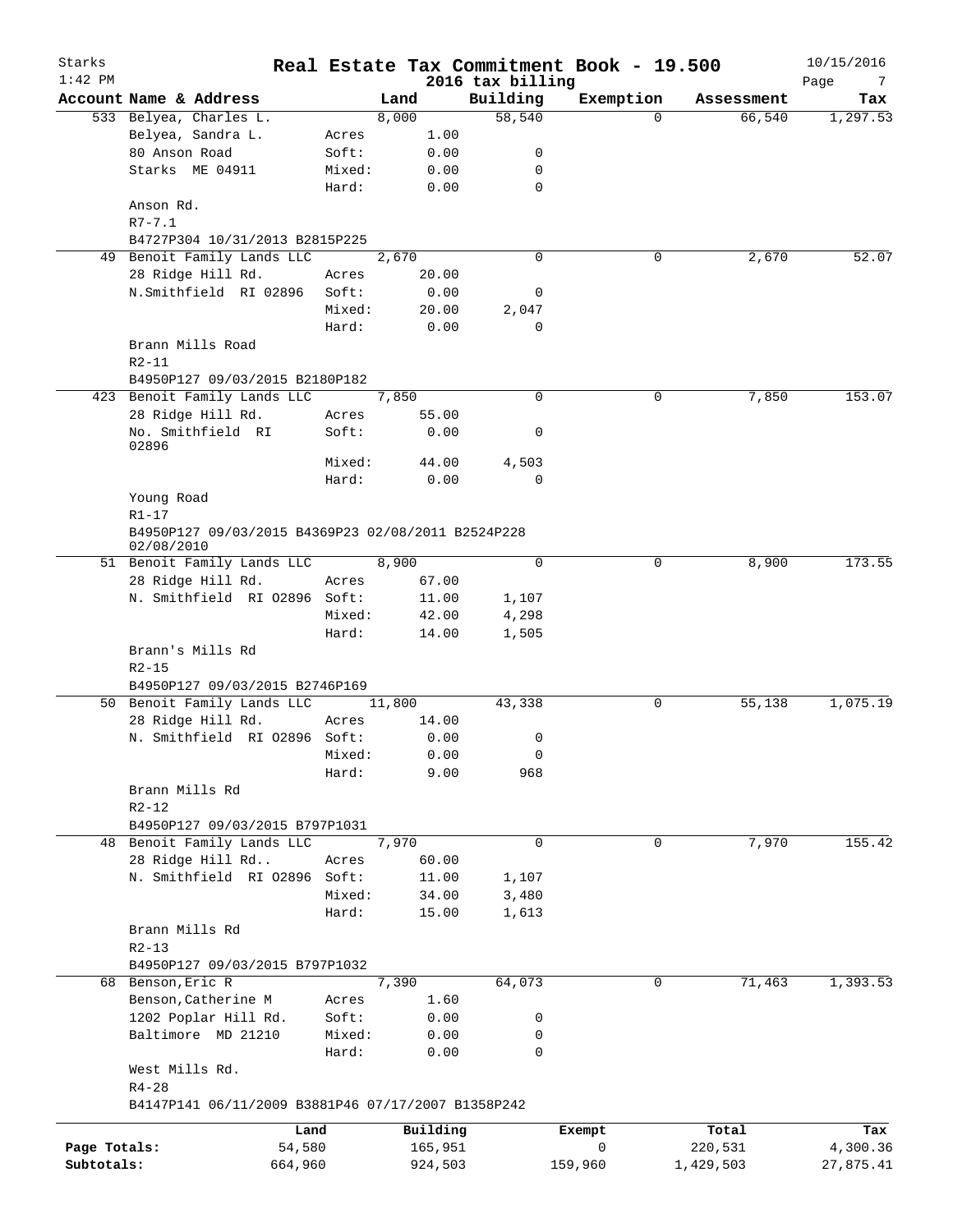# Real Estate Tax Commitment Book - 19.500

Starks
1:42 PM

2016 tax billing

10/15/2016

| Account | Name & Address | | Land | Building | Exemption | Assessment | Tax |
|---|---|---|---|---|---|---|---|
| 533 | Belyea, Charles L. | | 8,000 | 58,540 | 0 | 66,540 | 1,297.53 |
| | Belyea, Sandra L. | Acres | 1.00 | | | | |
| | 80 Anson Road | Soft: | 0.00 | 0 | | | |
| | Starks ME 04911 | Mixed: | 0.00 | 0 | | | |
| | | Hard: | 0.00 | 0 | | | |
| | Anson Rd. | | | | | | |
| | R7-7.1 | | | | | | |
| | B4727P304 10/31/2013 B2815P225 | | | | | | |
| 49 | Benoit Family Lands LLC | | 2,670 | 0 | 0 | 2,670 | 52.07 |
| | 28 Ridge Hill Rd. | Acres | 20.00 | | | | |
| | N.Smithfield RI 02896 | Soft: | 0.00 | 0 | | | |
| | | Mixed: | 20.00 | 2,047 | | | |
| | | Hard: | 0.00 | 0 | | | |
| | Brann Mills Road | | | | | | |
| | R2-11 | | | | | | |
| | B4950P127 09/03/2015 B2180P182 | | | | | | |
| 423 | Benoit Family Lands LLC | | 7,850 | 0 | 0 | 7,850 | 153.07 |
| | 28 Ridge Hill Rd. | Acres | 55.00 | | | | |
| | No. Smithfield RI 02896 | Soft: | 0.00 | 0 | | | |
| | | Mixed: | 44.00 | 4,503 | | | |
| | | Hard: | 0.00 | 0 | | | |
| | Young Road | | | | | | |
| | R1-17 | | | | | | |
| | B4950P127 09/03/2015 B4369P23 02/08/2011 B2524P228 02/08/2010 | | | | | | |
| 51 | Benoit Family Lands LLC | | 8,900 | 0 | 0 | 8,900 | 173.55 |
| | 28 Ridge Hill Rd. | Acres | 67.00 | | | | |
| | N. Smithfield RI 02896 | Soft: | 11.00 | 1,107 | | | |
| | | Mixed: | 42.00 | 4,298 | | | |
| | | Hard: | 14.00 | 1,505 | | | |
| | Brann's Mills Rd | | | | | | |
| | R2-15 | | | | | | |
| | B4950P127 09/03/2015 B2746P169 | | | | | | |
| 50 | Benoit Family Lands LLC | | 11,800 | 43,338 | 0 | 55,138 | 1,075.19 |
| | 28 Ridge Hill Rd. | Acres | 14.00 | | | | |
| | N. Smithfield RI 02896 | Soft: | 0.00 | 0 | | | |
| | | Mixed: | 0.00 | 0 | | | |
| | | Hard: | 9.00 | 968 | | | |
| | Brann Mills Rd | | | | | | |
| | R2-12 | | | | | | |
| | B4950P127 09/03/2015 B797P1031 | | | | | | |
| 48 | Benoit Family Lands LLC | | 7,970 | 0 | 0 | 7,970 | 155.42 |
| | 28 Ridge Hill Rd.. | Acres | 60.00 | | | | |
| | N. Smithfield RI 02896 | Soft: | 11.00 | 1,107 | | | |
| | | Mixed: | 34.00 | 3,480 | | | |
| | | Hard: | 15.00 | 1,613 | | | |
| | Brann Mills Rd | | | | | | |
| | R2-13 | | | | | | |
| | B4950P127 09/03/2015 B797P1032 | | | | | | |
| 68 | Benson,Eric R | | 7,390 | 64,073 | 0 | 71,463 | 1,393.53 |
| | Benson,Catherine M | Acres | 1.60 | | | | |
| | 1202 Poplar Hill Rd. | Soft: | 0.00 | 0 | | | |
| | Baltimore MD 21210 | Mixed: | 0.00 | 0 | | | |
| | | Hard: | 0.00 | 0 | | | |
| | West Mills Rd. | | | | | | |
| | R4-28 | | | | | | |
| | B4147P141 06/11/2009 B3881P46 07/17/2007 B1358P242 | | | | | | |

| | Land | Building | Exempt | Total | Tax |
|---|---|---|---|---|---|
| Page Totals: | 54,580 | 165,951 | 0 | 220,531 | 4,300.36 |
| Subtotals: | 664,960 | 924,503 | 159,960 | 1,429,503 | 27,875.41 |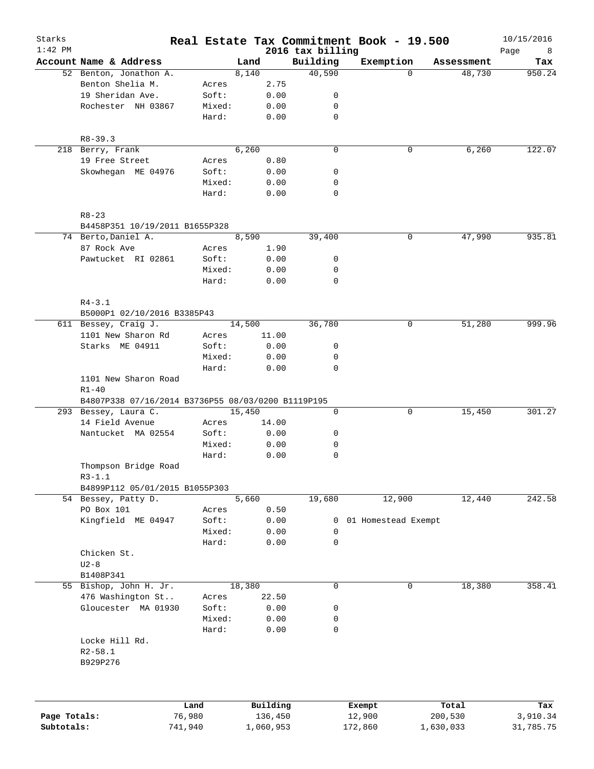# Real Estate Tax Commitment Book - 19.500

Starks
1:42 PM

2016 tax billing

10/15/2016

| Account Name & Address | | Land | Building | Exemption | Assessment | Tax |
|---|---|---|---|---|---|---|
| 52 Benton, Jonathon A. | | 8,140 | 40,590 | 0 | 48,730 | 950.24 |
| Benton Shelia M. | Acres | 2.75 | | | | |
| 19 Sheridan Ave. | Soft: | 0.00 | 0 | | | |
| Rochester NH 03867 | Mixed: | 0.00 | 0 | | | |
| | Hard: | 0.00 | 0 | | | |
| R8-39.3 | | | | | | |
| 218 Berry, Frank | | 6,260 | 0 | 0 | 6,260 | 122.07 |
| 19 Free Street | Acres | 0.80 | | | | |
| Skowhegan ME 04976 | Soft: | 0.00 | 0 | | | |
| | Mixed: | 0.00 | 0 | | | |
| | Hard: | 0.00 | 0 | | | |
| R8-23 | | | | | | |
| B4458P351 10/19/2011 B1655P328 | | | | | | |
| 74 Berto,Daniel A. | | 8,590 | 39,400 | 0 | 47,990 | 935.81 |
| 87 Rock Ave | Acres | 1.90 | | | | |
| Pawtucket RI 02861 | Soft: | 0.00 | 0 | | | |
| | Mixed: | 0.00 | 0 | | | |
| | Hard: | 0.00 | 0 | | | |
| R4-3.1 | | | | | | |
| B5000P1 02/10/2016 B3385P43 | | | | | | |
| 611 Bessey, Craig J. | | 14,500 | 36,780 | 0 | 51,280 | 999.96 |
| 1101 New Sharon Rd | Acres | 11.00 | | | | |
| Starks ME 04911 | Soft: | 0.00 | 0 | | | |
| | Mixed: | 0.00 | 0 | | | |
| | Hard: | 0.00 | 0 | | | |
| 1101 New Sharon Road | | | | | | |
| R1-40 | | | | | | |
| B4807P338 07/16/2014 B3736P55 08/03/0200 B1119P195 | | | | | | |
| 293 Bessey, Laura C. | | 15,450 | 0 | 0 | 15,450 | 301.27 |
| 14 Field Avenue | Acres | 14.00 | | | | |
| Nantucket MA 02554 | Soft: | 0.00 | 0 | | | |
| | Mixed: | 0.00 | 0 | | | |
| | Hard: | 0.00 | 0 | | | |
| Thompson Bridge Road | | | | | | |
| R3-1.1 | | | | | | |
| B4899P112 05/01/2015 B1055P303 | | | | | | |
| 54 Bessey, Patty D. | | 5,660 | 19,680 | 12,900 | 12,440 | 242.58 |
| PO Box 101 | Acres | 0.50 | | | | |
| Kingfield ME 04947 | Soft: | 0.00 | 0 | 01 Homestead Exempt | | |
| | Mixed: | 0.00 | 0 | | | |
| | Hard: | 0.00 | 0 | | | |
| Chicken St. | | | | | | |
| U2-8 | | | | | | |
| B1408P341 | | | | | | |
| 55 Bishop, John H. Jr. | | 18,380 | 0 | 0 | 18,380 | 358.41 |
| 476 Washington St.. | Acres | 22.50 | | | | |
| Gloucester MA 01930 | Soft: | 0.00 | 0 | | | |
| | Mixed: | 0.00 | 0 | | | |
| | Hard: | 0.00 | 0 | | | |
| Locke Hill Rd. | | | | | | |
| R2-58.1 | | | | | | |
| B929P276 | | | | | | |

| | Land | Building | Exempt | Total | Tax |
|---|---|---|---|---|---|
| Page Totals: | 76,980 | 136,450 | 12,900 | 200,530 | 3,910.34 |
| Subtotals: | 741,940 | 1,060,953 | 172,860 | 1,630,033 | 31,785.75 |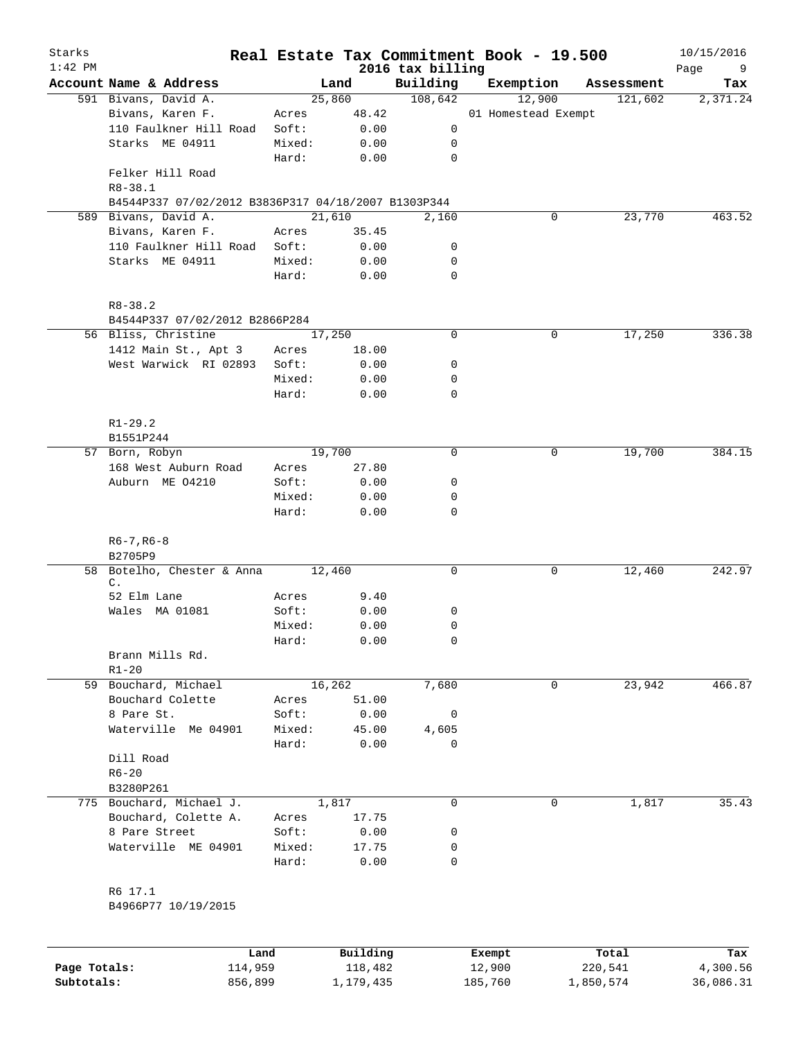Starks
1:42 PM

# Real Estate Tax Commitment Book - 19.500

2016 tax billing

10/15/2016

| Account | Name & Address | | Land | Building | Exemption | Assessment | Tax |
|---|---|---|---|---|---|---|---|
| 591 | Bivans, David A. | | 25,860 | 108,642 | 12,900 | 121,602 | 2,371.24 |
| | Bivans, Karen F. | Acres | 48.42 | | 01 Homestead Exempt | | |
| | 110 Faulkner Hill Road | Soft: | 0.00 | 0 | | | |
| | Starks ME 04911 | Mixed: | 0.00 | 0 | | | |
| | | Hard: | 0.00 | 0 | | | |
| | Felker Hill Road | | | | | | |
| | R8-38.1 | | | | | | |
| | B4544P337 07/02/2012 B3836P317 04/18/2007 B1303P344 | | | | | | |
| 589 | Bivans, David A. | | 21,610 | 2,160 | 0 | 23,770 | 463.52 |
| | Bivans, Karen F. | Acres | 35.45 | | | | |
| | 110 Faulkner Hill Road | Soft: | 0.00 | 0 | | | |
| | Starks ME 04911 | Mixed: | 0.00 | 0 | | | |
| | | Hard: | 0.00 | 0 | | | |
| | R8-38.2 | | | | | | |
| | B4544P337 07/02/2012 B2866P284 | | | | | | |
| 56 | Bliss, Christine | | 17,250 | 0 | 0 | 17,250 | 336.38 |
| | 1412 Main St., Apt 3 | Acres | 18.00 | | | | |
| | West Warwick RI 02893 | Soft: | 0.00 | 0 | | | |
| | | Mixed: | 0.00 | 0 | | | |
| | | Hard: | 0.00 | 0 | | | |
| | R1-29.2 | | | | | | |
| | B1551P244 | | | | | | |
| 57 | Born, Robyn | | 19,700 | 0 | 0 | 19,700 | 384.15 |
| | 168 West Auburn Road | Acres | 27.80 | | | | |
| | Auburn ME O4210 | Soft: | 0.00 | 0 | | | |
| | | Mixed: | 0.00 | 0 | | | |
| | | Hard: | 0.00 | 0 | | | |
| | R6-7,R6-8 | | | | | | |
| | B2705P9 | | | | | | |
| 58 | Botelho, Chester & Anna C. | | 12,460 | 0 | 0 | 12,460 | 242.97 |
| | 52 Elm Lane | Acres | 9.40 | | | | |
| | Wales MA 01081 | Soft: | 0.00 | 0 | | | |
| | | Mixed: | 0.00 | 0 | | | |
| | | Hard: | 0.00 | 0 | | | |
| | Brann Mills Rd. | | | | | | |
| | R1-20 | | | | | | |
| 59 | Bouchard, Michael | | 16,262 | 7,680 | 0 | 23,942 | 466.87 |
| | Bouchard Colette | Acres | 51.00 | | | | |
| | 8 Pare St. | Soft: | 0.00 | 0 | | | |
| | Waterville Me 04901 | Mixed: | 45.00 | 4,605 | | | |
| | | Hard: | 0.00 | 0 | | | |
| | Dill Road | | | | | | |
| | R6-20 | | | | | | |
| | B3280P261 | | | | | | |
| 775 | Bouchard, Michael J. | | 1,817 | 0 | 0 | 1,817 | 35.43 |
| | Bouchard, Colette A. | Acres | 17.75 | | | | |
| | 8 Pare Street | Soft: | 0.00 | 0 | | | |
| | Waterville ME 04901 | Mixed: | 17.75 | 0 | | | |
| | | Hard: | 0.00 | 0 | | | |
| | R6 17.1 | | | | | | |
| | B4966P77 10/19/2015 | | | | | | |

| | Land | Building | Exempt | Total | Tax |
|---|---|---|---|---|---|
| Page Totals: | 114,959 | 118,482 | 12,900 | 220,541 | 4,300.56 |
| Subtotals: | 856,899 | 1,179,435 | 185,760 | 1,850,574 | 36,086.31 |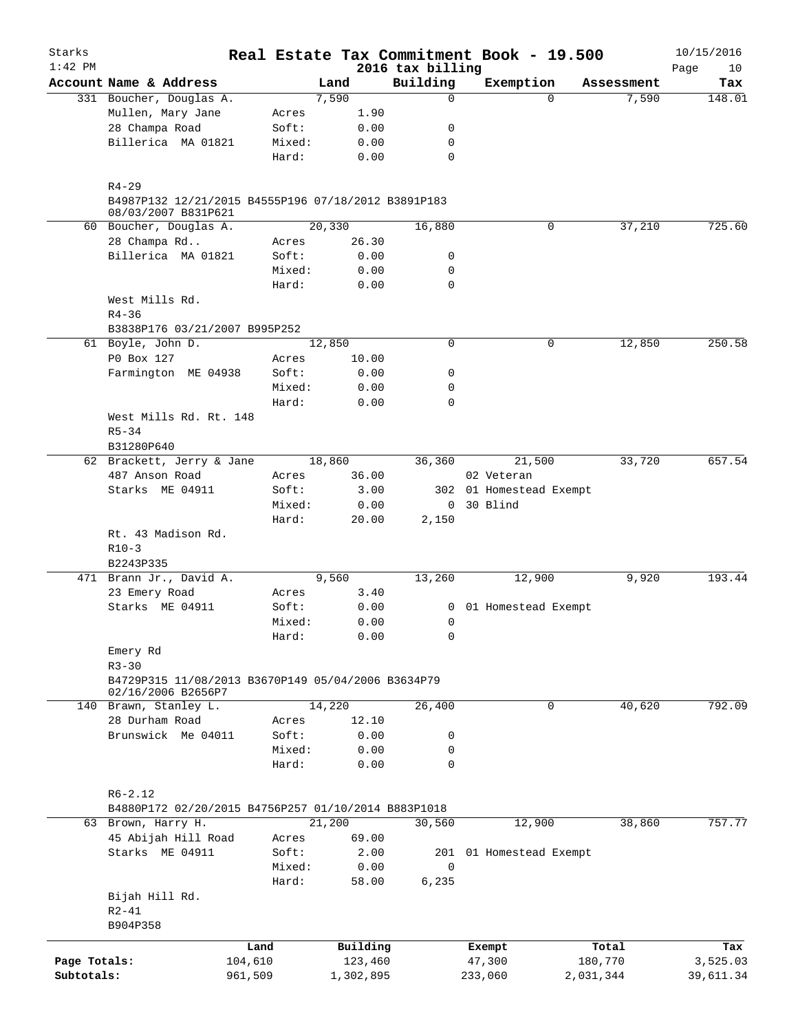Starks
1:42 PM

# Real Estate Tax Commitment Book - 19.500

## 2016 tax billing

10/15/2016

| Account Name & Address | | Land | Building | Exemption | Assessment | Tax |
|---|---|---|---|---|---|---|
| 331 Boucher, Douglas A. | | 7,590 | 0 | 0 | 7,590 | 148.01 |
| Mullen, Mary Jane | Acres | 1.90 | | | | |
| 28 Champa Road | Soft: | 0.00 | 0 | | | |
| Billerica MA 01821 | Mixed: | 0.00 | 0 | | | |
| | Hard: | 0.00 | 0 | | | |
| R4-29 | | | | | | |
| B4987P132 12/21/2015 B4555P196 07/18/2012 B3891P183 08/03/2007 B831P621 | | | | | | |
| 60 Boucher, Douglas A. | | 20,330 | 16,880 | 0 | 37,210 | 725.60 |
| 28 Champa Rd.. | Acres | 26.30 | | | | |
| Billerica MA 01821 | Soft: | 0.00 | 0 | | | |
| | Mixed: | 0.00 | 0 | | | |
| | Hard: | 0.00 | 0 | | | |
| West Mills Rd. | | | | | | |
| R4-36 | | | | | | |
| B3838P176 03/21/2007 B995P252 | | | | | | |
| 61 Boyle, John D. | | 12,850 | 0 | 0 | 12,850 | 250.58 |
| P0 Box 127 | Acres | 10.00 | | | | |
| Farmington ME 04938 | Soft: | 0.00 | 0 | | | |
| | Mixed: | 0.00 | 0 | | | |
| | Hard: | 0.00 | 0 | | | |
| West Mills Rd. Rt. 148 | | | | | | |
| R5-34 | | | | | | |
| B31280P640 | | | | | | |
| 62 Brackett, Jerry & Jane | | 18,860 | 36,360 | 21,500 | 33,720 | 657.54 |
| 487 Anson Road | Acres | 36.00 | | 02 Veteran | | |
| Starks ME 04911 | Soft: | 3.00 | 302 | 01 Homestead Exempt | | |
| | Mixed: | 0.00 | 0 | 30 Blind | | |
| | Hard: | 20.00 | 2,150 | | | |
| Rt. 43 Madison Rd. | | | | | | |
| R10-3 | | | | | | |
| B2243P335 | | | | | | |
| 471 Brann Jr., David A. | | 9,560 | 13,260 | 12,900 | 9,920 | 193.44 |
| 23 Emery Road | Acres | 3.40 | | | | |
| Starks ME 04911 | Soft: | 0.00 | 0 | 01 Homestead Exempt | | |
| | Mixed: | 0.00 | 0 | | | |
| | Hard: | 0.00 | 0 | | | |
| Emery Rd | | | | | | |
| R3-30 | | | | | | |
| B4729P315 11/08/2013 B3670P149 05/04/2006 B3634P79 02/16/2006 B2656P7 | | | | | | |
| 140 Brawn, Stanley L. | | 14,220 | 26,400 | 0 | 40,620 | 792.09 |
| 28 Durham Road | Acres | 12.10 | | | | |
| Brunswick Me 04011 | Soft: | 0.00 | 0 | | | |
| | Mixed: | 0.00 | 0 | | | |
| | Hard: | 0.00 | 0 | | | |
| R6-2.12 | | | | | | |
| B4880P172 02/20/2015 B4756P257 01/10/2014 B883P1018 | | | | | | |
| 63 Brown, Harry H. | | 21,200 | 30,560 | 12,900 | 38,860 | 757.77 |
| 45 Abijah Hill Road | Acres | 69.00 | | | | |
| Starks ME 04911 | Soft: | 2.00 | 201 | 01 Homestead Exempt | | |
| | Mixed: | 0.00 | 0 | | | |
| | Hard: | 58.00 | 6,235 | | | |
| Bijah Hill Rd. | | | | | | |
| R2-41 | | | | | | |
| B904P358 | | | | | | |

| | Land | Building | Exempt | Total | Tax |
|---|---|---|---|---|---|
| Page Totals: | 104,610 | 123,460 | 47,300 | 180,770 | 3,525.03 |
| Subtotals: | 961,509 | 1,302,895 | 233,060 | 2,031,344 | 39,611.34 |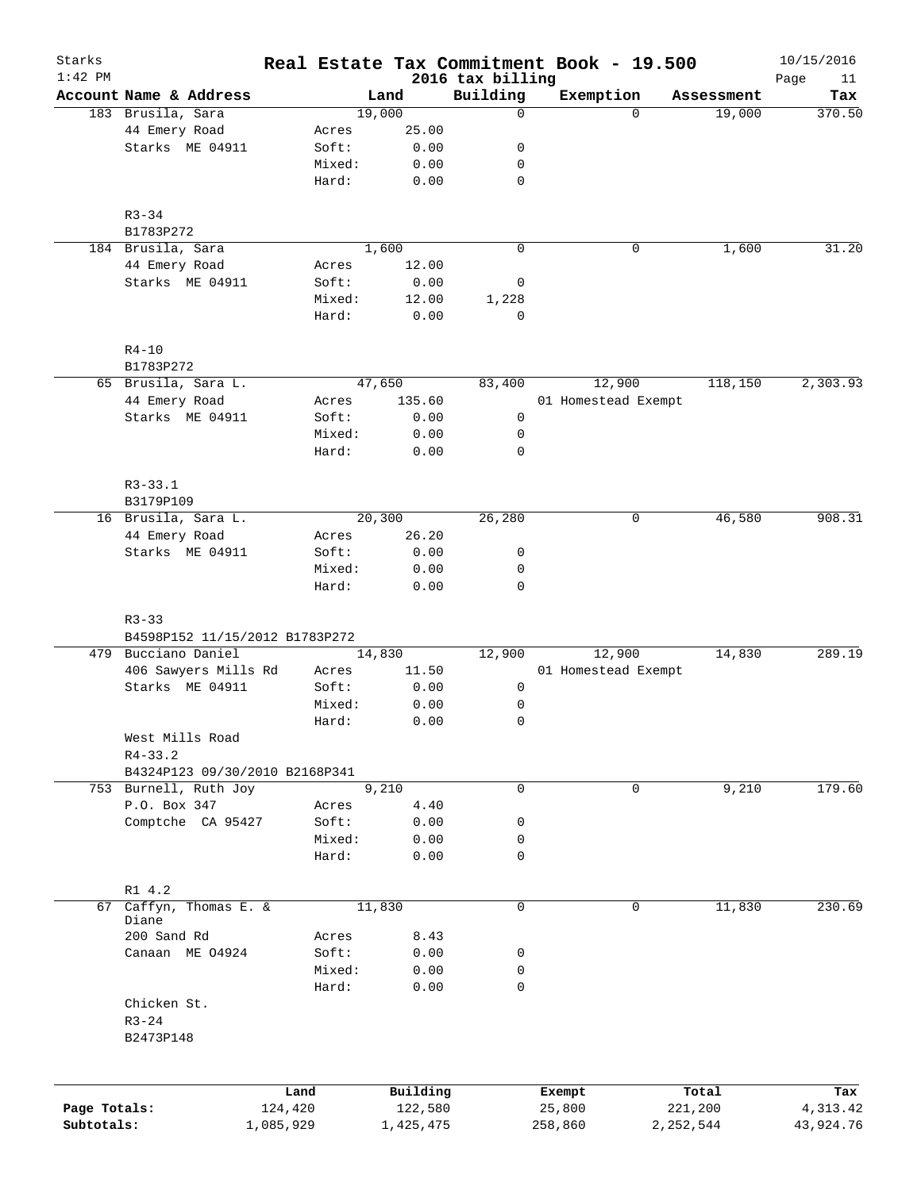# Real Estate Tax Commitment Book - 19.500

Starks
1:42 PM

2016 tax billing

10/15/2016

| Account Name & Address | | Land | Building | Exemption | Assessment | Tax |
|---|---|---|---|---|---|---|
| 183 Brusila, Sara | | 19,000 | 0 | 0 | 19,000 | 370.50 |
| 44 Emery Road | Acres | 25.00 | | | | |
| Starks ME 04911 | Soft: | 0.00 | 0 | | | |
| | Mixed: | 0.00 | 0 | | | |
| | Hard: | 0.00 | 0 | | | |
| R3-34 | | | | | | |
| B1783P272 | | | | | | |
| 184 Brusila, Sara | | 1,600 | 0 | 0 | 1,600 | 31.20 |
| 44 Emery Road | Acres | 12.00 | | | | |
| Starks ME 04911 | Soft: | 0.00 | 0 | | | |
| | Mixed: | 12.00 | 1,228 | | | |
| | Hard: | 0.00 | 0 | | | |
| R4-10 | | | | | | |
| B1783P272 | | | | | | |
| 65 Brusila, Sara L. | | 47,650 | 83,400 | 12,900 | 118,150 | 2,303.93 |
| 44 Emery Road | Acres | 135.60 | | 01 Homestead Exempt | | |
| Starks ME 04911 | Soft: | 0.00 | 0 | | | |
| | Mixed: | 0.00 | 0 | | | |
| | Hard: | 0.00 | 0 | | | |
| R3-33.1 | | | | | | |
| B3179P109 | | | | | | |
| 16 Brusila, Sara L. | | 20,300 | 26,280 | 0 | 46,580 | 908.31 |
| 44 Emery Road | Acres | 26.20 | | | | |
| Starks ME 04911 | Soft: | 0.00 | 0 | | | |
| | Mixed: | 0.00 | 0 | | | |
| | Hard: | 0.00 | 0 | | | |
| R3-33 | | | | | | |
| B4598P152 11/15/2012 B1783P272 | | | | | | |
| 479 Bucciano Daniel | | 14,830 | 12,900 | 12,900 | 14,830 | 289.19 |
| 406 Sawyers Mills Rd | Acres | 11.50 | | 01 Homestead Exempt | | |
| Starks ME 04911 | Soft: | 0.00 | 0 | | | |
| | Mixed: | 0.00 | 0 | | | |
| | Hard: | 0.00 | 0 | | | |
| West Mills Road | | | | | | |
| R4-33.2 | | | | | | |
| B4324P123 09/30/2010 B2168P341 | | | | | | |
| 753 Burnell, Ruth Joy | | 9,210 | 0 | 0 | 9,210 | 179.60 |
| P.O. Box 347 | Acres | 4.40 | | | | |
| Comptche CA 95427 | Soft: | 0.00 | 0 | | | |
| | Mixed: | 0.00 | 0 | | | |
| | Hard: | 0.00 | 0 | | | |
| R1 4.2 | | | | | | |
| 67 Caffyn, Thomas E. & Diane | | 11,830 | 0 | 0 | 11,830 | 230.69 |
| 200 Sand Rd | Acres | 8.43 | | | | |
| Canaan ME O4924 | Soft: | 0.00 | 0 | | | |
| | Mixed: | 0.00 | 0 | | | |
| | Hard: | 0.00 | 0 | | | |
| Chicken St. | | | | | | |
| R3-24 | | | | | | |
| B2473P148 | | | | | | |

| | Land | Building | Exempt | Total | Tax |
|---|---|---|---|---|---|
| Page Totals: | 124,420 | 122,580 | 25,800 | 221,200 | 4,313.42 |
| Subtotals: | 1,085,929 | 1,425,475 | 258,860 | 2,252,544 | 43,924.76 |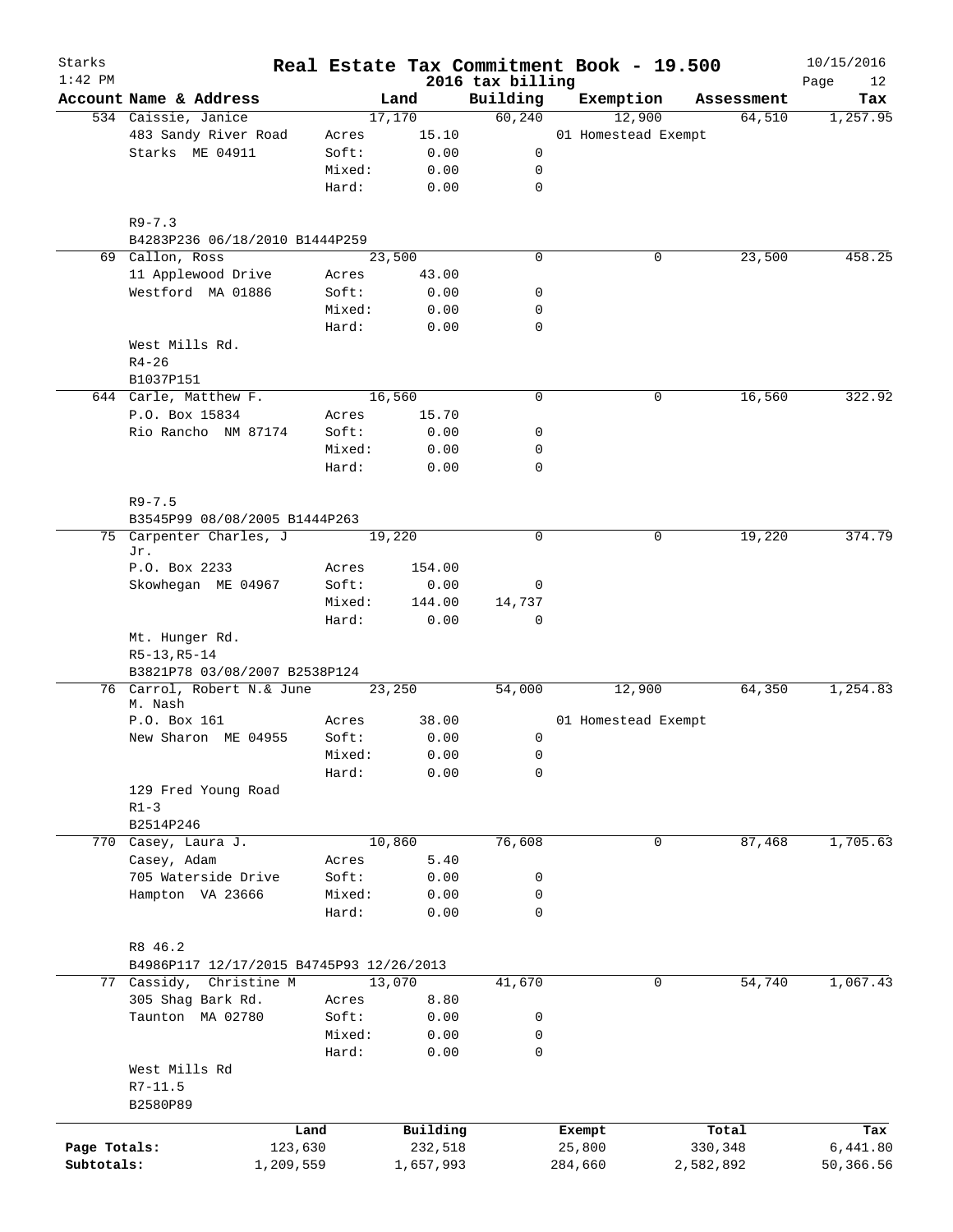# Real Estate Tax Commitment Book - 19.500

Starks
1:42 PM

2016 tax billing

10/15/2016

| Account | Name & Address | Land | | Building | Exemption | Assessment | Tax |
|---|---|---|---|---|---|---|---|
| 534 | Caissie, Janice | 17,170 | | 60,240 | 12,900 | 64,510 | 1,257.95 |
| | 483 Sandy River Road | Acres | 15.10 | | 01 Homestead Exempt | | |
| | Starks ME 04911 | Soft: | 0.00 | 0 | | | |
| | | Mixed: | 0.00 | 0 | | | |
| | | Hard: | 0.00 | 0 | | | |
| | R9-7.3 | | | | | | |
| | B4283P236 06/18/2010 B1444P259 | | | | | | |
| 69 | Callon, Ross | 23,500 | | 0 | 0 | 23,500 | 458.25 |
| | 11 Applewood Drive | Acres | 43.00 | | | | |
| | Westford MA 01886 | Soft: | 0.00 | 0 | | | |
| | | Mixed: | 0.00 | 0 | | | |
| | | Hard: | 0.00 | 0 | | | |
| | West Mills Rd. | | | | | | |
| | R4-26 | | | | | | |
| | B1037P151 | | | | | | |
| 644 | Carle, Matthew F. | 16,560 | | 0 | 0 | 16,560 | 322.92 |
| | P.O. Box 15834 | Acres | 15.70 | | | | |
| | Rio Rancho NM 87174 | Soft: | 0.00 | 0 | | | |
| | | Mixed: | 0.00 | 0 | | | |
| | | Hard: | 0.00 | 0 | | | |
| | R9-7.5 | | | | | | |
| | B3545P99 08/08/2005 B1444P263 | | | | | | |
| 75 | Carpenter Charles, J Jr. | 19,220 | | 0 | 0 | 19,220 | 374.79 |
| | P.O. Box 2233 | Acres | 154.00 | | | | |
| | Skowhegan ME 04967 | Soft: | 0.00 | 0 | | | |
| | | Mixed: | 144.00 | 14,737 | | | |
| | | Hard: | 0.00 | 0 | | | |
| | Mt. Hunger Rd. | | | | | | |
| | R5-13,R5-14 | | | | | | |
| | B3821P78 03/08/2007 B2538P124 | | | | | | |
| 76 | Carrol, Robert N.& June M. Nash | 23,250 | | 54,000 | 12,900 | 64,350 | 1,254.83 |
| | P.O. Box 161 | Acres | 38.00 | | 01 Homestead Exempt | | |
| | New Sharon ME 04955 | Soft: | 0.00 | 0 | | | |
| | | Mixed: | 0.00 | 0 | | | |
| | | Hard: | 0.00 | 0 | | | |
| | 129 Fred Young Road | | | | | | |
| | R1-3 | | | | | | |
| | B2514P246 | | | | | | |
| 770 | Casey, Laura J. | 10,860 | | 76,608 | 0 | 87,468 | 1,705.63 |
| | Casey, Adam | Acres | 5.40 | | | | |
| | 705 Waterside Drive | Soft: | 0.00 | 0 | | | |
| | Hampton VA 23666 | Mixed: | 0.00 | 0 | | | |
| | | Hard: | 0.00 | 0 | | | |
| | R8 46.2 | | | | | | |
| | B4986P117 12/17/2015 B4745P93 12/26/2013 | | | | | | |
| 77 | Cassidy, Christine M | 13,070 | | 41,670 | 0 | 54,740 | 1,067.43 |
| | 305 Shag Bark Rd. | Acres | 8.80 | | | | |
| | Taunton MA 02780 | Soft: | 0.00 | 0 | | | |
| | | Mixed: | 0.00 | 0 | | | |
| | | Hard: | 0.00 | 0 | | | |
| | West Mills Rd | | | | | | |
| | R7-11.5 | | | | | | |
| | B2580P89 | | | | | | |

| | Land | Building | Exempt | Total | Tax |
|---|---|---|---|---|---|
| Page Totals: | 123,630 | 232,518 | 25,800 | 330,348 | 6,441.80 |
| Subtotals: | 1,209,559 | 1,657,993 | 284,660 | 2,582,892 | 50,366.56 |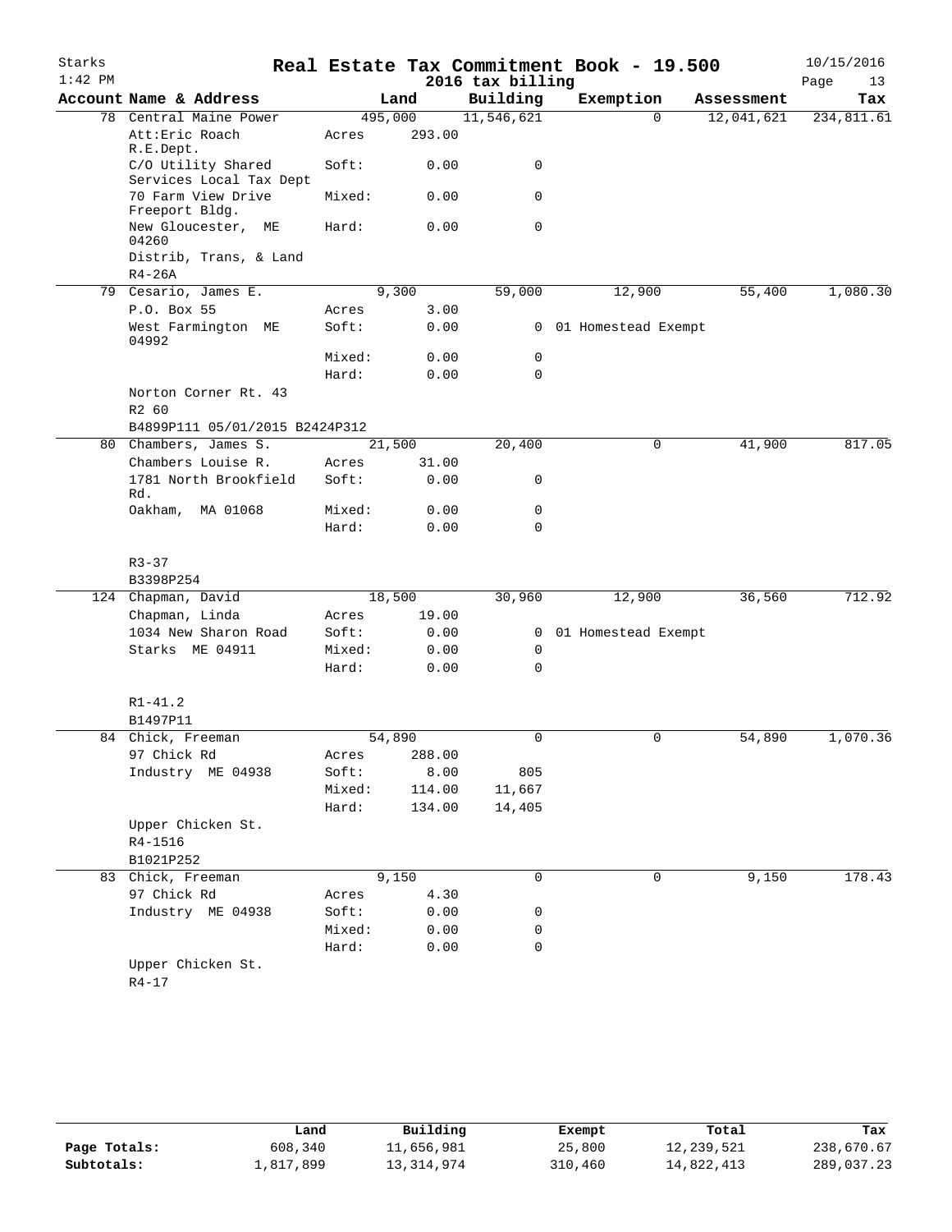# Real Estate Tax Commitment Book - 19.500

Starks — 2016 tax billing — 10/15/2016

| Account Name & Address | | Land | Building | Exemption | Assessment | Tax |
|---|---|---|---|---|---|---|
| 78 Central Maine Power | | 495,000 | 11,546,621 | 0 | 12,041,621 | 234,811.61 |
| Att:Eric Roach R.E.Dept. | Acres | 293.00 | | | | |
| C/O Utility Shared Services Local Tax Dept | Soft: | 0.00 | 0 | | | |
| 70 Farm View Drive Freeport Bldg. | Mixed: | 0.00 | 0 | | | |
| New Gloucester, ME 04260 | Hard: | 0.00 | 0 | | | |
| Distrib, Trans, & Land | | | | | | |
| R4-26A | | | | | | |
| 79 Cesario, James E. | | 9,300 | 59,000 | 12,900 | 55,400 | 1,080.30 |
| P.O. Box 55 | Acres | 3.00 | | | | |
| West Farmington ME 04992 | Soft: | 0.00 | 0 | 01 Homestead Exempt | | |
| | Mixed: | 0.00 | 0 | | | |
| | Hard: | 0.00 | 0 | | | |
| Norton Corner Rt. 43 | | | | | | |
| R2 60 | | | | | | |
| B4899P111 05/01/2015 B2424P312 | | | | | | |
| 80 Chambers, James S. | | 21,500 | 20,400 | 0 | 41,900 | 817.05 |
| Chambers Louise R. | Acres | 31.00 | | | | |
| 1781 North Brookfield Rd. | Soft: | 0.00 | 0 | | | |
| Oakham, MA 01068 | Mixed: | 0.00 | 0 | | | |
| | Hard: | 0.00 | 0 | | | |
| R3-37 | | | | | | |
| B3398P254 | | | | | | |
| 124 Chapman, David | | 18,500 | 30,960 | 12,900 | 36,560 | 712.92 |
| Chapman, Linda | Acres | 19.00 | | | | |
| 1034 New Sharon Road | Soft: | 0.00 | 0 | 01 Homestead Exempt | | |
| Starks ME 04911 | Mixed: | 0.00 | 0 | | | |
| | Hard: | 0.00 | 0 | | | |
| R1-41.2 | | | | | | |
| B1497P11 | | | | | | |
| 84 Chick, Freeman | | 54,890 | 0 | 0 | 54,890 | 1,070.36 |
| 97 Chick Rd | Acres | 288.00 | | | | |
| Industry ME 04938 | Soft: | 8.00 | 805 | | | |
| | Mixed: | 114.00 | 11,667 | | | |
| | Hard: | 134.00 | 14,405 | | | |
| Upper Chicken St. | | | | | | |
| R4-1516 | | | | | | |
| B1021P252 | | | | | | |
| 83 Chick, Freeman | | 9,150 | 0 | 0 | 9,150 | 178.43 |
| 97 Chick Rd | Acres | 4.30 | | | | |
| Industry ME 04938 | Soft: | 0.00 | 0 | | | |
| | Mixed: | 0.00 | 0 | | | |
| | Hard: | 0.00 | 0 | | | |
| Upper Chicken St. | | | | | | |
| R4-17 | | | | | | |

| | Land | Building | Exempt | Total | Tax |
|---|---|---|---|---|---|
| Page Totals: | 608,340 | 11,656,981 | 25,800 | 12,239,521 | 238,670.67 |
| Subtotals: | 1,817,899 | 13,314,974 | 310,460 | 14,822,413 | 289,037.23 |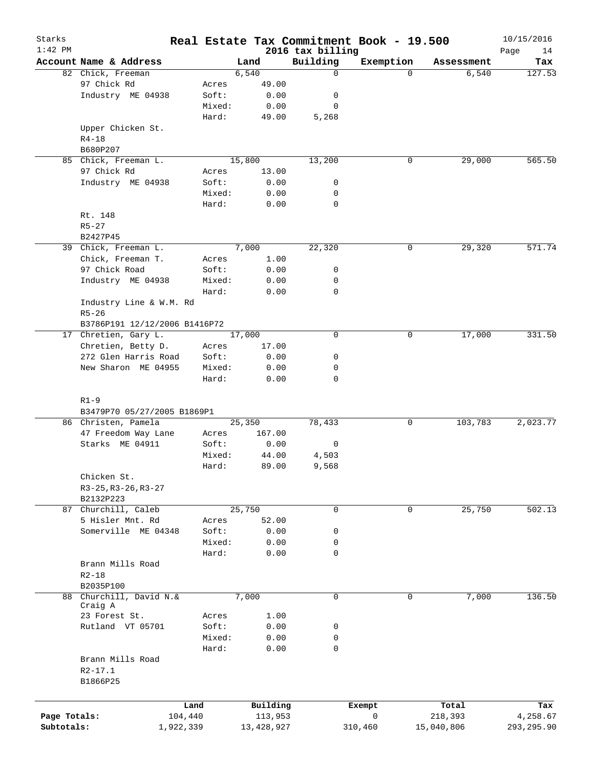# Real Estate Tax Commitment Book - 19.500

Starks 1:42 PM — 2016 tax billing — 10/15/2016

| Account Name & Address | | Land | Building | Exemption | Assessment | Tax |
|---|---|---|---|---|---|---|
| 82 Chick, Freeman | | 6,540 | 0 | 0 | 6,540 | 127.53 |
| 97 Chick Rd | Acres | 49.00 | | | | |
| Industry ME 04938 | Soft: | 0.00 | 0 | | | |
| | Mixed: | 0.00 | 0 | | | |
| | Hard: | 49.00 | 5,268 | | | |
| Upper Chicken St. | | | | | | |
| R4-18 | | | | | | |
| B680P207 | | | | | | |
| 85 Chick, Freeman L. | | 15,800 | 13,200 | 0 | 29,000 | 565.50 |
| 97 Chick Rd | Acres | 13.00 | | | | |
| Industry ME 04938 | Soft: | 0.00 | 0 | | | |
| | Mixed: | 0.00 | 0 | | | |
| | Hard: | 0.00 | 0 | | | |
| Rt. 148 | | | | | | |
| R5-27 | | | | | | |
| B2427P45 | | | | | | |
| 39 Chick, Freeman L. | | 7,000 | 22,320 | 0 | 29,320 | 571.74 |
| Chick, Freeman T. | Acres | 1.00 | | | | |
| 97 Chick Road | Soft: | 0.00 | 0 | | | |
| Industry ME 04938 | Mixed: | 0.00 | 0 | | | |
| | Hard: | 0.00 | 0 | | | |
| Industry Line & W.M. Rd | | | | | | |
| R5-26 | | | | | | |
| B3786P191 12/12/2006 B1416P72 | | | | | | |
| 17 Chretien, Gary L. | | 17,000 | 0 | 0 | 17,000 | 331.50 |
| Chretien, Betty D. | Acres | 17.00 | | | | |
| 272 Glen Harris Road | Soft: | 0.00 | 0 | | | |
| New Sharon ME 04955 | Mixed: | 0.00 | 0 | | | |
| | Hard: | 0.00 | 0 | | | |
| R1-9 | | | | | | |
| B3479P70 05/27/2005 B1869P1 | | | | | | |
| 86 Christen, Pamela | | 25,350 | 78,433 | 0 | 103,783 | 2,023.77 |
| 47 Freedom Way Lane | Acres | 167.00 | | | | |
| Starks ME 04911 | Soft: | 0.00 | 0 | | | |
| | Mixed: | 44.00 | 4,503 | | | |
| | Hard: | 89.00 | 9,568 | | | |
| Chicken St. | | | | | | |
| R3-25,R3-26,R3-27 | | | | | | |
| B2132P223 | | | | | | |
| 87 Churchill, Caleb | | 25,750 | 0 | 0 | 25,750 | 502.13 |
| 5 Hisler Mnt. Rd | Acres | 52.00 | | | | |
| Somerville ME 04348 | Soft: | 0.00 | 0 | | | |
| | Mixed: | 0.00 | 0 | | | |
| | Hard: | 0.00 | 0 | | | |
| Brann Mills Road | | | | | | |
| R2-18 | | | | | | |
| B2035P100 | | | | | | |
| 88 Churchill, David N.& Craig A | | 7,000 | 0 | 0 | 7,000 | 136.50 |
| 23 Forest St. | Acres | 1.00 | | | | |
| Rutland VT 05701 | Soft: | 0.00 | 0 | | | |
| | Mixed: | 0.00 | 0 | | | |
| | Hard: | 0.00 | 0 | | | |
| Brann Mills Road | | | | | | |
| R2-17.1 | | | | | | |
| B1866P25 | | | | | | |

| | Land | Building | Exempt | Total | Tax |
|---|---|---|---|---|---|
| Page Totals: | 104,440 | 113,953 | 0 | 218,393 | 4,258.67 |
| Subtotals: | 1,922,339 | 13,428,927 | 310,460 | 15,040,806 | 293,295.90 |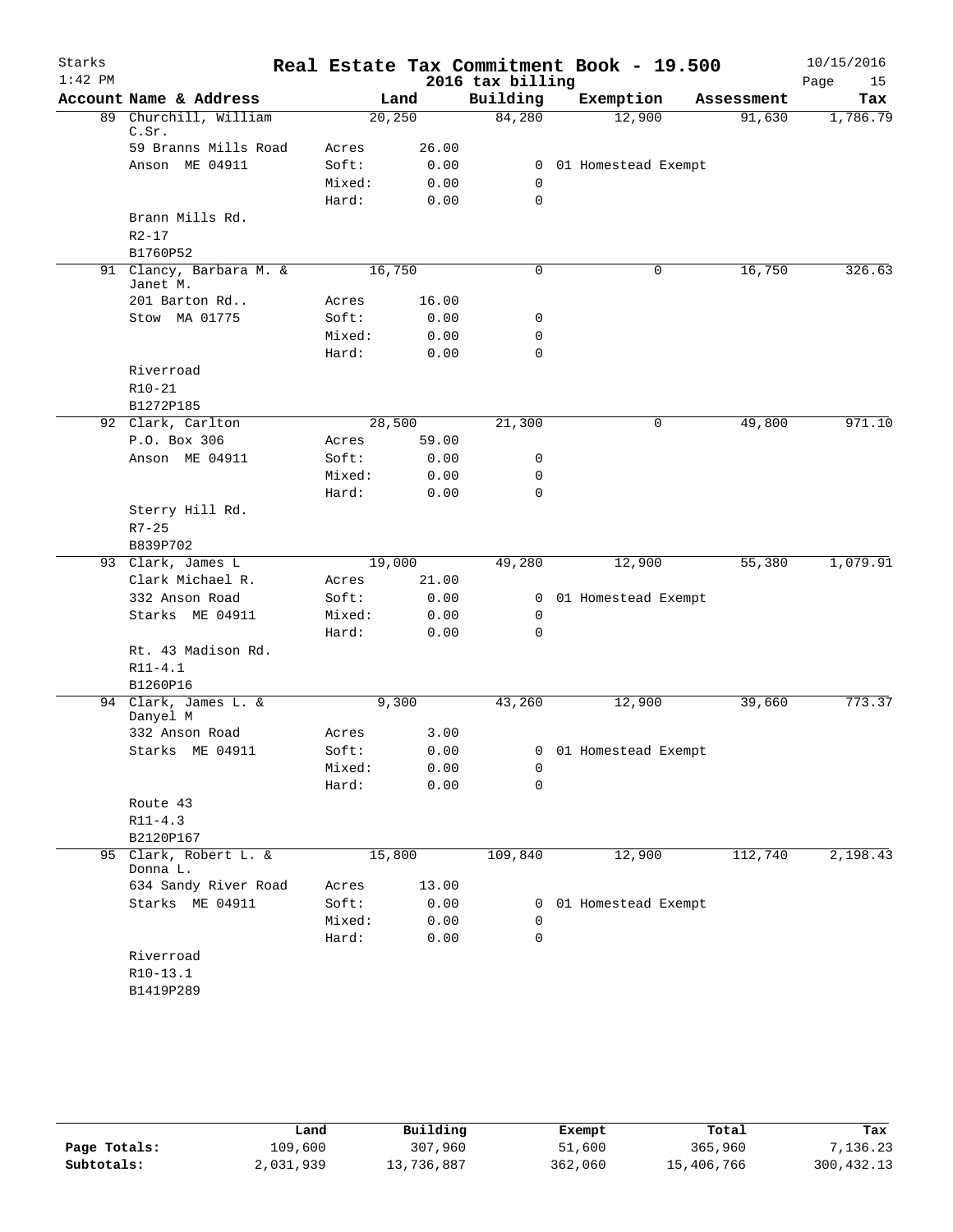# Real Estate Tax Commitment Book - 19.500

Starks
1:42 PM

2016 tax billing

10/15/2016

| Account Name & Address | Land | | Building | Exemption | Assessment | Tax |
|---|---|---|---|---|---|---|
| 89 Churchill, William C.Sr. | 20,250 | | 84,280 | 12,900 | 91,630 | 1,786.79 |
| 59 Branns Mills Road | Acres | 26.00 | | | | |
| Anson ME 04911 | Soft: | 0.00 | 0 | 01 Homestead Exempt | | |
| | Mixed: | 0.00 | 0 | | | |
| | Hard: | 0.00 | 0 | | | |
| Brann Mills Rd. | | | | | | |
| R2-17 | | | | | | |
| B1760P52 | | | | | | |
| 91 Clancy, Barbara M. & Janet M. | 16,750 | | 0 | 0 | 16,750 | 326.63 |
| 201 Barton Rd.. | Acres | 16.00 | | | | |
| Stow MA 01775 | Soft: | 0.00 | 0 | | | |
| | Mixed: | 0.00 | 0 | | | |
| | Hard: | 0.00 | 0 | | | |
| Riverroad | | | | | | |
| R10-21 | | | | | | |
| B1272P185 | | | | | | |
| 92 Clark, Carlton | 28,500 | | 21,300 | 0 | 49,800 | 971.10 |
| P.O. Box 306 | Acres | 59.00 | | | | |
| Anson ME 04911 | Soft: | 0.00 | 0 | | | |
| | Mixed: | 0.00 | 0 | | | |
| | Hard: | 0.00 | 0 | | | |
| Sterry Hill Rd. | | | | | | |
| R7-25 | | | | | | |
| B839P702 | | | | | | |
| 93 Clark, James L | 19,000 | | 49,280 | 12,900 | 55,380 | 1,079.91 |
| Clark Michael R. | Acres | 21.00 | | | | |
| 332 Anson Road | Soft: | 0.00 | 0 | 01 Homestead Exempt | | |
| Starks ME 04911 | Mixed: | 0.00 | 0 | | | |
| | Hard: | 0.00 | 0 | | | |
| Rt. 43 Madison Rd. | | | | | | |
| R11-4.1 | | | | | | |
| B1260P16 | | | | | | |
| 94 Clark, James L. & Danyel M | 9,300 | | 43,260 | 12,900 | 39,660 | 773.37 |
| 332 Anson Road | Acres | 3.00 | | | | |
| Starks ME 04911 | Soft: | 0.00 | 0 | 01 Homestead Exempt | | |
| | Mixed: | 0.00 | 0 | | | |
| | Hard: | 0.00 | 0 | | | |
| Route 43 | | | | | | |
| R11-4.3 | | | | | | |
| B2120P167 | | | | | | |
| 95 Clark, Robert L. & Donna L. | 15,800 | | 109,840 | 12,900 | 112,740 | 2,198.43 |
| 634 Sandy River Road | Acres | 13.00 | | | | |
| Starks ME 04911 | Soft: | 0.00 | 0 | 01 Homestead Exempt | | |
| | Mixed: | 0.00 | 0 | | | |
| | Hard: | 0.00 | 0 | | | |
| Riverroad | | | | | | |
| R10-13.1 | | | | | | |
| B1419P289 | | | | | | |

| | Land | Building | Exempt | Total | Tax |
|---|---|---|---|---|---|
| Page Totals: | 109,600 | 307,960 | 51,600 | 365,960 | 7,136.23 |
| Subtotals: | 2,031,939 | 13,736,887 | 362,060 | 15,406,766 | 300,432.13 |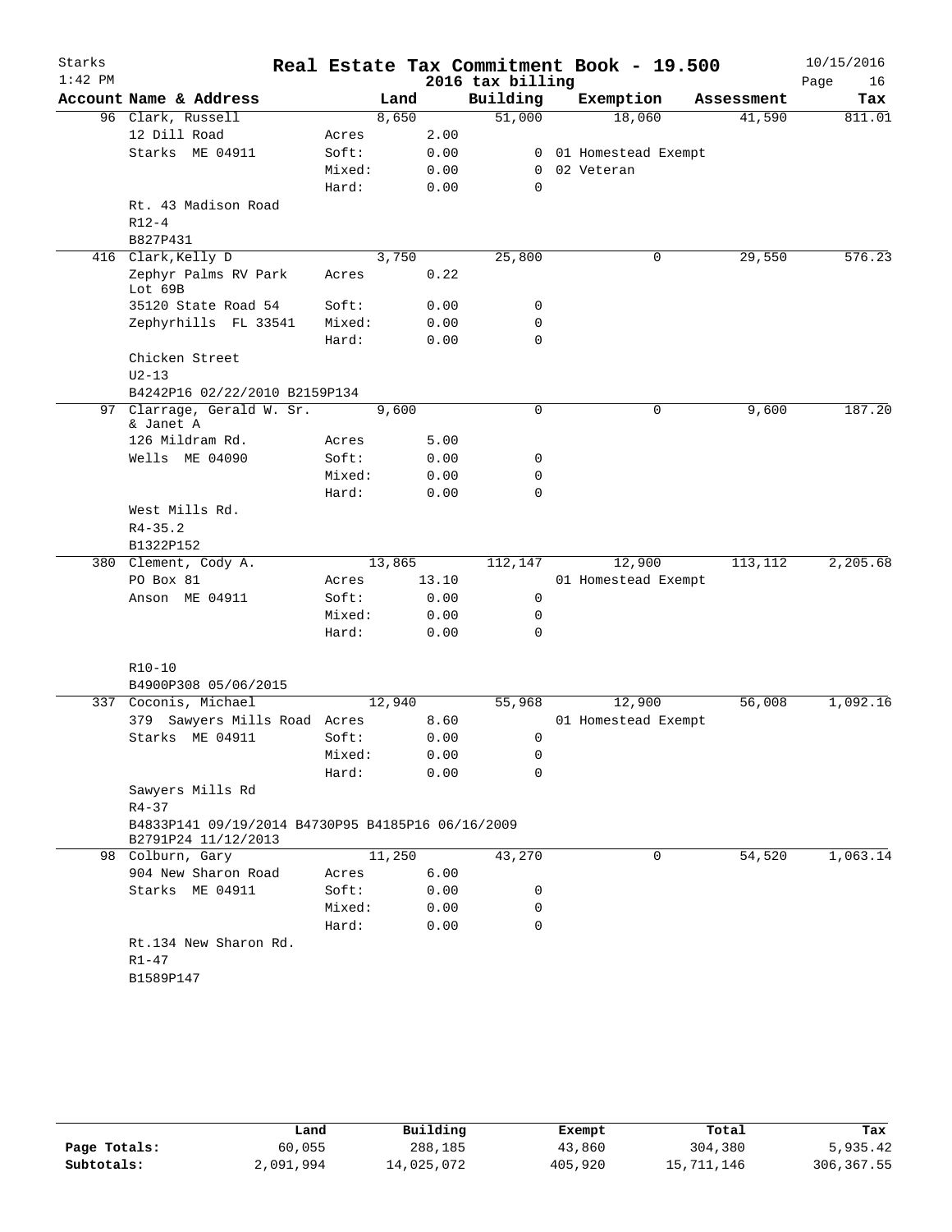Starks 1:42 PM

# Real Estate Tax Commitment Book - 19.500

2016 tax billing

10/15/2016

| Account Name & Address | | Land | Building | Exemption | Assessment | Tax |
|---|---|---|---|---|---|---|
| 96 Clark, Russell | | 8,650 | 51,000 | 18,060 | 41,590 | 811.01 |
| 12 Dill Road | Acres | 2.00 | | | | |
| Starks ME 04911 | Soft: | 0.00 | 0 | 01 Homestead Exempt | | |
| | Mixed: | 0.00 | 0 | 02 Veteran | | |
| | Hard: | 0.00 | 0 | | | |
| Rt. 43 Madison Road | | | | | | |
| R12-4 | | | | | | |
| B827P431 | | | | | | |
| 416 Clark,Kelly D | | 3,750 | 25,800 | 0 | 29,550 | 576.23 |
| Zephyr Palms RV Park Lot 69B | Acres | 0.22 | | | | |
| 35120 State Road 54 | Soft: | 0.00 | 0 | | | |
| Zephyrhills FL 33541 | Mixed: | 0.00 | 0 | | | |
| | Hard: | 0.00 | 0 | | | |
| Chicken Street | | | | | | |
| U2-13 | | | | | | |
| B4242P16 02/22/2010 B2159P134 | | | | | | |
| 97 Clarrage, Gerald W. Sr. & Janet A | | 9,600 | 0 | 0 | 9,600 | 187.20 |
| 126 Mildram Rd. | Acres | 5.00 | | | | |
| Wells ME 04090 | Soft: | 0.00 | 0 | | | |
| | Mixed: | 0.00 | 0 | | | |
| | Hard: | 0.00 | 0 | | | |
| West Mills Rd. | | | | | | |
| R4-35.2 | | | | | | |
| B1322P152 | | | | | | |
| 380 Clement, Cody A. | | 13,865 | 112,147 | 12,900 | 113,112 | 2,205.68 |
| PO Box 81 | Acres | 13.10 | | 01 Homestead Exempt | | |
| Anson ME 04911 | Soft: | 0.00 | 0 | | | |
| | Mixed: | 0.00 | 0 | | | |
| | Hard: | 0.00 | 0 | | | |
| R10-10 | | | | | | |
| B4900P308 05/06/2015 | | | | | | |
| 337 Coconis, Michael | | 12,940 | 55,968 | 12,900 | 56,008 | 1,092.16 |
| 379 Sawyers Mills Road | Acres | 8.60 | | 01 Homestead Exempt | | |
| Starks ME 04911 | Soft: | 0.00 | 0 | | | |
| | Mixed: | 0.00 | 0 | | | |
| | Hard: | 0.00 | 0 | | | |
| Sawyers Mills Rd | | | | | | |
| R4-37 | | | | | | |
| B4833P141 09/19/2014 B4730P95 B4185P16 06/16/2009 B2791P24 11/12/2013 | | | | | | |
| 98 Colburn, Gary | | 11,250 | 43,270 | 0 | 54,520 | 1,063.14 |
| 904 New Sharon Road | Acres | 6.00 | | | | |
| Starks ME 04911 | Soft: | 0.00 | 0 | | | |
| | Mixed: | 0.00 | 0 | | | |
| | Hard: | 0.00 | 0 | | | |
| Rt.134 New Sharon Rd. | | | | | | |
| R1-47 | | | | | | |
| B1589P147 | | | | | | |

| | Land | Building | Exempt | Total | Tax |
|---|---|---|---|---|---|
| Page Totals: | 60,055 | 288,185 | 43,860 | 304,380 | 5,935.42 |
| Subtotals: | 2,091,994 | 14,025,072 | 405,920 | 15,711,146 | 306,367.55 |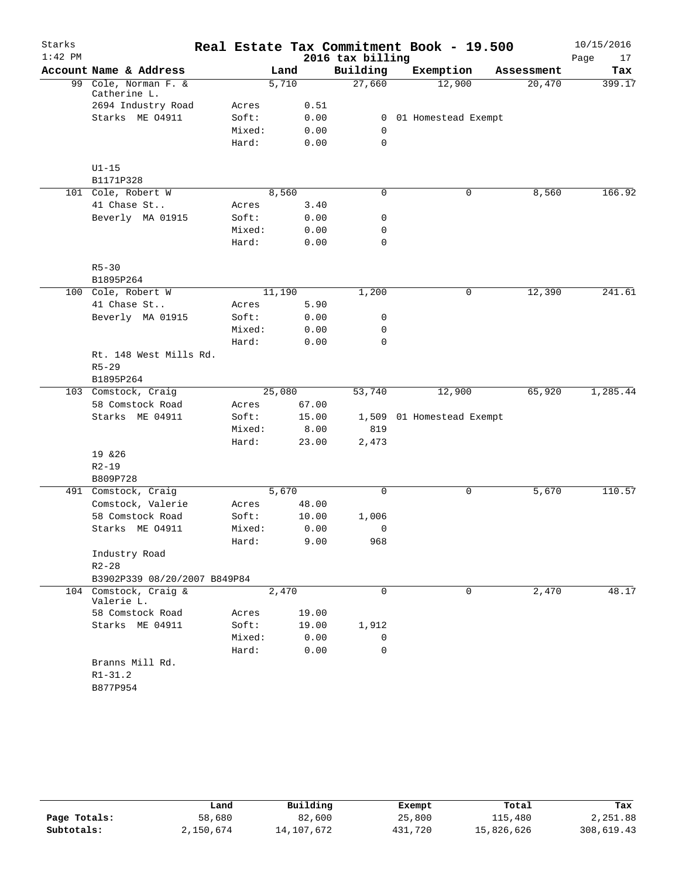Starks 1:42 PM

# Real Estate Tax Commitment Book - 19.500

2016 tax billing

10/15/2016

| Account | Name & Address | | Land | Building | Exemption | Assessment | Tax |
|---|---|---|---|---|---|---|---|
| 99 | Cole, Norman F. & Catherine L. | | 5,710 | 27,660 | 12,900 | 20,470 | 399.17 |
| | 2694 Industry Road | Acres | 0.51 | | | | |
| | Starks ME 04911 | Soft: | 0.00 | 0 | 01 Homestead Exempt | | |
| | | Mixed: | 0.00 | 0 | | | |
| | | Hard: | 0.00 | 0 | | | |
| | U1-15 | | | | | | |
| | B1171P328 | | | | | | |
| 101 | Cole, Robert W | | 8,560 | 0 | 0 | 8,560 | 166.92 |
| | 41 Chase St.. | Acres | 3.40 | | | | |
| | Beverly MA 01915 | Soft: | 0.00 | 0 | | | |
| | | Mixed: | 0.00 | 0 | | | |
| | | Hard: | 0.00 | 0 | | | |
| | R5-30 | | | | | | |
| | B1895P264 | | | | | | |
| 100 | Cole, Robert W | | 11,190 | 1,200 | 0 | 12,390 | 241.61 |
| | 41 Chase St.. | Acres | 5.90 | | | | |
| | Beverly MA 01915 | Soft: | 0.00 | 0 | | | |
| | | Mixed: | 0.00 | 0 | | | |
| | | Hard: | 0.00 | 0 | | | |
| | Rt. 148 West Mills Rd. | | | | | | |
| | R5-29 | | | | | | |
| | B1895P264 | | | | | | |
| 103 | Comstock, Craig | | 25,080 | 53,740 | 12,900 | 65,920 | 1,285.44 |
| | 58 Comstock Road | Acres | 67.00 | | | | |
| | Starks ME 04911 | Soft: | 15.00 | 1,509 | 01 Homestead Exempt | | |
| | | Mixed: | 8.00 | 819 | | | |
| | | Hard: | 23.00 | 2,473 | | | |
| | 19 &26 | | | | | | |
| | R2-19 | | | | | | |
| | B809P728 | | | | | | |
| 491 | Comstock, Craig | | 5,670 | 0 | 0 | 5,670 | 110.57 |
| | Comstock, Valerie | Acres | 48.00 | | | | |
| | 58 Comstock Road | Soft: | 10.00 | 1,006 | | | |
| | Starks ME 04911 | Mixed: | 0.00 | 0 | | | |
| | | Hard: | 9.00 | 968 | | | |
| | Industry Road | | | | | | |
| | R2-28 | | | | | | |
| | B3902P339 08/20/2007 B849P84 | | | | | | |
| 104 | Comstock, Craig & Valerie L. | | 2,470 | 0 | 0 | 2,470 | 48.17 |
| | 58 Comstock Road | Acres | 19.00 | | | | |
| | Starks ME 04911 | Soft: | 19.00 | 1,912 | | | |
| | | Mixed: | 0.00 | 0 | | | |
| | | Hard: | 0.00 | 0 | | | |
| | Branns Mill Rd. | | | | | | |
| | R1-31.2 | | | | | | |
| | B877P954 | | | | | | |

| | Land | Building | Exempt | Total | Tax |
|---|---|---|---|---|---|
| Page Totals: | 58,680 | 82,600 | 25,800 | 115,480 | 2,251.88 |
| Subtotals: | 2,150,674 | 14,107,672 | 431,720 | 15,826,626 | 308,619.43 |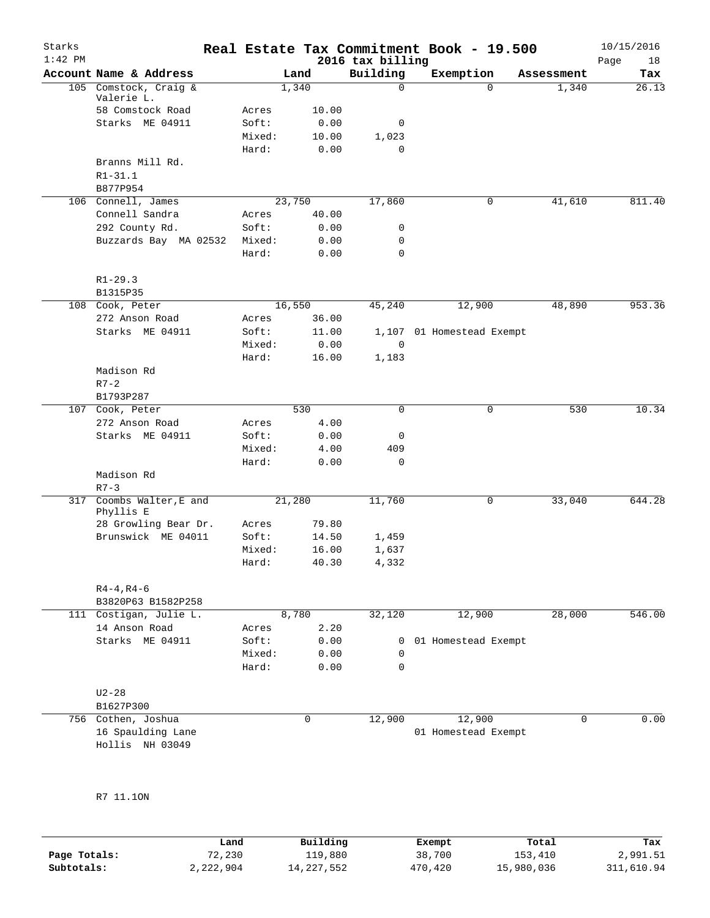# Real Estate Tax Commitment Book - 19.500

Starks 1:42 PM — 2016 tax billing — 10/15/2016

| Account Name & Address | | Land | Building | Exemption | Assessment | Tax |
|---|---|---|---|---|---|---|
| 105 Comstock, Craig & Valerie L. | | 1,340 | 0 | 0 | 1,340 | 26.13 |
| 58 Comstock Road | Acres | 10.00 | | | | |
| Starks ME 04911 | Soft: | 0.00 | 0 | | | |
| | Mixed: | 10.00 | 1,023 | | | |
| | Hard: | 0.00 | 0 | | | |
| Branns Mill Rd. | | | | | | |
| R1-31.1 | | | | | | |
| B877P954 | | | | | | |
| 106 Connell, James | | 23,750 | 17,860 | 0 | 41,610 | 811.40 |
| Connell Sandra | Acres | 40.00 | | | | |
| 292 County Rd. | Soft: | 0.00 | 0 | | | |
| Buzzards Bay MA 02532 | Mixed: | 0.00 | 0 | | | |
| | Hard: | 0.00 | 0 | | | |
| R1-29.3 | | | | | | |
| B1315P35 | | | | | | |
| 108 Cook, Peter | | 16,550 | 45,240 | 12,900 | 48,890 | 953.36 |
| 272 Anson Road | Acres | 36.00 | | | | |
| Starks ME 04911 | Soft: | 11.00 | 1,107 | 01 Homestead Exempt | | |
| | Mixed: | 0.00 | 0 | | | |
| | Hard: | 16.00 | 1,183 | | | |
| Madison Rd | | | | | | |
| R7-2 | | | | | | |
| B1793P287 | | | | | | |
| 107 Cook, Peter | | 530 | 0 | 0 | 530 | 10.34 |
| 272 Anson Road | Acres | 4.00 | | | | |
| Starks ME 04911 | Soft: | 0.00 | 0 | | | |
| | Mixed: | 4.00 | 409 | | | |
| | Hard: | 0.00 | 0 | | | |
| Madison Rd | | | | | | |
| R7-3 | | | | | | |
| 317 Coombs Walter,E and Phyllis E | | 21,280 | 11,760 | 0 | 33,040 | 644.28 |
| 28 Growling Bear Dr. | Acres | 79.80 | | | | |
| Brunswick ME 04011 | Soft: | 14.50 | 1,459 | | | |
| | Mixed: | 16.00 | 1,637 | | | |
| | Hard: | 40.30 | 4,332 | | | |
| R4-4,R4-6 | | | | | | |
| B3820P63 B1582P258 | | | | | | |
| 111 Costigan, Julie L. | | 8,780 | 32,120 | 12,900 | 28,000 | 546.00 |
| 14 Anson Road | Acres | 2.20 | | | | |
| Starks ME 04911 | Soft: | 0.00 | 0 | 01 Homestead Exempt | | |
| | Mixed: | 0.00 | 0 | | | |
| | Hard: | 0.00 | 0 | | | |
| U2-28 | | | | | | |
| B1627P300 | | | | | | |
| 756 Cothen, Joshua | | 0 | 12,900 | 12,900 | 0 | 0.00 |
| 16 Spaulding Lane | | | | 01 Homestead Exempt | | |
| Hollis NH 03049 | | | | | | |
| R7 11.1ON | | | | | | |

| | Land | Building | Exempt | Total | Tax |
|---|---|---|---|---|---|
| Page Totals: | 72,230 | 119,880 | 38,700 | 153,410 | 2,991.51 |
| Subtotals: | 2,222,904 | 14,227,552 | 470,420 | 15,980,036 | 311,610.94 |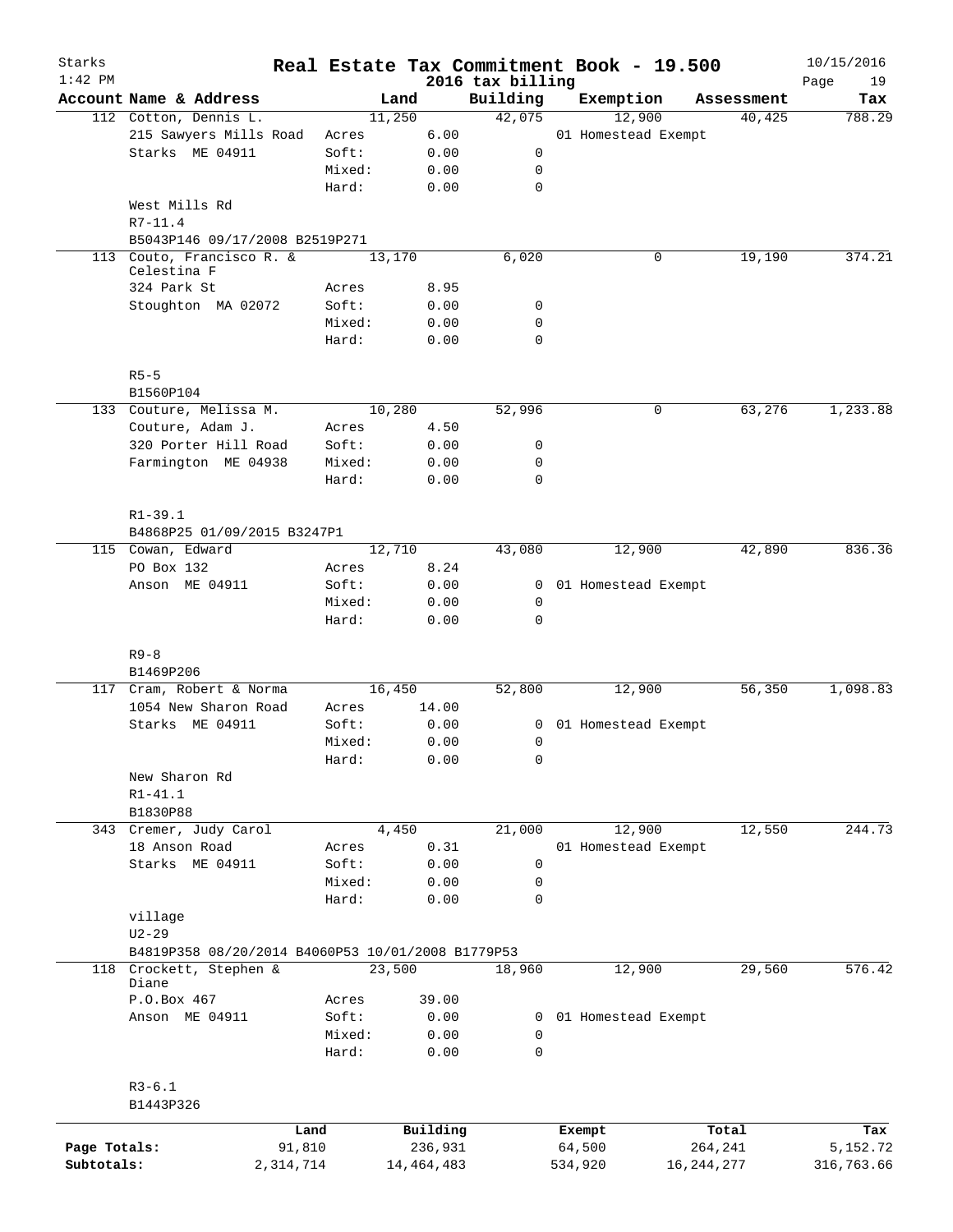# Real Estate Tax Commitment Book - 19.500

Starks
1:42 PM

2016 tax billing

10/15/2016

| Account | Name & Address | | Land | Building | Exemption | Assessment | Tax |
|---|---|---|---|---|---|---|---|
| 112 | Cotton, Dennis L. | | 11,250 | 42,075 | 12,900 | 40,425 | 788.29 |
| | 215 Sawyers Mills Road | Acres | 6.00 | | 01 Homestead Exempt | | |
| | Starks ME 04911 | Soft: | 0.00 | 0 | | | |
| | | Mixed: | 0.00 | 0 | | | |
| | | Hard: | 0.00 | 0 | | | |
| | West Mills Rd | | | | | | |
| | R7-11.4 | | | | | | |
| | B5043P146 09/17/2008 B2519P271 | | | | | | |
| 113 | Couto, Francisco R. & Celestina F | | 13,170 | 6,020 | 0 | 19,190 | 374.21 |
| | 324 Park St | Acres | 8.95 | | | | |
| | Stoughton MA 02072 | Soft: | 0.00 | 0 | | | |
| | | Mixed: | 0.00 | 0 | | | |
| | | Hard: | 0.00 | 0 | | | |
| | R5-5 | | | | | | |
| | B1560P104 | | | | | | |
| 133 | Couture, Melissa M. | | 10,280 | 52,996 | 0 | 63,276 | 1,233.88 |
| | Couture, Adam J. | Acres | 4.50 | | | | |
| | 320 Porter Hill Road | Soft: | 0.00 | 0 | | | |
| | Farmington ME 04938 | Mixed: | 0.00 | 0 | | | |
| | | Hard: | 0.00 | 0 | | | |
| | R1-39.1 | | | | | | |
| | B4868P25 01/09/2015 B3247P1 | | | | | | |
| 115 | Cowan, Edward | | 12,710 | 43,080 | 12,900 | 42,890 | 836.36 |
| | PO Box 132 | Acres | 8.24 | | | | |
| | Anson ME 04911 | Soft: | 0.00 | 0 | 01 Homestead Exempt | | |
| | | Mixed: | 0.00 | 0 | | | |
| | | Hard: | 0.00 | 0 | | | |
| | R9-8 | | | | | | |
| | B1469P206 | | | | | | |
| 117 | Cram, Robert & Norma | | 16,450 | 52,800 | 12,900 | 56,350 | 1,098.83 |
| | 1054 New Sharon Road | Acres | 14.00 | | | | |
| | Starks ME 04911 | Soft: | 0.00 | 0 | 01 Homestead Exempt | | |
| | | Mixed: | 0.00 | 0 | | | |
| | | Hard: | 0.00 | 0 | | | |
| | New Sharon Rd | | | | | | |
| | R1-41.1 | | | | | | |
| | B1830P88 | | | | | | |
| 343 | Cremer, Judy Carol | | 4,450 | 21,000 | 12,900 | 12,550 | 244.73 |
| | 18 Anson Road | Acres | 0.31 | | 01 Homestead Exempt | | |
| | Starks ME 04911 | Soft: | 0.00 | 0 | | | |
| | | Mixed: | 0.00 | 0 | | | |
| | | Hard: | 0.00 | 0 | | | |
| | village | | | | | | |
| | U2-29 | | | | | | |
| | B4819P358 08/20/2014 B4060P53 10/01/2008 B1779P53 | | | | | | |
| 118 | Crockett, Stephen & Diane | | 23,500 | 18,960 | 12,900 | 29,560 | 576.42 |
| | P.O.Box 467 | Acres | 39.00 | | | | |
| | Anson ME 04911 | Soft: | 0.00 | 0 | 01 Homestead Exempt | | |
| | | Mixed: | 0.00 | 0 | | | |
| | | Hard: | 0.00 | 0 | | | |
| | R3-6.1 | | | | | | |
| | B1443P326 | | | | | | |

| | Land | Building | Exempt | Total | Tax |
|---|---|---|---|---|---|
| Page Totals: | 91,810 | 236,931 | 64,500 | 264,241 | 5,152.72 |
| Subtotals: | 2,314,714 | 14,464,483 | 534,920 | 16,244,277 | 316,763.66 |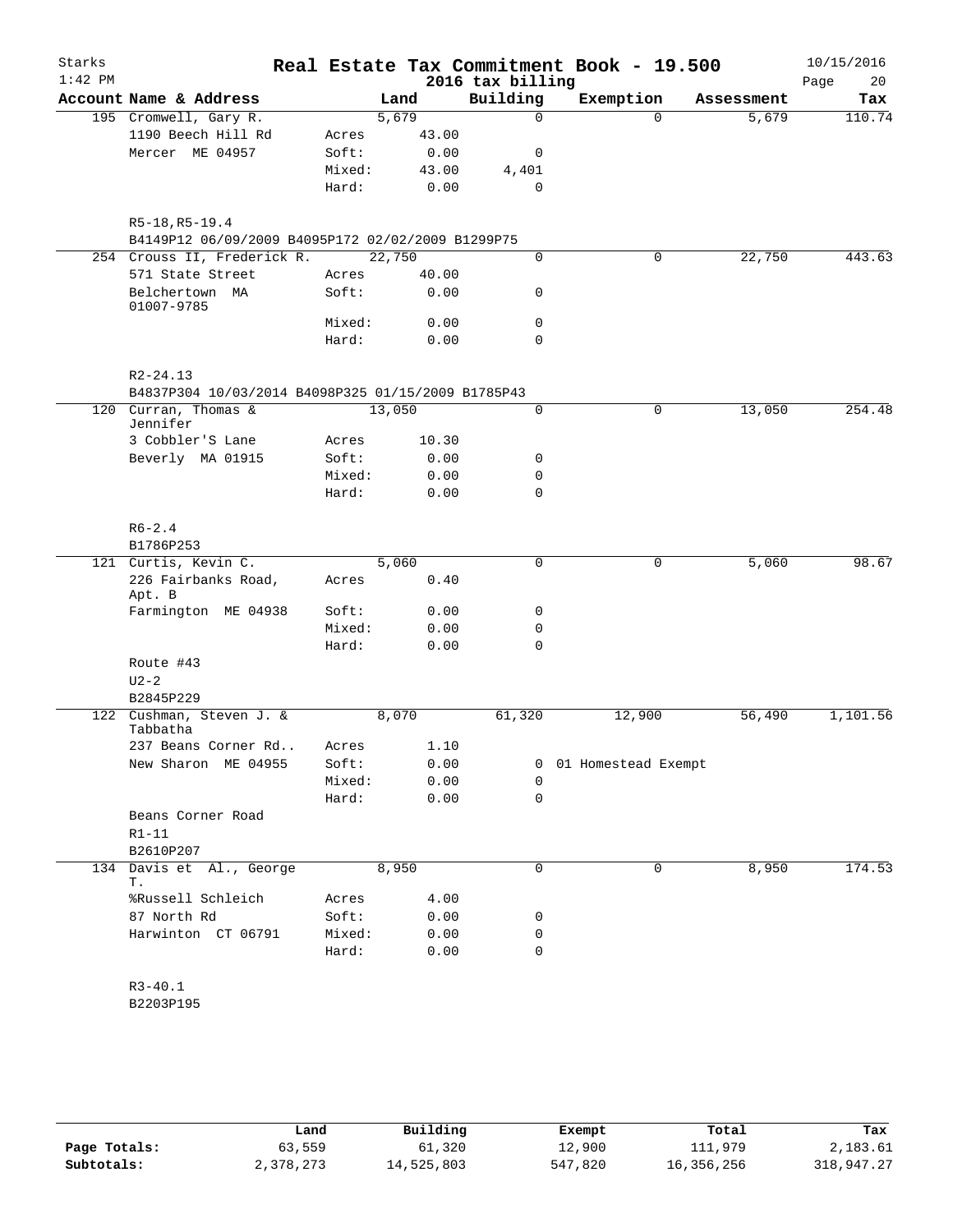Starks
1:42 PM

# Real Estate Tax Commitment Book - 19.500

2016 tax billing

10/15/2016

| Account | Name & Address | | Land | Building | Exemption | Assessment | Tax |
|---|---|---|---|---|---|---|---|
| 195 | Cromwell, Gary R. | | 5,679 | 0 | 0 | 5,679 | 110.74 |
| | 1190 Beech Hill Rd | Acres | 43.00 | | | | |
| | Mercer ME 04957 | Soft: | 0.00 | 0 | | | |
| | | Mixed: | 43.00 | 4,401 | | | |
| | | Hard: | 0.00 | 0 | | | |
| | R5-18,R5-19.4 | | | | | | |
| | B4149P12 06/09/2009 B4095P172 02/02/2009 B1299P75 | | | | | | |
| 254 | Crouss II, Frederick R. | | 22,750 | 0 | 0 | 22,750 | 443.63 |
| | 571 State Street | Acres | 40.00 | | | | |
| | Belchertown MA 01007-9785 | Soft: | 0.00 | 0 | | | |
| | | Mixed: | 0.00 | 0 | | | |
| | | Hard: | 0.00 | 0 | | | |
| | R2-24.13 | | | | | | |
| | B4837P304 10/03/2014 B4098P325 01/15/2009 B1785P43 | | | | | | |
| 120 | Curran, Thomas & Jennifer | | 13,050 | 0 | 0 | 13,050 | 254.48 |
| | 3 Cobbler'S Lane | Acres | 10.30 | | | | |
| | Beverly MA 01915 | Soft: | 0.00 | 0 | | | |
| | | Mixed: | 0.00 | 0 | | | |
| | | Hard: | 0.00 | 0 | | | |
| | R6-2.4 | | | | | | |
| | B1786P253 | | | | | | |
| 121 | Curtis, Kevin C. | | 5,060 | 0 | 0 | 5,060 | 98.67 |
| | 226 Fairbanks Road, Apt. B | Acres | 0.40 | | | | |
| | Farmington ME 04938 | Soft: | 0.00 | 0 | | | |
| | | Mixed: | 0.00 | 0 | | | |
| | | Hard: | 0.00 | 0 | | | |
| | Route #43 | | | | | | |
| | U2-2 | | | | | | |
| | B2845P229 | | | | | | |
| 122 | Cushman, Steven J. & Tabbatha | | 8,070 | 61,320 | 12,900 | 56,490 | 1,101.56 |
| | 237 Beans Corner Rd.. | Acres | 1.10 | | | | |
| | New Sharon ME 04955 | Soft: | 0.00 | 0 | 01 Homestead Exempt | | |
| | | Mixed: | 0.00 | 0 | | | |
| | | Hard: | 0.00 | 0 | | | |
| | Beans Corner Road | | | | | | |
| | R1-11 | | | | | | |
| | B2610P207 | | | | | | |
| 134 | Davis et Al., George T. | | 8,950 | 0 | 0 | 8,950 | 174.53 |
| | %Russell Schleich | Acres | 4.00 | | | | |
| | 87 North Rd | Soft: | 0.00 | 0 | | | |
| | Harwinton CT 06791 | Mixed: | 0.00 | 0 | | | |
| | | Hard: | 0.00 | 0 | | | |
| | R3-40.1 | | | | | | |
| | B2203P195 | | | | | | |

| | Land | Building | Exempt | Total | Tax |
|---|---|---|---|---|---|
| Page Totals: | 63,559 | 61,320 | 12,900 | 111,979 | 2,183.61 |
| Subtotals: | 2,378,273 | 14,525,803 | 547,820 | 16,356,256 | 318,947.27 |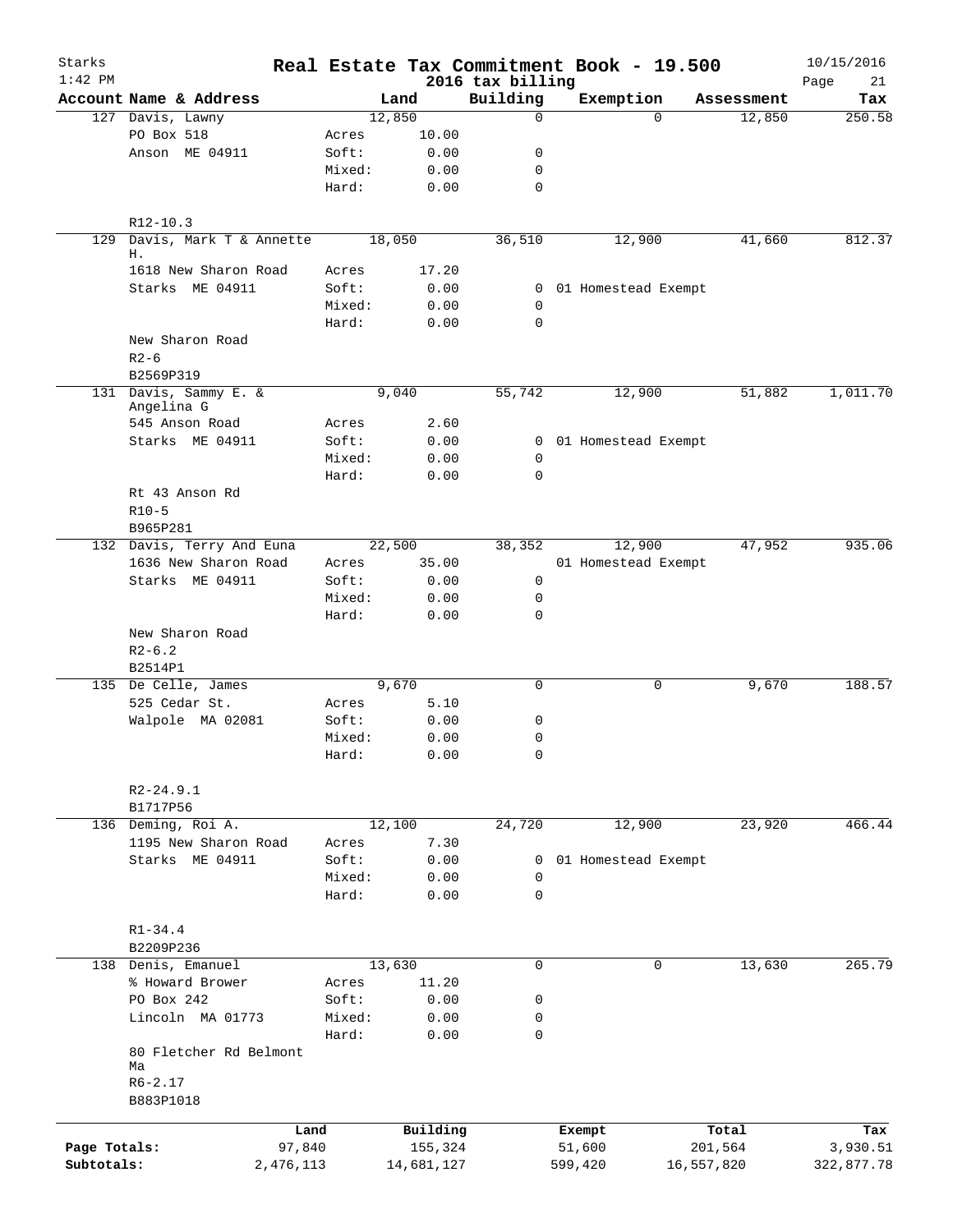# Real Estate Tax Commitment Book - 19.500

Starks
1:42 PM

2016 tax billing

10/15/2016

| Account Name & Address | | Land | Building | Exemption | Assessment | Tax |
|---|---|---|---|---|---|---|
| 127 Davis, Lawny | | 12,850 | 0 | 0 | 12,850 | 250.58 |
| PO Box 518 | Acres | 10.00 | | | | |
| Anson ME 04911 | Soft: | 0.00 | 0 | | | |
| | Mixed: | 0.00 | 0 | | | |
| | Hard: | 0.00 | 0 | | | |
| R12-10.3 | | | | | | |
| 129 Davis, Mark T & Annette H. | | 18,050 | 36,510 | 12,900 | 41,660 | 812.37 |
| 1618 New Sharon Road | Acres | 17.20 | | | | |
| Starks ME 04911 | Soft: | 0.00 | 0 | 01 Homestead Exempt | | |
| | Mixed: | 0.00 | 0 | | | |
| | Hard: | 0.00 | 0 | | | |
| New Sharon Road | | | | | | |
| R2-6 | | | | | | |
| B2569P319 | | | | | | |
| 131 Davis, Sammy E. & Angelina G | | 9,040 | 55,742 | 12,900 | 51,882 | 1,011.70 |
| 545 Anson Road | Acres | 2.60 | | | | |
| Starks ME 04911 | Soft: | 0.00 | 0 | 01 Homestead Exempt | | |
| | Mixed: | 0.00 | 0 | | | |
| | Hard: | 0.00 | 0 | | | |
| Rt 43 Anson Rd | | | | | | |
| R10-5 | | | | | | |
| B965P281 | | | | | | |
| 132 Davis, Terry And Euna | | 22,500 | 38,352 | 12,900 | 47,952 | 935.06 |
| 1636 New Sharon Road | Acres | 35.00 | | 01 Homestead Exempt | | |
| Starks ME 04911 | Soft: | 0.00 | 0 | | | |
| | Mixed: | 0.00 | 0 | | | |
| | Hard: | 0.00 | 0 | | | |
| New Sharon Road | | | | | | |
| R2-6.2 | | | | | | |
| B2514P1 | | | | | | |
| 135 De Celle, James | | 9,670 | 0 | 0 | 9,670 | 188.57 |
| 525 Cedar St. | Acres | 5.10 | | | | |
| Walpole MA 02081 | Soft: | 0.00 | 0 | | | |
| | Mixed: | 0.00 | 0 | | | |
| | Hard: | 0.00 | 0 | | | |
| R2-24.9.1 | | | | | | |
| B1717P56 | | | | | | |
| 136 Deming, Roi A. | | 12,100 | 24,720 | 12,900 | 23,920 | 466.44 |
| 1195 New Sharon Road | Acres | 7.30 | | | | |
| Starks ME 04911 | Soft: | 0.00 | 0 | 01 Homestead Exempt | | |
| | Mixed: | 0.00 | 0 | | | |
| | Hard: | 0.00 | 0 | | | |
| R1-34.4 | | | | | | |
| B2209P236 | | | | | | |
| 138 Denis, Emanuel | | 13,630 | 0 | 0 | 13,630 | 265.79 |
| % Howard Brower | Acres | 11.20 | | | | |
| PO Box 242 | Soft: | 0.00 | 0 | | | |
| Lincoln MA 01773 | Mixed: | 0.00 | 0 | | | |
| | Hard: | 0.00 | 0 | | | |
| 80 Fletcher Rd Belmont Ma | | | | | | |
| R6-2.17 | | | | | | |
| B883P1018 | | | | | | |

| | Land | Building | Exempt | Total | Tax |
|---|---|---|---|---|---|
| Page Totals: | 97,840 | 155,324 | 51,600 | 201,564 | 3,930.51 |
| Subtotals: | 2,476,113 | 14,681,127 | 599,420 | 16,557,820 | 322,877.78 |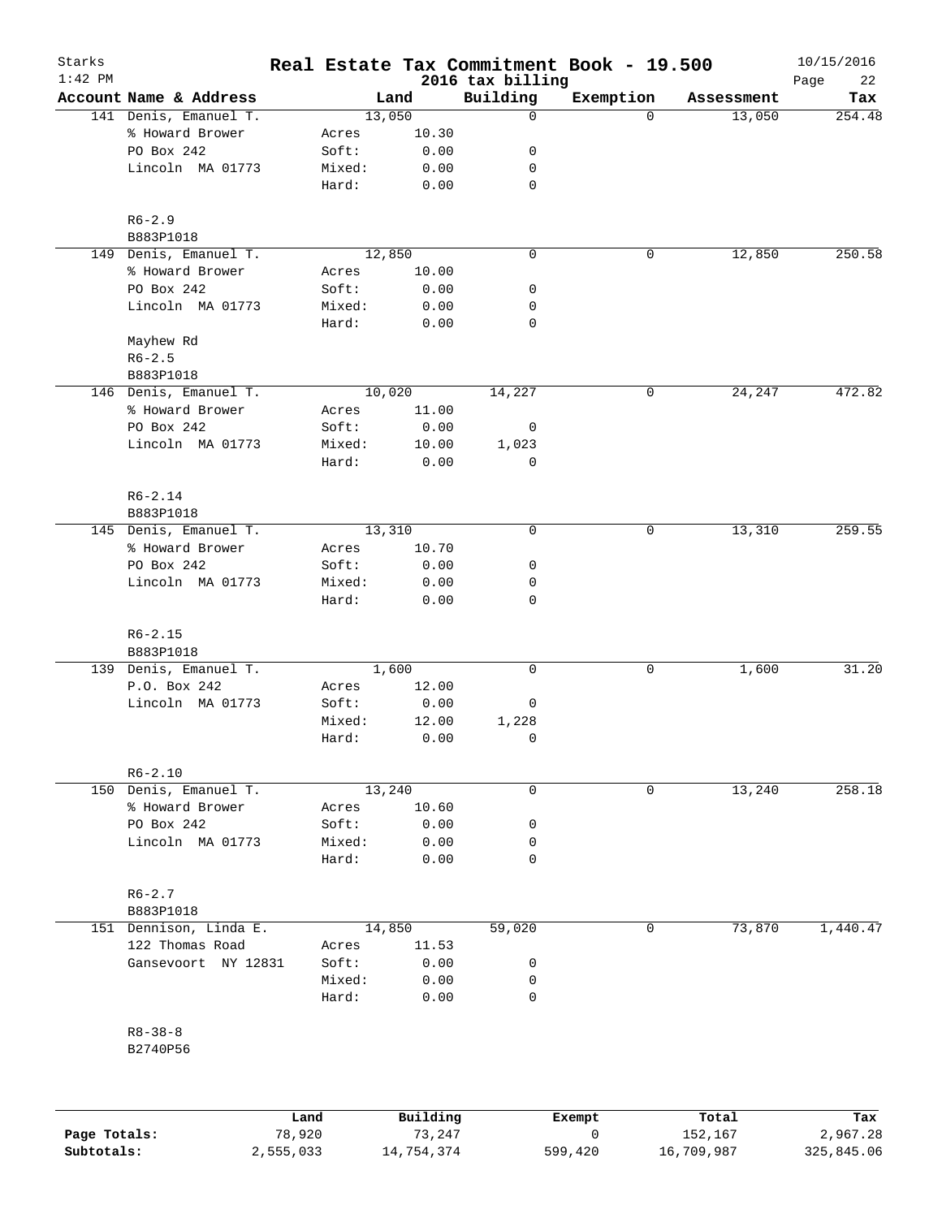# Real Estate Tax Commitment Book - 19.500

Starks
1:42 PM

2016 tax billing

10/15/2016
Page 22

| Account Name & Address | Land | | Building | Exemption | Assessment | Tax |
|---|---|---|---|---|---|---|
| 141 Denis, Emanuel T. | 13,050 | | 0 | 0 | 13,050 | 254.48 |
| % Howard Brower | Acres | 10.30 | | | | |
| PO Box 242 | Soft: | 0.00 | 0 | | | |
| Lincoln MA 01773 | Mixed: | 0.00 | 0 | | | |
| | Hard: | 0.00 | 0 | | | |
| R6-2.9 | | | | | | |
| B883P1018 | | | | | | |
| 149 Denis, Emanuel T. | 12,850 | | 0 | 0 | 12,850 | 250.58 |
| % Howard Brower | Acres | 10.00 | | | | |
| PO Box 242 | Soft: | 0.00 | 0 | | | |
| Lincoln MA 01773 | Mixed: | 0.00 | 0 | | | |
| | Hard: | 0.00 | 0 | | | |
| Mayhew Rd | | | | | | |
| R6-2.5 | | | | | | |
| B883P1018 | | | | | | |
| 146 Denis, Emanuel T. | 10,020 | | 14,227 | 0 | 24,247 | 472.82 |
| % Howard Brower | Acres | 11.00 | | | | |
| PO Box 242 | Soft: | 0.00 | 0 | | | |
| Lincoln MA 01773 | Mixed: | 10.00 | 1,023 | | | |
| | Hard: | 0.00 | 0 | | | |
| R6-2.14 | | | | | | |
| B883P1018 | | | | | | |
| 145 Denis, Emanuel T. | 13,310 | | 0 | 0 | 13,310 | 259.55 |
| % Howard Brower | Acres | 10.70 | | | | |
| PO Box 242 | Soft: | 0.00 | 0 | | | |
| Lincoln MA 01773 | Mixed: | 0.00 | 0 | | | |
| | Hard: | 0.00 | 0 | | | |
| R6-2.15 | | | | | | |
| B883P1018 | | | | | | |
| 139 Denis, Emanuel T. | 1,600 | | 0 | 0 | 1,600 | 31.20 |
| P.O. Box 242 | Acres | 12.00 | | | | |
| Lincoln MA 01773 | Soft: | 0.00 | 0 | | | |
| | Mixed: | 12.00 | 1,228 | | | |
| | Hard: | 0.00 | 0 | | | |
| R6-2.10 | | | | | | |
| 150 Denis, Emanuel T. | 13,240 | | 0 | 0 | 13,240 | 258.18 |
| % Howard Brower | Acres | 10.60 | | | | |
| PO Box 242 | Soft: | 0.00 | 0 | | | |
| Lincoln MA 01773 | Mixed: | 0.00 | 0 | | | |
| | Hard: | 0.00 | 0 | | | |
| R6-2.7 | | | | | | |
| B883P1018 | | | | | | |
| 151 Dennison, Linda E. | 14,850 | | 59,020 | 0 | 73,870 | 1,440.47 |
| 122 Thomas Road | Acres | 11.53 | | | | |
| Gansevoort NY 12831 | Soft: | 0.00 | 0 | | | |
| | Mixed: | 0.00 | 0 | | | |
| | Hard: | 0.00 | 0 | | | |
| R8-38-8 | | | | | | |
| B2740P56 | | | | | | |

| | Land | Building | Exempt | Total | Tax |
|---|---|---|---|---|---|
| Page Totals: | 78,920 | 73,247 | 0 | 152,167 | 2,967.28 |
| Subtotals: | 2,555,033 | 14,754,374 | 599,420 | 16,709,987 | 325,845.06 |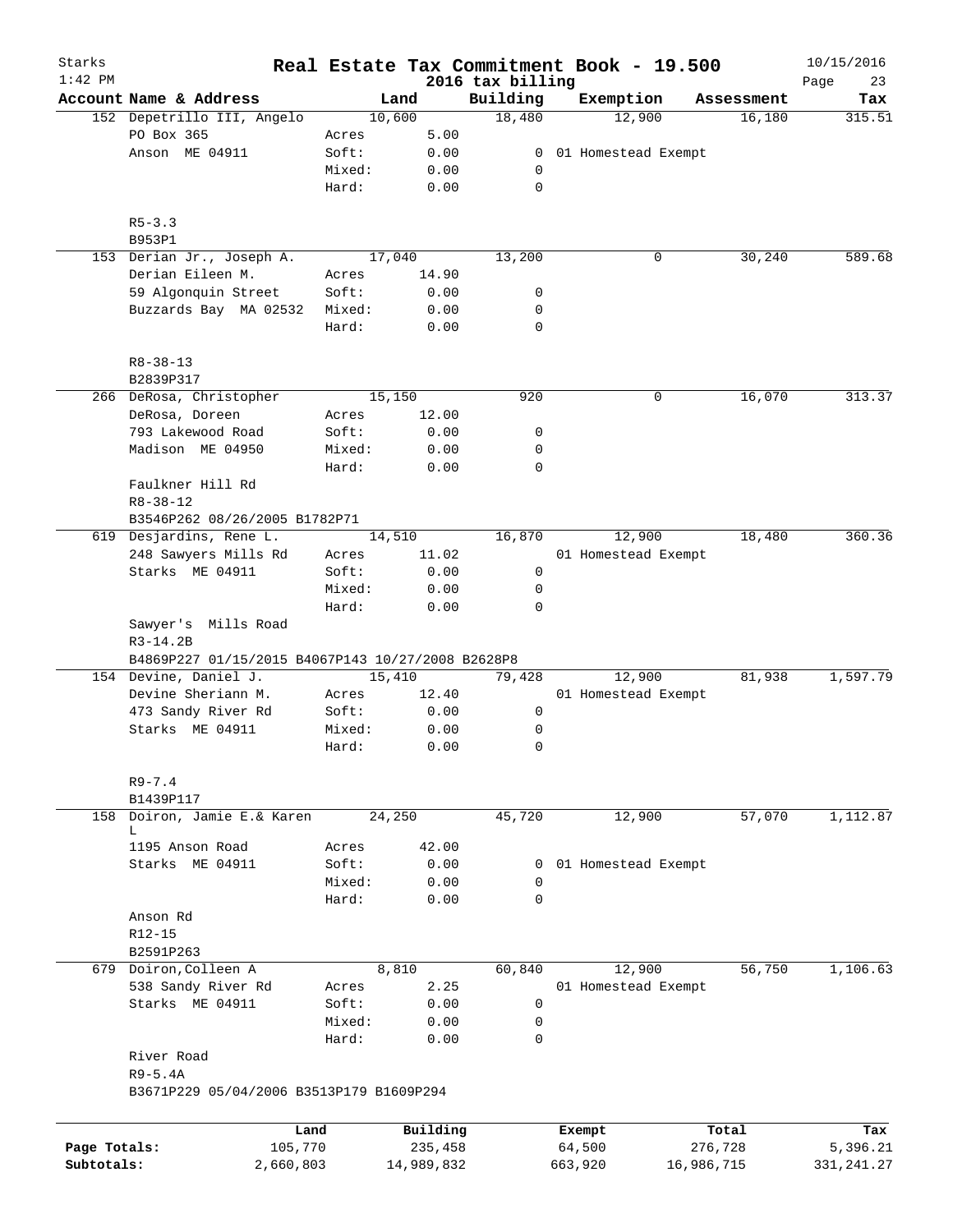Starks 1:42 PM

# Real Estate Tax Commitment Book - 19.500

2016 tax billing

10/15/2016

| Account Name & Address | | Land | Building | Exemption | Assessment | Tax |
|---|---|---|---|---|---|---|
| 152 Depetrillo III, Angelo | | 10,600 | 18,480 | 12,900 | 16,180 | 315.51 |
| PO Box 365 | Acres | 5.00 | | | | |
| Anson ME 04911 | Soft: | 0.00 | 0 | 01 Homestead Exempt | | |
| | Mixed: | 0.00 | 0 | | | |
| | Hard: | 0.00 | 0 | | | |
| R5-3.3 | | | | | | |
| B953P1 | | | | | | |
| 153 Derian Jr., Joseph A. | | 17,040 | 13,200 | 0 | 30,240 | 589.68 |
| Derian Eileen M. | Acres | 14.90 | | | | |
| 59 Algonquin Street | Soft: | 0.00 | 0 | | | |
| Buzzards Bay MA 02532 | Mixed: | 0.00 | 0 | | | |
| | Hard: | 0.00 | 0 | | | |
| R8-38-13 | | | | | | |
| B2839P317 | | | | | | |
| 266 DeRosa, Christopher | | 15,150 | 920 | 0 | 16,070 | 313.37 |
| DeRosa, Doreen | Acres | 12.00 | | | | |
| 793 Lakewood Road | Soft: | 0.00 | 0 | | | |
| Madison ME 04950 | Mixed: | 0.00 | 0 | | | |
| | Hard: | 0.00 | 0 | | | |
| Faulkner Hill Rd | | | | | | |
| R8-38-12 | | | | | | |
| B3546P262 08/26/2005 B1782P71 | | | | | | |
| 619 Desjardins, Rene L. | | 14,510 | 16,870 | 12,900 | 18,480 | 360.36 |
| 248 Sawyers Mills Rd | Acres | 11.02 | | 01 Homestead Exempt | | |
| Starks ME 04911 | Soft: | 0.00 | 0 | | | |
| | Mixed: | 0.00 | 0 | | | |
| | Hard: | 0.00 | 0 | | | |
| Sawyer's Mills Road | | | | | | |
| R3-14.2B | | | | | | |
| B4869P227 01/15/2015 B4067P143 10/27/2008 B2628P8 | | | | | | |
| 154 Devine, Daniel J. | | 15,410 | 79,428 | 12,900 | 81,938 | 1,597.79 |
| Devine Sheriann M. | Acres | 12.40 | | 01 Homestead Exempt | | |
| 473 Sandy River Rd | Soft: | 0.00 | 0 | | | |
| Starks ME 04911 | Mixed: | 0.00 | 0 | | | |
| | Hard: | 0.00 | 0 | | | |
| R9-7.4 | | | | | | |
| B1439P117 | | | | | | |
| 158 Doiron, Jamie E.& Karen L | | 24,250 | 45,720 | 12,900 | 57,070 | 1,112.87 |
| 1195 Anson Road | Acres | 42.00 | | | | |
| Starks ME 04911 | Soft: | 0.00 | 0 | 01 Homestead Exempt | | |
| | Mixed: | 0.00 | 0 | | | |
| | Hard: | 0.00 | 0 | | | |
| Anson Rd | | | | | | |
| R12-15 | | | | | | |
| B2591P263 | | | | | | |
| 679 Doiron,Colleen A | | 8,810 | 60,840 | 12,900 | 56,750 | 1,106.63 |
| 538 Sandy River Rd | Acres | 2.25 | | 01 Homestead Exempt | | |
| Starks ME 04911 | Soft: | 0.00 | 0 | | | |
| | Mixed: | 0.00 | 0 | | | |
| | Hard: | 0.00 | 0 | | | |
| River Road | | | | | | |
| R9-5.4A | | | | | | |
| B3671P229 05/04/2006 B3513P179 B1609P294 | | | | | | |

| | Land | Building | Exempt | Total | Tax |
|---|---|---|---|---|---|
| Page Totals: | 105,770 | 235,458 | 64,500 | 276,728 | 5,396.21 |
| Subtotals: | 2,660,803 | 14,989,832 | 663,920 | 16,986,715 | 331,241.27 |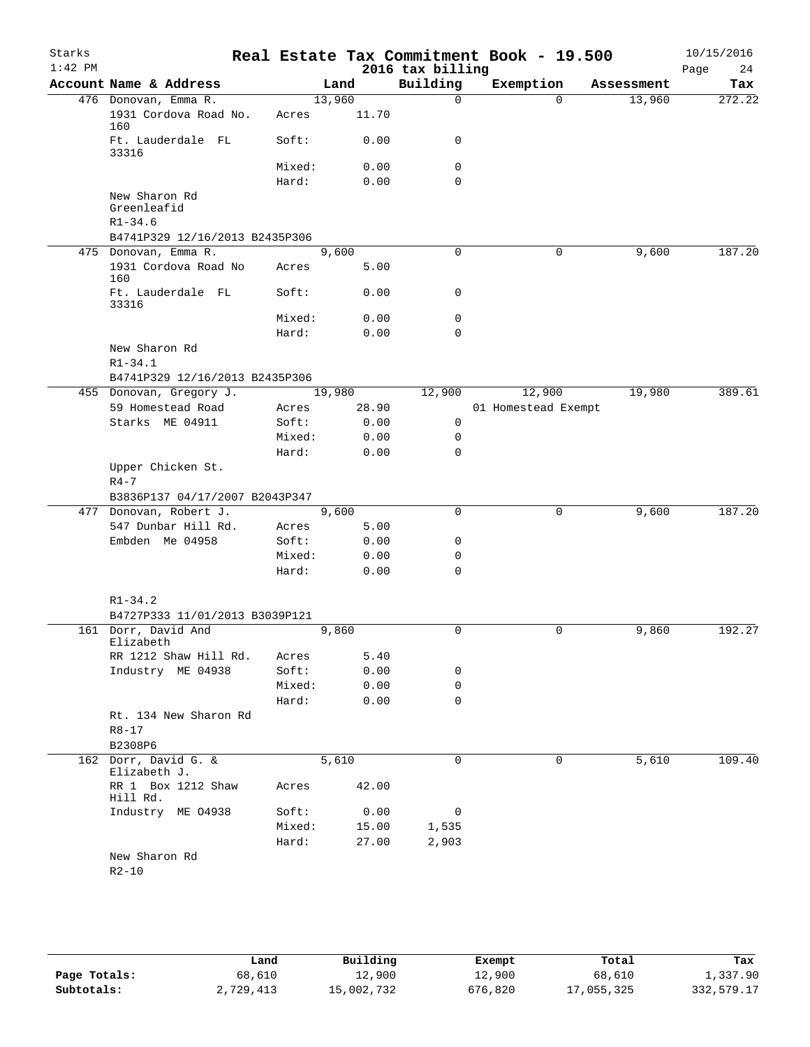Starks
1:42 PM

# Real Estate Tax Commitment Book - 19.500

2016 tax billing

10/15/2016

| Account Name & Address | | Land | Building | Exemption | Assessment | Tax |
|---|---|---|---|---|---|---|
| 476 Donovan, Emma R. | | 13,960 | 0 | 0 | 13,960 | 272.22 |
| 1931 Cordova Road No. 160 | Acres | 11.70 | | | | |
| Ft. Lauderdale FL 33316 | Soft: | 0.00 | 0 | | | |
| | Mixed: | 0.00 | 0 | | | |
| | Hard: | 0.00 | 0 | | | |
| New Sharon Rd Greenleafid | | | | | | |
| R1-34.6 | | | | | | |
| B4741P329 12/16/2013 B2435P306 | | | | | | |
| 475 Donovan, Emma R. | | 9,600 | 0 | 0 | 9,600 | 187.20 |
| 1931 Cordova Road No 160 | Acres | 5.00 | | | | |
| Ft. Lauderdale FL 33316 | Soft: | 0.00 | 0 | | | |
| | Mixed: | 0.00 | 0 | | | |
| | Hard: | 0.00 | 0 | | | |
| New Sharon Rd | | | | | | |
| R1-34.1 | | | | | | |
| B4741P329 12/16/2013 B2435P306 | | | | | | |
| 455 Donovan, Gregory J. | | 19,980 | 12,900 | 12,900 | 19,980 | 389.61 |
| 59 Homestead Road | Acres | 28.90 | | 01 Homestead Exempt | | |
| Starks ME 04911 | Soft: | 0.00 | 0 | | | |
| | Mixed: | 0.00 | 0 | | | |
| | Hard: | 0.00 | 0 | | | |
| Upper Chicken St. | | | | | | |
| R4-7 | | | | | | |
| B3836P137 04/17/2007 B2043P347 | | | | | | |
| 477 Donovan, Robert J. | | 9,600 | 0 | 0 | 9,600 | 187.20 |
| 547 Dunbar Hill Rd. | Acres | 5.00 | | | | |
| Embden Me 04958 | Soft: | 0.00 | 0 | | | |
| | Mixed: | 0.00 | 0 | | | |
| | Hard: | 0.00 | 0 | | | |
| R1-34.2 | | | | | | |
| B4727P333 11/01/2013 B3039P121 | | | | | | |
| 161 Dorr, David And Elizabeth | | 9,860 | 0 | 0 | 9,860 | 192.27 |
| RR 1212 Shaw Hill Rd. | Acres | 5.40 | | | | |
| Industry ME 04938 | Soft: | 0.00 | 0 | | | |
| | Mixed: | 0.00 | 0 | | | |
| | Hard: | 0.00 | 0 | | | |
| Rt. 134 New Sharon Rd | | | | | | |
| R8-17 | | | | | | |
| B2308P6 | | | | | | |
| 162 Dorr, David G. & Elizabeth J. | | 5,610 | 0 | 0 | 5,610 | 109.40 |
| RR 1 Box 1212 Shaw Hill Rd. | Acres | 42.00 | | | | |
| Industry ME O4938 | Soft: | 0.00 | 0 | | | |
| | Mixed: | 15.00 | 1,535 | | | |
| | Hard: | 27.00 | 2,903 | | | |
| New Sharon Rd | | | | | | |
| R2-10 | | | | | | |

| | Land | Building | Exempt | Total | Tax |
|---|---|---|---|---|---|
| Page Totals: | 68,610 | 12,900 | 12,900 | 68,610 | 1,337.90 |
| Subtotals: | 2,729,413 | 15,002,732 | 676,820 | 17,055,325 | 332,579.17 |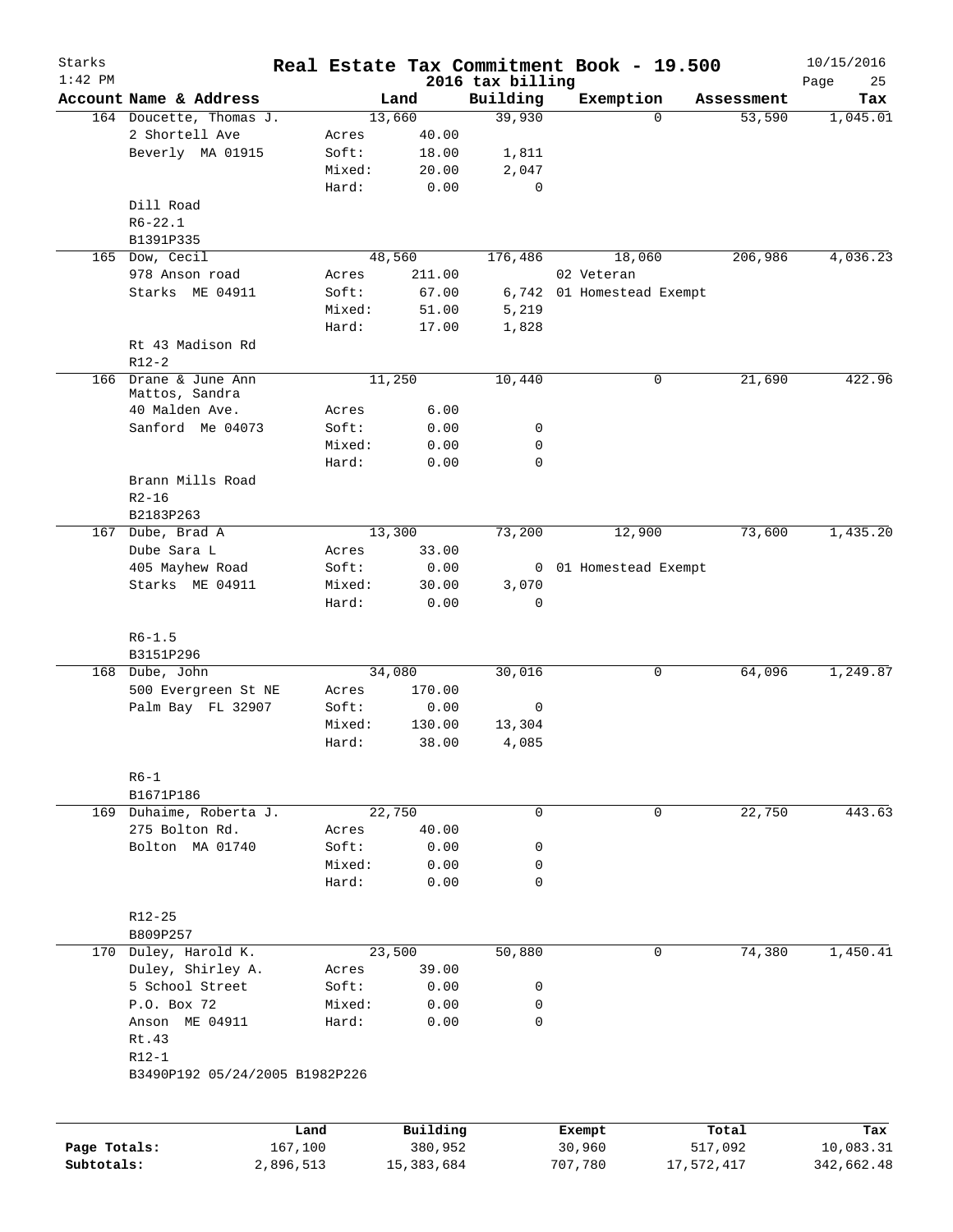# Real Estate Tax Commitment Book - 19.500

Starks
1:42 PM

2016 tax billing

10/15/2016

| Account | Name & Address | | Land | Building | Exemption | Assessment | Tax |
|---|---|---|---|---|---|---|---|
| 164 | Doucette, Thomas J. | | 13,660 | 39,930 | 0 | 53,590 | 1,045.01 |
| | 2 Shortell Ave | Acres | 40.00 | | | | |
| | Beverly MA 01915 | Soft: | 18.00 | 1,811 | | | |
| | | Mixed: | 20.00 | 2,047 | | | |
| | | Hard: | 0.00 | 0 | | | |
| | Dill Road | | | | | | |
| | R6-22.1 | | | | | | |
| | B1391P335 | | | | | | |
| 165 | Dow, Cecil | | 48,560 | 176,486 | 18,060 | 206,986 | 4,036.23 |
| | 978 Anson road | Acres | 211.00 | | 02 Veteran | | |
| | Starks ME 04911 | Soft: | 67.00 | 6,742 | 01 Homestead Exempt | | |
| | | Mixed: | 51.00 | 5,219 | | | |
| | | Hard: | 17.00 | 1,828 | | | |
| | Rt 43 Madison Rd | | | | | | |
| | R12-2 | | | | | | |
| 166 | Drane & June Ann Mattos, Sandra | | 11,250 | 10,440 | 0 | 21,690 | 422.96 |
| | 40 Malden Ave. | Acres | 6.00 | | | | |
| | Sanford Me 04073 | Soft: | 0.00 | 0 | | | |
| | | Mixed: | 0.00 | 0 | | | |
| | | Hard: | 0.00 | 0 | | | |
| | Brann Mills Road | | | | | | |
| | R2-16 | | | | | | |
| | B2183P263 | | | | | | |
| 167 | Dube, Brad A | | 13,300 | 73,200 | 12,900 | 73,600 | 1,435.20 |
| | Dube Sara L | Acres | 33.00 | | | | |
| | 405 Mayhew Road | Soft: | 0.00 | 0 | 01 Homestead Exempt | | |
| | Starks ME 04911 | Mixed: | 30.00 | 3,070 | | | |
| | | Hard: | 0.00 | 0 | | | |
| | R6-1.5 | | | | | | |
| | B3151P296 | | | | | | |
| 168 | Dube, John | | 34,080 | 30,016 | 0 | 64,096 | 1,249.87 |
| | 500 Evergreen St NE | Acres | 170.00 | | | | |
| | Palm Bay FL 32907 | Soft: | 0.00 | 0 | | | |
| | | Mixed: | 130.00 | 13,304 | | | |
| | | Hard: | 38.00 | 4,085 | | | |
| | R6-1 | | | | | | |
| | B1671P186 | | | | | | |
| 169 | Duhaime, Roberta J. | | 22,750 | 0 | 0 | 22,750 | 443.63 |
| | 275 Bolton Rd. | Acres | 40.00 | | | | |
| | Bolton MA 01740 | Soft: | 0.00 | 0 | | | |
| | | Mixed: | 0.00 | 0 | | | |
| | | Hard: | 0.00 | 0 | | | |
| | R12-25 | | | | | | |
| | B809P257 | | | | | | |
| 170 | Duley, Harold K. | | 23,500 | 50,880 | 0 | 74,380 | 1,450.41 |
| | Duley, Shirley A. | Acres | 39.00 | | | | |
| | 5 School Street | Soft: | 0.00 | 0 | | | |
| | P.O. Box 72 | Mixed: | 0.00 | 0 | | | |
| | Anson ME 04911 | Hard: | 0.00 | 0 | | | |
| | Rt.43 | | | | | | |
| | R12-1 | | | | | | |
| | B3490P192 05/24/2005 B1982P226 | | | | | | |

| | Land | Building | Exempt | Total | Tax |
|---|---|---|---|---|---|
| Page Totals: | 167,100 | 380,952 | 30,960 | 517,092 | 10,083.31 |
| Subtotals: | 2,896,513 | 15,383,684 | 707,780 | 17,572,417 | 342,662.48 |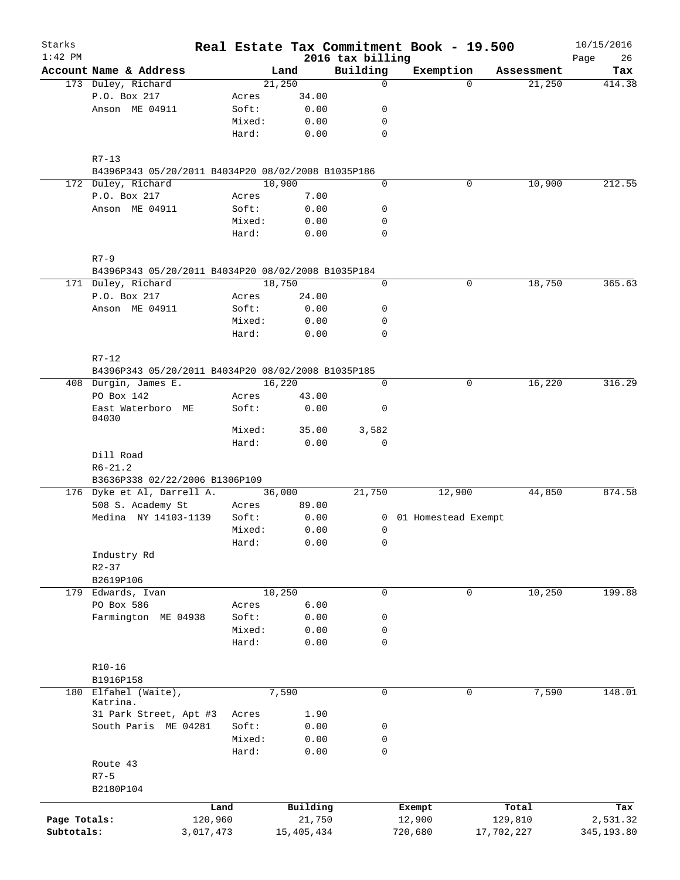Starks 1:42 PM

# Real Estate Tax Commitment Book - 19.500

2016 tax billing

10/15/2016

| Account Name & Address | | Land | Building | Exemption | Assessment | Tax |
|---|---|---|---|---|---|---|
| 173 Duley, Richard | | 21,250 | 0 | 0 | 21,250 | 414.38 |
| P.O. Box 217 | Acres | 34.00 | | | | |
| Anson ME 04911 | Soft: | 0.00 | 0 | | | |
| | Mixed: | 0.00 | 0 | | | |
| | Hard: | 0.00 | 0 | | | |
| R7-13 | | | | | | |
| B4396P343 05/20/2011 B4034P20 08/02/2008 B1035P186 | | | | | | |
| 172 Duley, Richard | | 10,900 | 0 | 0 | 10,900 | 212.55 |
| P.O. Box 217 | Acres | 7.00 | | | | |
| Anson ME 04911 | Soft: | 0.00 | 0 | | | |
| | Mixed: | 0.00 | 0 | | | |
| | Hard: | 0.00 | 0 | | | |
| R7-9 | | | | | | |
| B4396P343 05/20/2011 B4034P20 08/02/2008 B1035P184 | | | | | | |
| 171 Duley, Richard | | 18,750 | 0 | 0 | 18,750 | 365.63 |
| P.O. Box 217 | Acres | 24.00 | | | | |
| Anson ME 04911 | Soft: | 0.00 | 0 | | | |
| | Mixed: | 0.00 | 0 | | | |
| | Hard: | 0.00 | 0 | | | |
| R7-12 | | | | | | |
| B4396P343 05/20/2011 B4034P20 08/02/2008 B1035P185 | | | | | | |
| 408 Durgin, James E. | | 16,220 | 0 | 0 | 16,220 | 316.29 |
| PO Box 142 | Acres | 43.00 | | | | |
| East Waterboro ME 04030 | Soft: | 0.00 | 0 | | | |
| | Mixed: | 35.00 | 3,582 | | | |
| | Hard: | 0.00 | 0 | | | |
| Dill Road | | | | | | |
| R6-21.2 | | | | | | |
| B3636P338 02/22/2006 B1306P109 | | | | | | |
| 176 Dyke et Al, Darrell A. | | 36,000 | 21,750 | 12,900 | 44,850 | 874.58 |
| 508 S. Academy St | Acres | 89.00 | | | | |
| Medina NY 14103-1139 | Soft: | 0.00 | 0 | 01 Homestead Exempt | | |
| | Mixed: | 0.00 | 0 | | | |
| | Hard: | 0.00 | 0 | | | |
| Industry Rd | | | | | | |
| R2-37 | | | | | | |
| B2619P106 | | | | | | |
| 179 Edwards, Ivan | | 10,250 | 0 | 0 | 10,250 | 199.88 |
| PO Box 586 | Acres | 6.00 | | | | |
| Farmington ME 04938 | Soft: | 0.00 | 0 | | | |
| | Mixed: | 0.00 | 0 | | | |
| | Hard: | 0.00 | 0 | | | |
| R10-16 | | | | | | |
| B1916P158 | | | | | | |
| 180 Elfahel (Waite), Katrina. | | 7,590 | 0 | 0 | 7,590 | 148.01 |
| 31 Park Street, Apt #3 | Acres | 1.90 | | | | |
| South Paris ME 04281 | Soft: | 0.00 | 0 | | | |
| | Mixed: | 0.00 | 0 | | | |
| | Hard: | 0.00 | 0 | | | |
| Route 43 | | | | | | |
| R7-5 | | | | | | |
| B2180P104 | | | | | | |

| | Land | Building | Exempt | Total | Tax |
|---|---|---|---|---|---|
| Page Totals: | 120,960 | 21,750 | 12,900 | 129,810 | 2,531.32 |
| Subtotals: | 3,017,473 | 15,405,434 | 720,680 | 17,702,227 | 345,193.80 |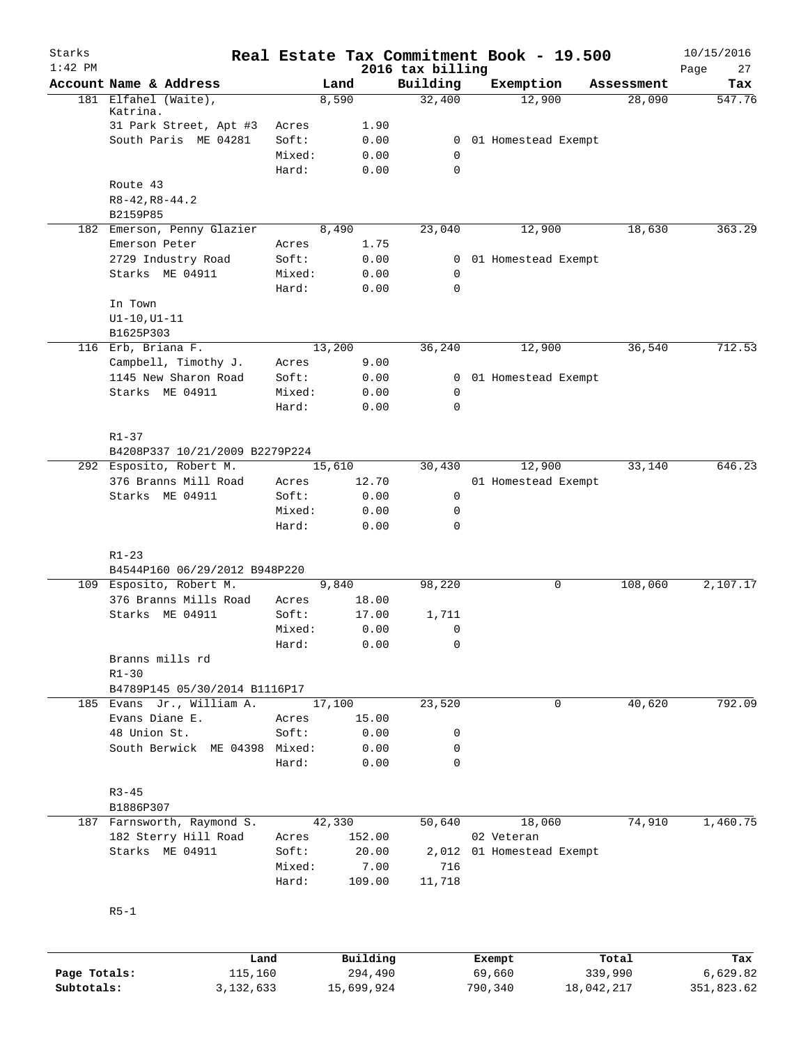# Real Estate Tax Commitment Book - 19.500

Starks 1:42 PM — 2016 tax billing — 10/15/2016

| Account Name & Address | | Land | Building | Exemption | Assessment | Tax |
|---|---|---|---|---|---|---|
| 181 Elfahel (Waite), Katrina. | | 8,590 | 32,400 | 12,900 | 28,090 | 547.76 |
| 31 Park Street, Apt #3 | Acres | 1.90 | | | | |
| South Paris ME 04281 | Soft: | 0.00 | 0 | 01 Homestead Exempt | | |
| | Mixed: | 0.00 | 0 | | | |
| | Hard: | 0.00 | 0 | | | |
| Route 43 | | | | | | |
| R8-42,R8-44.2 | | | | | | |
| B2159P85 | | | | | | |
| 182 Emerson, Penny Glazier | | 8,490 | 23,040 | 12,900 | 18,630 | 363.29 |
| Emerson Peter | Acres | 1.75 | | | | |
| 2729 Industry Road | Soft: | 0.00 | 0 | 01 Homestead Exempt | | |
| Starks ME 04911 | Mixed: | 0.00 | 0 | | | |
| | Hard: | 0.00 | 0 | | | |
| In Town | | | | | | |
| U1-10,U1-11 | | | | | | |
| B1625P303 | | | | | | |
| 116 Erb, Briana F. | | 13,200 | 36,240 | 12,900 | 36,540 | 712.53 |
| Campbell, Timothy J. | Acres | 9.00 | | | | |
| 1145 New Sharon Road | Soft: | 0.00 | 0 | 01 Homestead Exempt | | |
| Starks ME 04911 | Mixed: | 0.00 | 0 | | | |
| | Hard: | 0.00 | 0 | | | |
| R1-37 | | | | | | |
| B4208P337 10/21/2009 B2279P224 | | | | | | |
| 292 Esposito, Robert M. | | 15,610 | 30,430 | 12,900 | 33,140 | 646.23 |
| 376 Branns Mill Road | Acres | 12.70 | | 01 Homestead Exempt | | |
| Starks ME 04911 | Soft: | 0.00 | 0 | | | |
| | Mixed: | 0.00 | 0 | | | |
| | Hard: | 0.00 | 0 | | | |
| R1-23 | | | | | | |
| B4544P160 06/29/2012 B948P220 | | | | | | |
| 109 Esposito, Robert M. | | 9,840 | 98,220 | 0 | 108,060 | 2,107.17 |
| 376 Branns Mills Road | Acres | 18.00 | | | | |
| Starks ME 04911 | Soft: | 17.00 | 1,711 | | | |
| | Mixed: | 0.00 | 0 | | | |
| | Hard: | 0.00 | 0 | | | |
| Branns mills rd | | | | | | |
| R1-30 | | | | | | |
| B4789P145 05/30/2014 B1116P17 | | | | | | |
| 185 Evans Jr., William A. | | 17,100 | 23,520 | 0 | 40,620 | 792.09 |
| Evans Diane E. | Acres | 15.00 | | | | |
| 48 Union St. | Soft: | 0.00 | 0 | | | |
| South Berwick ME 04398 | Mixed: | 0.00 | 0 | | | |
| | Hard: | 0.00 | 0 | | | |
| R3-45 | | | | | | |
| B1886P307 | | | | | | |
| 187 Farnsworth, Raymond S. | | 42,330 | 50,640 | 18,060 | 74,910 | 1,460.75 |
| 182 Sterry Hill Road | Acres | 152.00 | | 02 Veteran | | |
| Starks ME 04911 | Soft: | 20.00 | 2,012 | 01 Homestead Exempt | | |
| | Mixed: | 7.00 | 716 | | | |
| | Hard: | 109.00 | 11,718 | | | |
| R5-1 | | | | | | |

| | Land | Building | Exempt | Total | Tax |
|---|---|---|---|---|---|
| Page Totals: | 115,160 | 294,490 | 69,660 | 339,990 | 6,629.82 |
| Subtotals: | 3,132,633 | 15,699,924 | 790,340 | 18,042,217 | 351,823.62 |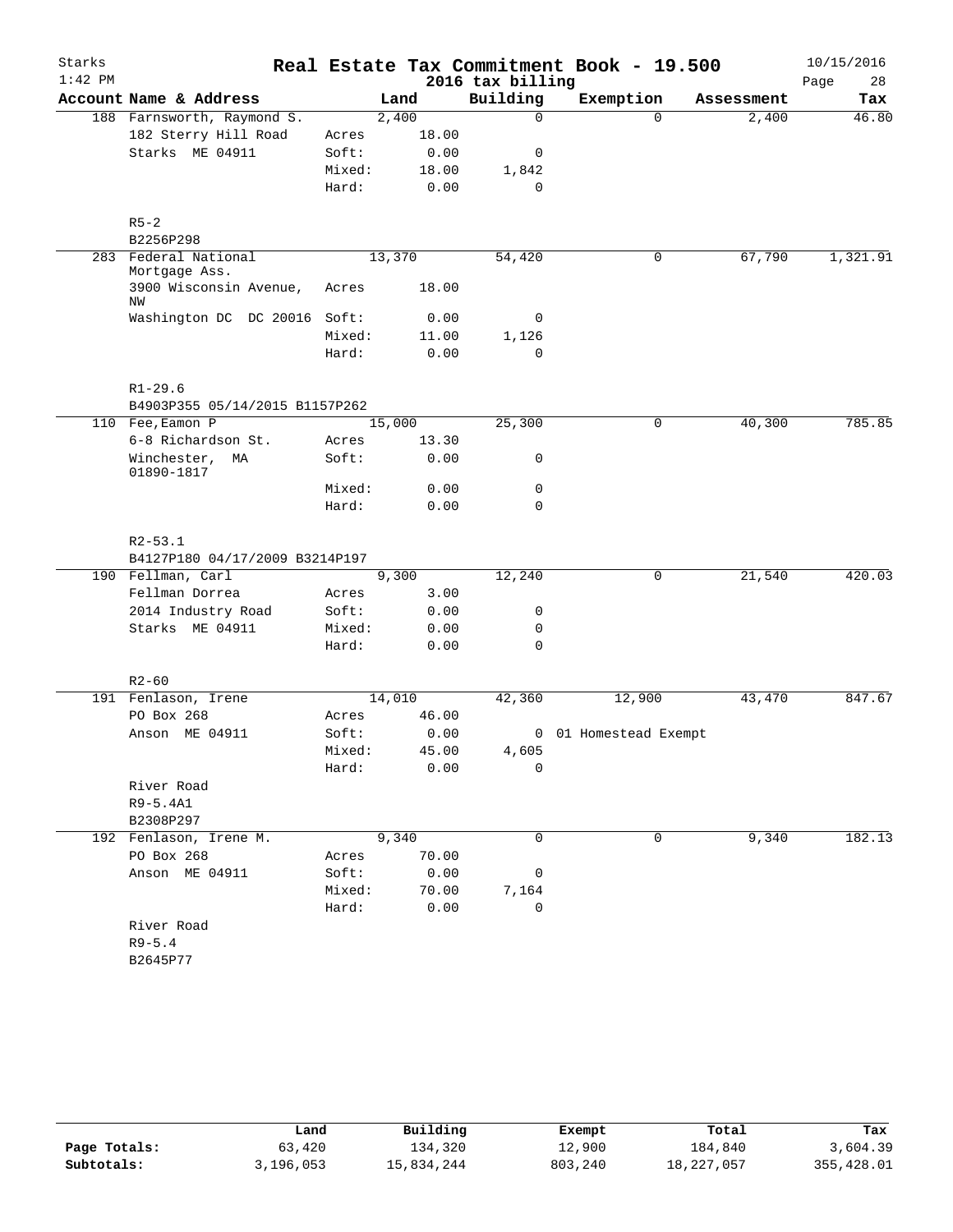# Real Estate Tax Commitment Book - 19.500

Starks
1:42 PM
2016 tax billing
10/15/2016

| Account Name & Address | | Land | Building | Exemption | Assessment | Tax |
|---|---|---|---|---|---|---|
| 188 Farnsworth, Raymond S. | | 2,400 | 0 | 0 | 2,400 | 46.80 |
| 182 Sterry Hill Road | Acres | 18.00 | | | | |
| Starks ME 04911 | Soft: | 0.00 | 0 | | | |
| | Mixed: | 18.00 | 1,842 | | | |
| | Hard: | 0.00 | 0 | | | |
| R5-2 | | | | | | |
| B2256P298 | | | | | | |
| 283 Federal National Mortgage Ass. | | 13,370 | 54,420 | 0 | 67,790 | 1,321.91 |
| 3900 Wisconsin Avenue, NW | Acres | 18.00 | | | | |
| Washington DC DC 20016 | Soft: | 0.00 | 0 | | | |
| | Mixed: | 11.00 | 1,126 | | | |
| | Hard: | 0.00 | 0 | | | |
| R1-29.6 | | | | | | |
| B4903P355 05/14/2015 B1157P262 | | | | | | |
| 110 Fee,Eamon P | | 15,000 | 25,300 | 0 | 40,300 | 785.85 |
| 6-8 Richardson St. | Acres | 13.30 | | | | |
| Winchester, MA 01890-1817 | Soft: | 0.00 | 0 | | | |
| | Mixed: | 0.00 | 0 | | | |
| | Hard: | 0.00 | 0 | | | |
| R2-53.1 | | | | | | |
| B4127P180 04/17/2009 B3214P197 | | | | | | |
| 190 Fellman, Carl | | 9,300 | 12,240 | 0 | 21,540 | 420.03 |
| Fellman Dorrea | Acres | 3.00 | | | | |
| 2014 Industry Road | Soft: | 0.00 | 0 | | | |
| Starks ME 04911 | Mixed: | 0.00 | 0 | | | |
| | Hard: | 0.00 | 0 | | | |
| R2-60 | | | | | | |
| 191 Fenlason, Irene | | 14,010 | 42,360 | 12,900 | 43,470 | 847.67 |
| PO Box 268 | Acres | 46.00 | | | | |
| Anson ME 04911 | Soft: | 0.00 | 0 | 01 Homestead Exempt | | |
| | Mixed: | 45.00 | 4,605 | | | |
| | Hard: | 0.00 | 0 | | | |
| River Road | | | | | | |
| R9-5.4A1 | | | | | | |
| B2308P297 | | | | | | |
| 192 Fenlason, Irene M. | | 9,340 | 0 | 0 | 9,340 | 182.13 |
| PO Box 268 | Acres | 70.00 | | | | |
| Anson ME 04911 | Soft: | 0.00 | 0 | | | |
| | Mixed: | 70.00 | 7,164 | | | |
| | Hard: | 0.00 | 0 | | | |
| River Road | | | | | | |
| R9-5.4 | | | | | | |
| B2645P77 | | | | | | |

| | Land | Building | Exempt | Total | Tax |
|---|---|---|---|---|---|
| Page Totals: | 63,420 | 134,320 | 12,900 | 184,840 | 3,604.39 |
| Subtotals: | 3,196,053 | 15,834,244 | 803,240 | 18,227,057 | 355,428.01 |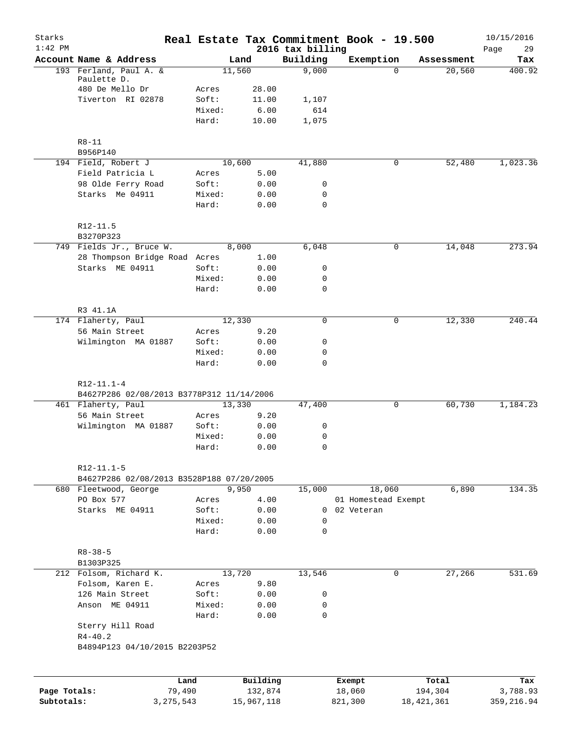Starks 1:42 PM

# Real Estate Tax Commitment Book - 19.500

2016 tax billing

10/15/2016

| Account Name & Address | | Land | Building | Exemption | Assessment | Tax |
|---|---|---|---|---|---|---|
| 193 Ferland, Paul A. & Paulette D. | | 11,560 | 9,000 | 0 | 20,560 | 400.92 |
| 480 De Mello Dr | Acres | 28.00 | | | | |
| Tiverton RI 02878 | Soft: | 11.00 | 1,107 | | | |
| | Mixed: | 6.00 | 614 | | | |
| | Hard: | 10.00 | 1,075 | | | |
| R8-11 | | | | | | |
| B956P140 | | | | | | |
| 194 Field, Robert J | | 10,600 | 41,880 | 0 | 52,480 | 1,023.36 |
| Field Patricia L | Acres | 5.00 | | | | |
| 98 Olde Ferry Road | Soft: | 0.00 | 0 | | | |
| Starks Me 04911 | Mixed: | 0.00 | 0 | | | |
| | Hard: | 0.00 | 0 | | | |
| R12-11.5 | | | | | | |
| B3270P323 | | | | | | |
| 749 Fields Jr., Bruce W. | | 8,000 | 6,048 | 0 | 14,048 | 273.94 |
| 28 Thompson Bridge Road | Acres | 1.00 | | | | |
| Starks ME 04911 | Soft: | 0.00 | 0 | | | |
| | Mixed: | 0.00 | 0 | | | |
| | Hard: | 0.00 | 0 | | | |
| R3 41.1A | | | | | | |
| 174 Flaherty, Paul | | 12,330 | 0 | 0 | 12,330 | 240.44 |
| 56 Main Street | Acres | 9.20 | | | | |
| Wilmington MA 01887 | Soft: | 0.00 | 0 | | | |
| | Mixed: | 0.00 | 0 | | | |
| | Hard: | 0.00 | 0 | | | |
| R12-11.1-4 | | | | | | |
| B4627P286 02/08/2013 B3778P312 11/14/2006 | | | | | | |
| 461 Flaherty, Paul | | 13,330 | 47,400 | 0 | 60,730 | 1,184.23 |
| 56 Main Street | Acres | 9.20 | | | | |
| Wilmington MA 01887 | Soft: | 0.00 | 0 | | | |
| | Mixed: | 0.00 | 0 | | | |
| | Hard: | 0.00 | 0 | | | |
| R12-11.1-5 | | | | | | |
| B4627P286 02/08/2013 B3528P188 07/20/2005 | | | | | | |
| 680 Fleetwood, George | | 9,950 | 15,000 | 18,060 | 6,890 | 134.35 |
| PO Box 577 | Acres | 4.00 | | 01 Homestead Exempt | | |
| Starks ME 04911 | Soft: | 0.00 | 0 | 02 Veteran | | |
| | Mixed: | 0.00 | 0 | | | |
| | Hard: | 0.00 | 0 | | | |
| R8-38-5 | | | | | | |
| B1303P325 | | | | | | |
| 212 Folsom, Richard K. | | 13,720 | 13,546 | 0 | 27,266 | 531.69 |
| Folsom, Karen E. | Acres | 9.80 | | | | |
| 126 Main Street | Soft: | 0.00 | 0 | | | |
| Anson ME 04911 | Mixed: | 0.00 | 0 | | | |
| | Hard: | 0.00 | 0 | | | |
| Sterry Hill Road | | | | | | |
| R4-40.2 | | | | | | |
| B4894P123 04/10/2015 B2203P52 | | | | | | |

| | Land | Building | Exempt | Total | Tax |
|---|---|---|---|---|---|
| Page Totals: | 79,490 | 132,874 | 18,060 | 194,304 | 3,788.93 |
| Subtotals: | 3,275,543 | 15,967,118 | 821,300 | 18,421,361 | 359,216.94 |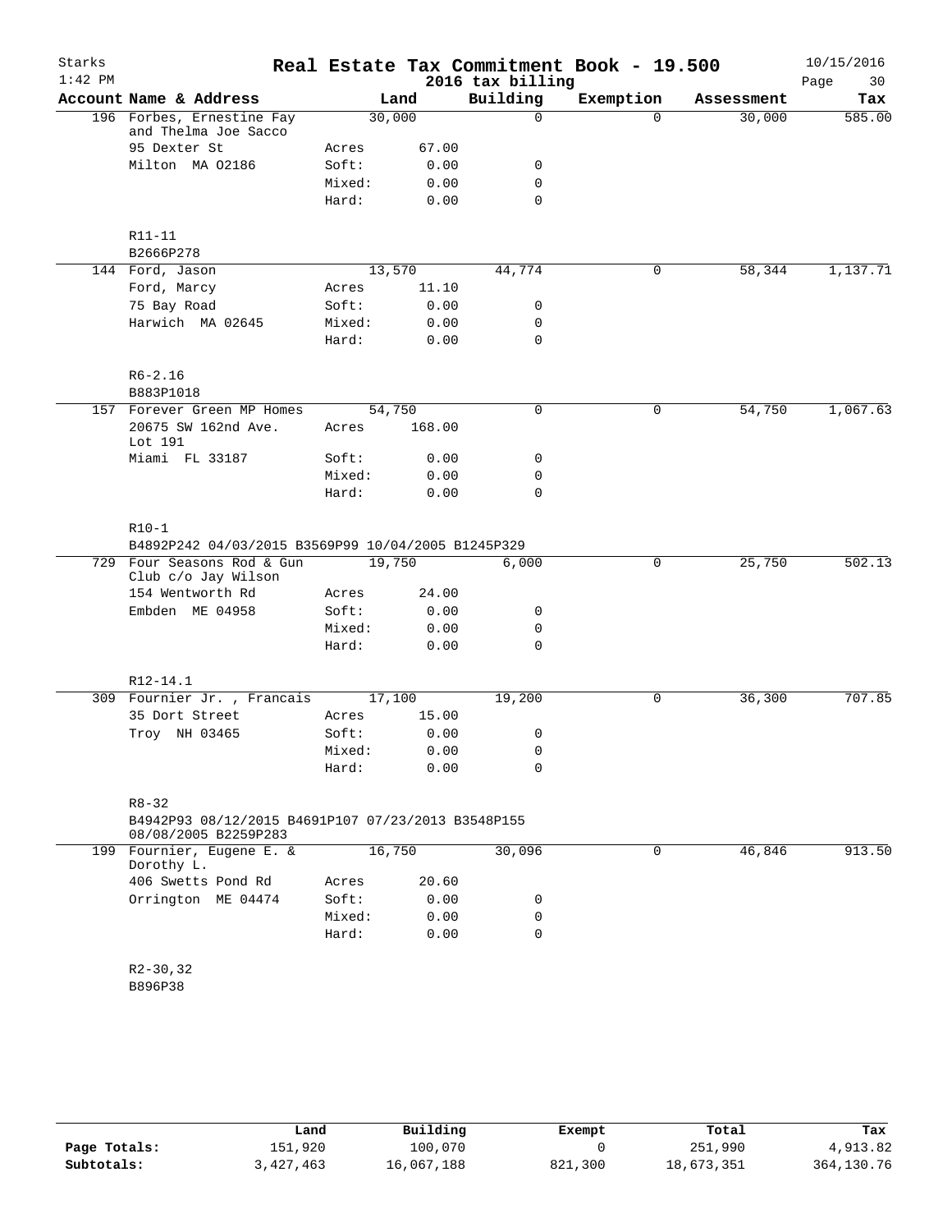Starks 1:42 PM

# Real Estate Tax Commitment Book - 19.500

2016 tax billing

10/15/2016

| Account Name & Address | | Land | Building | Exemption | Assessment | Tax |
|---|---|---|---|---|---|---|
| 196 Forbes, Ernestine Fay and Thelma Joe Sacco | | 30,000 | 0 | 0 | 30,000 | 585.00 |
| 95 Dexter St | Acres | 67.00 | | | | |
| Milton MA 02186 | Soft: | 0.00 | 0 | | | |
| | Mixed: | 0.00 | 0 | | | |
| | Hard: | 0.00 | 0 | | | |
| R11-11 | | | | | | |
| B2666P278 | | | | | | |
| 144 Ford, Jason | | 13,570 | 44,774 | 0 | 58,344 | 1,137.71 |
| Ford, Marcy | Acres | 11.10 | | | | |
| 75 Bay Road | Soft: | 0.00 | 0 | | | |
| Harwich MA 02645 | Mixed: | 0.00 | 0 | | | |
| | Hard: | 0.00 | 0 | | | |
| R6-2.16 | | | | | | |
| B883P1018 | | | | | | |
| 157 Forever Green MP Homes | | 54,750 | 0 | 0 | 54,750 | 1,067.63 |
| 20675 SW 162nd Ave. Lot 191 | Acres | 168.00 | | | | |
| Miami FL 33187 | Soft: | 0.00 | 0 | | | |
| | Mixed: | 0.00 | 0 | | | |
| | Hard: | 0.00 | 0 | | | |
| R10-1 | | | | | | |
| B4892P242 04/03/2015 B3569P99 10/04/2005 B1245P329 | | | | | | |
| 729 Four Seasons Rod & Gun Club c/o Jay Wilson | | 19,750 | 6,000 | 0 | 25,750 | 502.13 |
| 154 Wentworth Rd | Acres | 24.00 | | | | |
| Embden ME 04958 | Soft: | 0.00 | 0 | | | |
| | Mixed: | 0.00 | 0 | | | |
| | Hard: | 0.00 | 0 | | | |
| R12-14.1 | | | | | | |
| 309 Fournier Jr. , Francais | | 17,100 | 19,200 | 0 | 36,300 | 707.85 |
| 35 Dort Street | Acres | 15.00 | | | | |
| Troy NH 03465 | Soft: | 0.00 | 0 | | | |
| | Mixed: | 0.00 | 0 | | | |
| | Hard: | 0.00 | 0 | | | |
| R8-32 | | | | | | |
| B4942P93 08/12/2015 B4691P107 07/23/2013 B3548P155 08/08/2005 B2259P283 | | | | | | |
| 199 Fournier, Eugene E. & Dorothy L. | | 16,750 | 30,096 | 0 | 46,846 | 913.50 |
| 406 Swetts Pond Rd | Acres | 20.60 | | | | |
| Orrington ME 04474 | Soft: | 0.00 | 0 | | | |
| | Mixed: | 0.00 | 0 | | | |
| | Hard: | 0.00 | 0 | | | |
| R2-30,32 | | | | | | |
| B896P38 | | | | | | |

| | Land | Building | Exempt | Total | Tax |
|---|---|---|---|---|---|
| Page Totals: | 151,920 | 100,070 | 0 | 251,990 | 4,913.82 |
| Subtotals: | 3,427,463 | 16,067,188 | 821,300 | 18,673,351 | 364,130.76 |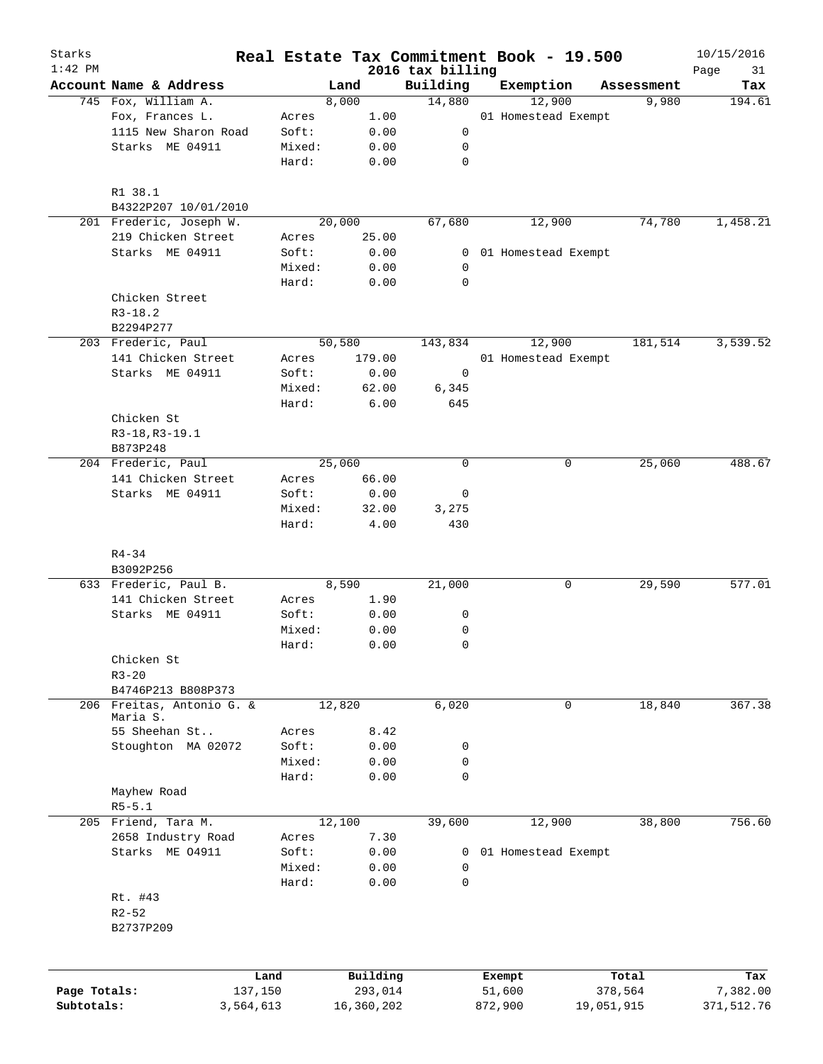# Real Estate Tax Commitment Book - 19.500

Starks
1:42 PM

2016 tax billing

10/15/2016

| Account | Name & Address | | Land | Building | Exemption | Assessment | Tax |
|---|---|---|---|---|---|---|---|
| 745 | Fox, William A. | | 8,000 | 14,880 | 12,900 | 9,980 | 194.61 |
| | Fox, Frances L. | Acres | 1.00 | | 01 Homestead Exempt | | |
| | 1115 New Sharon Road | Soft: | 0.00 | 0 | | | |
| | Starks ME 04911 | Mixed: | 0.00 | 0 | | | |
| | | Hard: | 0.00 | 0 | | | |
| | R1 38.1 | | | | | | |
| | B4322P207 10/01/2010 | | | | | | |
| 201 | Frederic, Joseph W. | | 20,000 | 67,680 | 12,900 | 74,780 | 1,458.21 |
| | 219 Chicken Street | Acres | 25.00 | | | | |
| | Starks ME 04911 | Soft: | 0.00 | 0 | 01 Homestead Exempt | | |
| | | Mixed: | 0.00 | 0 | | | |
| | | Hard: | 0.00 | 0 | | | |
| | Chicken Street | | | | | | |
| | R3-18.2 | | | | | | |
| | B2294P277 | | | | | | |
| 203 | Frederic, Paul | | 50,580 | 143,834 | 12,900 | 181,514 | 3,539.52 |
| | 141 Chicken Street | Acres | 179.00 | | 01 Homestead Exempt | | |
| | Starks ME 04911 | Soft: | 0.00 | 0 | | | |
| | | Mixed: | 62.00 | 6,345 | | | |
| | | Hard: | 6.00 | 645 | | | |
| | Chicken St | | | | | | |
| | R3-18,R3-19.1 | | | | | | |
| | B873P248 | | | | | | |
| 204 | Frederic, Paul | | 25,060 | 0 | 0 | 25,060 | 488.67 |
| | 141 Chicken Street | Acres | 66.00 | | | | |
| | Starks ME 04911 | Soft: | 0.00 | 0 | | | |
| | | Mixed: | 32.00 | 3,275 | | | |
| | | Hard: | 4.00 | 430 | | | |
| | R4-34 | | | | | | |
| | B3092P256 | | | | | | |
| 633 | Frederic, Paul B. | | 8,590 | 21,000 | 0 | 29,590 | 577.01 |
| | 141 Chicken Street | Acres | 1.90 | | | | |
| | Starks ME 04911 | Soft: | 0.00 | 0 | | | |
| | | Mixed: | 0.00 | 0 | | | |
| | | Hard: | 0.00 | 0 | | | |
| | Chicken St | | | | | | |
| | R3-20 | | | | | | |
| | B4746P213 B808P373 | | | | | | |
| 206 | Freitas, Antonio G. & Maria S. | | 12,820 | 6,020 | 0 | 18,840 | 367.38 |
| | 55 Sheehan St.. | Acres | 8.42 | | | | |
| | Stoughton MA 02072 | Soft: | 0.00 | 0 | | | |
| | | Mixed: | 0.00 | 0 | | | |
| | | Hard: | 0.00 | 0 | | | |
| | Mayhew Road | | | | | | |
| | R5-5.1 | | | | | | |
| 205 | Friend, Tara M. | | 12,100 | 39,600 | 12,900 | 38,800 | 756.60 |
| | 2658 Industry Road | Acres | 7.30 | | | | |
| | Starks ME O4911 | Soft: | 0.00 | 0 | 01 Homestead Exempt | | |
| | | Mixed: | 0.00 | 0 | | | |
| | | Hard: | 0.00 | 0 | | | |
| | Rt. #43 | | | | | | |
| | R2-52 | | | | | | |
| | B2737P209 | | | | | | |

| | Land | Building | Exempt | Total | Tax |
|---|---|---|---|---|---|
| Page Totals: | 137,150 | 293,014 | 51,600 | 378,564 | 7,382.00 |
| Subtotals: | 3,564,613 | 16,360,202 | 872,900 | 19,051,915 | 371,512.76 |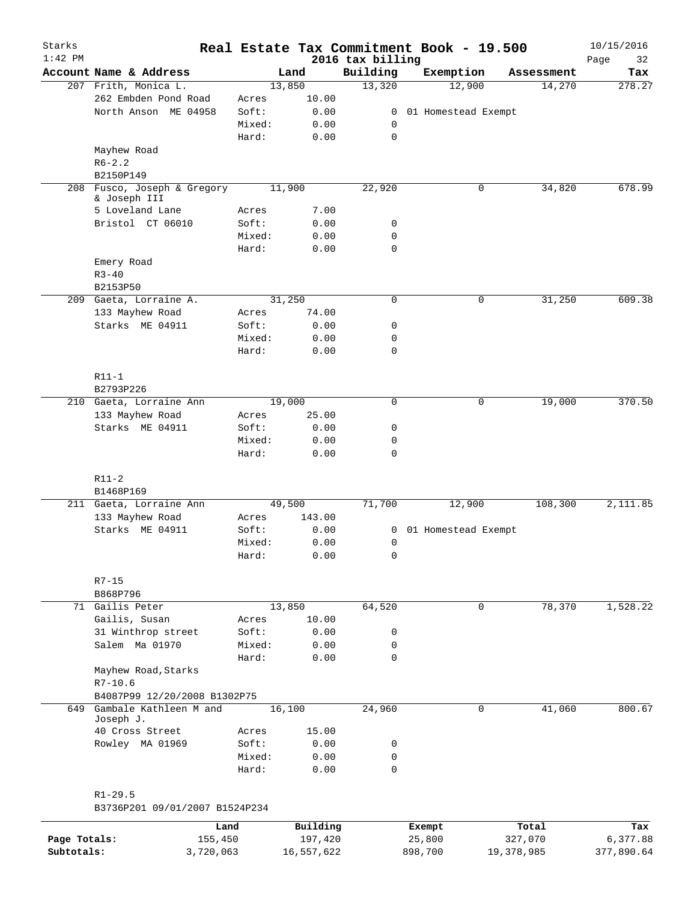# Real Estate Tax Commitment Book - 19.500

## 2016 tax billing

| Account Name & Address | | Land | Building | Exemption | Assessment | Tax |
|---|---|---|---|---|---|---|
| 207 Frith, Monica L. | | 13,850 | 13,320 | 12,900 | 14,270 | 278.27 |
| 262 Embden Pond Road | Acres | 10.00 | | | | |
| North Anson ME 04958 | Soft: | 0.00 | 0 | 01 Homestead Exempt | | |
| | Mixed: | 0.00 | 0 | | | |
| | Hard: | 0.00 | 0 | | | |
| Mayhew Road | | | | | | |
| R6-2.2 | | | | | | |
| B2150P149 | | | | | | |
| 208 Fusco, Joseph & Gregory & Joseph III | | 11,900 | 22,920 | 0 | 34,820 | 678.99 |
| 5 Loveland Lane | Acres | 7.00 | | | | |
| Bristol CT 06010 | Soft: | 0.00 | 0 | | | |
| | Mixed: | 0.00 | 0 | | | |
| | Hard: | 0.00 | 0 | | | |
| Emery Road | | | | | | |
| R3-40 | | | | | | |
| B2153P50 | | | | | | |
| 209 Gaeta, Lorraine A. | | 31,250 | 0 | 0 | 31,250 | 609.38 |
| 133 Mayhew Road | Acres | 74.00 | | | | |
| Starks ME 04911 | Soft: | 0.00 | 0 | | | |
| | Mixed: | 0.00 | 0 | | | |
| | Hard: | 0.00 | 0 | | | |
| R11-1 | | | | | | |
| B2793P226 | | | | | | |
| 210 Gaeta, Lorraine Ann | | 19,000 | 0 | 0 | 19,000 | 370.50 |
| 133 Mayhew Road | Acres | 25.00 | | | | |
| Starks ME 04911 | Soft: | 0.00 | 0 | | | |
| | Mixed: | 0.00 | 0 | | | |
| | Hard: | 0.00 | 0 | | | |
| R11-2 | | | | | | |
| B1468P169 | | | | | | |
| 211 Gaeta, Lorraine Ann | | 49,500 | 71,700 | 12,900 | 108,300 | 2,111.85 |
| 133 Mayhew Road | Acres | 143.00 | | | | |
| Starks ME 04911 | Soft: | 0.00 | 0 | 01 Homestead Exempt | | |
| | Mixed: | 0.00 | 0 | | | |
| | Hard: | 0.00 | 0 | | | |
| R7-15 | | | | | | |
| B868P796 | | | | | | |
| 71 Gailis Peter | | 13,850 | 64,520 | 0 | 78,370 | 1,528.22 |
| Gailis, Susan | Acres | 10.00 | | | | |
| 31 Winthrop street | Soft: | 0.00 | 0 | | | |
| Salem Ma 01970 | Mixed: | 0.00 | 0 | | | |
| | Hard: | 0.00 | 0 | | | |
| Mayhew Road,Starks | | | | | | |
| R7-10.6 | | | | | | |
| B4087P99 12/20/2008 B1302P75 | | | | | | |
| 649 Gambale Kathleen M and Joseph J. | | 16,100 | 24,960 | 0 | 41,060 | 800.67 |
| 40 Cross Street | Acres | 15.00 | | | | |
| Rowley MA 01969 | Soft: | 0.00 | 0 | | | |
| | Mixed: | 0.00 | 0 | | | |
| | Hard: | 0.00 | 0 | | | |
| R1-29.5 | | | | | | |
| B3736P201 09/01/2007 B1524P234 | | | | | | |

| | Land | Building | Exempt | Total | Tax |
|---|---|---|---|---|---|
| Page Totals: | 155,450 | 197,420 | 25,800 | 327,070 | 6,377.88 |
| Subtotals: | 3,720,063 | 16,557,622 | 898,700 | 19,378,985 | 377,890.64 |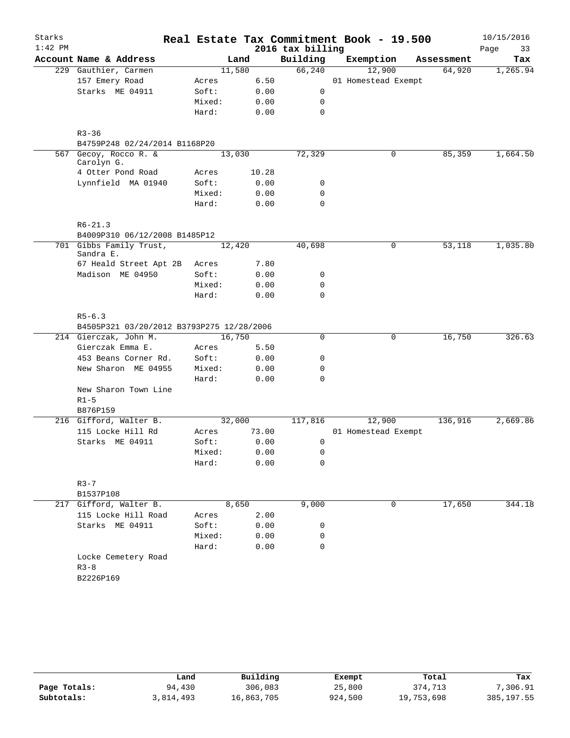Starks
1:42 PM

# Real Estate Tax Commitment Book - 19.500
## 2016 tax billing

10/15/2016

| Account Name & Address | | Land | Building | Exemption | Assessment | Tax |
|---|---|---|---|---|---|---|
| 229 Gauthier, Carmen | | 11,580 | 66,240 | 12,900 | 64,920 | 1,265.94 |
| 157 Emery Road | Acres | 6.50 | | 01 Homestead Exempt | | |
| Starks ME 04911 | Soft: | 0.00 | 0 | | | |
| | Mixed: | 0.00 | 0 | | | |
| | Hard: | 0.00 | 0 | | | |
| R3-36 | | | | | | |
| B4759P248 02/24/2014 B1168P20 | | | | | | |
| 567 Gecoy, Rocco R. & Carolyn G. | | 13,030 | 72,329 | 0 | 85,359 | 1,664.50 |
| 4 Otter Pond Road | Acres | 10.28 | | | | |
| Lynnfield MA 01940 | Soft: | 0.00 | 0 | | | |
| | Mixed: | 0.00 | 0 | | | |
| | Hard: | 0.00 | 0 | | | |
| R6-21.3 | | | | | | |
| B4009P310 06/12/2008 B1485P12 | | | | | | |
| 701 Gibbs Family Trust, Sandra E. | | 12,420 | 40,698 | 0 | 53,118 | 1,035.80 |
| 67 Heald Street Apt 2B | Acres | 7.80 | | | | |
| Madison ME 04950 | Soft: | 0.00 | 0 | | | |
| | Mixed: | 0.00 | 0 | | | |
| | Hard: | 0.00 | 0 | | | |
| R5-6.3 | | | | | | |
| B4505P321 03/20/2012 B3793P275 12/28/2006 | | | | | | |
| 214 Gierczak, John M. | | 16,750 | 0 | 0 | 16,750 | 326.63 |
| Gierczak Emma E. | Acres | 5.50 | | | | |
| 453 Beans Corner Rd. | Soft: | 0.00 | 0 | | | |
| New Sharon ME 04955 | Mixed: | 0.00 | 0 | | | |
| | Hard: | 0.00 | 0 | | | |
| New Sharon Town Line | | | | | | |
| R1-5 | | | | | | |
| B876P159 | | | | | | |
| 216 Gifford, Walter B. | | 32,000 | 117,816 | 12,900 | 136,916 | 2,669.86 |
| 115 Locke Hill Rd | Acres | 73.00 | | 01 Homestead Exempt | | |
| Starks ME 04911 | Soft: | 0.00 | 0 | | | |
| | Mixed: | 0.00 | 0 | | | |
| | Hard: | 0.00 | 0 | | | |
| R3-7 | | | | | | |
| B1537P108 | | | | | | |
| 217 Gifford, Walter B. | | 8,650 | 9,000 | 0 | 17,650 | 344.18 |
| 115 Locke Hill Road | Acres | 2.00 | | | | |
| Starks ME 04911 | Soft: | 0.00 | 0 | | | |
| | Mixed: | 0.00 | 0 | | | |
| | Hard: | 0.00 | 0 | | | |
| Locke Cemetery Road | | | | | | |
| R3-8 | | | | | | |
| B2226P169 | | | | | | |

| | Land | Building | Exempt | Total | Tax |
|---|---|---|---|---|---|
| Page Totals: | 94,430 | 306,083 | 25,800 | 374,713 | 7,306.91 |
| Subtotals: | 3,814,493 | 16,863,705 | 924,500 | 19,753,698 | 385,197.55 |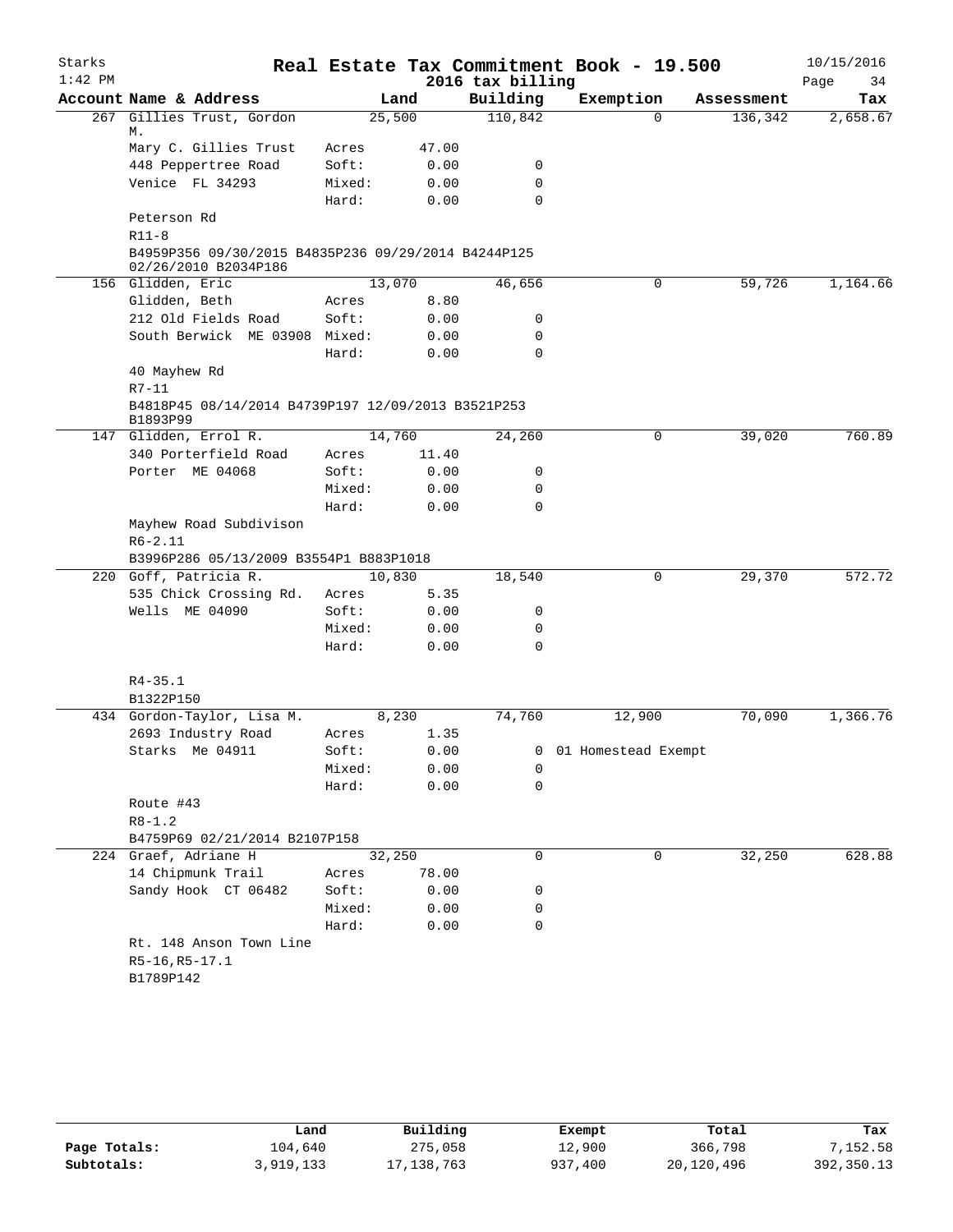Starks 1:42 PM

# Real Estate Tax Commitment Book - 19.500

2016 tax billing

10/15/2016

| Account | Name & Address | Land | | Building | Exemption | Assessment | Tax |
|---|---|---|---|---|---|---|---|
| 267 | Gillies Trust, Gordon M. | 25,500 | | 110,842 | 0 | 136,342 | 2,658.67 |
| | Mary C. Gillies Trust | Acres | 47.00 | | | | |
| | 448 Peppertree Road | Soft: | 0.00 | 0 | | | |
| | Venice FL 34293 | Mixed: | 0.00 | 0 | | | |
| | | Hard: | 0.00 | 0 | | | |
| | Peterson Rd | | | | | | |
| | R11-8 | | | | | | |
| | B4959P356 09/30/2015 B4835P236 09/29/2014 B4244P125 02/26/2010 B2034P186 | | | | | | |
| 156 | Glidden, Eric | 13,070 | | 46,656 | 0 | 59,726 | 1,164.66 |
| | Glidden, Beth | Acres | 8.80 | | | | |
| | 212 Old Fields Road | Soft: | 0.00 | 0 | | | |
| | South Berwick ME 03908 | Mixed: | 0.00 | 0 | | | |
| | | Hard: | 0.00 | 0 | | | |
| | 40 Mayhew Rd | | | | | | |
| | R7-11 | | | | | | |
| | B4818P45 08/14/2014 B4739P197 12/09/2013 B3521P253 B1893P99 | | | | | | |
| 147 | Glidden, Errol R. | 14,760 | | 24,260 | 0 | 39,020 | 760.89 |
| | 340 Porterfield Road | Acres | 11.40 | | | | |
| | Porter ME 04068 | Soft: | 0.00 | 0 | | | |
| | | Mixed: | 0.00 | 0 | | | |
| | | Hard: | 0.00 | 0 | | | |
| | Mayhew Road Subdivison | | | | | | |
| | R6-2.11 | | | | | | |
| | B3996P286 05/13/2009 B3554P1 B883P1018 | | | | | | |
| 220 | Goff, Patricia R. | 10,830 | | 18,540 | 0 | 29,370 | 572.72 |
| | 535 Chick Crossing Rd. | Acres | 5.35 | | | | |
| | Wells ME 04090 | Soft: | 0.00 | 0 | | | |
| | | Mixed: | 0.00 | 0 | | | |
| | | Hard: | 0.00 | 0 | | | |
| | R4-35.1 | | | | | | |
| | B1322P150 | | | | | | |
| 434 | Gordon-Taylor, Lisa M. | 8,230 | | 74,760 | 12,900 | 70,090 | 1,366.76 |
| | 2693 Industry Road | Acres | 1.35 | | | | |
| | Starks Me 04911 | Soft: | 0.00 | 0 | 01 Homestead Exempt | | |
| | | Mixed: | 0.00 | 0 | | | |
| | | Hard: | 0.00 | 0 | | | |
| | Route #43 | | | | | | |
| | R8-1.2 | | | | | | |
| | B4759P69 02/21/2014 B2107P158 | | | | | | |
| 224 | Graef, Adriane H | 32,250 | | 0 | 0 | 32,250 | 628.88 |
| | 14 Chipmunk Trail | Acres | 78.00 | | | | |
| | Sandy Hook CT 06482 | Soft: | 0.00 | 0 | | | |
| | | Mixed: | 0.00 | 0 | | | |
| | | Hard: | 0.00 | 0 | | | |
| | Rt. 148 Anson Town Line | | | | | | |
| | R5-16,R5-17.1 | | | | | | |
| | B1789P142 | | | | | | |

| | Land | Building | Exempt | Total | Tax |
|---|---|---|---|---|---|
| Page Totals: | 104,640 | 275,058 | 12,900 | 366,798 | 7,152.58 |
| Subtotals: | 3,919,133 | 17,138,763 | 937,400 | 20,120,496 | 392,350.13 |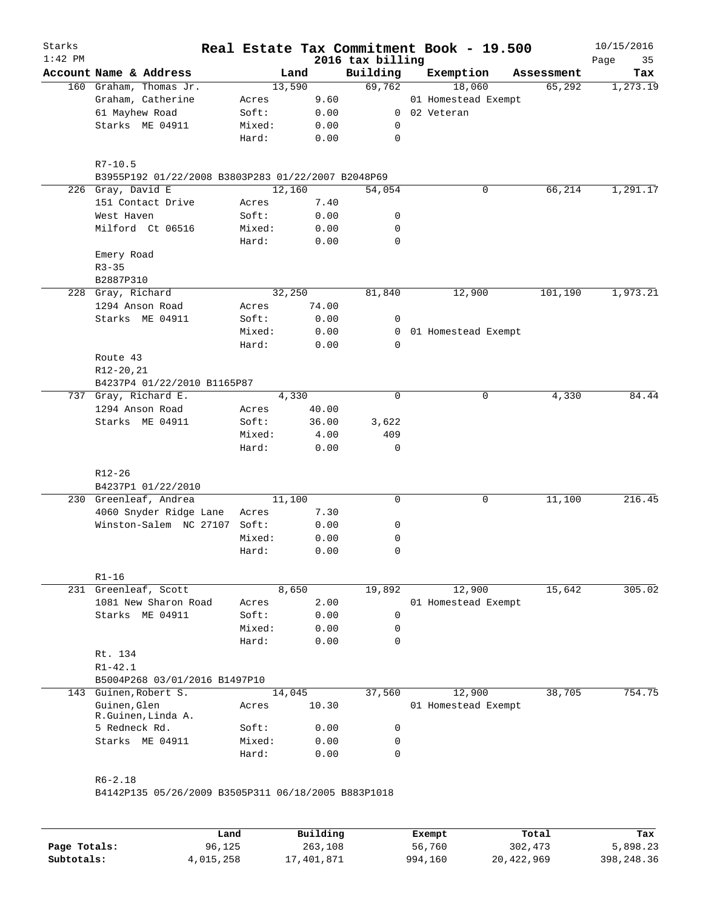Starks 1:42 PM

# Real Estate Tax Commitment Book - 19.500

2016 tax billing

10/15/2016

| Account | Name & Address | | Land | Building | Exemption | Assessment | Tax |
|---|---|---|---|---|---|---|---|
| 160 | Graham, Thomas Jr. | | 13,590 | 69,762 | 18,060 | 65,292 | 1,273.19 |
| | Graham, Catherine | Acres | 9.60 | | 01 Homestead Exempt | | |
| | 61 Mayhew Road | Soft: | 0.00 | 0 | 02 Veteran | | |
| | Starks ME 04911 | Mixed: | 0.00 | 0 | | | |
| | | Hard: | 0.00 | 0 | | | |
| | R7-10.5 | | | | | | |
| | B3955P192 01/22/2008 B3803P283 01/22/2007 B2048P69 | | | | | | |
| 226 | Gray, David E | | 12,160 | 54,054 | 0 | 66,214 | 1,291.17 |
| | 151 Contact Drive | Acres | 7.40 | | | | |
| | West Haven | Soft: | 0.00 | 0 | | | |
| | Milford Ct 06516 | Mixed: | 0.00 | 0 | | | |
| | | Hard: | 0.00 | 0 | | | |
| | Emery Road | | | | | | |
| | R3-35 | | | | | | |
| | B2887P310 | | | | | | |
| 228 | Gray, Richard | | 32,250 | 81,840 | 12,900 | 101,190 | 1,973.21 |
| | 1294 Anson Road | Acres | 74.00 | | | | |
| | Starks ME 04911 | Soft: | 0.00 | 0 | | | |
| | | Mixed: | 0.00 | 0 | 01 Homestead Exempt | | |
| | | Hard: | 0.00 | 0 | | | |
| | Route 43 | | | | | | |
| | R12-20,21 | | | | | | |
| | B4237P4 01/22/2010 B1165P87 | | | | | | |
| 737 | Gray, Richard E. | | 4,330 | 0 | 0 | 4,330 | 84.44 |
| | 1294 Anson Road | Acres | 40.00 | | | | |
| | Starks ME 04911 | Soft: | 36.00 | 3,622 | | | |
| | | Mixed: | 4.00 | 409 | | | |
| | | Hard: | 0.00 | 0 | | | |
| | R12-26 | | | | | | |
| | B4237P1 01/22/2010 | | | | | | |
| 230 | Greenleaf, Andrea | | 11,100 | 0 | 0 | 11,100 | 216.45 |
| | 4060 Snyder Ridge Lane | Acres | 7.30 | | | | |
| | Winston-Salem NC 27107 | Soft: | 0.00 | 0 | | | |
| | | Mixed: | 0.00 | 0 | | | |
| | | Hard: | 0.00 | 0 | | | |
| | R1-16 | | | | | | |
| 231 | Greenleaf, Scott | | 8,650 | 19,892 | 12,900 | 15,642 | 305.02 |
| | 1081 New Sharon Road | Acres | 2.00 | | 01 Homestead Exempt | | |
| | Starks ME 04911 | Soft: | 0.00 | 0 | | | |
| | | Mixed: | 0.00 | 0 | | | |
| | | Hard: | 0.00 | 0 | | | |
| | Rt. 134 | | | | | | |
| | R1-42.1 | | | | | | |
| | B5004P268 03/01/2016 B1497P10 | | | | | | |
| 143 | Guinen,Robert S. | | 14,045 | 37,560 | 12,900 | 38,705 | 754.75 |
| | Guinen,Glen R.Guinen,Linda A. | Acres | 10.30 | | 01 Homestead Exempt | | |
| | 5 Redneck Rd. | Soft: | 0.00 | 0 | | | |
| | Starks ME 04911 | Mixed: | 0.00 | 0 | | | |
| | | Hard: | 0.00 | 0 | | | |
| | R6-2.18 | | | | | | |
| | B4142P135 05/26/2009 B3505P311 06/18/2005 B883P1018 | | | | | | |

| | Land | Building | Exempt | Total | Tax |
|---|---|---|---|---|---|
| Page Totals: | 96,125 | 263,108 | 56,760 | 302,473 | 5,898.23 |
| Subtotals: | 4,015,258 | 17,401,871 | 994,160 | 20,422,969 | 398,248.36 |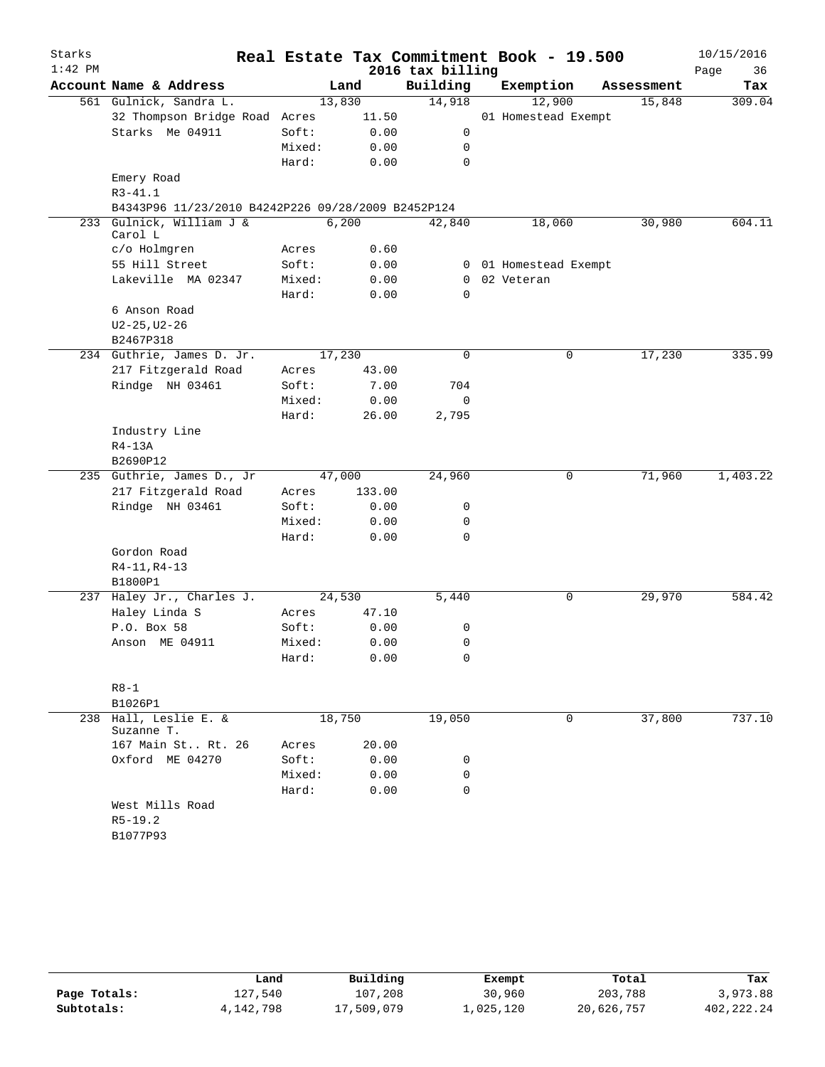# Real Estate Tax Commitment Book - 19.500

Starks
2016 tax billing

| Account | Name & Address | | Land | Building | Exemption | Assessment | Tax |
|---|---|---|---|---|---|---|---|
| 561 | Gulnick, Sandra L. | | 13,830 | 14,918 | 12,900 | 15,848 | 309.04 |
| | 32 Thompson Bridge Road | Acres | 11.50 | | 01 Homestead Exempt | | |
| | Starks Me 04911 | Soft: | 0.00 | 0 | | | |
| | | Mixed: | 0.00 | 0 | | | |
| | | Hard: | 0.00 | 0 | | | |
| | Emery Road | | | | | | |
| | R3-41.1 | | | | | | |
| | B4343P96 11/23/2010 B4242P226 09/28/2009 B2452P124 | | | | | | |
| 233 | Gulnick, William J & Carol L | | 6,200 | 42,840 | 18,060 | 30,980 | 604.11 |
| | c/o Holmgren | Acres | 0.60 | | | | |
| | 55 Hill Street | Soft: | 0.00 | 0 | 01 Homestead Exempt | | |
| | Lakeville MA 02347 | Mixed: | 0.00 | 0 | 02 Veteran | | |
| | | Hard: | 0.00 | 0 | | | |
| | 6 Anson Road | | | | | | |
| | U2-25,U2-26 | | | | | | |
| | B2467P318 | | | | | | |
| 234 | Guthrie, James D. Jr. | | 17,230 | 0 | 0 | 17,230 | 335.99 |
| | 217 Fitzgerald Road | Acres | 43.00 | | | | |
| | Rindge NH 03461 | Soft: | 7.00 | 704 | | | |
| | | Mixed: | 0.00 | 0 | | | |
| | | Hard: | 26.00 | 2,795 | | | |
| | Industry Line | | | | | | |
| | R4-13A | | | | | | |
| | B2690P12 | | | | | | |
| 235 | Guthrie, James D., Jr | | 47,000 | 24,960 | 0 | 71,960 | 1,403.22 |
| | 217 Fitzgerald Road | Acres | 133.00 | | | | |
| | Rindge NH 03461 | Soft: | 0.00 | 0 | | | |
| | | Mixed: | 0.00 | 0 | | | |
| | | Hard: | 0.00 | 0 | | | |
| | Gordon Road | | | | | | |
| | R4-11,R4-13 | | | | | | |
| | B1800P1 | | | | | | |
| 237 | Haley Jr., Charles J. | | 24,530 | 5,440 | 0 | 29,970 | 584.42 |
| | Haley Linda S | Acres | 47.10 | | | | |
| | P.O. Box 58 | Soft: | 0.00 | 0 | | | |
| | Anson ME 04911 | Mixed: | 0.00 | 0 | | | |
| | | Hard: | 0.00 | 0 | | | |
| | R8-1 | | | | | | |
| | B1026P1 | | | | | | |
| 238 | Hall, Leslie E. & Suzanne T. | | 18,750 | 19,050 | 0 | 37,800 | 737.10 |
| | 167 Main St.. Rt. 26 | Acres | 20.00 | | | | |
| | Oxford ME 04270 | Soft: | 0.00 | 0 | | | |
| | | Mixed: | 0.00 | 0 | | | |
| | | Hard: | 0.00 | 0 | | | |
| | West Mills Road | | | | | | |
| | R5-19.2 | | | | | | |
| | B1077P93 | | | | | | |

| | Land | Building | Exempt | Total | Tax |
|---|---|---|---|---|---|
| Page Totals: | 127,540 | 107,208 | 30,960 | 203,788 | 3,973.88 |
| Subtotals: | 4,142,798 | 17,509,079 | 1,025,120 | 20,626,757 | 402,222.24 |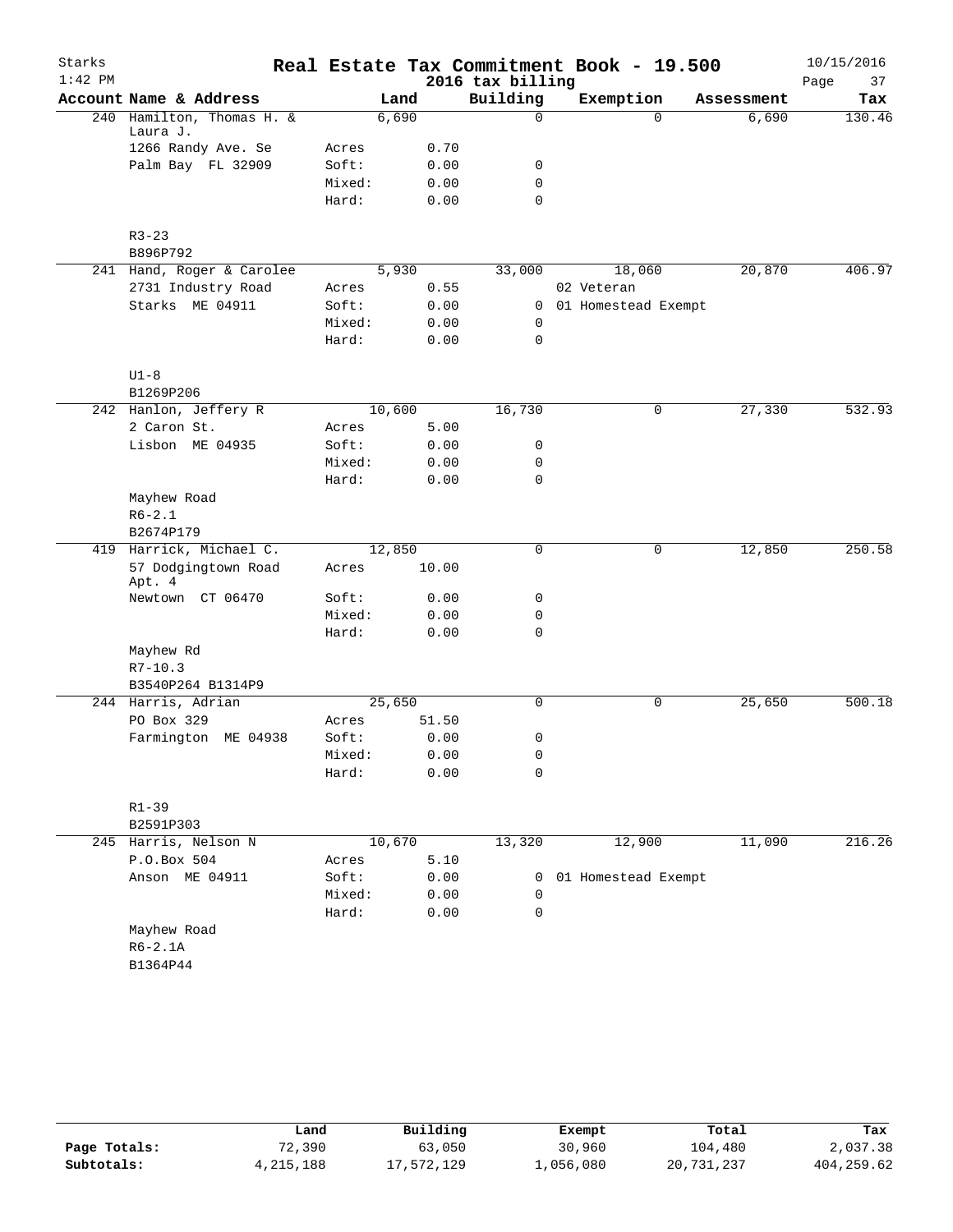Starks
1:42 PM

# Real Estate Tax Commitment Book - 19.500
## 2016 tax billing

10/15/2016

| Account Name & Address | | Land | Building | Exemption | Assessment | Tax |
|---|---|---|---|---|---|---|
| 240 Hamilton, Thomas H. & Laura J. | | 6,690 | 0 | 0 | 6,690 | 130.46 |
| 1266 Randy Ave. Se | Acres | 0.70 | | | | |
| Palm Bay FL 32909 | Soft: | 0.00 | 0 | | | |
| | Mixed: | 0.00 | 0 | | | |
| | Hard: | 0.00 | 0 | | | |
| R3-23 | | | | | | |
| B896P792 | | | | | | |
| 241 Hand, Roger & Carolee | | 5,930 | 33,000 | 18,060 | 20,870 | 406.97 |
| 2731 Industry Road | Acres | 0.55 | | 02 Veteran | | |
| Starks ME 04911 | Soft: | 0.00 | 0 | 01 Homestead Exempt | | |
| | Mixed: | 0.00 | 0 | | | |
| | Hard: | 0.00 | 0 | | | |
| U1-8 | | | | | | |
| B1269P206 | | | | | | |
| 242 Hanlon, Jeffery R | | 10,600 | 16,730 | 0 | 27,330 | 532.93 |
| 2 Caron St. | Acres | 5.00 | | | | |
| Lisbon ME 04935 | Soft: | 0.00 | 0 | | | |
| | Mixed: | 0.00 | 0 | | | |
| | Hard: | 0.00 | 0 | | | |
| Mayhew Road | | | | | | |
| R6-2.1 | | | | | | |
| B2674P179 | | | | | | |
| 419 Harrick, Michael C. | | 12,850 | 0 | 0 | 12,850 | 250.58 |
| 57 Dodgingtown Road Apt. 4 | Acres | 10.00 | | | | |
| Newtown CT 06470 | Soft: | 0.00 | 0 | | | |
| | Mixed: | 0.00 | 0 | | | |
| | Hard: | 0.00 | 0 | | | |
| Mayhew Rd | | | | | | |
| R7-10.3 | | | | | | |
| B3540P264 B1314P9 | | | | | | |
| 244 Harris, Adrian | | 25,650 | 0 | 0 | 25,650 | 500.18 |
| PO Box 329 | Acres | 51.50 | | | | |
| Farmington ME 04938 | Soft: | 0.00 | 0 | | | |
| | Mixed: | 0.00 | 0 | | | |
| | Hard: | 0.00 | 0 | | | |
| R1-39 | | | | | | |
| B2591P303 | | | | | | |
| 245 Harris, Nelson N | | 10,670 | 13,320 | 12,900 | 11,090 | 216.26 |
| P.O.Box 504 | Acres | 5.10 | | | | |
| Anson ME 04911 | Soft: | 0.00 | 0 | 01 Homestead Exempt | | |
| | Mixed: | 0.00 | 0 | | | |
| | Hard: | 0.00 | 0 | | | |
| Mayhew Road | | | | | | |
| R6-2.1A | | | | | | |
| B1364P44 | | | | | | |

| | Land | Building | Exempt | Total | Tax |
|---|---|---|---|---|---|
| Page Totals: | 72,390 | 63,050 | 30,960 | 104,480 | 2,037.38 |
| Subtotals: | 4,215,188 | 17,572,129 | 1,056,080 | 20,731,237 | 404,259.62 |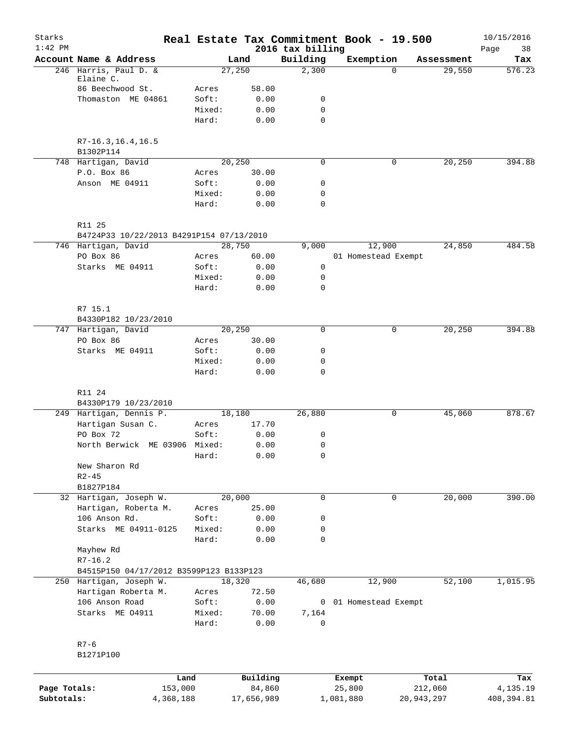# Real Estate Tax Commitment Book - 19.500

Starks
1:42 PM
10/15/2016
2016 tax billing

| Account Name & Address | | Land | Building | Exemption | Assessment | Tax |
|---|---|---|---|---|---|---|
| 246 Harris, Paul D. & Elaine C. | | 27,250 | 2,300 | 0 | 29,550 | 576.23 |
| 86 Beechwood St. | Acres | 58.00 | | | | |
| Thomaston ME 04861 | Soft: | 0.00 | 0 | | | |
| | Mixed: | 0.00 | 0 | | | |
| | Hard: | 0.00 | 0 | | | |
| R7-16.3,16.4,16.5 | | | | | | |
| B1302P114 | | | | | | |
| 748 Hartigan, David | | 20,250 | 0 | 0 | 20,250 | 394.88 |
| P.O. Box 86 | Acres | 30.00 | | | | |
| Anson ME 04911 | Soft: | 0.00 | 0 | | | |
| | Mixed: | 0.00 | 0 | | | |
| | Hard: | 0.00 | 0 | | | |
| R11 25 | | | | | | |
| B4724P33 10/22/2013 B4291P154 07/13/2010 | | | | | | |
| 746 Hartigan, David | | 28,750 | 9,000 | 12,900 | 24,850 | 484.58 |
| PO Box 86 | Acres | 60.00 | | 01 Homestead Exempt | | |
| Starks ME 04911 | Soft: | 0.00 | 0 | | | |
| | Mixed: | 0.00 | 0 | | | |
| | Hard: | 0.00 | 0 | | | |
| R7 15.1 | | | | | | |
| B4330P182 10/23/2010 | | | | | | |
| 747 Hartigan, David | | 20,250 | 0 | 0 | 20,250 | 394.88 |
| PO Box 86 | Acres | 30.00 | | | | |
| Starks ME 04911 | Soft: | 0.00 | 0 | | | |
| | Mixed: | 0.00 | 0 | | | |
| | Hard: | 0.00 | 0 | | | |
| R11 24 | | | | | | |
| B4330P179 10/23/2010 | | | | | | |
| 249 Hartigan, Dennis P. | | 18,180 | 26,880 | 0 | 45,060 | 878.67 |
| Hartigan Susan C. | Acres | 17.70 | | | | |
| PO Box 72 | Soft: | 0.00 | 0 | | | |
| North Berwick ME 03906 | Mixed: | 0.00 | 0 | | | |
| | Hard: | 0.00 | 0 | | | |
| New Sharon Rd | | | | | | |
| R2-45 | | | | | | |
| B1827P184 | | | | | | |
| 32 Hartigan, Joseph W. | | 20,000 | 0 | 0 | 20,000 | 390.00 |
| Hartigan, Roberta M. | Acres | 25.00 | | | | |
| 106 Anson Rd. | Soft: | 0.00 | 0 | | | |
| Starks ME 04911-0125 | Mixed: | 0.00 | 0 | | | |
| | Hard: | 0.00 | 0 | | | |
| Mayhew Rd | | | | | | |
| R7-16.2 | | | | | | |
| B4515P150 04/17/2012 B3599P123 B133P123 | | | | | | |
| 250 Hartigan, Joseph W. | | 18,320 | 46,680 | 12,900 | 52,100 | 1,015.95 |
| Hartigan Roberta M. | Acres | 72.50 | | | | |
| 106 Anson Road | Soft: | 0.00 | 0 | 01 Homestead Exempt | | |
| Starks ME 04911 | Mixed: | 70.00 | 7,164 | | | |
| | Hard: | 0.00 | 0 | | | |
| R7-6 | | | | | | |
| B1271P100 | | | | | | |

| | Land | Building | Exempt | Total | Tax |
|---|---|---|---|---|---|
| Page Totals: | 153,000 | 84,860 | 25,800 | 212,060 | 4,135.19 |
| Subtotals: | 4,368,188 | 17,656,989 | 1,081,880 | 20,943,297 | 408,394.81 |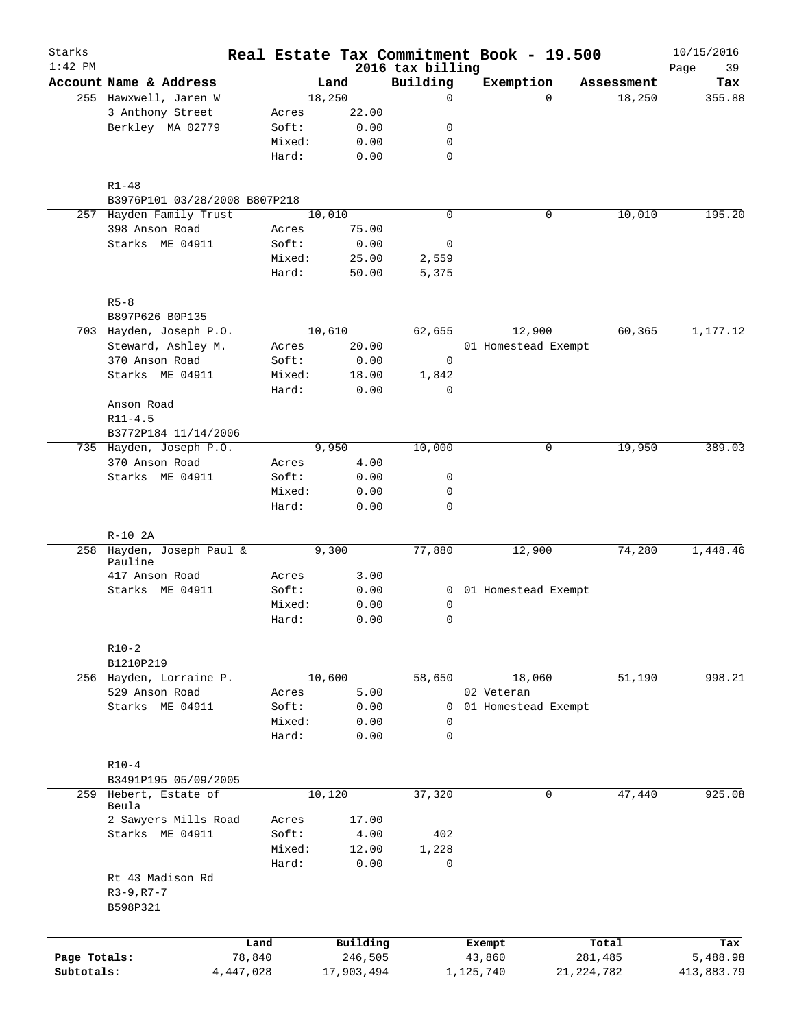# Real Estate Tax Commitment Book - 19.500

Starks
1:42 PM

2016 tax billing

10/15/2016

| Account Name & Address | | Land | Building | Exemption | Assessment | Tax |
|---|---|---|---|---|---|---|
| 255 Hawxwell, Jaren W | | 18,250 | 0 | 0 | 18,250 | 355.88 |
| 3 Anthony Street | Acres | 22.00 | | | | |
| Berkley MA 02779 | Soft: | 0.00 | 0 | | | |
| | Mixed: | 0.00 | 0 | | | |
| | Hard: | 0.00 | 0 | | | |
| R1-48 | | | | | | |
| B3976P101 03/28/2008 B807P218 | | | | | | |
| 257 Hayden Family Trust | | 10,010 | 0 | 0 | 10,010 | 195.20 |
| 398 Anson Road | Acres | 75.00 | | | | |
| Starks ME 04911 | Soft: | 0.00 | 0 | | | |
| | Mixed: | 25.00 | 2,559 | | | |
| | Hard: | 50.00 | 5,375 | | | |
| R5-8 | | | | | | |
| B897P626 B0P135 | | | | | | |
| 703 Hayden, Joseph P.O. | | 10,610 | 62,655 | 12,900 | 60,365 | 1,177.12 |
| Steward, Ashley M. | Acres | 20.00 | | 01 Homestead Exempt | | |
| 370 Anson Road | Soft: | 0.00 | 0 | | | |
| Starks ME 04911 | Mixed: | 18.00 | 1,842 | | | |
| | Hard: | 0.00 | 0 | | | |
| Anson Road | | | | | | |
| R11-4.5 | | | | | | |
| B3772P184 11/14/2006 | | | | | | |
| 735 Hayden, Joseph P.O. | | 9,950 | 10,000 | 0 | 19,950 | 389.03 |
| 370 Anson Road | Acres | 4.00 | | | | |
| Starks ME 04911 | Soft: | 0.00 | 0 | | | |
| | Mixed: | 0.00 | 0 | | | |
| | Hard: | 0.00 | 0 | | | |
| R-10 2A | | | | | | |
| 258 Hayden, Joseph Paul & Pauline | | 9,300 | 77,880 | 12,900 | 74,280 | 1,448.46 |
| 417 Anson Road | Acres | 3.00 | | | | |
| Starks ME 04911 | Soft: | 0.00 | 0 | 01 Homestead Exempt | | |
| | Mixed: | 0.00 | 0 | | | |
| | Hard: | 0.00 | 0 | | | |
| R10-2 | | | | | | |
| B1210P219 | | | | | | |
| 256 Hayden, Lorraine P. | | 10,600 | 58,650 | 18,060 | 51,190 | 998.21 |
| 529 Anson Road | Acres | 5.00 | | 02 Veteran | | |
| Starks ME 04911 | Soft: | 0.00 | 0 | 01 Homestead Exempt | | |
| | Mixed: | 0.00 | 0 | | | |
| | Hard: | 0.00 | 0 | | | |
| R10-4 | | | | | | |
| B3491P195 05/09/2005 | | | | | | |
| 259 Hebert, Estate of Beula | | 10,120 | 37,320 | 0 | 47,440 | 925.08 |
| 2 Sawyers Mills Road | Acres | 17.00 | | | | |
| Starks ME 04911 | Soft: | 4.00 | 402 | | | |
| | Mixed: | 12.00 | 1,228 | | | |
| | Hard: | 0.00 | 0 | | | |
| Rt 43 Madison Rd | | | | | | |
| R3-9,R7-7 | | | | | | |
| B598P321 | | | | | | |

| | Land | Building | Exempt | Total | Tax |
|---|---|---|---|---|---|
| Page Totals: | 78,840 | 246,505 | 43,860 | 281,485 | 5,488.98 |
| Subtotals: | 4,447,028 | 17,903,494 | 1,125,740 | 21,224,782 | 413,883.79 |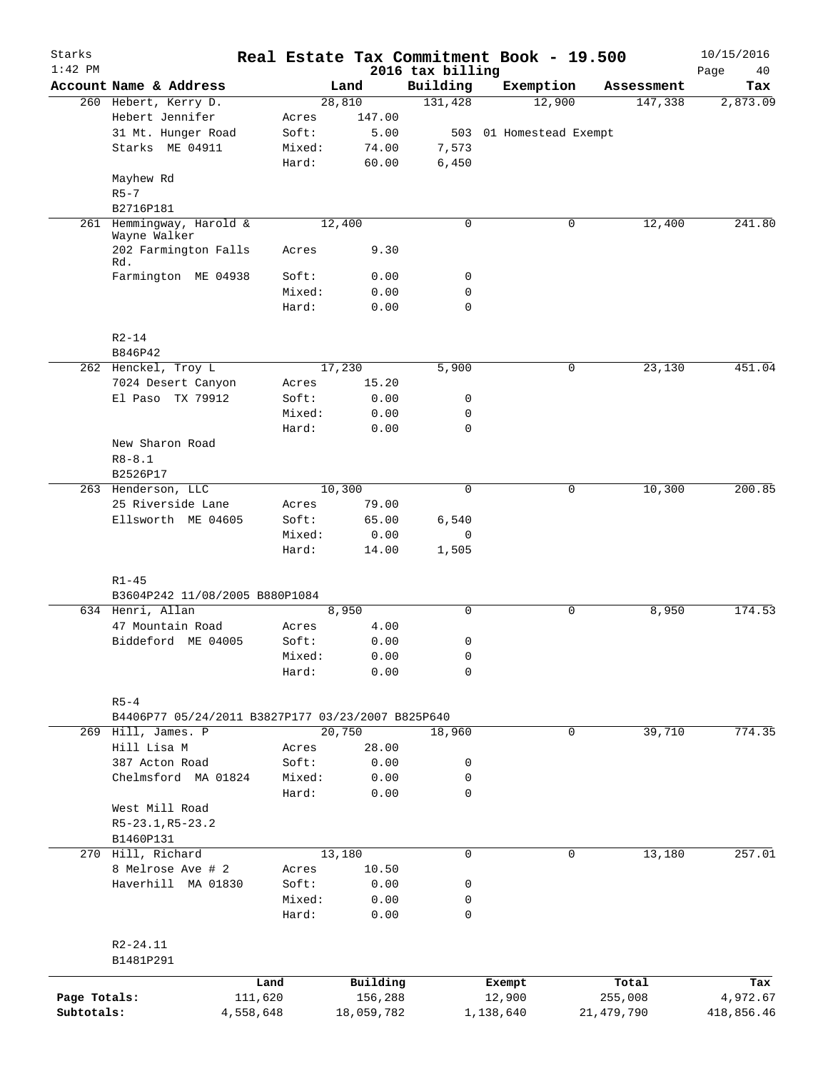# Real Estate Tax Commitment Book - 19.500

Starks
1:42 PM

2016 tax billing

10/15/2016

| Account Name & Address | | Land | Building | Exemption | Assessment | Tax |
|---|---|---|---|---|---|---|
| 260 Hebert, Kerry D. | | 28,810 | 131,428 | 12,900 | 147,338 | 2,873.09 |
| Hebert Jennifer | Acres | 147.00 | | | | |
| 31 Mt. Hunger Road | Soft: | 5.00 | 503 | 01 Homestead Exempt | | |
| Starks ME 04911 | Mixed: | 74.00 | 7,573 | | | |
| | Hard: | 60.00 | 6,450 | | | |
| Mayhew Rd | | | | | | |
| R5-7 | | | | | | |
| B2716P181 | | | | | | |
| 261 Hemmingway, Harold & Wayne Walker | | 12,400 | 0 | 0 | 12,400 | 241.80 |
| 202 Farmington Falls Rd. | Acres | 9.30 | | | | |
| Farmington ME 04938 | Soft: | 0.00 | 0 | | | |
| | Mixed: | 0.00 | 0 | | | |
| | Hard: | 0.00 | 0 | | | |
| R2-14 | | | | | | |
| B846P42 | | | | | | |
| 262 Henckel, Troy L | | 17,230 | 5,900 | 0 | 23,130 | 451.04 |
| 7024 Desert Canyon | Acres | 15.20 | | | | |
| El Paso TX 79912 | Soft: | 0.00 | 0 | | | |
| | Mixed: | 0.00 | 0 | | | |
| | Hard: | 0.00 | 0 | | | |
| New Sharon Road | | | | | | |
| R8-8.1 | | | | | | |
| B2526P17 | | | | | | |
| 263 Henderson, LLC | | 10,300 | 0 | 0 | 10,300 | 200.85 |
| 25 Riverside Lane | Acres | 79.00 | | | | |
| Ellsworth ME 04605 | Soft: | 65.00 | 6,540 | | | |
| | Mixed: | 0.00 | 0 | | | |
| | Hard: | 14.00 | 1,505 | | | |
| R1-45 | | | | | | |
| B3604P242 11/08/2005 B880P1084 | | | | | | |
| 634 Henri, Allan | | 8,950 | 0 | 0 | 8,950 | 174.53 |
| 47 Mountain Road | Acres | 4.00 | | | | |
| Biddeford ME 04005 | Soft: | 0.00 | 0 | | | |
| | Mixed: | 0.00 | 0 | | | |
| | Hard: | 0.00 | 0 | | | |
| R5-4 | | | | | | |
| B4406P77 05/24/2011 B3827P177 03/23/2007 B825P640 | | | | | | |
| 269 Hill, James. P | | 20,750 | 18,960 | 0 | 39,710 | 774.35 |
| Hill Lisa M | Acres | 28.00 | | | | |
| 387 Acton Road | Soft: | 0.00 | 0 | | | |
| Chelmsford MA 01824 | Mixed: | 0.00 | 0 | | | |
| | Hard: | 0.00 | 0 | | | |
| West Mill Road | | | | | | |
| R5-23.1,R5-23.2 | | | | | | |
| B1460P131 | | | | | | |
| 270 Hill, Richard | | 13,180 | 0 | 0 | 13,180 | 257.01 |
| 8 Melrose Ave # 2 | Acres | 10.50 | | | | |
| Haverhill MA 01830 | Soft: | 0.00 | 0 | | | |
| | Mixed: | 0.00 | 0 | | | |
| | Hard: | 0.00 | 0 | | | |
| R2-24.11 | | | | | | |
| B1481P291 | | | | | | |

| | Land | Building | Exempt | Total | Tax |
|---|---|---|---|---|---|
| Page Totals: | 111,620 | 156,288 | 12,900 | 255,008 | 4,972.67 |
| Subtotals: | 4,558,648 | 18,059,782 | 1,138,640 | 21,479,790 | 418,856.46 |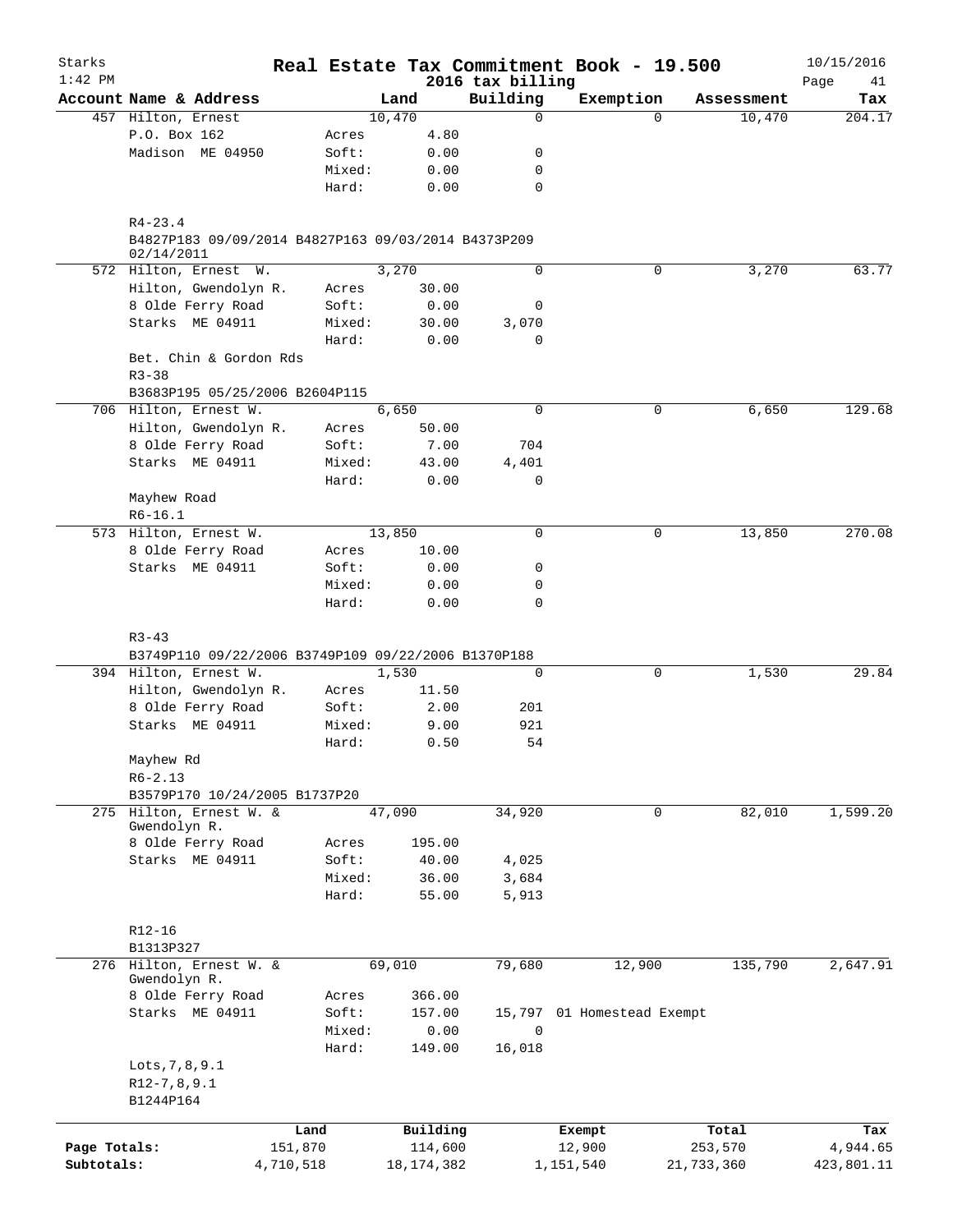# Real Estate Tax Commitment Book - 19.500

Starks
1:42 PM
2016 tax billing
10/15/2016

| Account Name & Address | | Land | Building | Exemption | Assessment | Tax |
|---|---|---|---|---|---|---|
| 457 Hilton, Ernest | | 10,470 | 0 | 0 | 10,470 | 204.17 |
| P.O. Box 162 | Acres | 4.80 | | | | |
| Madison ME 04950 | Soft: | 0.00 | 0 | | | |
| | Mixed: | 0.00 | 0 | | | |
| | Hard: | 0.00 | 0 | | | |
| R4-23.4 | | | | | | |
| B4827P183 09/09/2014 B4827P163 09/03/2014 B4373P209 02/14/2011 | | | | | | |
| 572 Hilton, Ernest W. | | 3,270 | 0 | 0 | 3,270 | 63.77 |
| Hilton, Gwendolyn R. | Acres | 30.00 | | | | |
| 8 Olde Ferry Road | Soft: | 0.00 | 0 | | | |
| Starks ME 04911 | Mixed: | 30.00 | 3,070 | | | |
| | Hard: | 0.00 | 0 | | | |
| Bet. Chin & Gordon Rds | | | | | | |
| R3-38 | | | | | | |
| B3683P195 05/25/2006 B2604P115 | | | | | | |
| 706 Hilton, Ernest W. | | 6,650 | 0 | 0 | 6,650 | 129.68 |
| Hilton, Gwendolyn R. | Acres | 50.00 | | | | |
| 8 Olde Ferry Road | Soft: | 7.00 | 704 | | | |
| Starks ME 04911 | Mixed: | 43.00 | 4,401 | | | |
| | Hard: | 0.00 | 0 | | | |
| Mayhew Road | | | | | | |
| R6-16.1 | | | | | | |
| 573 Hilton, Ernest W. | | 13,850 | 0 | 0 | 13,850 | 270.08 |
| 8 Olde Ferry Road | Acres | 10.00 | | | | |
| Starks ME 04911 | Soft: | 0.00 | 0 | | | |
| | Mixed: | 0.00 | 0 | | | |
| | Hard: | 0.00 | 0 | | | |
| R3-43 | | | | | | |
| B3749P110 09/22/2006 B3749P109 09/22/2006 B1370P188 | | | | | | |
| 394 Hilton, Ernest W. | | 1,530 | 0 | 0 | 1,530 | 29.84 |
| Hilton, Gwendolyn R. | Acres | 11.50 | | | | |
| 8 Olde Ferry Road | Soft: | 2.00 | 201 | | | |
| Starks ME 04911 | Mixed: | 9.00 | 921 | | | |
| | Hard: | 0.50 | 54 | | | |
| Mayhew Rd | | | | | | |
| R6-2.13 | | | | | | |
| B3579P170 10/24/2005 B1737P20 | | | | | | |
| 275 Hilton, Ernest W. & Gwendolyn R. | | 47,090 | 34,920 | 0 | 82,010 | 1,599.20 |
| 8 Olde Ferry Road | Acres | 195.00 | | | | |
| Starks ME 04911 | Soft: | 40.00 | 4,025 | | | |
| | Mixed: | 36.00 | 3,684 | | | |
| | Hard: | 55.00 | 5,913 | | | |
| R12-16 | | | | | | |
| B1313P327 | | | | | | |
| 276 Hilton, Ernest W. & Gwendolyn R. | | 69,010 | 79,680 | 12,900 | 135,790 | 2,647.91 |
| 8 Olde Ferry Road | Acres | 366.00 | | | | |
| Starks ME 04911 | Soft: | 157.00 | 15,797 | 01 Homestead Exempt | | |
| | Mixed: | 0.00 | 0 | | | |
| | Hard: | 149.00 | 16,018 | | | |
| Lots,7,8,9.1 | | | | | | |
| R12-7,8,9.1 | | | | | | |
| B1244P164 | | | | | | |

| | Land | Building | Exempt | Total | Tax |
|---|---|---|---|---|---|
| Page Totals: | 151,870 | 114,600 | 12,900 | 253,570 | 4,944.65 |
| Subtotals: | 4,710,518 | 18,174,382 | 1,151,540 | 21,733,360 | 423,801.11 |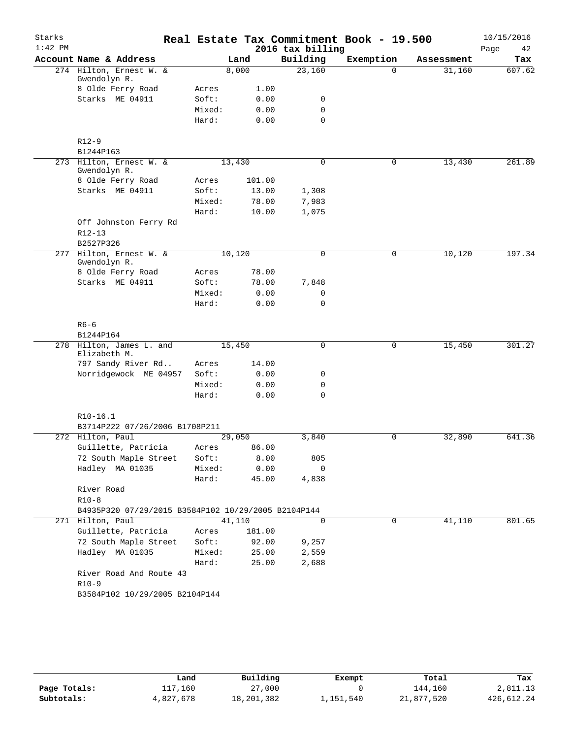# Real Estate Tax Commitment Book - 19.500

Starks 1:42 PM — 2016 tax billing — 10/15/2016

| Account Name & Address | | Land | Building | Exemption | Assessment | Tax |
|---|---|---|---|---|---|---|
| 274 Hilton, Ernest W. & Gwendolyn R. | | 8,000 | 23,160 | 0 | 31,160 | 607.62 |
| 8 Olde Ferry Road | Acres | 1.00 | | | | |
| Starks ME 04911 | Soft: | 0.00 | 0 | | | |
| | Mixed: | 0.00 | 0 | | | |
| | Hard: | 0.00 | 0 | | | |
| R12-9 | | | | | | |
| B1244P163 | | | | | | |
| 273 Hilton, Ernest W. & Gwendolyn R. | | 13,430 | 0 | 0 | 13,430 | 261.89 |
| 8 Olde Ferry Road | Acres | 101.00 | | | | |
| Starks ME 04911 | Soft: | 13.00 | 1,308 | | | |
| | Mixed: | 78.00 | 7,983 | | | |
| | Hard: | 10.00 | 1,075 | | | |
| Off Johnston Ferry Rd | | | | | | |
| R12-13 | | | | | | |
| B2527P326 | | | | | | |
| 277 Hilton, Ernest W. & Gwendolyn R. | | 10,120 | 0 | 0 | 10,120 | 197.34 |
| 8 Olde Ferry Road | Acres | 78.00 | | | | |
| Starks ME 04911 | Soft: | 78.00 | 7,848 | | | |
| | Mixed: | 0.00 | 0 | | | |
| | Hard: | 0.00 | 0 | | | |
| R6-6 | | | | | | |
| B1244P164 | | | | | | |
| 278 Hilton, James L. and Elizabeth M. | | 15,450 | 0 | 0 | 15,450 | 301.27 |
| 797 Sandy River Rd.. | Acres | 14.00 | | | | |
| Norridgewock ME 04957 | Soft: | 0.00 | 0 | | | |
| | Mixed: | 0.00 | 0 | | | |
| | Hard: | 0.00 | 0 | | | |
| R10-16.1 | | | | | | |
| B3714P222 07/26/2006 B1708P211 | | | | | | |
| 272 Hilton, Paul | | 29,050 | 3,840 | 0 | 32,890 | 641.36 |
| Guillette, Patricia | Acres | 86.00 | | | | |
| 72 South Maple Street | Soft: | 8.00 | 805 | | | |
| Hadley MA 01035 | Mixed: | 0.00 | 0 | | | |
| | Hard: | 45.00 | 4,838 | | | |
| River Road | | | | | | |
| R10-8 | | | | | | |
| B4935P320 07/29/2015 B3584P102 10/29/2005 B2104P144 | | | | | | |
| 271 Hilton, Paul | | 41,110 | 0 | 0 | 41,110 | 801.65 |
| Guillette, Patricia | Acres | 181.00 | | | | |
| 72 South Maple Street | Soft: | 92.00 | 9,257 | | | |
| Hadley MA 01035 | Mixed: | 25.00 | 2,559 | | | |
| | Hard: | 25.00 | 2,688 | | | |
| River Road And Route 43 | | | | | | |
| R10-9 | | | | | | |
| B3584P102 10/29/2005 B2104P144 | | | | | | |

| | Land | Building | Exempt | Total | Tax |
|---|---|---|---|---|---|
| Page Totals: | 117,160 | 27,000 | 0 | 144,160 | 2,811.13 |
| Subtotals: | 4,827,678 | 18,201,382 | 1,151,540 | 21,877,520 | 426,612.24 |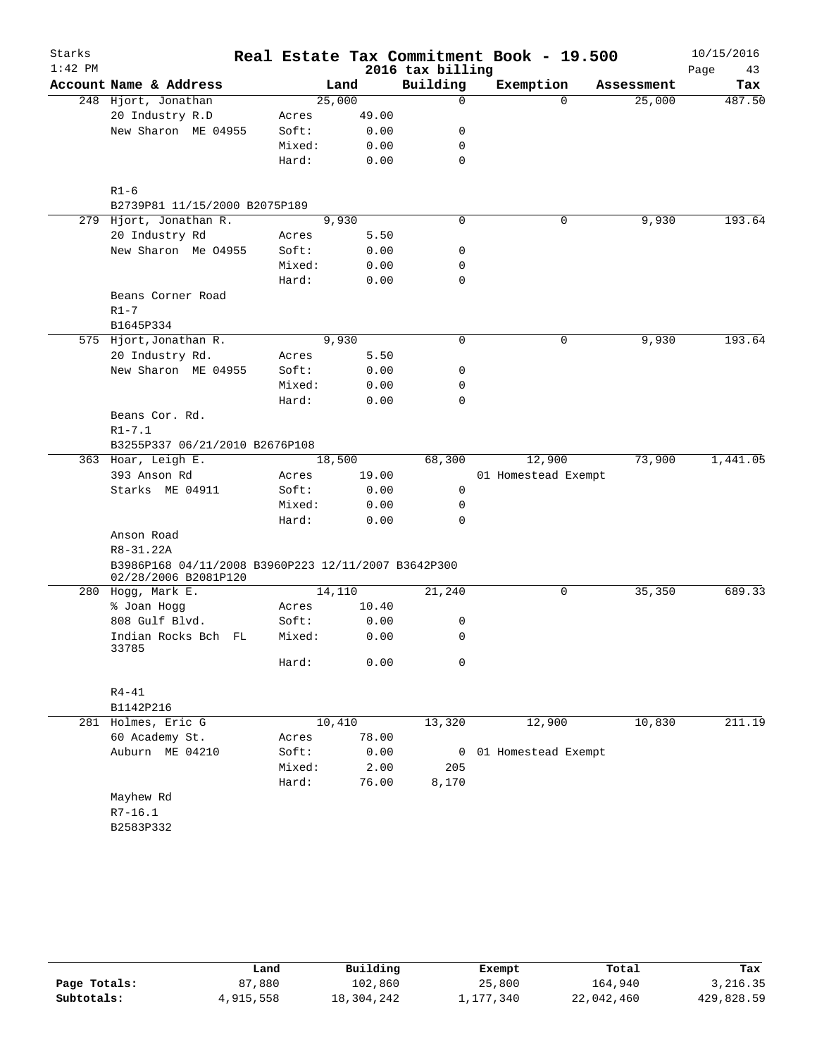# Real Estate Tax Commitment Book - 19.500

Starks 1:42 PM — 2016 tax billing — 10/15/2016

| Account Name & Address | | Land | Building | Exemption | Assessment | Tax |
|---|---|---|---|---|---|---|
| 248 Hjort, Jonathan | | 25,000 | 0 | 0 | 25,000 | 487.50 |
| 20 Industry R.D | Acres | 49.00 | | | | |
| New Sharon ME 04955 | Soft: | 0.00 | 0 | | | |
| | Mixed: | 0.00 | 0 | | | |
| | Hard: | 0.00 | 0 | | | |
| R1-6 | | | | | | |
| B2739P81 11/15/2000 B2075P189 | | | | | | |
| 279 Hjort, Jonathan R. | | 9,930 | 0 | 0 | 9,930 | 193.64 |
| 20 Industry Rd | Acres | 5.50 | | | | |
| New Sharon Me 04955 | Soft: | 0.00 | 0 | | | |
| | Mixed: | 0.00 | 0 | | | |
| | Hard: | 0.00 | 0 | | | |
| Beans Corner Road | | | | | | |
| R1-7 | | | | | | |
| B1645P334 | | | | | | |
| 575 Hjort,Jonathan R. | | 9,930 | 0 | 0 | 9,930 | 193.64 |
| 20 Industry Rd. | Acres | 5.50 | | | | |
| New Sharon ME 04955 | Soft: | 0.00 | 0 | | | |
| | Mixed: | 0.00 | 0 | | | |
| | Hard: | 0.00 | 0 | | | |
| Beans Cor. Rd. | | | | | | |
| R1-7.1 | | | | | | |
| B3255P337 06/21/2010 B2676P108 | | | | | | |
| 363 Hoar, Leigh E. | | 18,500 | 68,300 | 12,900 | 73,900 | 1,441.05 |
| 393 Anson Rd | Acres | 19.00 | | 01 Homestead Exempt | | |
| Starks ME 04911 | Soft: | 0.00 | 0 | | | |
| | Mixed: | 0.00 | 0 | | | |
| | Hard: | 0.00 | 0 | | | |
| Anson Road | | | | | | |
| R8-31.22A | | | | | | |
| B3986P168 04/11/2008 B3960P223 12/11/2007 B3642P300 02/28/2006 B2081P120 | | | | | | |
| 280 Hogg, Mark E. | | 14,110 | 21,240 | 0 | 35,350 | 689.33 |
| % Joan Hogg | Acres | 10.40 | | | | |
| 808 Gulf Blvd. | Soft: | 0.00 | 0 | | | |
| Indian Rocks Bch FL 33785 | Mixed: | 0.00 | 0 | | | |
| | Hard: | 0.00 | 0 | | | |
| R4-41 | | | | | | |
| B1142P216 | | | | | | |
| 281 Holmes, Eric G | | 10,410 | 13,320 | 12,900 | 10,830 | 211.19 |
| 60 Academy St. | Acres | 78.00 | | | | |
| Auburn ME 04210 | Soft: | 0.00 | 0 | 01 Homestead Exempt | | |
| | Mixed: | 2.00 | 205 | | | |
| | Hard: | 76.00 | 8,170 | | | |
| Mayhew Rd | | | | | | |
| R7-16.1 | | | | | | |
| B2583P332 | | | | | | |

| | Land | Building | Exempt | Total | Tax |
|---|---|---|---|---|---|
| Page Totals: | 87,880 | 102,860 | 25,800 | 164,940 | 3,216.35 |
| Subtotals: | 4,915,558 | 18,304,242 | 1,177,340 | 22,042,460 | 429,828.59 |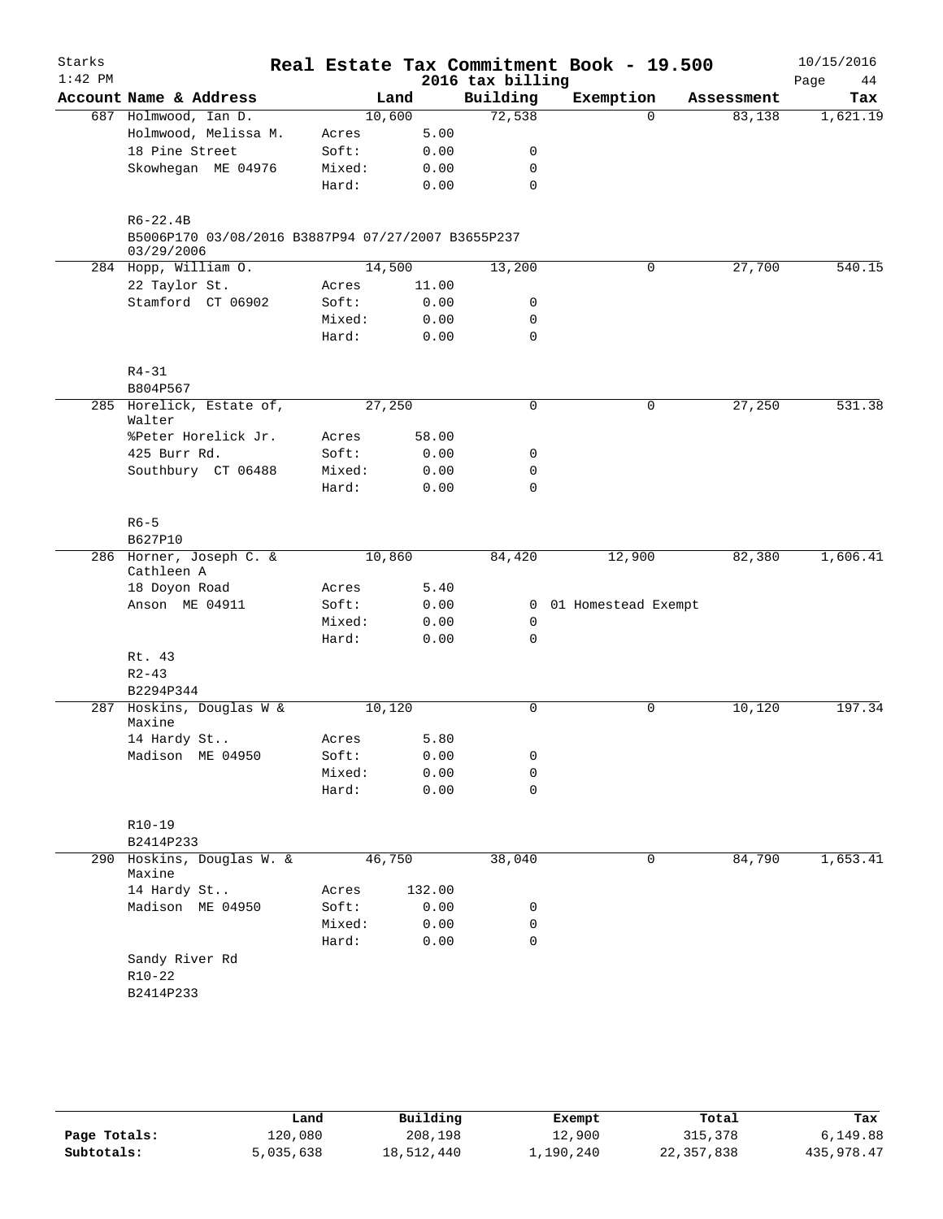# Real Estate Tax Commitment Book - 19.500

## 2016 tax billing

| Account | Name & Address | Land | | Building | Exemption | Assessment | Tax |
|---|---|---|---|---|---|---|---|
| 687 | Holmwood, Ian D. | 10,600 | | 72,538 | 0 | 83,138 | 1,621.19 |
| | Holmwood, Melissa M. | Acres | 5.00 | | | | |
| | 18 Pine Street | Soft: | 0.00 | 0 | | | |
| | Skowhegan ME 04976 | Mixed: | 0.00 | 0 | | | |
| | | Hard: | 0.00 | 0 | | | |
| | R6-22.4B | | | | | | |
| | B5006P170 03/08/2016 B3887P94 07/27/2007 B3655P237 03/29/2006 | | | | | | |
| 284 | Hopp, William O. | 14,500 | | 13,200 | 0 | 27,700 | 540.15 |
| | 22 Taylor St. | Acres | 11.00 | | | | |
| | Stamford CT 06902 | Soft: | 0.00 | 0 | | | |
| | | Mixed: | 0.00 | 0 | | | |
| | | Hard: | 0.00 | 0 | | | |
| | R4-31 | | | | | | |
| | B804P567 | | | | | | |
| 285 | Horelick, Estate of, Walter | 27,250 | | 0 | 0 | 27,250 | 531.38 |
| | %Peter Horelick Jr. | Acres | 58.00 | | | | |
| | 425 Burr Rd. | Soft: | 0.00 | 0 | | | |
| | Southbury CT 06488 | Mixed: | 0.00 | 0 | | | |
| | | Hard: | 0.00 | 0 | | | |
| | R6-5 | | | | | | |
| | B627P10 | | | | | | |
| 286 | Horner, Joseph C. & Cathleen A | 10,860 | | 84,420 | 12,900 | 82,380 | 1,606.41 |
| | 18 Doyon Road | Acres | 5.40 | | | | |
| | Anson ME 04911 | Soft: | 0.00 | 0 | 01 Homestead Exempt | | |
| | | Mixed: | 0.00 | 0 | | | |
| | | Hard: | 0.00 | 0 | | | |
| | Rt. 43 | | | | | | |
| | R2-43 | | | | | | |
| | B2294P344 | | | | | | |
| 287 | Hoskins, Douglas W & Maxine | 10,120 | | 0 | 0 | 10,120 | 197.34 |
| | 14 Hardy St.. | Acres | 5.80 | | | | |
| | Madison ME 04950 | Soft: | 0.00 | 0 | | | |
| | | Mixed: | 0.00 | 0 | | | |
| | | Hard: | 0.00 | 0 | | | |
| | R10-19 | | | | | | |
| | B2414P233 | | | | | | |
| 290 | Hoskins, Douglas W. & Maxine | 46,750 | | 38,040 | 0 | 84,790 | 1,653.41 |
| | 14 Hardy St.. | Acres | 132.00 | | | | |
| | Madison ME 04950 | Soft: | 0.00 | 0 | | | |
| | | Mixed: | 0.00 | 0 | | | |
| | | Hard: | 0.00 | 0 | | | |
| | Sandy River Rd | | | | | | |
| | R10-22 | | | | | | |
| | B2414P233 | | | | | | |

| | Land | Building | Exempt | Total | Tax |
|---|---|---|---|---|---|
| Page Totals: | 120,080 | 208,198 | 12,900 | 315,378 | 6,149.88 |
| Subtotals: | 5,035,638 | 18,512,440 | 1,190,240 | 22,357,838 | 435,978.47 |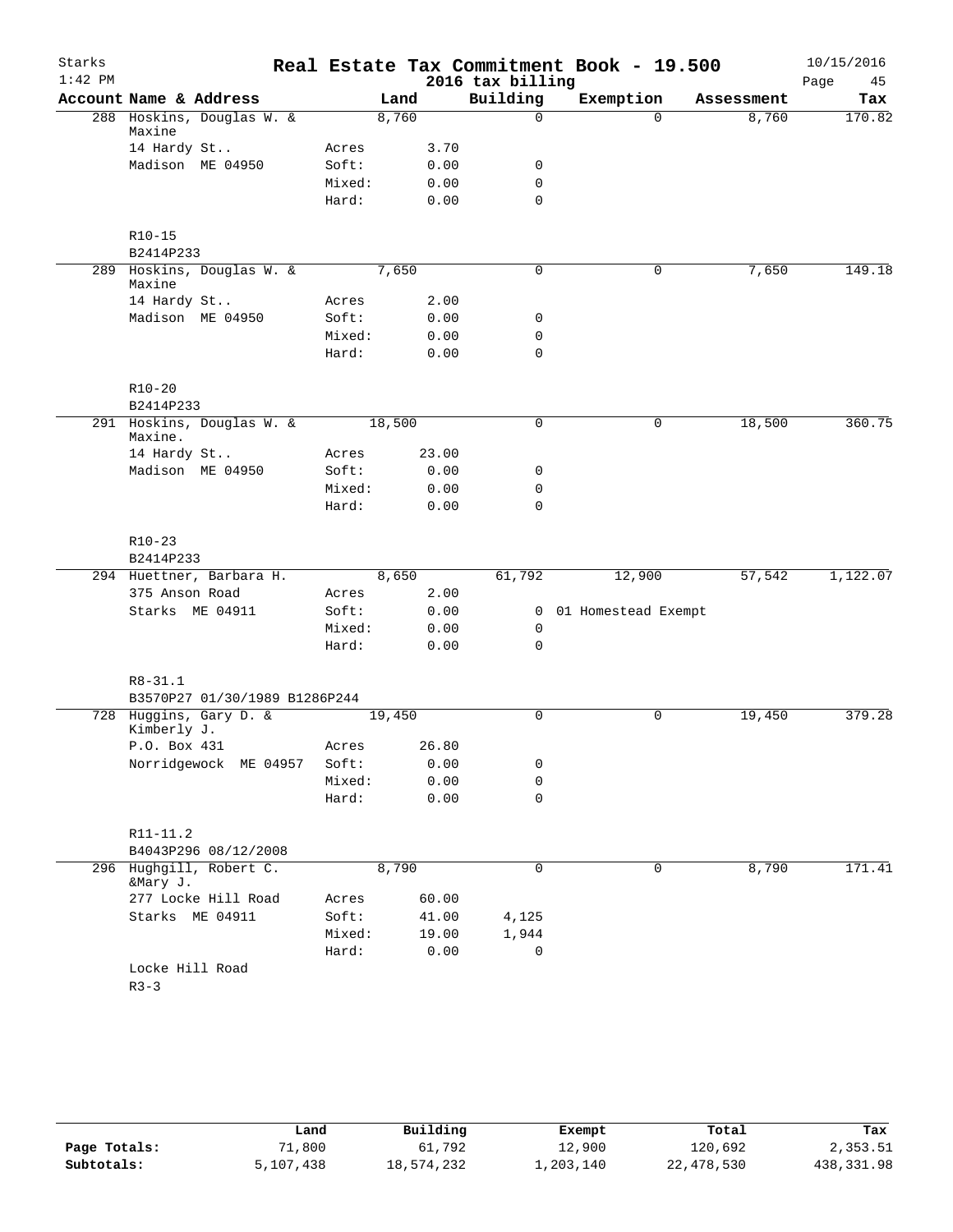# Real Estate Tax Commitment Book - 19.500

Starks
1:42 PM

2016 tax billing

10/15/2016

| Account Name & Address | | Land | Building | Exemption | Assessment | Tax |
|---|---|---|---|---|---|---|
| 288 Hoskins, Douglas W. & Maxine | | 8,760 | 0 | 0 | 8,760 | 170.82 |
| 14 Hardy St.. | Acres | 3.70 | | | | |
| Madison ME 04950 | Soft: | 0.00 | 0 | | | |
| | Mixed: | 0.00 | 0 | | | |
| | Hard: | 0.00 | 0 | | | |
| R10-15 | | | | | | |
| B2414P233 | | | | | | |
| 289 Hoskins, Douglas W. & Maxine | | 7,650 | 0 | 0 | 7,650 | 149.18 |
| 14 Hardy St.. | Acres | 2.00 | | | | |
| Madison ME 04950 | Soft: | 0.00 | 0 | | | |
| | Mixed: | 0.00 | 0 | | | |
| | Hard: | 0.00 | 0 | | | |
| R10-20 | | | | | | |
| B2414P233 | | | | | | |
| 291 Hoskins, Douglas W. & Maxine. | | 18,500 | 0 | 0 | 18,500 | 360.75 |
| 14 Hardy St.. | Acres | 23.00 | | | | |
| Madison ME 04950 | Soft: | 0.00 | 0 | | | |
| | Mixed: | 0.00 | 0 | | | |
| | Hard: | 0.00 | 0 | | | |
| R10-23 | | | | | | |
| B2414P233 | | | | | | |
| 294 Huettner, Barbara H. | | 8,650 | 61,792 | 12,900 | 57,542 | 1,122.07 |
| 375 Anson Road | Acres | 2.00 | | | | |
| Starks ME 04911 | Soft: | 0.00 | 0 | 01 Homestead Exempt | | |
| | Mixed: | 0.00 | 0 | | | |
| | Hard: | 0.00 | 0 | | | |
| R8-31.1 | | | | | | |
| B3570P27 01/30/1989 B1286P244 | | | | | | |
| 728 Huggins, Gary D. & Kimberly J. | | 19,450 | 0 | 0 | 19,450 | 379.28 |
| P.O. Box 431 | Acres | 26.80 | | | | |
| Norridgewock ME 04957 | Soft: | 0.00 | 0 | | | |
| | Mixed: | 0.00 | 0 | | | |
| | Hard: | 0.00 | 0 | | | |
| R11-11.2 | | | | | | |
| B4043P296 08/12/2008 | | | | | | |
| 296 Hughgill, Robert C. &Mary J. | | 8,790 | 0 | 0 | 8,790 | 171.41 |
| 277 Locke Hill Road | Acres | 60.00 | | | | |
| Starks ME 04911 | Soft: | 41.00 | 4,125 | | | |
| | Mixed: | 19.00 | 1,944 | | | |
| | Hard: | 0.00 | 0 | | | |
| Locke Hill Road | | | | | | |
| R3-3 | | | | | | |

| | Land | Building | Exempt | Total | Tax |
|---|---|---|---|---|---|
| Page Totals: | 71,800 | 61,792 | 12,900 | 120,692 | 2,353.51 |
| Subtotals: | 5,107,438 | 18,574,232 | 1,203,140 | 22,478,530 | 438,331.98 |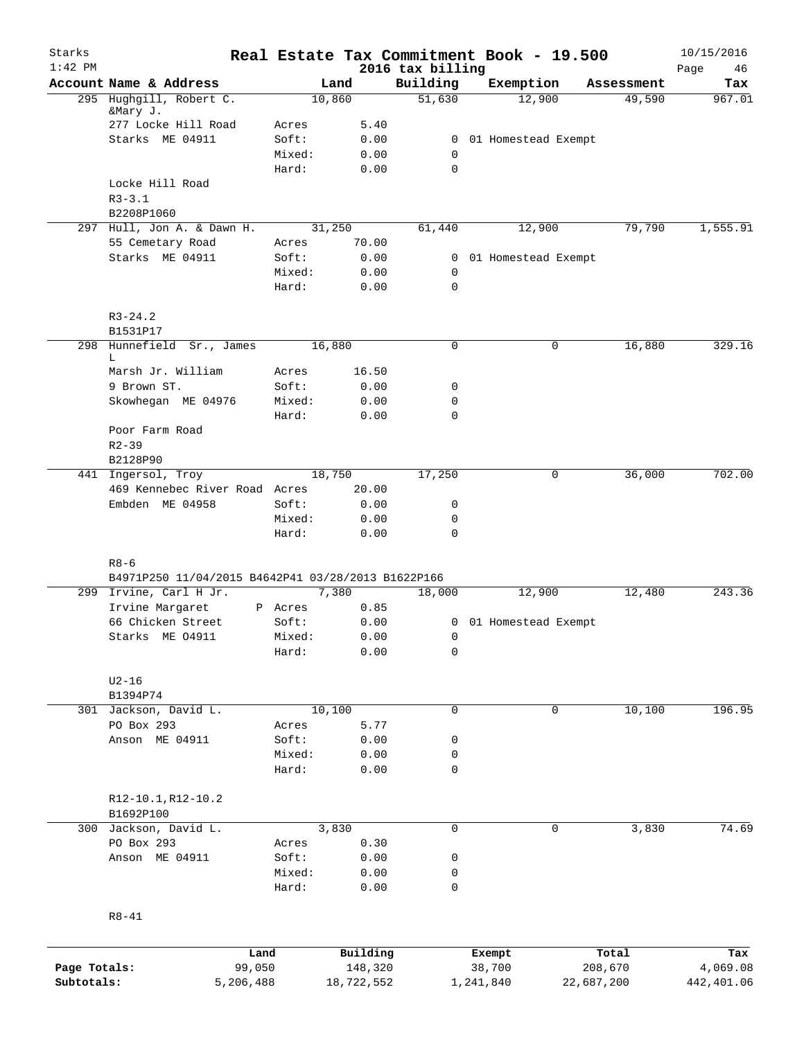# Real Estate Tax Commitment Book - 19.500

Starks
1:42 PM

2016 tax billing

10/15/2016

| Account | Name & Address | | Land | Building | Exemption | Assessment | Tax |
|---|---|---|---|---|---|---|---|
| 295 | Hughgill, Robert C. &Mary J. | | 10,860 | 51,630 | 12,900 | 49,590 | 967.01 |
| | 277 Locke Hill Road | Acres | 5.40 | | | | |
| | Starks ME 04911 | Soft: | 0.00 | 0 | 01 Homestead Exempt | | |
| | | Mixed: | 0.00 | 0 | | | |
| | | Hard: | 0.00 | 0 | | | |
| | Locke Hill Road | | | | | | |
| | R3-3.1 | | | | | | |
| | B2208P1060 | | | | | | |
| 297 | Hull, Jon A. & Dawn H. | | 31,250 | 61,440 | 12,900 | 79,790 | 1,555.91 |
| | 55 Cemetary Road | Acres | 70.00 | | | | |
| | Starks ME 04911 | Soft: | 0.00 | 0 | 01 Homestead Exempt | | |
| | | Mixed: | 0.00 | 0 | | | |
| | | Hard: | 0.00 | 0 | | | |
| | R3-24.2 | | | | | | |
| | B1531P17 | | | | | | |
| 298 | Hunnefield Sr., James L | | 16,880 | 0 | 0 | 16,880 | 329.16 |
| | Marsh Jr. William | Acres | 16.50 | | | | |
| | 9 Brown ST. | Soft: | 0.00 | 0 | | | |
| | Skowhegan ME 04976 | Mixed: | 0.00 | 0 | | | |
| | | Hard: | 0.00 | 0 | | | |
| | Poor Farm Road | | | | | | |
| | R2-39 | | | | | | |
| | B2128P90 | | | | | | |
| 441 | Ingersol, Troy | | 18,750 | 17,250 | 0 | 36,000 | 702.00 |
| | 469 Kennebec River Road | Acres | 20.00 | | | | |
| | Embden ME 04958 | Soft: | 0.00 | 0 | | | |
| | | Mixed: | 0.00 | 0 | | | |
| | | Hard: | 0.00 | 0 | | | |
| | R8-6 | | | | | | |
| | B4971P250 11/04/2015 B4642P41 03/28/2013 B1622P166 | | | | | | |
| 299 | Irvine, Carl H Jr. | | 7,380 | 18,000 | 12,900 | 12,480 | 243.36 |
| | Irvine Margaret | P Acres | 0.85 | | | | |
| | 66 Chicken Street | Soft: | 0.00 | 0 | 01 Homestead Exempt | | |
| | Starks ME O4911 | Mixed: | 0.00 | 0 | | | |
| | | Hard: | 0.00 | 0 | | | |
| | U2-16 | | | | | | |
| | B1394P74 | | | | | | |
| 301 | Jackson, David L. | | 10,100 | 0 | 0 | 10,100 | 196.95 |
| | PO Box 293 | Acres | 5.77 | | | | |
| | Anson ME 04911 | Soft: | 0.00 | 0 | | | |
| | | Mixed: | 0.00 | 0 | | | |
| | | Hard: | 0.00 | 0 | | | |
| | R12-10.1,R12-10.2 | | | | | | |
| | B1692P100 | | | | | | |
| 300 | Jackson, David L. | | 3,830 | 0 | 0 | 3,830 | 74.69 |
| | PO Box 293 | Acres | 0.30 | | | | |
| | Anson ME 04911 | Soft: | 0.00 | 0 | | | |
| | | Mixed: | 0.00 | 0 | | | |
| | | Hard: | 0.00 | 0 | | | |
| | R8-41 | | | | | | |

| | Land | Building | Exempt | Total | Tax |
|---|---|---|---|---|---|
| Page Totals: | 99,050 | 148,320 | 38,700 | 208,670 | 4,069.08 |
| Subtotals: | 5,206,488 | 18,722,552 | 1,241,840 | 22,687,200 | 442,401.06 |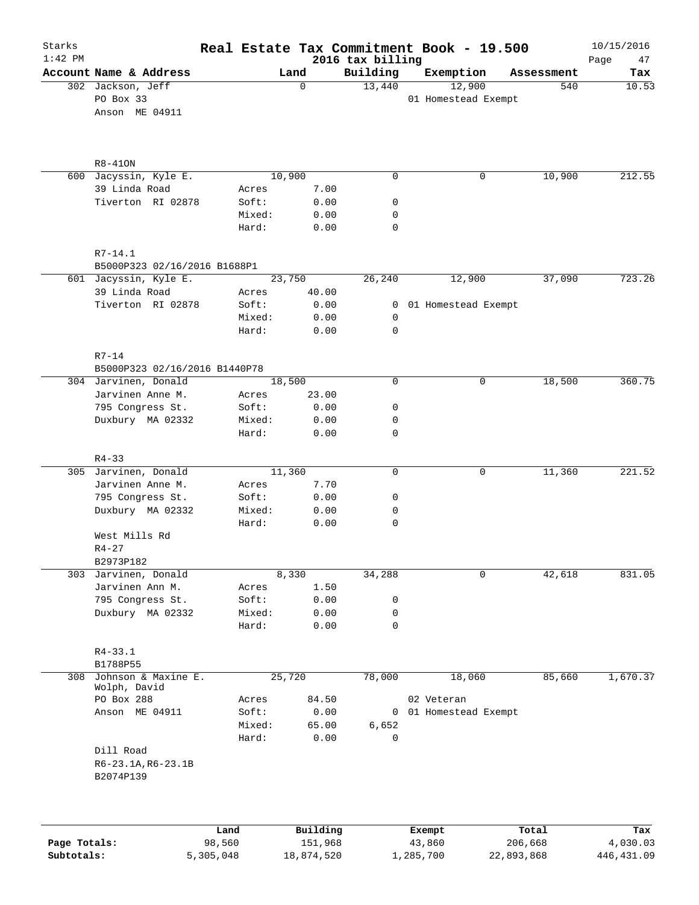Starks 1:42 PM

# Real Estate Tax Commitment Book - 19.500

2016 tax billing

10/15/2016

| Account Name & Address | Land | | Building | Exemption | Assessment | Tax |
|---|---|---|---|---|---|---|
| 302 Jackson, Jeff | | 0 | 13,440 | 12,900 | 540 | 10.53 |
| PO Box 33 | | | | 01 Homestead Exempt | | |
| Anson ME 04911 | | | | | | |
| R8-41ON | | | | | | |
| 600 Jacyssin, Kyle E. | | 10,900 | 0 | 0 | 10,900 | 212.55 |
| 39 Linda Road | Acres | 7.00 | | | | |
| Tiverton RI 02878 | Soft: | 0.00 | 0 | | | |
| | Mixed: | 0.00 | 0 | | | |
| | Hard: | 0.00 | 0 | | | |
| R7-14.1 | | | | | | |
| B5000P323 02/16/2016 B1688P1 | | | | | | |
| 601 Jacyssin, Kyle E. | | 23,750 | 26,240 | 12,900 | 37,090 | 723.26 |
| 39 Linda Road | Acres | 40.00 | | | | |
| Tiverton RI 02878 | Soft: | 0.00 | 0 | 01 Homestead Exempt | | |
| | Mixed: | 0.00 | 0 | | | |
| | Hard: | 0.00 | 0 | | | |
| R7-14 | | | | | | |
| B5000P323 02/16/2016 B1440P78 | | | | | | |
| 304 Jarvinen, Donald | | 18,500 | 0 | 0 | 18,500 | 360.75 |
| Jarvinen Anne M. | Acres | 23.00 | | | | |
| 795 Congress St. | Soft: | 0.00 | 0 | | | |
| Duxbury MA 02332 | Mixed: | 0.00 | 0 | | | |
| | Hard: | 0.00 | 0 | | | |
| R4-33 | | | | | | |
| 305 Jarvinen, Donald | | 11,360 | 0 | 0 | 11,360 | 221.52 |
| Jarvinen Anne M. | Acres | 7.70 | | | | |
| 795 Congress St. | Soft: | 0.00 | 0 | | | |
| Duxbury MA 02332 | Mixed: | 0.00 | 0 | | | |
| | Hard: | 0.00 | 0 | | | |
| West Mills Rd | | | | | | |
| R4-27 | | | | | | |
| B2973P182 | | | | | | |
| 303 Jarvinen, Donald | | 8,330 | 34,288 | 0 | 42,618 | 831.05 |
| Jarvinen Ann M. | Acres | 1.50 | | | | |
| 795 Congress St. | Soft: | 0.00 | 0 | | | |
| Duxbury MA 02332 | Mixed: | 0.00 | 0 | | | |
| | Hard: | 0.00 | 0 | | | |
| R4-33.1 | | | | | | |
| B1788P55 | | | | | | |
| 308 Johnson & Maxine E. Wolph, David | | 25,720 | 78,000 | 18,060 | 85,660 | 1,670.37 |
| PO Box 288 | Acres | 84.50 | | 02 Veteran | | |
| Anson ME 04911 | Soft: | 0.00 | 0 | 01 Homestead Exempt | | |
| | Mixed: | 65.00 | 6,652 | | | |
| | Hard: | 0.00 | 0 | | | |
| Dill Road | | | | | | |
| R6-23.1A,R6-23.1B | | | | | | |
| B2074P139 | | | | | | |

| | Land | Building | Exempt | Total | Tax |
|---|---|---|---|---|---|
| Page Totals: | 98,560 | 151,968 | 43,860 | 206,668 | 4,030.03 |
| Subtotals: | 5,305,048 | 18,874,520 | 1,285,700 | 22,893,868 | 446,431.09 |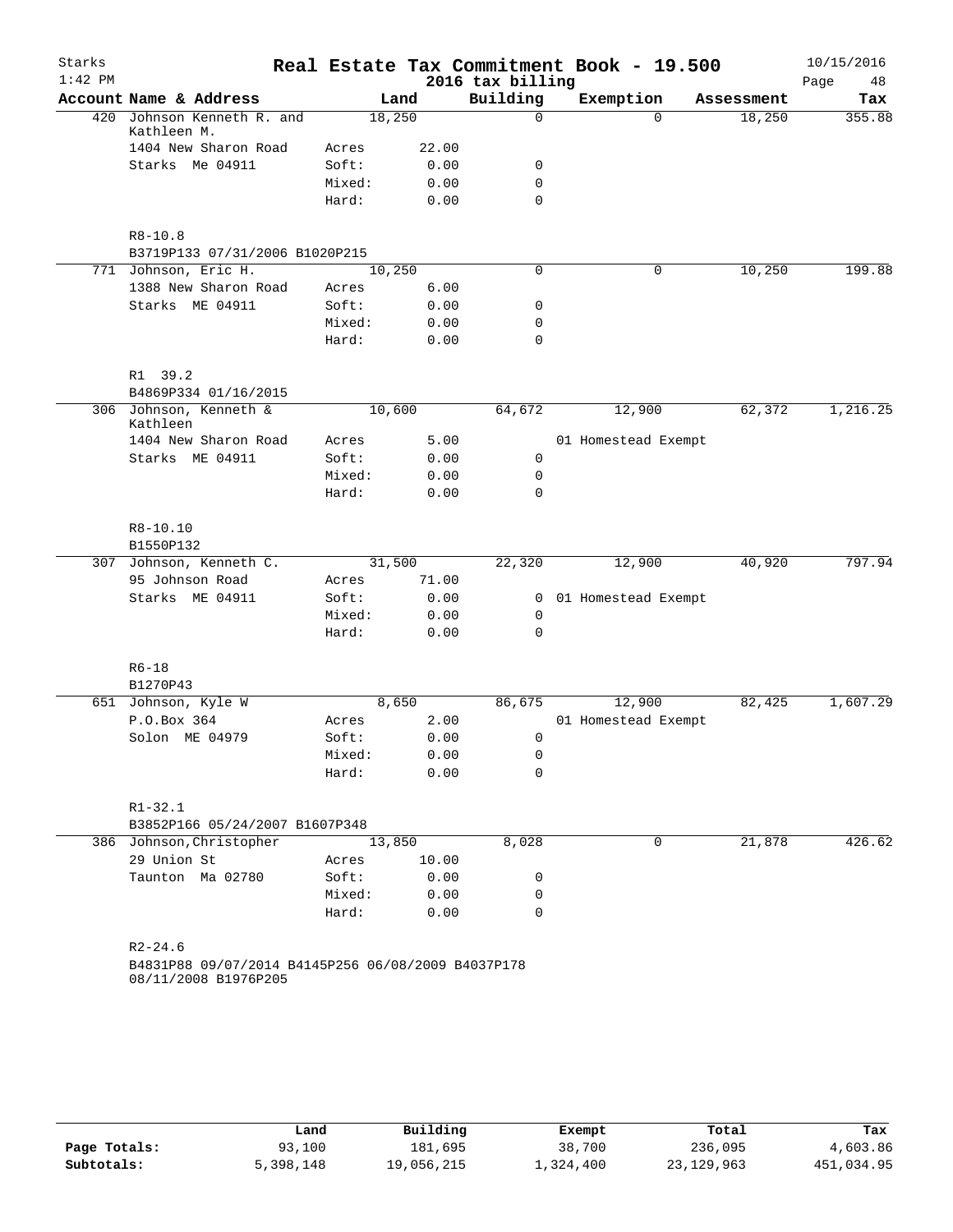# Real Estate Tax Commitment Book - 19.500

Starks 1:42 PM — 2016 tax billing — 10/15/2016

| Account | Name & Address | Land | | Building | Exemption | Assessment | Tax |
|---|---|---|---|---|---|---|---|
| 420 | Johnson Kenneth R. and Kathleen M. | 18,250 | | 0 | 0 | 18,250 | 355.88 |
| | 1404 New Sharon Road | Acres | 22.00 | | | | |
| | Starks Me 04911 | Soft: | 0.00 | 0 | | | |
| | | Mixed: | 0.00 | 0 | | | |
| | | Hard: | 0.00 | 0 | | | |
| | R8-10.8 | | | | | | |
| | B3719P133 07/31/2006 B1020P215 | | | | | | |
| 771 | Johnson, Eric H. | 10,250 | | 0 | 0 | 10,250 | 199.88 |
| | 1388 New Sharon Road | Acres | 6.00 | | | | |
| | Starks ME 04911 | Soft: | 0.00 | 0 | | | |
| | | Mixed: | 0.00 | 0 | | | |
| | | Hard: | 0.00 | 0 | | | |
| | R1 39.2 | | | | | | |
| | B4869P334 01/16/2015 | | | | | | |
| 306 | Johnson, Kenneth & Kathleen | 10,600 | | 64,672 | 12,900 | 62,372 | 1,216.25 |
| | 1404 New Sharon Road | Acres | 5.00 | | 01 Homestead Exempt | | |
| | Starks ME 04911 | Soft: | 0.00 | 0 | | | |
| | | Mixed: | 0.00 | 0 | | | |
| | | Hard: | 0.00 | 0 | | | |
| | R8-10.10 | | | | | | |
| | B1550P132 | | | | | | |
| 307 | Johnson, Kenneth C. | 31,500 | | 22,320 | 12,900 | 40,920 | 797.94 |
| | 95 Johnson Road | Acres | 71.00 | | | | |
| | Starks ME 04911 | Soft: | 0.00 | 0 | 01 Homestead Exempt | | |
| | | Mixed: | 0.00 | 0 | | | |
| | | Hard: | 0.00 | 0 | | | |
| | R6-18 | | | | | | |
| | B1270P43 | | | | | | |
| 651 | Johnson, Kyle W | 8,650 | | 86,675 | 12,900 | 82,425 | 1,607.29 |
| | P.O.Box 364 | Acres | 2.00 | | 01 Homestead Exempt | | |
| | Solon ME 04979 | Soft: | 0.00 | 0 | | | |
| | | Mixed: | 0.00 | 0 | | | |
| | | Hard: | 0.00 | 0 | | | |
| | R1-32.1 | | | | | | |
| | B3852P166 05/24/2007 B1607P348 | | | | | | |
| 386 | Johnson,Christopher | 13,850 | | 8,028 | 0 | 21,878 | 426.62 |
| | 29 Union St | Acres | 10.00 | | | | |
| | Taunton Ma 02780 | Soft: | 0.00 | 0 | | | |
| | | Mixed: | 0.00 | 0 | | | |
| | | Hard: | 0.00 | 0 | | | |
| | R2-24.6 | | | | | | |
| | B4831P88 09/07/2014 B4145P256 06/08/2009 B4037P178 08/11/2008 B1976P205 | | | | | | |

| | Land | Building | Exempt | Total | Tax |
|---|---|---|---|---|---|
| Page Totals: | 93,100 | 181,695 | 38,700 | 236,095 | 4,603.86 |
| Subtotals: | 5,398,148 | 19,056,215 | 1,324,400 | 23,129,963 | 451,034.95 |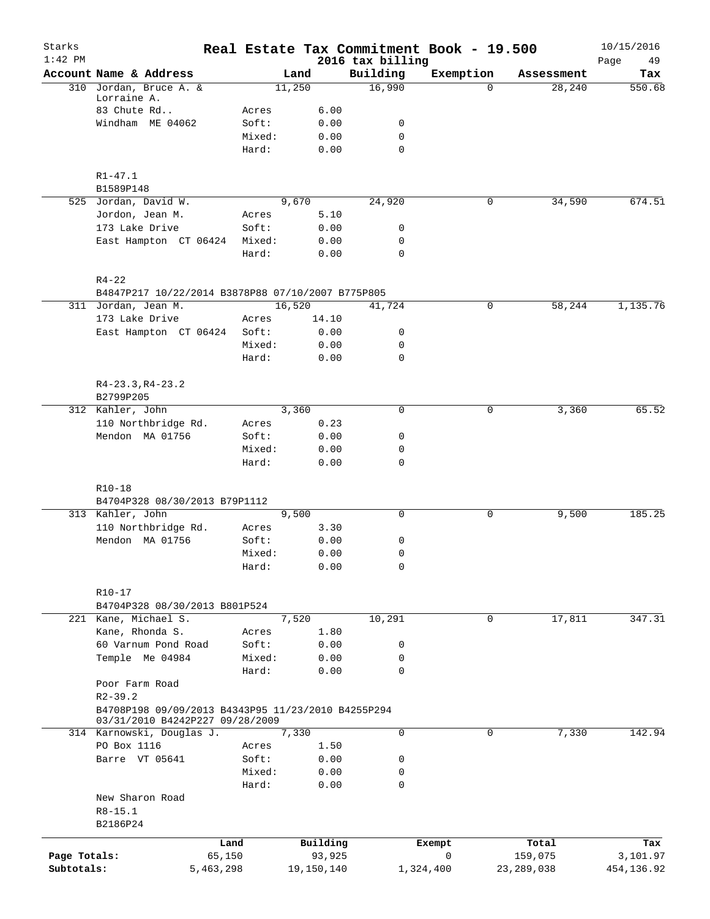# Real Estate Tax Commitment Book - 19.500

Starks
1:42 PM

2016 tax billing

10/15/2016

| Account | Name & Address | | Land | Building | Exemption | Assessment | Tax |
|---|---|---|---|---|---|---|---|
| 310 | Jordan, Bruce A. & Lorraine A. | | 11,250 | 16,990 | 0 | 28,240 | 550.68 |
| | 83 Chute Rd.. | Acres | 6.00 | | | | |
| | Windham ME 04062 | Soft: | 0.00 | 0 | | | |
| | | Mixed: | 0.00 | 0 | | | |
| | | Hard: | 0.00 | 0 | | | |
| | R1-47.1 | | | | | | |
| | B1589P148 | | | | | | |
| 525 | Jordan, David W. | | 9,670 | 24,920 | 0 | 34,590 | 674.51 |
| | Jordon, Jean M. | Acres | 5.10 | | | | |
| | 173 Lake Drive | Soft: | 0.00 | 0 | | | |
| | East Hampton CT 06424 | Mixed: | 0.00 | 0 | | | |
| | | Hard: | 0.00 | 0 | | | |
| | R4-22 | | | | | | |
| | B4847P217 10/22/2014 B3878P88 07/10/2007 B775P805 | | | | | | |
| 311 | Jordan, Jean M. | | 16,520 | 41,724 | 0 | 58,244 | 1,135.76 |
| | 173 Lake Drive | Acres | 14.10 | | | | |
| | East Hampton CT 06424 | Soft: | 0.00 | 0 | | | |
| | | Mixed: | 0.00 | 0 | | | |
| | | Hard: | 0.00 | 0 | | | |
| | R4-23.3,R4-23.2 | | | | | | |
| | B2799P205 | | | | | | |
| 312 | Kahler, John | | 3,360 | 0 | 0 | 3,360 | 65.52 |
| | 110 Northbridge Rd. | Acres | 0.23 | | | | |
| | Mendon MA 01756 | Soft: | 0.00 | 0 | | | |
| | | Mixed: | 0.00 | 0 | | | |
| | | Hard: | 0.00 | 0 | | | |
| | R10-18 | | | | | | |
| | B4704P328 08/30/2013 B79P1112 | | | | | | |
| 313 | Kahler, John | | 9,500 | 0 | 0 | 9,500 | 185.25 |
| | 110 Northbridge Rd. | Acres | 3.30 | | | | |
| | Mendon MA 01756 | Soft: | 0.00 | 0 | | | |
| | | Mixed: | 0.00 | 0 | | | |
| | | Hard: | 0.00 | 0 | | | |
| | R10-17 | | | | | | |
| | B4704P328 08/30/2013 B801P524 | | | | | | |
| 221 | Kane, Michael S. | | 7,520 | 10,291 | 0 | 17,811 | 347.31 |
| | Kane, Rhonda S. | Acres | 1.80 | | | | |
| | 60 Varnum Pond Road | Soft: | 0.00 | 0 | | | |
| | Temple Me 04984 | Mixed: | 0.00 | 0 | | | |
| | | Hard: | 0.00 | 0 | | | |
| | Poor Farm Road | | | | | | |
| | R2-39.2 | | | | | | |
| | B4708P198 09/09/2013 B4343P95 11/23/2010 B4255P294 03/31/2010 B4242P227 09/28/2009 | | | | | | |
| 314 | Karnowski, Douglas J. | | 7,330 | 0 | 0 | 7,330 | 142.94 |
| | PO Box 1116 | Acres | 1.50 | | | | |
| | Barre VT 05641 | Soft: | 0.00 | 0 | | | |
| | | Mixed: | 0.00 | 0 | | | |
| | | Hard: | 0.00 | 0 | | | |
| | New Sharon Road | | | | | | |
| | R8-15.1 | | | | | | |
| | B2186P24 | | | | | | |

| | Land | Building | Exempt | Total | Tax |
|---|---|---|---|---|---|
| Page Totals: | 65,150 | 93,925 | 0 | 159,075 | 3,101.97 |
| Subtotals: | 5,463,298 | 19,150,140 | 1,324,400 | 23,289,038 | 454,136.92 |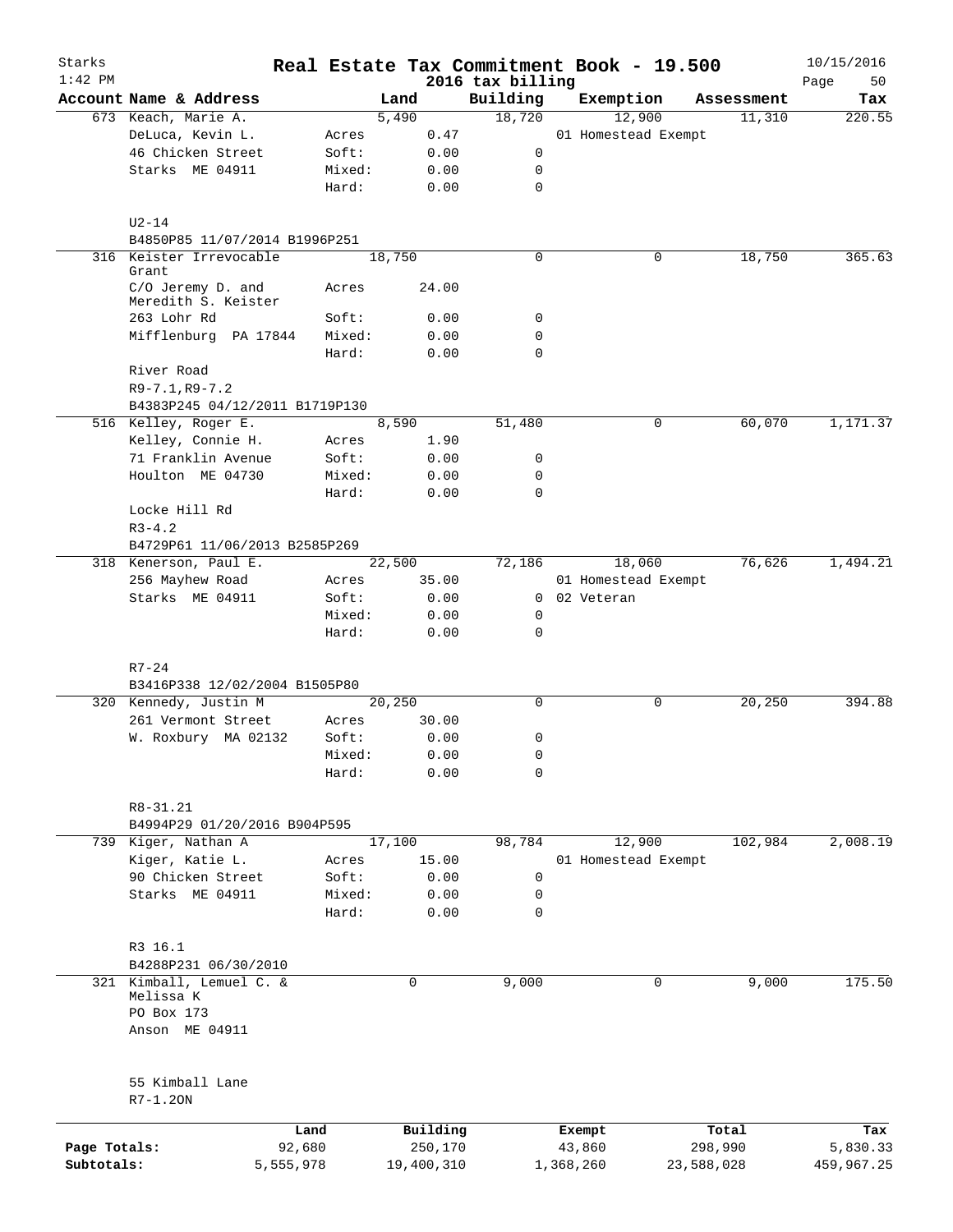# Real Estate Tax Commitment Book - 19.500

Starks
1:42 PM

2016 tax billing

10/15/2016

| Account Name & Address | | Land | Building | Exemption | Assessment | Tax |
|---|---|---|---|---|---|---|
| 673 Keach, Marie A. | | 5,490 | 18,720 | 12,900 | 11,310 | 220.55 |
| DeLuca, Kevin L. | Acres | 0.47 | | 01 Homestead Exempt | | |
| 46 Chicken Street | Soft: | 0.00 | 0 | | | |
| Starks ME 04911 | Mixed: | 0.00 | 0 | | | |
| | Hard: | 0.00 | 0 | | | |
| U2-14 | | | | | | |
| B4850P85 11/07/2014 B1996P251 | | | | | | |
| 316 Keister Irrevocable Grant | | 18,750 | 0 | 0 | 18,750 | 365.63 |
| C/O Jeremy D. and Meredith S. Keister | Acres | 24.00 | | | | |
| 263 Lohr Rd | Soft: | 0.00 | 0 | | | |
| Mifflenburg PA 17844 | Mixed: | 0.00 | 0 | | | |
| | Hard: | 0.00 | 0 | | | |
| River Road | | | | | | |
| R9-7.1,R9-7.2 | | | | | | |
| B4383P245 04/12/2011 B1719P130 | | | | | | |
| 516 Kelley, Roger E. | | 8,590 | 51,480 | 0 | 60,070 | 1,171.37 |
| Kelley, Connie H. | Acres | 1.90 | | | | |
| 71 Franklin Avenue | Soft: | 0.00 | 0 | | | |
| Houlton ME 04730 | Mixed: | 0.00 | 0 | | | |
| | Hard: | 0.00 | 0 | | | |
| Locke Hill Rd | | | | | | |
| R3-4.2 | | | | | | |
| B4729P61 11/06/2013 B2585P269 | | | | | | |
| 318 Kenerson, Paul E. | | 22,500 | 72,186 | 18,060 | 76,626 | 1,494.21 |
| 256 Mayhew Road | Acres | 35.00 | | 01 Homestead Exempt | | |
| Starks ME 04911 | Soft: | 0.00 | 0 | 02 Veteran | | |
| | Mixed: | 0.00 | 0 | | | |
| | Hard: | 0.00 | 0 | | | |
| R7-24 | | | | | | |
| B3416P338 12/02/2004 B1505P80 | | | | | | |
| 320 Kennedy, Justin M | | 20,250 | 0 | 0 | 20,250 | 394.88 |
| 261 Vermont Street | Acres | 30.00 | | | | |
| W. Roxbury MA 02132 | Soft: | 0.00 | 0 | | | |
| | Mixed: | 0.00 | 0 | | | |
| | Hard: | 0.00 | 0 | | | |
| R8-31.21 | | | | | | |
| B4994P29 01/20/2016 B904P595 | | | | | | |
| 739 Kiger, Nathan A | | 17,100 | 98,784 | 12,900 | 102,984 | 2,008.19 |
| Kiger, Katie L. | Acres | 15.00 | | 01 Homestead Exempt | | |
| 90 Chicken Street | Soft: | 0.00 | 0 | | | |
| Starks ME 04911 | Mixed: | 0.00 | 0 | | | |
| | Hard: | 0.00 | 0 | | | |
| R3 16.1 | | | | | | |
| B4288P231 06/30/2010 | | | | | | |
| 321 Kimball, Lemuel C. & Melissa K | | 0 | 9,000 | 0 | 9,000 | 175.50 |
| PO Box 173 | | | | | | |
| Anson ME 04911 | | | | | | |
| 55 Kimball Lane | | | | | | |
| R7-1.20N | | | | | | |

| | Land | Building | Exempt | Total | Tax |
|---|---|---|---|---|---|
| Page Totals: | 92,680 | 250,170 | 43,860 | 298,990 | 5,830.33 |
| Subtotals: | 5,555,978 | 19,400,310 | 1,368,260 | 23,588,028 | 459,967.25 |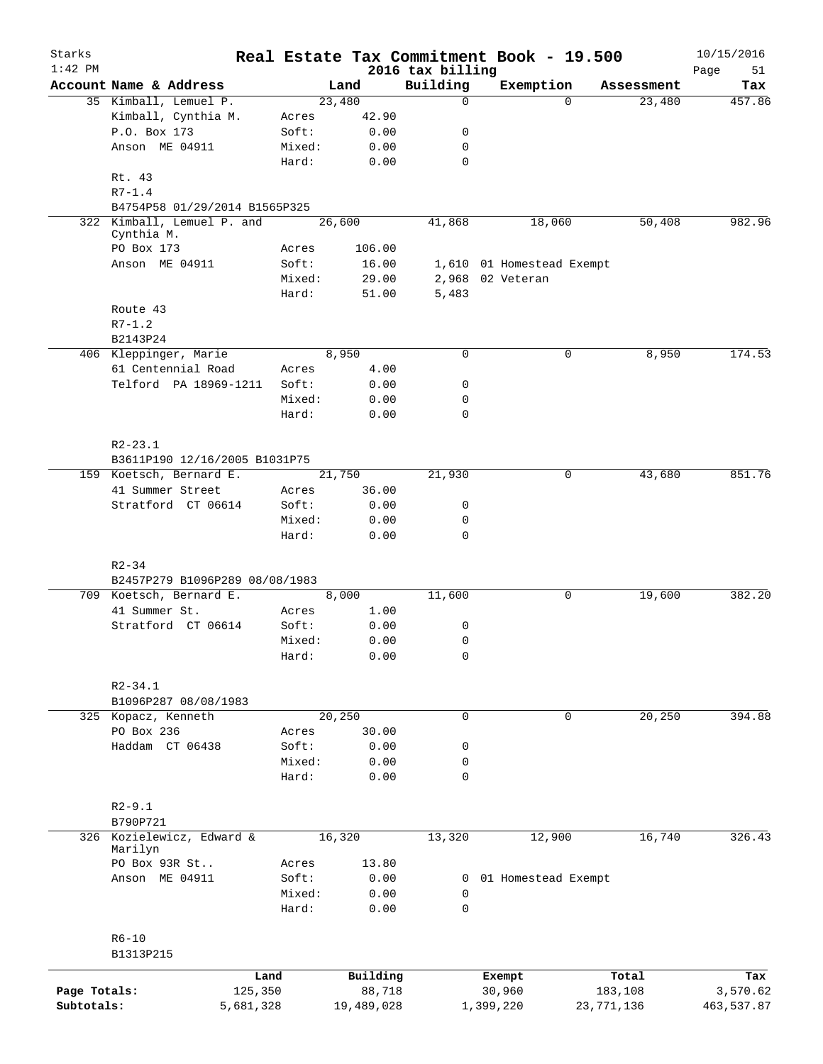Starks 1:42 PM

# Real Estate Tax Commitment Book - 19.500

2016 tax billing

10/15/2016

| Account Name & Address | | Land | Building | Exemption | Assessment | Tax |
|---|---|---|---|---|---|---|
| 35 Kimball, Lemuel P. | | 23,480 | 0 | 0 | 23,480 | 457.86 |
| Kimball, Cynthia M. | Acres | 42.90 | | | | |
| P.O. Box 173 | Soft: | 0.00 | 0 | | | |
| Anson ME 04911 | Mixed: | 0.00 | 0 | | | |
| | Hard: | 0.00 | 0 | | | |
| Rt. 43 | | | | | | |
| R7-1.4 | | | | | | |
| B4754P58 01/29/2014 B1565P325 | | | | | | |
| 322 Kimball, Lemuel P. and Cynthia M. | | 26,600 | 41,868 | 18,060 | 50,408 | 982.96 |
| PO Box 173 | Acres | 106.00 | | | | |
| Anson ME 04911 | Soft: | 16.00 | 1,610 | 01 Homestead Exempt | | |
| | Mixed: | 29.00 | 2,968 | 02 Veteran | | |
| | Hard: | 51.00 | 5,483 | | | |
| Route 43 | | | | | | |
| R7-1.2 | | | | | | |
| B2143P24 | | | | | | |
| 406 Kleppinger, Marie | | 8,950 | 0 | 0 | 8,950 | 174.53 |
| 61 Centennial Road | Acres | 4.00 | | | | |
| Telford PA 18969-1211 | Soft: | 0.00 | 0 | | | |
| | Mixed: | 0.00 | 0 | | | |
| | Hard: | 0.00 | 0 | | | |
| R2-23.1 | | | | | | |
| B3611P190 12/16/2005 B1031P75 | | | | | | |
| 159 Koetsch, Bernard E. | | 21,750 | 21,930 | 0 | 43,680 | 851.76 |
| 41 Summer Street | Acres | 36.00 | | | | |
| Stratford CT 06614 | Soft: | 0.00 | 0 | | | |
| | Mixed: | 0.00 | 0 | | | |
| | Hard: | 0.00 | 0 | | | |
| R2-34 | | | | | | |
| B2457P279 B1096P289 08/08/1983 | | | | | | |
| 709 Koetsch, Bernard E. | | 8,000 | 11,600 | 0 | 19,600 | 382.20 |
| 41 Summer St. | Acres | 1.00 | | | | |
| Stratford CT 06614 | Soft: | 0.00 | 0 | | | |
| | Mixed: | 0.00 | 0 | | | |
| | Hard: | 0.00 | 0 | | | |
| R2-34.1 | | | | | | |
| B1096P287 08/08/1983 | | | | | | |
| 325 Kopacz, Kenneth | | 20,250 | 0 | 0 | 20,250 | 394.88 |
| PO Box 236 | Acres | 30.00 | | | | |
| Haddam CT 06438 | Soft: | 0.00 | 0 | | | |
| | Mixed: | 0.00 | 0 | | | |
| | Hard: | 0.00 | 0 | | | |
| R2-9.1 | | | | | | |
| B790P721 | | | | | | |
| 326 Kozielewicz, Edward & Marilyn | | 16,320 | 13,320 | 12,900 | 16,740 | 326.43 |
| PO Box 93R St.. | Acres | 13.80 | | | | |
| Anson ME 04911 | Soft: | 0.00 | 0 | 01 Homestead Exempt | | |
| | Mixed: | 0.00 | 0 | | | |
| | Hard: | 0.00 | 0 | | | |
| R6-10 | | | | | | |
| B1313P215 | | | | | | |

| | Land | Building | Exempt | Total | Tax |
|---|---|---|---|---|---|
| Page Totals: | 125,350 | 88,718 | 30,960 | 183,108 | 3,570.62 |
| Subtotals: | 5,681,328 | 19,489,028 | 1,399,220 | 23,771,136 | 463,537.87 |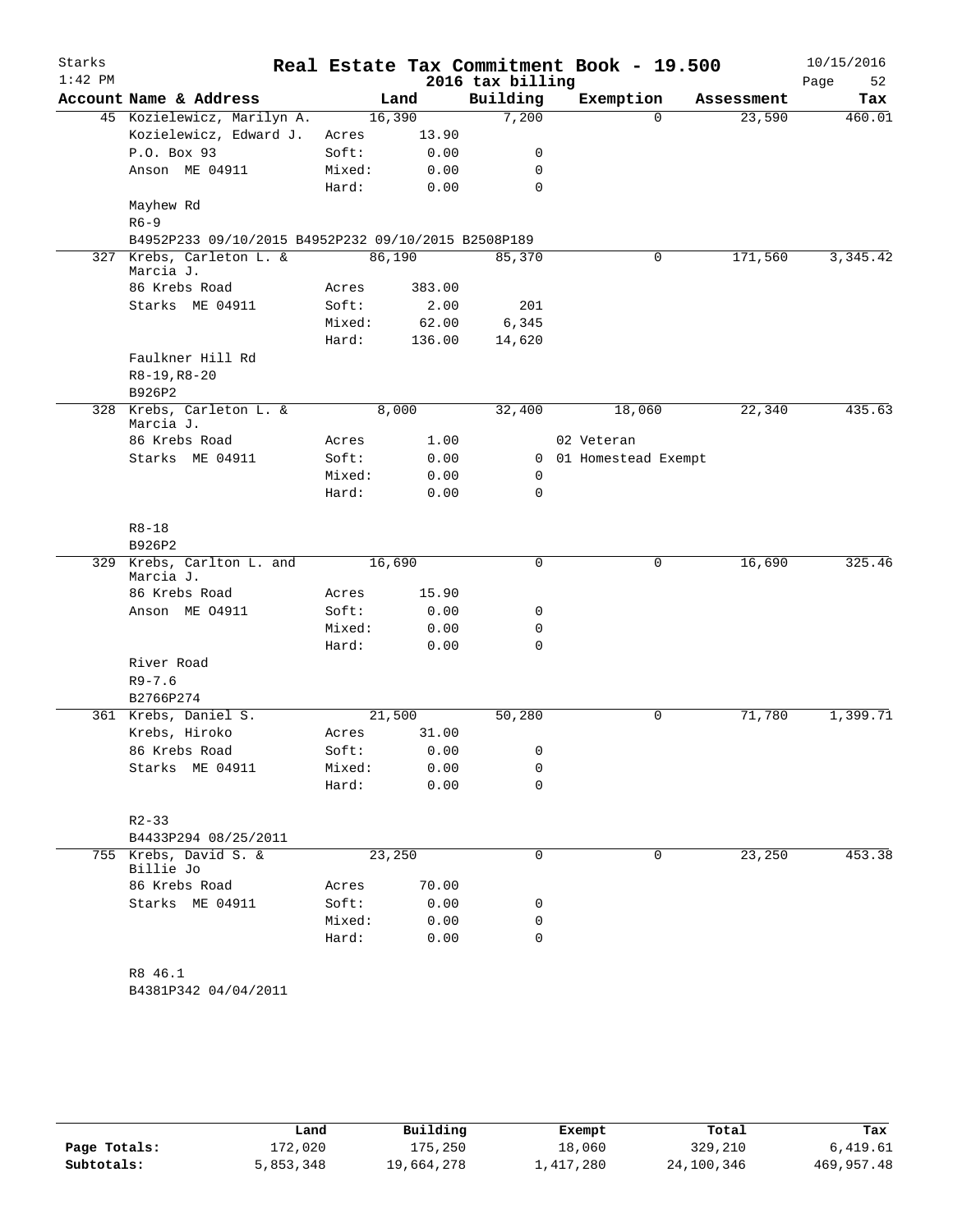# Real Estate Tax Commitment Book - 19.500

Starks
1:42 PM

2016 tax billing

10/15/2016

| Account | Name & Address | | Land | Building | Exemption | Assessment | Tax |
|---|---|---|---|---|---|---|---|
| 45 | Kozielewicz, Marilyn A. | | 16,390 | 7,200 | 0 | 23,590 | 460.01 |
| | Kozielewicz, Edward J. | Acres | 13.90 | | | | |
| | P.O. Box 93 | Soft: | 0.00 | 0 | | | |
| | Anson ME 04911 | Mixed: | 0.00 | 0 | | | |
| | | Hard: | 0.00 | 0 | | | |
| | Mayhew Rd | | | | | | |
| | R6-9 | | | | | | |
| | B4952P233 09/10/2015 B4952P232 09/10/2015 B2508P189 | | | | | | |
| 327 | Krebs, Carleton L. & Marcia J. | | 86,190 | 85,370 | 0 | 171,560 | 3,345.42 |
| | 86 Krebs Road | Acres | 383.00 | | | | |
| | Starks ME 04911 | Soft: | 2.00 | 201 | | | |
| | | Mixed: | 62.00 | 6,345 | | | |
| | | Hard: | 136.00 | 14,620 | | | |
| | Faulkner Hill Rd | | | | | | |
| | R8-19,R8-20 | | | | | | |
| | B926P2 | | | | | | |
| 328 | Krebs, Carleton L. & Marcia J. | | 8,000 | 32,400 | 18,060 | 22,340 | 435.63 |
| | 86 Krebs Road | Acres | 1.00 | | 02 Veteran | | |
| | Starks ME 04911 | Soft: | 0.00 | 0 | 01 Homestead Exempt | | |
| | | Mixed: | 0.00 | 0 | | | |
| | | Hard: | 0.00 | 0 | | | |
| | R8-18 | | | | | | |
| | B926P2 | | | | | | |
| 329 | Krebs, Carlton L. and Marcia J. | | 16,690 | 0 | 0 | 16,690 | 325.46 |
| | 86 Krebs Road | Acres | 15.90 | | | | |
| | Anson ME O4911 | Soft: | 0.00 | 0 | | | |
| | | Mixed: | 0.00 | 0 | | | |
| | | Hard: | 0.00 | 0 | | | |
| | River Road | | | | | | |
| | R9-7.6 | | | | | | |
| | B2766P274 | | | | | | |
| 361 | Krebs, Daniel S. | | 21,500 | 50,280 | 0 | 71,780 | 1,399.71 |
| | Krebs, Hiroko | Acres | 31.00 | | | | |
| | 86 Krebs Road | Soft: | 0.00 | 0 | | | |
| | Starks ME 04911 | Mixed: | 0.00 | 0 | | | |
| | | Hard: | 0.00 | 0 | | | |
| | R2-33 | | | | | | |
| | B4433P294 08/25/2011 | | | | | | |
| 755 | Krebs, David S. & Billie Jo | | 23,250 | 0 | 0 | 23,250 | 453.38 |
| | 86 Krebs Road | Acres | 70.00 | | | | |
| | Starks ME 04911 | Soft: | 0.00 | 0 | | | |
| | | Mixed: | 0.00 | 0 | | | |
| | | Hard: | 0.00 | 0 | | | |
| | R8 46.1 | | | | | | |
| | B4381P342 04/04/2011 | | | | | | |

| | Land | Building | Exempt | Total | Tax |
|---|---|---|---|---|---|
| Page Totals: | 172,020 | 175,250 | 18,060 | 329,210 | 6,419.61 |
| Subtotals: | 5,853,348 | 19,664,278 | 1,417,280 | 24,100,346 | 469,957.48 |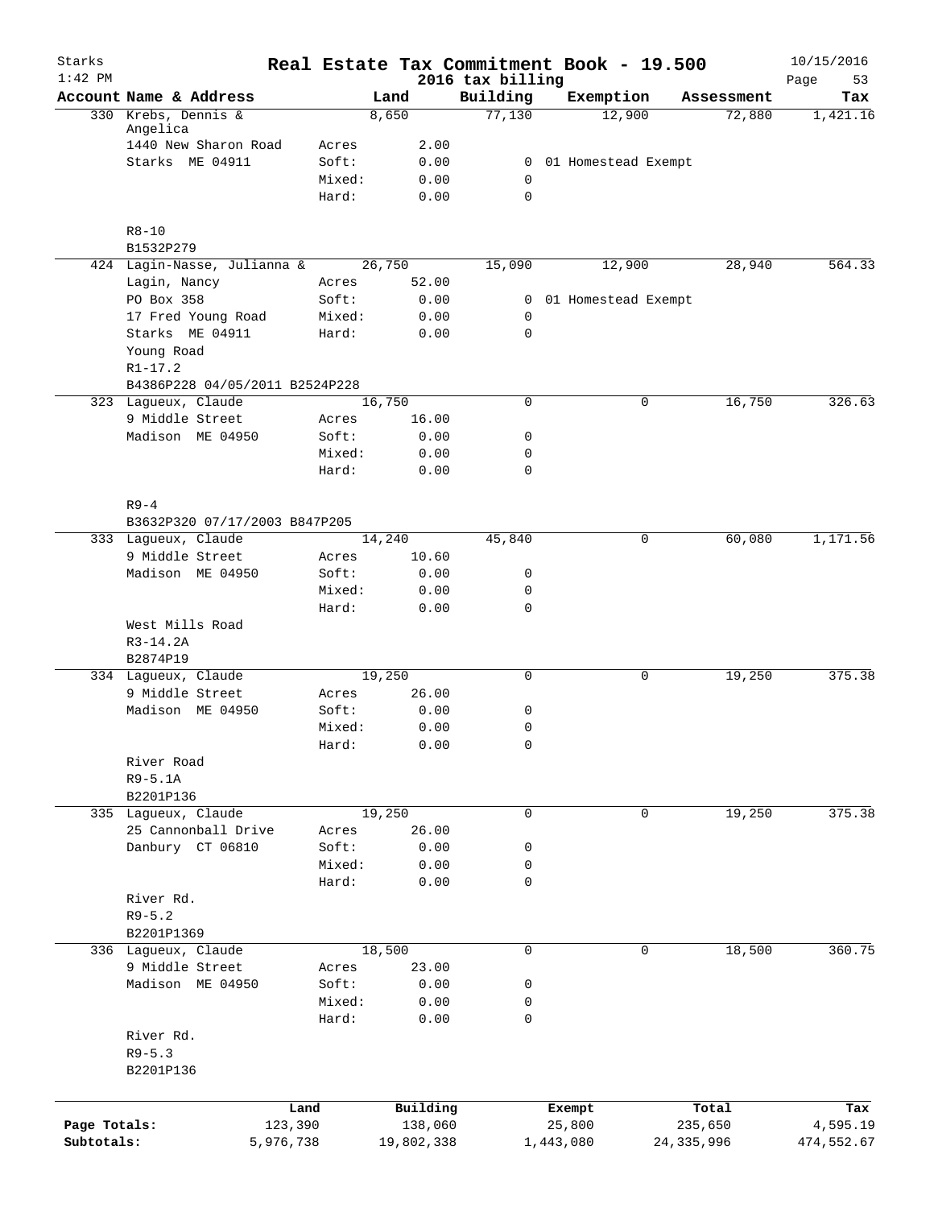Starks
1:42 PM

# Real Estate Tax Commitment Book - 19.500

2016 tax billing

10/15/2016

| Account Name & Address | | Land | Building | Exemption | Assessment | Tax |
|---|---|---|---|---|---|---|
| 330 Krebs, Dennis & Angelica | | 8,650 | 77,130 | 12,900 | 72,880 | 1,421.16 |
| 1440 New Sharon Road | Acres | 2.00 | | | | |
| Starks ME 04911 | Soft: | 0.00 | 0 | 01 Homestead Exempt | | |
| | Mixed: | 0.00 | 0 | | | |
| | Hard: | 0.00 | 0 | | | |
| R8-10 | | | | | | |
| B1532P279 | | | | | | |
| 424 Lagin-Nasse, Julianna & | | 26,750 | 15,090 | 12,900 | 28,940 | 564.33 |
| Lagin, Nancy | Acres | 52.00 | | | | |
| PO Box 358 | Soft: | 0.00 | 0 | 01 Homestead Exempt | | |
| 17 Fred Young Road | Mixed: | 0.00 | 0 | | | |
| Starks ME 04911 | Hard: | 0.00 | 0 | | | |
| Young Road | | | | | | |
| R1-17.2 | | | | | | |
| B4386P228 04/05/2011 B2524P228 | | | | | | |
| 323 Lagueux, Claude | | 16,750 | 0 | 0 | 16,750 | 326.63 |
| 9 Middle Street | Acres | 16.00 | | | | |
| Madison ME 04950 | Soft: | 0.00 | 0 | | | |
| | Mixed: | 0.00 | 0 | | | |
| | Hard: | 0.00 | 0 | | | |
| R9-4 | | | | | | |
| B3632P320 07/17/2003 B847P205 | | | | | | |
| 333 Lagueux, Claude | | 14,240 | 45,840 | 0 | 60,080 | 1,171.56 |
| 9 Middle Street | Acres | 10.60 | | | | |
| Madison ME 04950 | Soft: | 0.00 | 0 | | | |
| | Mixed: | 0.00 | 0 | | | |
| | Hard: | 0.00 | 0 | | | |
| West Mills Road | | | | | | |
| R3-14.2A | | | | | | |
| B2874P19 | | | | | | |
| 334 Lagueux, Claude | | 19,250 | 0 | 0 | 19,250 | 375.38 |
| 9 Middle Street | Acres | 26.00 | | | | |
| Madison ME 04950 | Soft: | 0.00 | 0 | | | |
| | Mixed: | 0.00 | 0 | | | |
| | Hard: | 0.00 | 0 | | | |
| River Road | | | | | | |
| R9-5.1A | | | | | | |
| B2201P136 | | | | | | |
| 335 Lagueux, Claude | | 19,250 | 0 | 0 | 19,250 | 375.38 |
| 25 Cannonball Drive | Acres | 26.00 | | | | |
| Danbury CT 06810 | Soft: | 0.00 | 0 | | | |
| | Mixed: | 0.00 | 0 | | | |
| | Hard: | 0.00 | 0 | | | |
| River Rd. | | | | | | |
| R9-5.2 | | | | | | |
| B2201P1369 | | | | | | |
| 336 Lagueux, Claude | | 18,500 | 0 | 0 | 18,500 | 360.75 |
| 9 Middle Street | Acres | 23.00 | | | | |
| Madison ME 04950 | Soft: | 0.00 | 0 | | | |
| | Mixed: | 0.00 | 0 | | | |
| | Hard: | 0.00 | 0 | | | |
| River Rd. | | | | | | |
| R9-5.3 | | | | | | |
| B2201P136 | | | | | | |

| | Land | Building | Exempt | Total | Tax |
|---|---|---|---|---|---|
| Page Totals: | 123,390 | 138,060 | 25,800 | 235,650 | 4,595.19 |
| Subtotals: | 5,976,738 | 19,802,338 | 1,443,080 | 24,335,996 | 474,552.67 |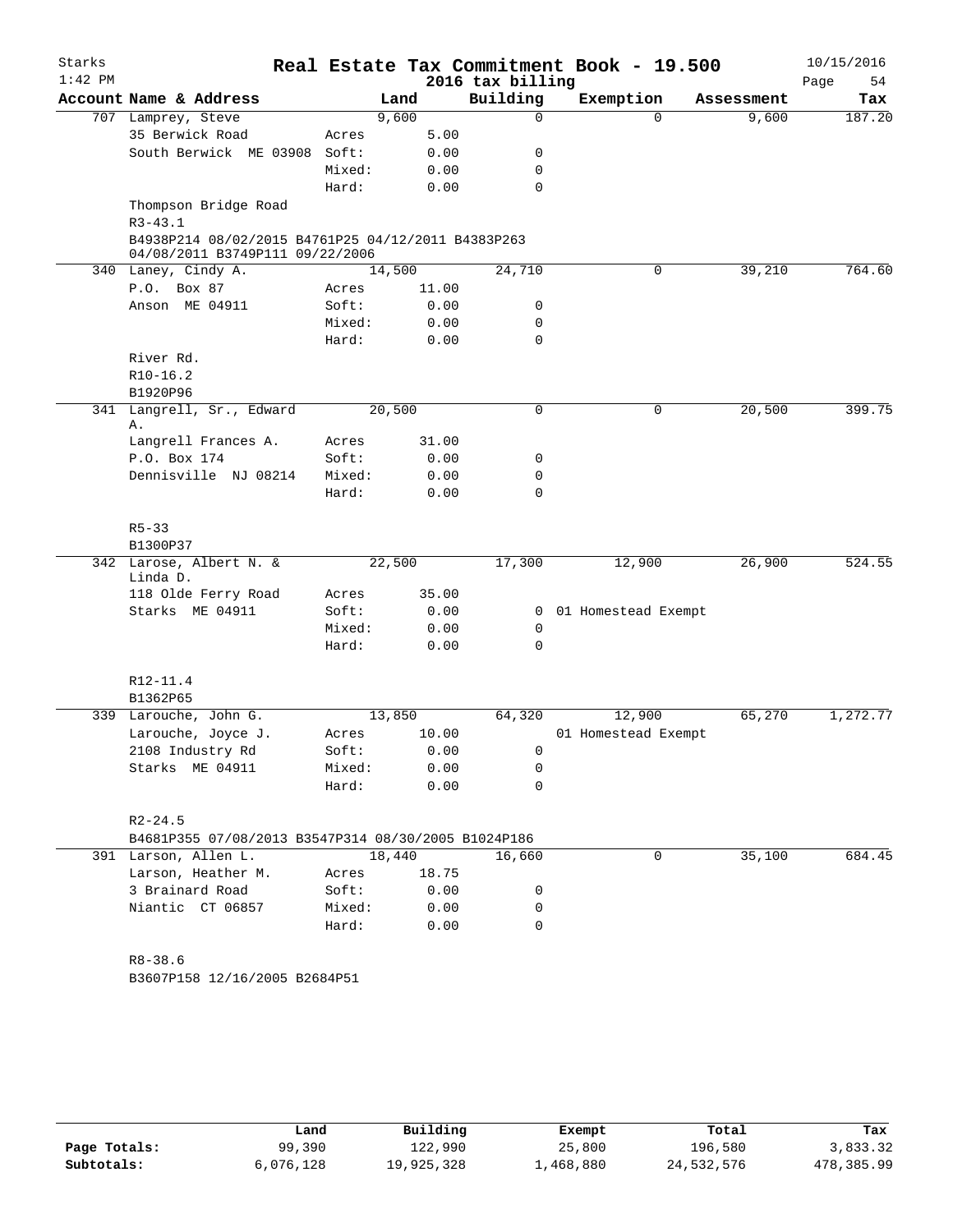# Real Estate Tax Commitment Book - 19.500

Starks
1:42 PM

2016 tax billing

10/15/2016

| Account Name & Address | | Land | Building | Exemption | Assessment | Tax |
|---|---|---|---|---|---|---|
| 707 Lamprey, Steve | | 9,600 | 0 | 0 | 9,600 | 187.20 |
| 35 Berwick Road | Acres | 5.00 | | | | |
| South Berwick ME 03908 | Soft: | 0.00 | 0 | | | |
| | Mixed: | 0.00 | 0 | | | |
| | Hard: | 0.00 | 0 | | | |
| Thompson Bridge Road | | | | | | |
| R3-43.1 | | | | | | |
| B4938P214 08/02/2015 B4761P25 04/12/2011 B4383P263 04/08/2011 B3749P111 09/22/2006 | | | | | | |
| 340 Laney, Cindy A. | | 14,500 | 24,710 | 0 | 39,210 | 764.60 |
| P.O. Box 87 | Acres | 11.00 | | | | |
| Anson ME 04911 | Soft: | 0.00 | 0 | | | |
| | Mixed: | 0.00 | 0 | | | |
| | Hard: | 0.00 | 0 | | | |
| River Rd. | | | | | | |
| R10-16.2 | | | | | | |
| B1920P96 | | | | | | |
| 341 Langrell, Sr., Edward A. | | 20,500 | 0 | 0 | 20,500 | 399.75 |
| Langrell Frances A. | Acres | 31.00 | | | | |
| P.O. Box 174 | Soft: | 0.00 | 0 | | | |
| Dennisville NJ 08214 | Mixed: | 0.00 | 0 | | | |
| | Hard: | 0.00 | 0 | | | |
| R5-33 | | | | | | |
| B1300P37 | | | | | | |
| 342 Larose, Albert N. & Linda D. | | 22,500 | 17,300 | 12,900 | 26,900 | 524.55 |
| 118 Olde Ferry Road | Acres | 35.00 | | | | |
| Starks ME 04911 | Soft: | 0.00 | 0 | 01 Homestead Exempt | | |
| | Mixed: | 0.00 | 0 | | | |
| | Hard: | 0.00 | 0 | | | |
| R12-11.4 | | | | | | |
| B1362P65 | | | | | | |
| 339 Larouche, John G. | | 13,850 | 64,320 | 12,900 | 65,270 | 1,272.77 |
| Larouche, Joyce J. | Acres | 10.00 | | 01 Homestead Exempt | | |
| 2108 Industry Rd | Soft: | 0.00 | 0 | | | |
| Starks ME 04911 | Mixed: | 0.00 | 0 | | | |
| | Hard: | 0.00 | 0 | | | |
| R2-24.5 | | | | | | |
| B4681P355 07/08/2013 B3547P314 08/30/2005 B1024P186 | | | | | | |
| 391 Larson, Allen L. | | 18,440 | 16,660 | 0 | 35,100 | 684.45 |
| Larson, Heather M. | Acres | 18.75 | | | | |
| 3 Brainard Road | Soft: | 0.00 | 0 | | | |
| Niantic CT 06857 | Mixed: | 0.00 | 0 | | | |
| | Hard: | 0.00 | 0 | | | |
| R8-38.6 | | | | | | |
| B3607P158 12/16/2005 B2684P51 | | | | | | |

| | Land | Building | Exempt | Total | Tax |
|---|---|---|---|---|---|
| Page Totals: | 99,390 | 122,990 | 25,800 | 196,580 | 3,833.32 |
| Subtotals: | 6,076,128 | 19,925,328 | 1,468,880 | 24,532,576 | 478,385.99 |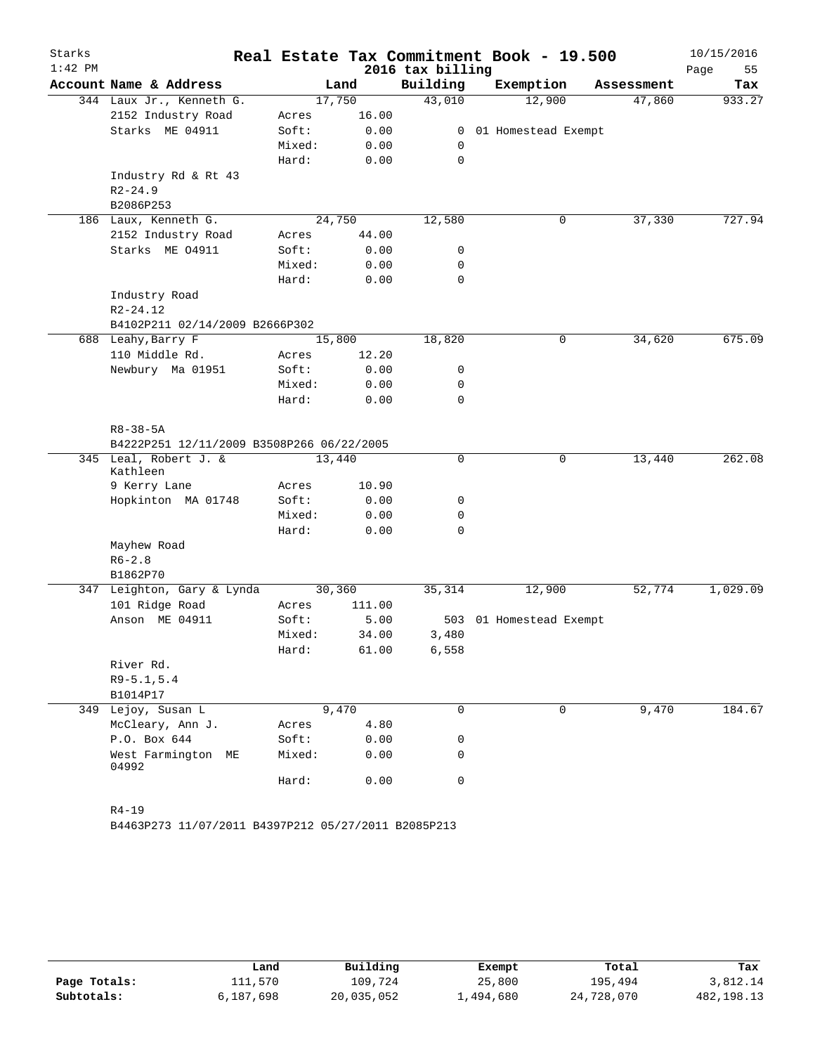Starks
1:42 PM

# Real Estate Tax Commitment Book - 19.500

## 2016 tax billing

10/15/2016

| Account Name & Address | | Land | Building | Exemption | Assessment | Tax |
|---|---|---|---|---|---|---|
| 344 Laux Jr., Kenneth G. | | 17,750 | 43,010 | 12,900 | 47,860 | 933.27 |
| 2152 Industry Road | Acres | 16.00 | | | | |
| Starks ME 04911 | Soft: | 0.00 | 0 | 01 Homestead Exempt | | |
| | Mixed: | 0.00 | 0 | | | |
| | Hard: | 0.00 | 0 | | | |
| Industry Rd & Rt 43 | | | | | | |
| R2-24.9 | | | | | | |
| B2086P253 | | | | | | |
| 186 Laux, Kenneth G. | | 24,750 | 12,580 | 0 | 37,330 | 727.94 |
| 2152 Industry Road | Acres | 44.00 | | | | |
| Starks ME O4911 | Soft: | 0.00 | 0 | | | |
| | Mixed: | 0.00 | 0 | | | |
| | Hard: | 0.00 | 0 | | | |
| Industry Road | | | | | | |
| R2-24.12 | | | | | | |
| B4102P211 02/14/2009 B2666P302 | | | | | | |
| 688 Leahy,Barry F | | 15,800 | 18,820 | 0 | 34,620 | 675.09 |
| 110 Middle Rd. | Acres | 12.20 | | | | |
| Newbury Ma 01951 | Soft: | 0.00 | 0 | | | |
| | Mixed: | 0.00 | 0 | | | |
| | Hard: | 0.00 | 0 | | | |
| R8-38-5A | | | | | | |
| B4222P251 12/11/2009 B3508P266 06/22/2005 | | | | | | |
| 345 Leal, Robert J. & Kathleen | | 13,440 | 0 | 0 | 13,440 | 262.08 |
| 9 Kerry Lane | Acres | 10.90 | | | | |
| Hopkinton MA 01748 | Soft: | 0.00 | 0 | | | |
| | Mixed: | 0.00 | 0 | | | |
| | Hard: | 0.00 | 0 | | | |
| Mayhew Road | | | | | | |
| R6-2.8 | | | | | | |
| B1862P70 | | | | | | |
| 347 Leighton, Gary & Lynda | | 30,360 | 35,314 | 12,900 | 52,774 | 1,029.09 |
| 101 Ridge Road | Acres | 111.00 | | | | |
| Anson ME 04911 | Soft: | 5.00 | 503 | 01 Homestead Exempt | | |
| | Mixed: | 34.00 | 3,480 | | | |
| | Hard: | 61.00 | 6,558 | | | |
| River Rd. | | | | | | |
| R9-5.1,5.4 | | | | | | |
| B1014P17 | | | | | | |
| 349 Lejoy, Susan L | | 9,470 | 0 | 0 | 9,470 | 184.67 |
| McCleary, Ann J. | Acres | 4.80 | | | | |
| P.O. Box 644 | Soft: | 0.00 | 0 | | | |
| West Farmington ME 04992 | Mixed: | 0.00 | 0 | | | |
| | Hard: | 0.00 | 0 | | | |
| R4-19 | | | | | | |
| B4463P273 11/07/2011 B4397P212 05/27/2011 B2085P213 | | | | | | |

| | Land | Building | Exempt | Total | Tax |
|---|---|---|---|---|---|
| Page Totals: | 111,570 | 109,724 | 25,800 | 195,494 | 3,812.14 |
| Subtotals: | 6,187,698 | 20,035,052 | 1,494,680 | 24,728,070 | 482,198.13 |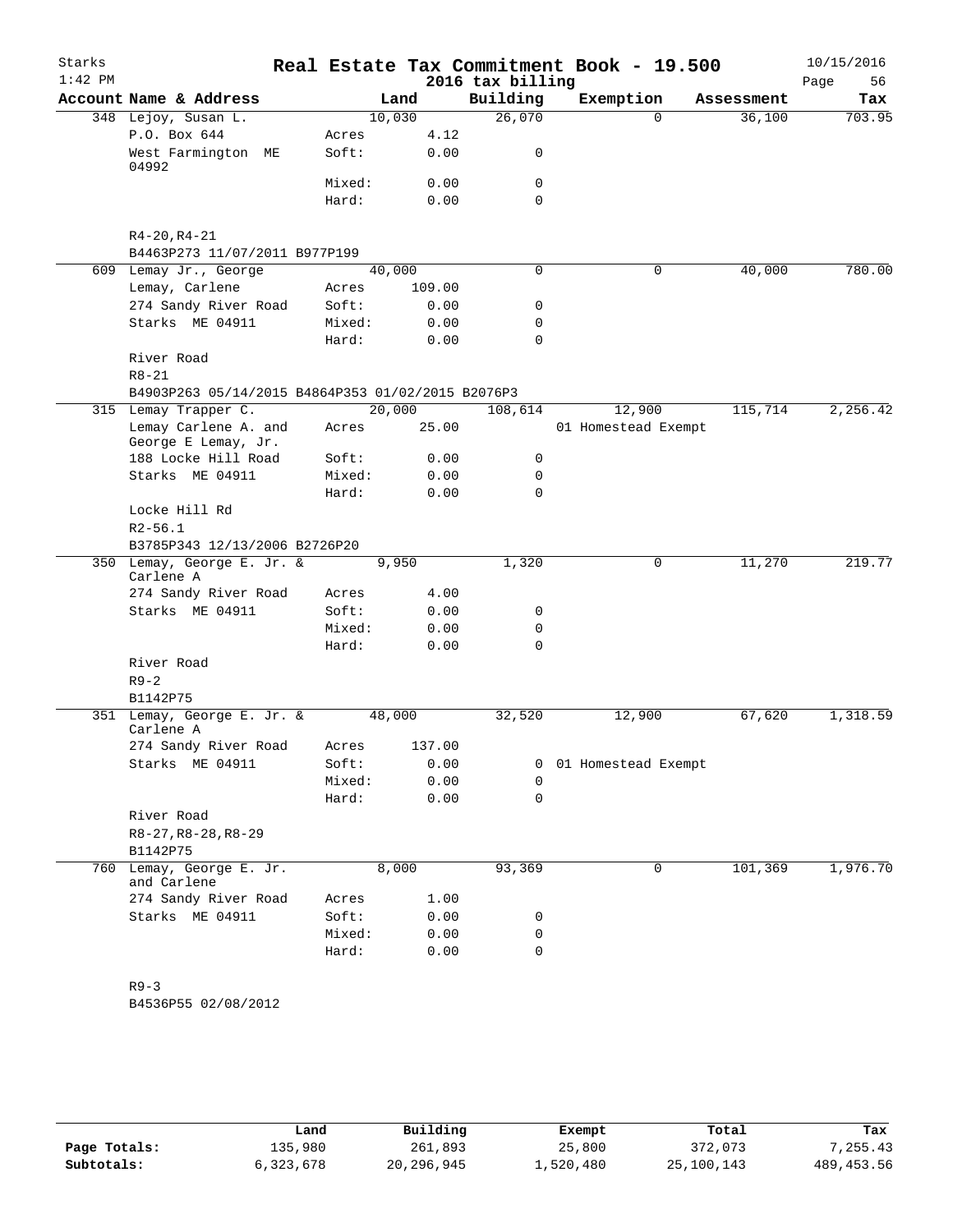Starks 1:42 PM

# Real Estate Tax Commitment Book - 19.500

2016 tax billing

10/15/2016

| Account Name & Address | | Land | Building | Exemption | Assessment | Tax |
|---|---|---|---|---|---|---|
| 348 Lejoy, Susan L. | | 10,030 | 26,070 | 0 | 36,100 | 703.95 |
| P.O. Box 644 | Acres | 4.12 | | | | |
| West Farmington ME 04992 | Soft: | 0.00 | 0 | | | |
| | Mixed: | 0.00 | 0 | | | |
| | Hard: | 0.00 | 0 | | | |
| R4-20,R4-21 | | | | | | |
| B4463P273 11/07/2011 B977P199 | | | | | | |
| 609 Lemay Jr., George | | 40,000 | 0 | 0 | 40,000 | 780.00 |
| Lemay, Carlene | Acres | 109.00 | | | | |
| 274 Sandy River Road | Soft: | 0.00 | 0 | | | |
| Starks ME 04911 | Mixed: | 0.00 | 0 | | | |
| | Hard: | 0.00 | 0 | | | |
| River Road | | | | | | |
| R8-21 | | | | | | |
| B4903P263 05/14/2015 B4864P353 01/02/2015 B2076P3 | | | | | | |
| 315 Lemay Trapper C. | | 20,000 | 108,614 | 12,900 | 115,714 | 2,256.42 |
| Lemay Carlene A. and George E Lemay, Jr. | Acres | 25.00 | | 01 Homestead Exempt | | |
| 188 Locke Hill Road | Soft: | 0.00 | 0 | | | |
| Starks ME 04911 | Mixed: | 0.00 | 0 | | | |
| | Hard: | 0.00 | 0 | | | |
| Locke Hill Rd | | | | | | |
| R2-56.1 | | | | | | |
| B3785P343 12/13/2006 B2726P20 | | | | | | |
| 350 Lemay, George E. Jr. & Carlene A | | 9,950 | 1,320 | 0 | 11,270 | 219.77 |
| 274 Sandy River Road | Acres | 4.00 | | | | |
| Starks ME 04911 | Soft: | 0.00 | 0 | | | |
| | Mixed: | 0.00 | 0 | | | |
| | Hard: | 0.00 | 0 | | | |
| River Road | | | | | | |
| R9-2 | | | | | | |
| B1142P75 | | | | | | |
| 351 Lemay, George E. Jr. & Carlene A | | 48,000 | 32,520 | 12,900 | 67,620 | 1,318.59 |
| 274 Sandy River Road | Acres | 137.00 | | | | |
| Starks ME 04911 | Soft: | 0.00 | 0 | 01 Homestead Exempt | | |
| | Mixed: | 0.00 | 0 | | | |
| | Hard: | 0.00 | 0 | | | |
| River Road | | | | | | |
| R8-27,R8-28,R8-29 | | | | | | |
| B1142P75 | | | | | | |
| 760 Lemay, George E. Jr. and Carlene | | 8,000 | 93,369 | 0 | 101,369 | 1,976.70 |
| 274 Sandy River Road | Acres | 1.00 | | | | |
| Starks ME 04911 | Soft: | 0.00 | 0 | | | |
| | Mixed: | 0.00 | 0 | | | |
| | Hard: | 0.00 | 0 | | | |
| R9-3 | | | | | | |
| B4536P55 02/08/2012 | | | | | | |

| | Land | Building | Exempt | Total | Tax |
|---|---|---|---|---|---|
| Page Totals: | 135,980 | 261,893 | 25,800 | 372,073 | 7,255.43 |
| Subtotals: | 6,323,678 | 20,296,945 | 1,520,480 | 25,100,143 | 489,453.56 |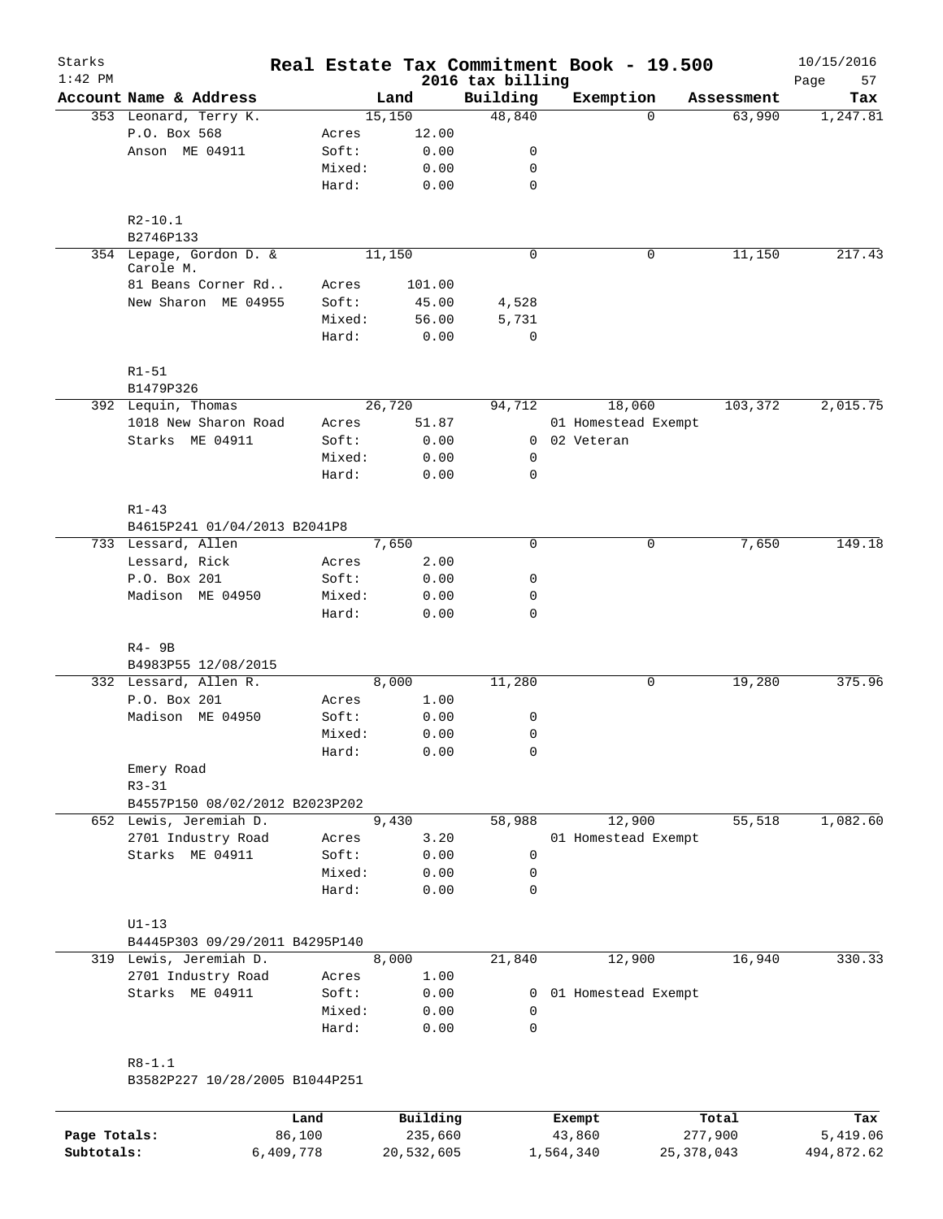# Real Estate Tax Commitment Book - 19.500

Starks
1:42 PM

2016 tax billing

10/15/2016

| Account Name & Address | | Land | Building | Exemption | Assessment | Tax |
|---|---|---|---|---|---|---|
| 353 Leonard, Terry K. | | 15,150 | 48,840 | 0 | 63,990 | 1,247.81 |
| P.O. Box 568 | Acres | 12.00 | | | | |
| Anson ME 04911 | Soft: | 0.00 | 0 | | | |
| | Mixed: | 0.00 | 0 | | | |
| | Hard: | 0.00 | 0 | | | |
| R2-10.1 | | | | | | |
| B2746P133 | | | | | | |
| 354 Lepage, Gordon D. & Carole M. | | 11,150 | 0 | 0 | 11,150 | 217.43 |
| 81 Beans Corner Rd.. | Acres | 101.00 | | | | |
| New Sharon ME 04955 | Soft: | 45.00 | 4,528 | | | |
| | Mixed: | 56.00 | 5,731 | | | |
| | Hard: | 0.00 | 0 | | | |
| R1-51 | | | | | | |
| B1479P326 | | | | | | |
| 392 Lequin, Thomas | | 26,720 | 94,712 | 18,060 | 103,372 | 2,015.75 |
| 1018 New Sharon Road | Acres | 51.87 | | 01 Homestead Exempt | | |
| Starks ME 04911 | Soft: | 0.00 | 0 | 02 Veteran | | |
| | Mixed: | 0.00 | 0 | | | |
| | Hard: | 0.00 | 0 | | | |
| R1-43 | | | | | | |
| B4615P241 01/04/2013 B2041P8 | | | | | | |
| 733 Lessard, Allen | | 7,650 | 0 | 0 | 7,650 | 149.18 |
| Lessard, Rick | Acres | 2.00 | | | | |
| P.O. Box 201 | Soft: | 0.00 | 0 | | | |
| Madison ME 04950 | Mixed: | 0.00 | 0 | | | |
| | Hard: | 0.00 | 0 | | | |
| R4- 9B | | | | | | |
| B4983P55 12/08/2015 | | | | | | |
| 332 Lessard, Allen R. | | 8,000 | 11,280 | 0 | 19,280 | 375.96 |
| P.O. Box 201 | Acres | 1.00 | | | | |
| Madison ME 04950 | Soft: | 0.00 | 0 | | | |
| | Mixed: | 0.00 | 0 | | | |
| | Hard: | 0.00 | 0 | | | |
| Emery Road | | | | | | |
| R3-31 | | | | | | |
| B4557P150 08/02/2012 B2023P202 | | | | | | |
| 652 Lewis, Jeremiah D. | | 9,430 | 58,988 | 12,900 | 55,518 | 1,082.60 |
| 2701 Industry Road | Acres | 3.20 | | 01 Homestead Exempt | | |
| Starks ME 04911 | Soft: | 0.00 | 0 | | | |
| | Mixed: | 0.00 | 0 | | | |
| | Hard: | 0.00 | 0 | | | |
| U1-13 | | | | | | |
| B4445P303 09/29/2011 B4295P140 | | | | | | |
| 319 Lewis, Jeremiah D. | | 8,000 | 21,840 | 12,900 | 16,940 | 330.33 |
| 2701 Industry Road | Acres | 1.00 | | | | |
| Starks ME 04911 | Soft: | 0.00 | 0 | 01 Homestead Exempt | | |
| | Mixed: | 0.00 | 0 | | | |
| | Hard: | 0.00 | 0 | | | |
| R8-1.1 | | | | | | |
| B3582P227 10/28/2005 B1044P251 | | | | | | |

| | Land | Building | Exempt | Total | Tax |
|---|---|---|---|---|---|
| Page Totals: | 86,100 | 235,660 | 43,860 | 277,900 | 5,419.06 |
| Subtotals: | 6,409,778 | 20,532,605 | 1,564,340 | 25,378,043 | 494,872.62 |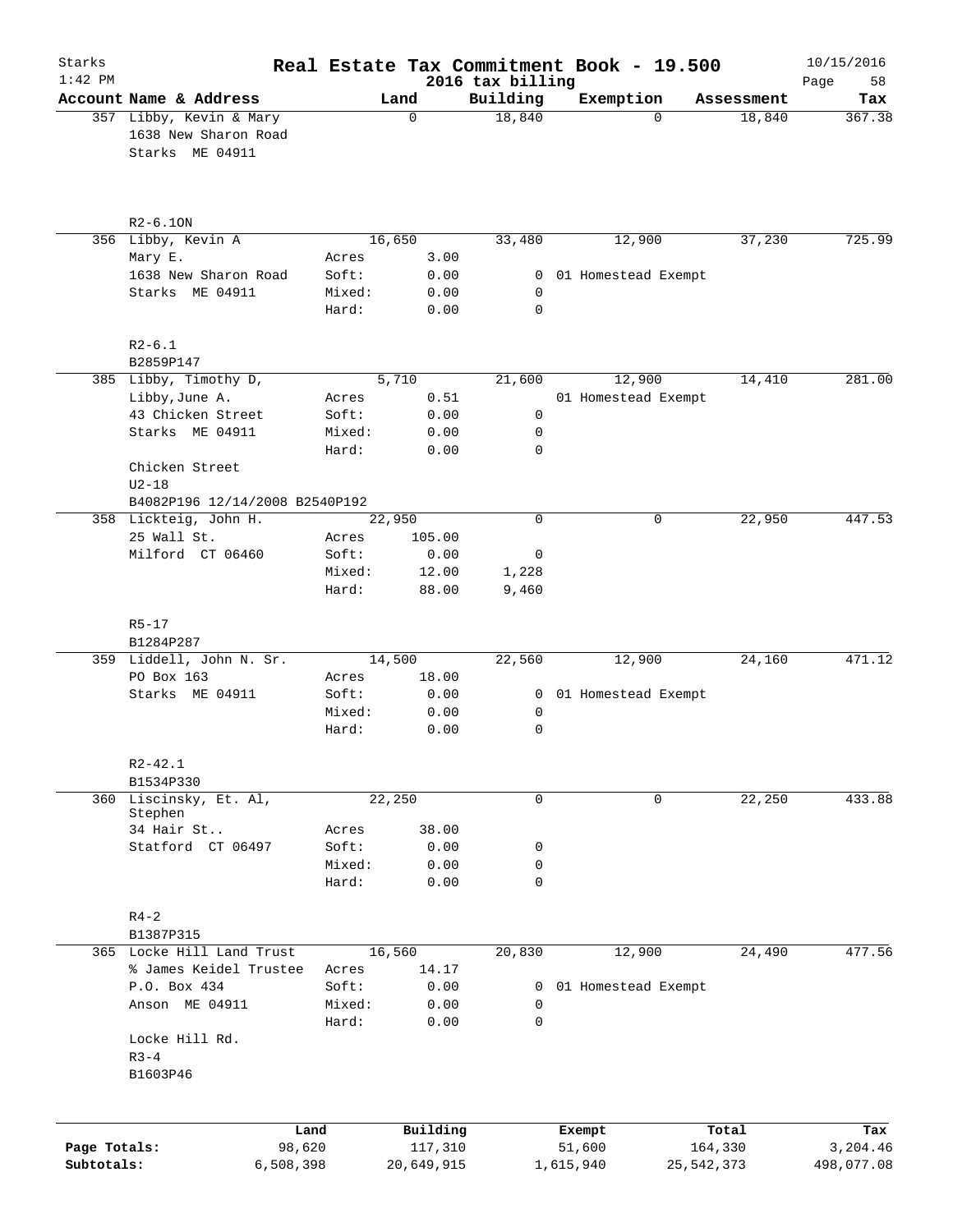# Real Estate Tax Commitment Book - 19.500

Starks
1:42 PM

2016 tax billing

10/15/2016

| Account Name & Address | Land | | Building | Exemption | Assessment | Tax |
|---|---|---|---|---|---|---|
| 357 Libby, Kevin & Mary | 0 | | 18,840 | 0 | 18,840 | 367.38 |
| 1638 New Sharon Road | | | | | | |
| Starks ME 04911 | | | | | | |
| R2-6.1ON | | | | | | |
| 356 Libby, Kevin A | 16,650 | | 33,480 | 12,900 | 37,230 | 725.99 |
| Mary E. | Acres | 3.00 | | | | |
| 1638 New Sharon Road | Soft: | 0.00 | 0 | 01 Homestead Exempt | | |
| Starks ME 04911 | Mixed: | 0.00 | 0 | | | |
| | Hard: | 0.00 | 0 | | | |
| R2-6.1 | | | | | | |
| B2859P147 | | | | | | |
| 385 Libby, Timothy D, | 5,710 | | 21,600 | 12,900 | 14,410 | 281.00 |
| Libby,June A. | Acres | 0.51 | | 01 Homestead Exempt | | |
| 43 Chicken Street | Soft: | 0.00 | 0 | | | |
| Starks ME 04911 | Mixed: | 0.00 | 0 | | | |
| | Hard: | 0.00 | 0 | | | |
| Chicken Street | | | | | | |
| U2-18 | | | | | | |
| B4082P196 12/14/2008 B2540P192 | | | | | | |
| 358 Lickteig, John H. | 22,950 | | 0 | 0 | 22,950 | 447.53 |
| 25 Wall St. | Acres | 105.00 | | | | |
| Milford CT 06460 | Soft: | 0.00 | 0 | | | |
| | Mixed: | 12.00 | 1,228 | | | |
| | Hard: | 88.00 | 9,460 | | | |
| R5-17 | | | | | | |
| B1284P287 | | | | | | |
| 359 Liddell, John N. Sr. | 14,500 | | 22,560 | 12,900 | 24,160 | 471.12 |
| PO Box 163 | Acres | 18.00 | | | | |
| Starks ME 04911 | Soft: | 0.00 | 0 | 01 Homestead Exempt | | |
| | Mixed: | 0.00 | 0 | | | |
| | Hard: | 0.00 | 0 | | | |
| R2-42.1 | | | | | | |
| B1534P330 | | | | | | |
| 360 Liscinsky, Et. Al, Stephen | 22,250 | | 0 | 0 | 22,250 | 433.88 |
| 34 Hair St.. | Acres | 38.00 | | | | |
| Statford CT 06497 | Soft: | 0.00 | 0 | | | |
| | Mixed: | 0.00 | 0 | | | |
| | Hard: | 0.00 | 0 | | | |
| R4-2 | | | | | | |
| B1387P315 | | | | | | |
| 365 Locke Hill Land Trust | 16,560 | | 20,830 | 12,900 | 24,490 | 477.56 |
| % James Keidel Trustee | Acres | 14.17 | | | | |
| P.O. Box 434 | Soft: | 0.00 | 0 | 01 Homestead Exempt | | |
| Anson ME 04911 | Mixed: | 0.00 | 0 | | | |
| | Hard: | 0.00 | 0 | | | |
| Locke Hill Rd. | | | | | | |
| R3-4 | | | | | | |
| B1603P46 | | | | | | |

| | Land | Building | Exempt | Total | Tax |
|---|---|---|---|---|---|
| Page Totals: | 98,620 | 117,310 | 51,600 | 164,330 | 3,204.46 |
| Subtotals: | 6,508,398 | 20,649,915 | 1,615,940 | 25,542,373 | 498,077.08 |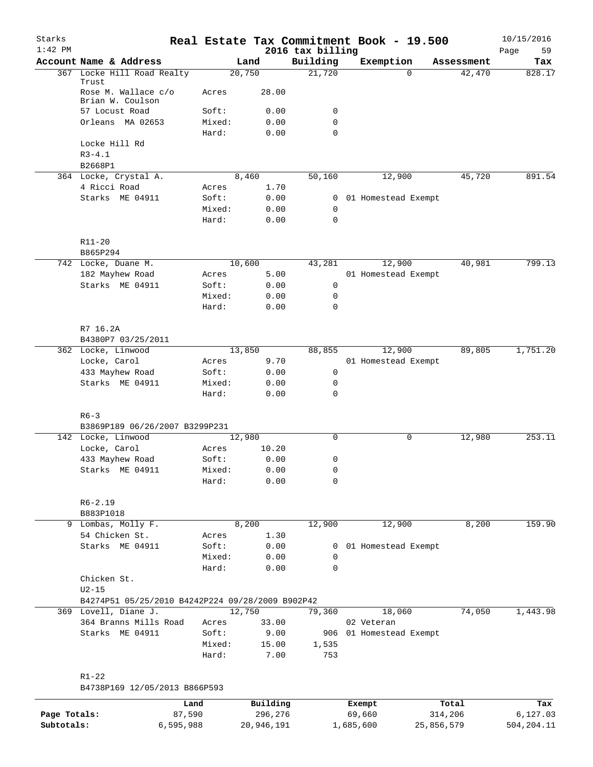# Real Estate Tax Commitment Book - 19.500

Starks
1:42 PM

2016 tax billing

10/15/2016

| Account Name & Address | | Land | Building | Exemption | Assessment | Tax |
|---|---|---|---|---|---|---|
| 367 Locke Hill Road Realty Trust | | 20,750 | 21,720 | 0 | 42,470 | 828.17 |
| Rose M. Wallace c/o Brian W. Coulson | Acres | 28.00 | | | | |
| 57 Locust Road | Soft: | 0.00 | 0 | | | |
| Orleans MA 02653 | Mixed: | 0.00 | 0 | | | |
| | Hard: | 0.00 | 0 | | | |
| Locke Hill Rd | | | | | | |
| R3-4.1 | | | | | | |
| B2668P1 | | | | | | |
| 364 Locke, Crystal A. | | 8,460 | 50,160 | 12,900 | 45,720 | 891.54 |
| 4 Ricci Road | Acres | 1.70 | | | | |
| Starks ME 04911 | Soft: | 0.00 | 0 | 01 Homestead Exempt | | |
| | Mixed: | 0.00 | 0 | | | |
| | Hard: | 0.00 | 0 | | | |
| R11-20 | | | | | | |
| B865P294 | | | | | | |
| 742 Locke, Duane M. | | 10,600 | 43,281 | 12,900 | 40,981 | 799.13 |
| 182 Mayhew Road | Acres | 5.00 | | 01 Homestead Exempt | | |
| Starks ME 04911 | Soft: | 0.00 | 0 | | | |
| | Mixed: | 0.00 | 0 | | | |
| | Hard: | 0.00 | 0 | | | |
| R7 16.2A | | | | | | |
| B4380P7 03/25/2011 | | | | | | |
| 362 Locke, Linwood | | 13,850 | 88,855 | 12,900 | 89,805 | 1,751.20 |
| Locke, Carol | Acres | 9.70 | | 01 Homestead Exempt | | |
| 433 Mayhew Road | Soft: | 0.00 | 0 | | | |
| Starks ME 04911 | Mixed: | 0.00 | 0 | | | |
| | Hard: | 0.00 | 0 | | | |
| R6-3 | | | | | | |
| B3869P189 06/26/2007 B3299P231 | | | | | | |
| 142 Locke, Linwood | | 12,980 | 0 | 0 | 12,980 | 253.11 |
| Locke, Carol | Acres | 10.20 | | | | |
| 433 Mayhew Road | Soft: | 0.00 | 0 | | | |
| Starks ME 04911 | Mixed: | 0.00 | 0 | | | |
| | Hard: | 0.00 | 0 | | | |
| R6-2.19 | | | | | | |
| B883P1018 | | | | | | |
| 9 Lombas, Molly F. | | 8,200 | 12,900 | 12,900 | 8,200 | 159.90 |
| 54 Chicken St. | Acres | 1.30 | | | | |
| Starks ME 04911 | Soft: | 0.00 | 0 | 01 Homestead Exempt | | |
| | Mixed: | 0.00 | 0 | | | |
| | Hard: | 0.00 | 0 | | | |
| Chicken St. | | | | | | |
| U2-15 | | | | | | |
| B4274P51 05/25/2010 B4242P224 09/28/2009 B902P42 | | | | | | |
| 369 Lovell, Diane J. | | 12,750 | 79,360 | 18,060 | 74,050 | 1,443.98 |
| 364 Branns Mills Road | Acres | 33.00 | | 02 Veteran | | |
| Starks ME 04911 | Soft: | 9.00 | 906 | 01 Homestead Exempt | | |
| | Mixed: | 15.00 | 1,535 | | | |
| | Hard: | 7.00 | 753 | | | |
| R1-22 | | | | | | |
| B4738P169 12/05/2013 B866P593 | | | | | | |

| | Land | Building | Exempt | Total | Tax |
|---|---|---|---|---|---|
| Page Totals: | 87,590 | 296,276 | 69,660 | 314,206 | 6,127.03 |
| Subtotals: | 6,595,988 | 20,946,191 | 1,685,600 | 25,856,579 | 504,204.11 |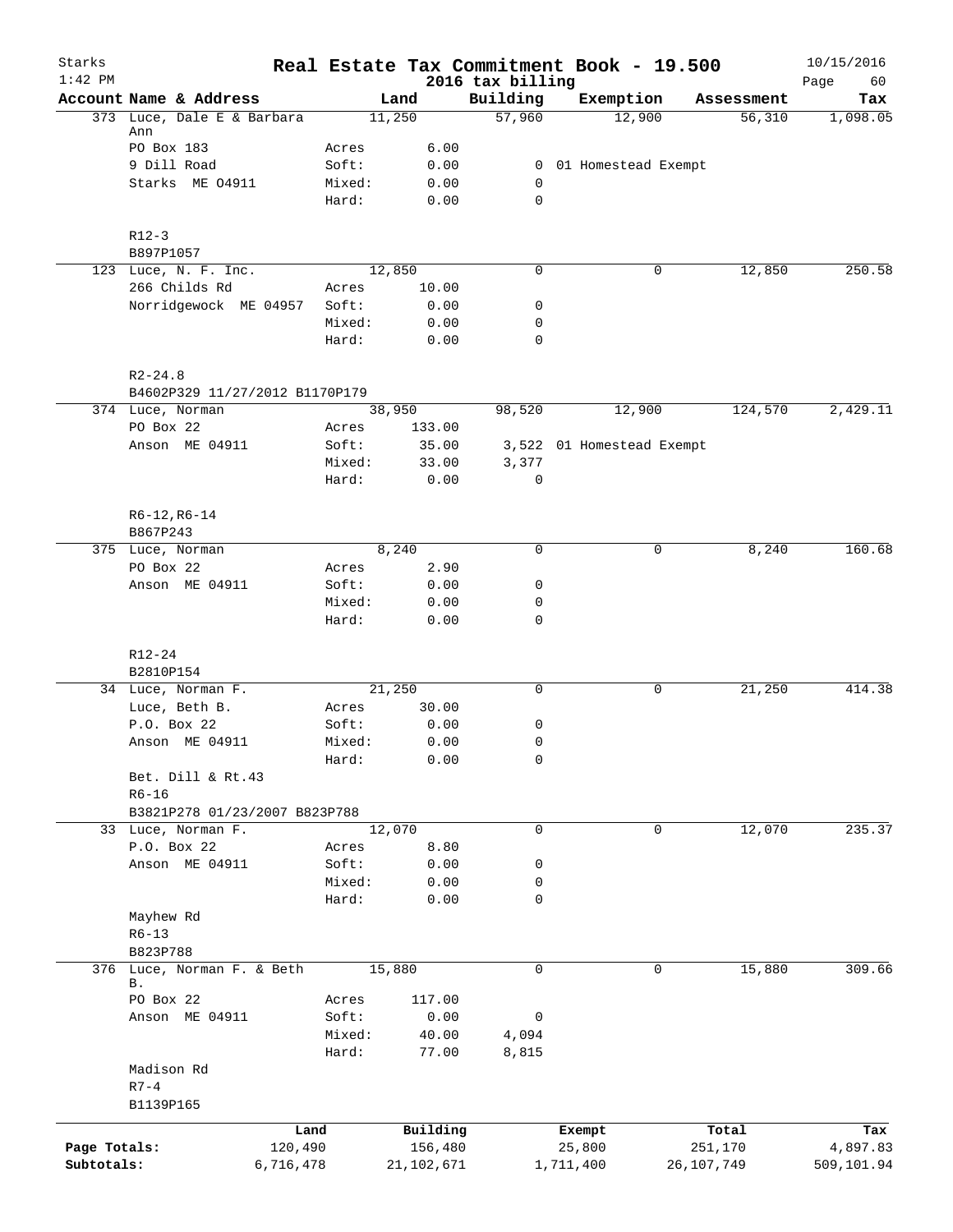# Real Estate Tax Commitment Book - 19.500

Starks
1:42 PM
2016 tax billing
10/15/2016

| Account Name & Address | | Land | Building | Exemption | Assessment | Tax |
|---|---|---|---|---|---|---|
| 373 Luce, Dale E & Barbara Ann | | 11,250 | 57,960 | 12,900 | 56,310 | 1,098.05 |
| PO Box 183 | Acres | 6.00 | | | | |
| 9 Dill Road | Soft: | 0.00 | 0 | 01 Homestead Exempt | | |
| Starks ME 04911 | Mixed: | 0.00 | 0 | | | |
| | Hard: | 0.00 | 0 | | | |
| R12-3 | | | | | | |
| B897P1057 | | | | | | |
| 123 Luce, N. F. Inc. | | 12,850 | 0 | 0 | 12,850 | 250.58 |
| 266 Childs Rd | Acres | 10.00 | | | | |
| Norridgewock ME 04957 | Soft: | 0.00 | 0 | | | |
| | Mixed: | 0.00 | 0 | | | |
| | Hard: | 0.00 | 0 | | | |
| R2-24.8 | | | | | | |
| B4602P329 11/27/2012 B1170P179 | | | | | | |
| 374 Luce, Norman | | 38,950 | 98,520 | 12,900 | 124,570 | 2,429.11 |
| PO Box 22 | Acres | 133.00 | | | | |
| Anson ME 04911 | Soft: | 35.00 | 3,522 | 01 Homestead Exempt | | |
| | Mixed: | 33.00 | 3,377 | | | |
| | Hard: | 0.00 | 0 | | | |
| R6-12,R6-14 | | | | | | |
| B867P243 | | | | | | |
| 375 Luce, Norman | | 8,240 | 0 | 0 | 8,240 | 160.68 |
| PO Box 22 | Acres | 2.90 | | | | |
| Anson ME 04911 | Soft: | 0.00 | 0 | | | |
| | Mixed: | 0.00 | 0 | | | |
| | Hard: | 0.00 | 0 | | | |
| R12-24 | | | | | | |
| B2810P154 | | | | | | |
| 34 Luce, Norman F. | | 21,250 | 0 | 0 | 21,250 | 414.38 |
| Luce, Beth B. | Acres | 30.00 | | | | |
| P.O. Box 22 | Soft: | 0.00 | 0 | | | |
| Anson ME 04911 | Mixed: | 0.00 | 0 | | | |
| | Hard: | 0.00 | 0 | | | |
| Bet. Dill & Rt.43 | | | | | | |
| R6-16 | | | | | | |
| B3821P278 01/23/2007 B823P788 | | | | | | |
| 33 Luce, Norman F. | | 12,070 | 0 | 0 | 12,070 | 235.37 |
| P.O. Box 22 | Acres | 8.80 | | | | |
| Anson ME 04911 | Soft: | 0.00 | 0 | | | |
| | Mixed: | 0.00 | 0 | | | |
| | Hard: | 0.00 | 0 | | | |
| Mayhew Rd | | | | | | |
| R6-13 | | | | | | |
| B823P788 | | | | | | |
| 376 Luce, Norman F. & Beth B. | | 15,880 | 0 | 0 | 15,880 | 309.66 |
| PO Box 22 | Acres | 117.00 | | | | |
| Anson ME 04911 | Soft: | 0.00 | 0 | | | |
| | Mixed: | 40.00 | 4,094 | | | |
| | Hard: | 77.00 | 8,815 | | | |
| Madison Rd | | | | | | |
| R7-4 | | | | | | |
| B1139P165 | | | | | | |

| | Land | Building | Exempt | Total | Tax |
|---|---|---|---|---|---|
| Page Totals: | 120,490 | 156,480 | 25,800 | 251,170 | 4,897.83 |
| Subtotals: | 6,716,478 | 21,102,671 | 1,711,400 | 26,107,749 | 509,101.94 |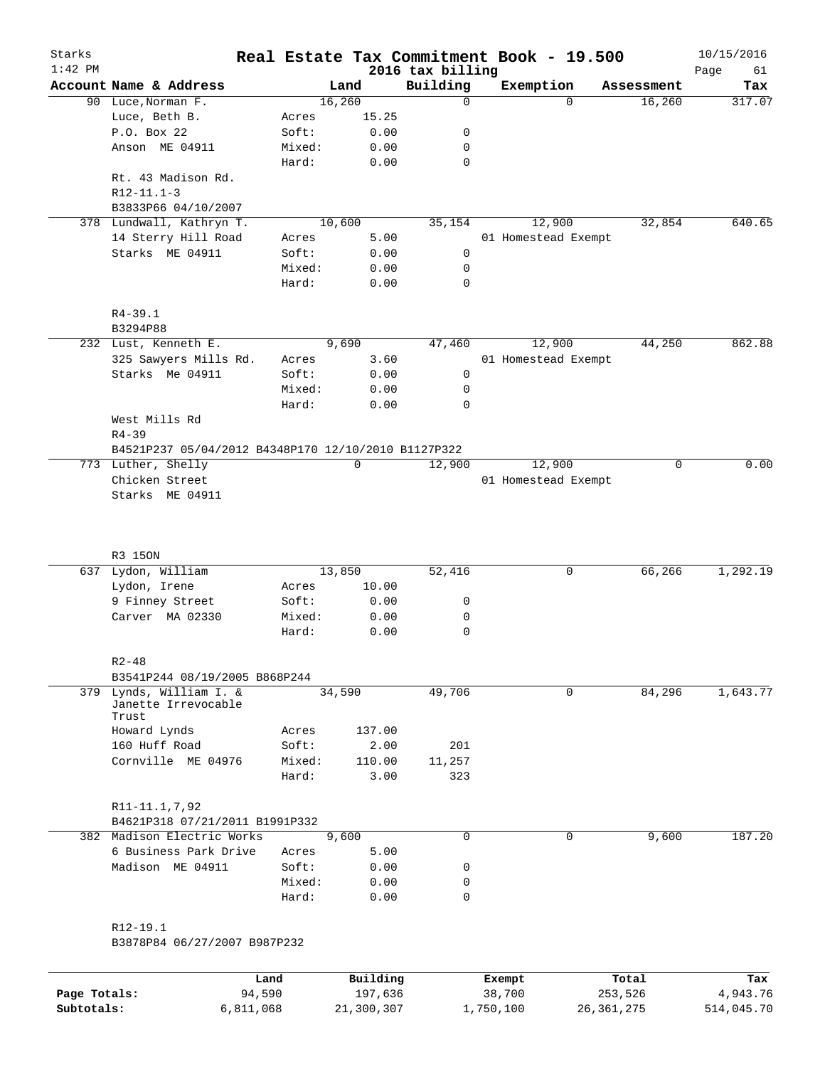# Real Estate Tax Commitment Book - 19.500

2016 tax billing

Starks 1:42 PM — 10/15/2016

| Account Name & Address | | Land | Building | Exemption | Assessment | Tax |
|---|---|---|---|---|---|---|
| 90 Luce,Norman F. | | 16,260 | 0 | 0 | 16,260 | 317.07 |
| Luce, Beth B. | Acres | 15.25 | | | | |
| P.O. Box 22 | Soft: | 0.00 | 0 | | | |
| Anson ME 04911 | Mixed: | 0.00 | 0 | | | |
| | Hard: | 0.00 | 0 | | | |
| Rt. 43 Madison Rd. | | | | | | |
| R12-11.1-3 | | | | | | |
| B3833P66 04/10/2007 | | | | | | |
| 378 Lundwall, Kathryn T. | | 10,600 | 35,154 | 12,900 | 32,854 | 640.65 |
| 14 Sterry Hill Road | Acres | 5.00 | | 01 Homestead Exempt | | |
| Starks ME 04911 | Soft: | 0.00 | 0 | | | |
| | Mixed: | 0.00 | 0 | | | |
| | Hard: | 0.00 | 0 | | | |
| R4-39.1 | | | | | | |
| B3294P88 | | | | | | |
| 232 Lust, Kenneth E. | | 9,690 | 47,460 | 12,900 | 44,250 | 862.88 |
| 325 Sawyers Mills Rd. | Acres | 3.60 | | 01 Homestead Exempt | | |
| Starks Me 04911 | Soft: | 0.00 | 0 | | | |
| | Mixed: | 0.00 | 0 | | | |
| | Hard: | 0.00 | 0 | | | |
| West Mills Rd | | | | | | |
| R4-39 | | | | | | |
| B4521P237 05/04/2012 B4348P170 12/10/2010 B1127P322 | | | | | | |
| 773 Luther, Shelly | | 0 | 12,900 | 12,900 | 0 | 0.00 |
| Chicken Street | | | | 01 Homestead Exempt | | |
| Starks ME 04911 | | | | | | |
| R3 150N | | | | | | |
| 637 Lydon, William | | 13,850 | 52,416 | 0 | 66,266 | 1,292.19 |
| Lydon, Irene | Acres | 10.00 | | | | |
| 9 Finney Street | Soft: | 0.00 | 0 | | | |
| Carver MA 02330 | Mixed: | 0.00 | 0 | | | |
| | Hard: | 0.00 | 0 | | | |
| R2-48 | | | | | | |
| B3541P244 08/19/2005 B868P244 | | | | | | |
| 379 Lynds, William I. & Janette Irrevocable Trust | | 34,590 | 49,706 | 0 | 84,296 | 1,643.77 |
| Howard Lynds | Acres | 137.00 | | | | |
| 160 Huff Road | Soft: | 2.00 | 201 | | | |
| Cornville ME 04976 | Mixed: | 110.00 | 11,257 | | | |
| | Hard: | 3.00 | 323 | | | |
| R11-11.1,7,92 | | | | | | |
| B4621P318 07/21/2011 B1991P332 | | | | | | |
| 382 Madison Electric Works | | 9,600 | 0 | 0 | 9,600 | 187.20 |
| 6 Business Park Drive | Acres | 5.00 | | | | |
| Madison ME 04911 | Soft: | 0.00 | 0 | | | |
| | Mixed: | 0.00 | 0 | | | |
| | Hard: | 0.00 | 0 | | | |
| R12-19.1 | | | | | | |
| B3878P84 06/27/2007 B987P232 | | | | | | |

| | Land | Building | Exempt | Total | Tax |
|---|---|---|---|---|---|
| Page Totals: | 94,590 | 197,636 | 38,700 | 253,526 | 4,943.76 |
| Subtotals: | 6,811,068 | 21,300,307 | 1,750,100 | 26,361,275 | 514,045.70 |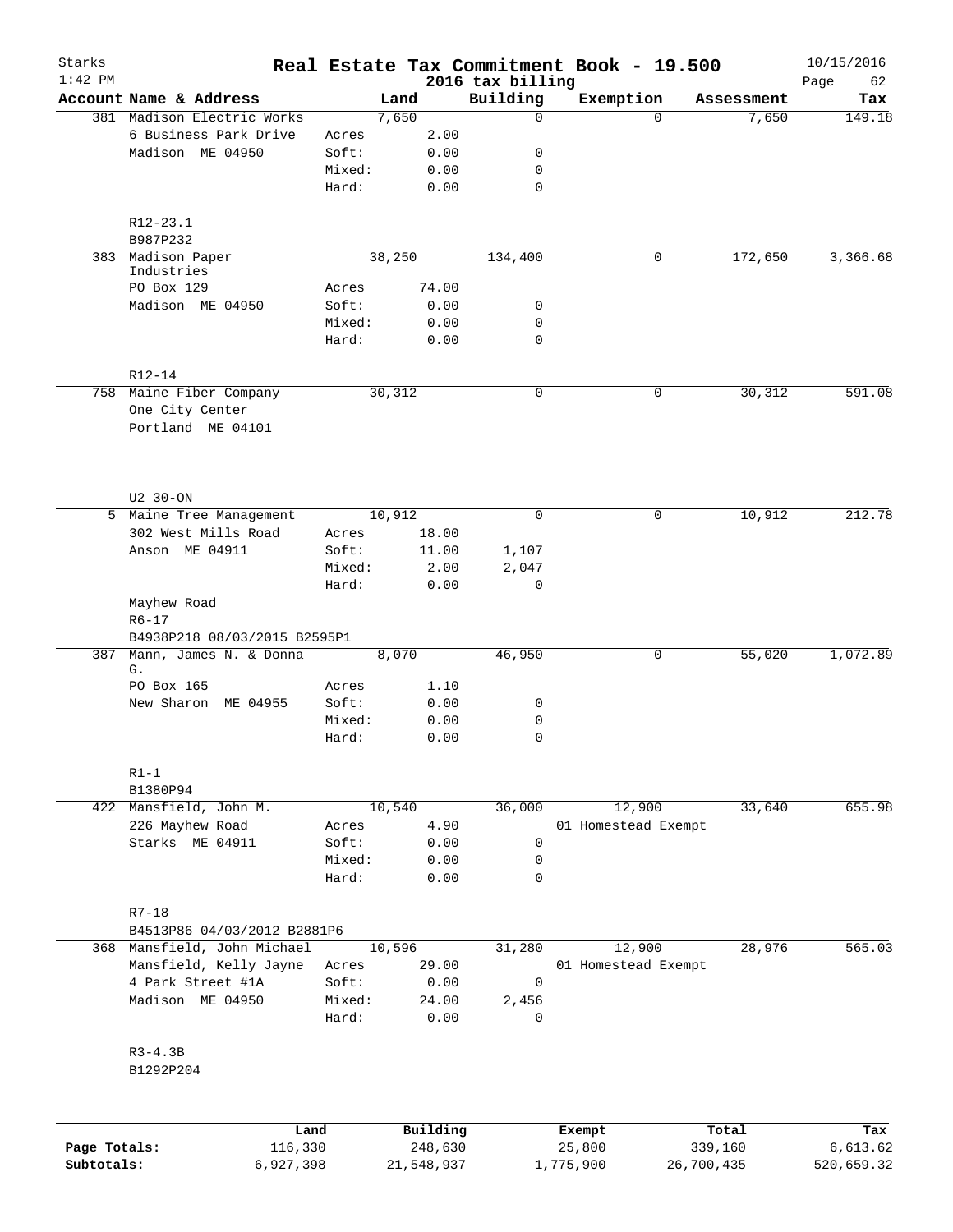# Real Estate Tax Commitment Book - 19.500

Starks
1:42 PM

2016 tax billing

10/15/2016

| Account | Name & Address | | Land | Building | Exemption | Assessment | Tax |
|---|---|---|---|---|---|---|---|
| 381 | Madison Electric Works | | 7,650 | 0 | 0 | 7,650 | 149.18 |
| | 6 Business Park Drive | Acres | 2.00 | | | | |
| | Madison ME 04950 | Soft: | 0.00 | 0 | | | |
| | | Mixed: | 0.00 | 0 | | | |
| | | Hard: | 0.00 | 0 | | | |
| | R12-23.1 | | | | | | |
| | B987P232 | | | | | | |
| 383 | Madison Paper Industries | | 38,250 | 134,400 | 0 | 172,650 | 3,366.68 |
| | PO Box 129 | Acres | 74.00 | | | | |
| | Madison ME 04950 | Soft: | 0.00 | 0 | | | |
| | | Mixed: | 0.00 | 0 | | | |
| | | Hard: | 0.00 | 0 | | | |
| | R12-14 | | | | | | |
| 758 | Maine Fiber Company | | 30,312 | 0 | 0 | 30,312 | 591.08 |
| | One City Center | | | | | | |
| | Portland ME 04101 | | | | | | |
| | U2 30-ON | | | | | | |
| 5 | Maine Tree Management | | 10,912 | 0 | 0 | 10,912 | 212.78 |
| | 302 West Mills Road | Acres | 18.00 | | | | |
| | Anson ME 04911 | Soft: | 11.00 | 1,107 | | | |
| | | Mixed: | 2.00 | 2,047 | | | |
| | | Hard: | 0.00 | 0 | | | |
| | Mayhew Road | | | | | | |
| | R6-17 | | | | | | |
| | B4938P218 08/03/2015 B2595P1 | | | | | | |
| 387 | Mann, James N. & Donna G. | | 8,070 | 46,950 | 0 | 55,020 | 1,072.89 |
| | PO Box 165 | Acres | 1.10 | | | | |
| | New Sharon ME 04955 | Soft: | 0.00 | 0 | | | |
| | | Mixed: | 0.00 | 0 | | | |
| | | Hard: | 0.00 | 0 | | | |
| | R1-1 | | | | | | |
| | B1380P94 | | | | | | |
| 422 | Mansfield, John M. | | 10,540 | 36,000 | 12,900 | 33,640 | 655.98 |
| | 226 Mayhew Road | Acres | 4.90 | | 01 Homestead Exempt | | |
| | Starks ME 04911 | Soft: | 0.00 | 0 | | | |
| | | Mixed: | 0.00 | 0 | | | |
| | | Hard: | 0.00 | 0 | | | |
| | R7-18 | | | | | | |
| | B4513P86 04/03/2012 B2881P6 | | | | | | |
| 368 | Mansfield, John Michael | | 10,596 | 31,280 | 12,900 | 28,976 | 565.03 |
| | Mansfield, Kelly Jayne | Acres | 29.00 | | 01 Homestead Exempt | | |
| | 4 Park Street #1A | Soft: | 0.00 | 0 | | | |
| | Madison ME 04950 | Mixed: | 24.00 | 2,456 | | | |
| | | Hard: | 0.00 | 0 | | | |
| | R3-4.3B | | | | | | |
| | B1292P204 | | | | | | |

| | Land | Building | Exempt | Total | Tax |
|---|---|---|---|---|---|
| Page Totals: | 116,330 | 248,630 | 25,800 | 339,160 | 6,613.62 |
| Subtotals: | 6,927,398 | 21,548,937 | 1,775,900 | 26,700,435 | 520,659.32 |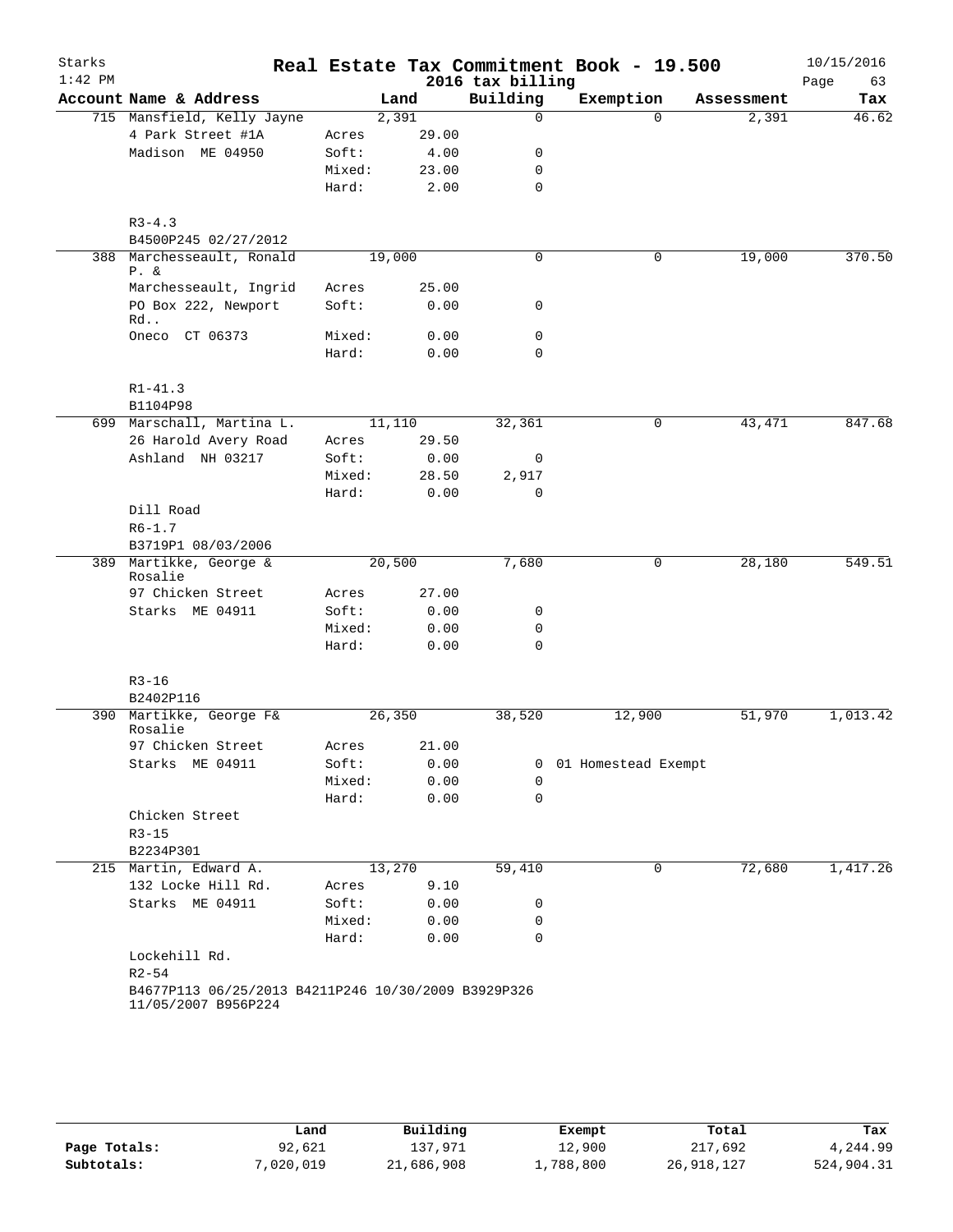# Real Estate Tax Commitment Book - 19.500

Starks
1:42 PM

2016 tax billing

10/15/2016

| Account Name & Address | | Land | Building | Exemption | Assessment | Tax |
|---|---|---|---|---|---|---|
| 715 Mansfield, Kelly Jayne | | 2,391 | 0 | 0 | 2,391 | 46.62 |
| 4 Park Street #1A | Acres | 29.00 | | | | |
| Madison ME 04950 | Soft: | 4.00 | 0 | | | |
| | Mixed: | 23.00 | 0 | | | |
| | Hard: | 2.00 | 0 | | | |
| R3-4.3 | | | | | | |
| B4500P245 02/27/2012 | | | | | | |
| 388 Marchesseault, Ronald P. & | | 19,000 | 0 | 0 | 19,000 | 370.50 |
| Marchesseault, Ingrid | Acres | 25.00 | | | | |
| PO Box 222, Newport Rd.. | Soft: | 0.00 | 0 | | | |
| Oneco CT 06373 | Mixed: | 0.00 | 0 | | | |
| | Hard: | 0.00 | 0 | | | |
| R1-41.3 | | | | | | |
| B1104P98 | | | | | | |
| 699 Marschall, Martina L. | | 11,110 | 32,361 | 0 | 43,471 | 847.68 |
| 26 Harold Avery Road | Acres | 29.50 | | | | |
| Ashland NH 03217 | Soft: | 0.00 | 0 | | | |
| | Mixed: | 28.50 | 2,917 | | | |
| | Hard: | 0.00 | 0 | | | |
| Dill Road | | | | | | |
| R6-1.7 | | | | | | |
| B3719P1 08/03/2006 | | | | | | |
| 389 Martikke, George & Rosalie | | 20,500 | 7,680 | 0 | 28,180 | 549.51 |
| 97 Chicken Street | Acres | 27.00 | | | | |
| Starks ME 04911 | Soft: | 0.00 | 0 | | | |
| | Mixed: | 0.00 | 0 | | | |
| | Hard: | 0.00 | 0 | | | |
| R3-16 | | | | | | |
| B2402P116 | | | | | | |
| 390 Martikke, George F& Rosalie | | 26,350 | 38,520 | 12,900 | 51,970 | 1,013.42 |
| 97 Chicken Street | Acres | 21.00 | | | | |
| Starks ME 04911 | Soft: | 0.00 | 0 | 01 Homestead Exempt | | |
| | Mixed: | 0.00 | 0 | | | |
| | Hard: | 0.00 | 0 | | | |
| Chicken Street | | | | | | |
| R3-15 | | | | | | |
| B2234P301 | | | | | | |
| 215 Martin, Edward A. | | 13,270 | 59,410 | 0 | 72,680 | 1,417.26 |
| 132 Locke Hill Rd. | Acres | 9.10 | | | | |
| Starks ME 04911 | Soft: | 0.00 | 0 | | | |
| | Mixed: | 0.00 | 0 | | | |
| | Hard: | 0.00 | 0 | | | |
| Lockehill Rd. | | | | | | |
| R2-54 | | | | | | |
| B4677P113 06/25/2013 B4211P246 10/30/2009 B3929P326 11/05/2007 B956P224 | | | | | | |

| | Land | Building | Exempt | Total | Tax |
|---|---|---|---|---|---|
| Page Totals: | 92,621 | 137,971 | 12,900 | 217,692 | 4,244.99 |
| Subtotals: | 7,020,019 | 21,686,908 | 1,788,800 | 26,918,127 | 524,904.31 |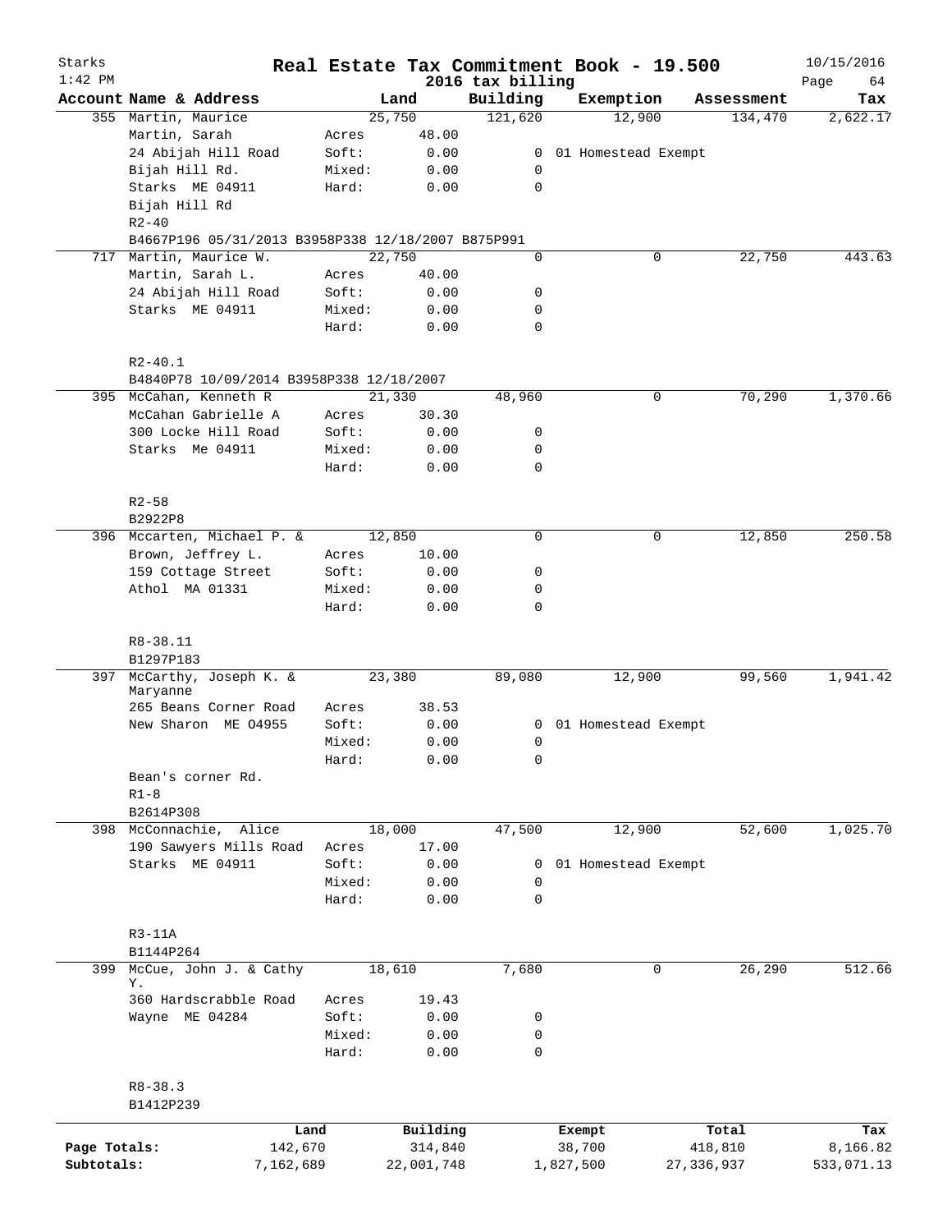# Real Estate Tax Commitment Book - 19.500

Starks
1:42 PM

2016 tax billing

10/15/2016

| Account | Name & Address | | Land | Building | Exemption | Assessment | Tax |
|---|---|---|---|---|---|---|---|
| 355 | Martin, Maurice | | 25,750 | 121,620 | 12,900 | 134,470 | 2,622.17 |
| | Martin, Sarah | Acres | 48.00 | | | | |
| | 24 Abijah Hill Road | Soft: | 0.00 | 0 | 01 Homestead Exempt | | |
| | Bijah Hill Rd. | Mixed: | 0.00 | 0 | | | |
| | Starks ME 04911 | Hard: | 0.00 | 0 | | | |
| | Bijah Hill Rd | | | | | | |
| | R2-40 | | | | | | |
| | B4667P196 05/31/2013 B3958P338 12/18/2007 B875P991 | | | | | | |
| 717 | Martin, Maurice W. | | 22,750 | 0 | 0 | 22,750 | 443.63 |
| | Martin, Sarah L. | Acres | 40.00 | | | | |
| | 24 Abijah Hill Road | Soft: | 0.00 | 0 | | | |
| | Starks ME 04911 | Mixed: | 0.00 | 0 | | | |
| | | Hard: | 0.00 | 0 | | | |
| | R2-40.1 | | | | | | |
| | B4840P78 10/09/2014 B3958P338 12/18/2007 | | | | | | |
| 395 | McCahan, Kenneth R | | 21,330 | 48,960 | 0 | 70,290 | 1,370.66 |
| | McCahan Gabrielle A | Acres | 30.30 | | | | |
| | 300 Locke Hill Road | Soft: | 0.00 | 0 | | | |
| | Starks Me 04911 | Mixed: | 0.00 | 0 | | | |
| | | Hard: | 0.00 | 0 | | | |
| | R2-58 | | | | | | |
| | B2922P8 | | | | | | |
| 396 | Mccarten, Michael P. & | | 12,850 | 0 | 0 | 12,850 | 250.58 |
| | Brown, Jeffrey L. | Acres | 10.00 | | | | |
| | 159 Cottage Street | Soft: | 0.00 | 0 | | | |
| | Athol MA 01331 | Mixed: | 0.00 | 0 | | | |
| | | Hard: | 0.00 | 0 | | | |
| | R8-38.11 | | | | | | |
| | B1297P183 | | | | | | |
| 397 | McCarthy, Joseph K. & Maryanne | | 23,380 | 89,080 | 12,900 | 99,560 | 1,941.42 |
| | 265 Beans Corner Road | Acres | 38.53 | | | | |
| | New Sharon ME O4955 | Soft: | 0.00 | 0 | 01 Homestead Exempt | | |
| | | Mixed: | 0.00 | 0 | | | |
| | | Hard: | 0.00 | 0 | | | |
| | Bean's corner Rd. | | | | | | |
| | R1-8 | | | | | | |
| | B2614P308 | | | | | | |
| 398 | McConnachie, Alice | | 18,000 | 47,500 | 12,900 | 52,600 | 1,025.70 |
| | 190 Sawyers Mills Road | Acres | 17.00 | | | | |
| | Starks ME 04911 | Soft: | 0.00 | 0 | 01 Homestead Exempt | | |
| | | Mixed: | 0.00 | 0 | | | |
| | | Hard: | 0.00 | 0 | | | |
| | R3-11A | | | | | | |
| | B1144P264 | | | | | | |
| 399 | McCue, John J. & Cathy Y. | | 18,610 | 7,680 | 0 | 26,290 | 512.66 |
| | 360 Hardscrabble Road | Acres | 19.43 | | | | |
| | Wayne ME 04284 | Soft: | 0.00 | 0 | | | |
| | | Mixed: | 0.00 | 0 | | | |
| | | Hard: | 0.00 | 0 | | | |
| | R8-38.3 | | | | | | |
| | B1412P239 | | | | | | |

| | Land | Building | Exempt | Total | Tax |
|---|---|---|---|---|---|
| Page Totals: | 142,670 | 314,840 | 38,700 | 418,810 | 8,166.82 |
| Subtotals: | 7,162,689 | 22,001,748 | 1,827,500 | 27,336,937 | 533,071.13 |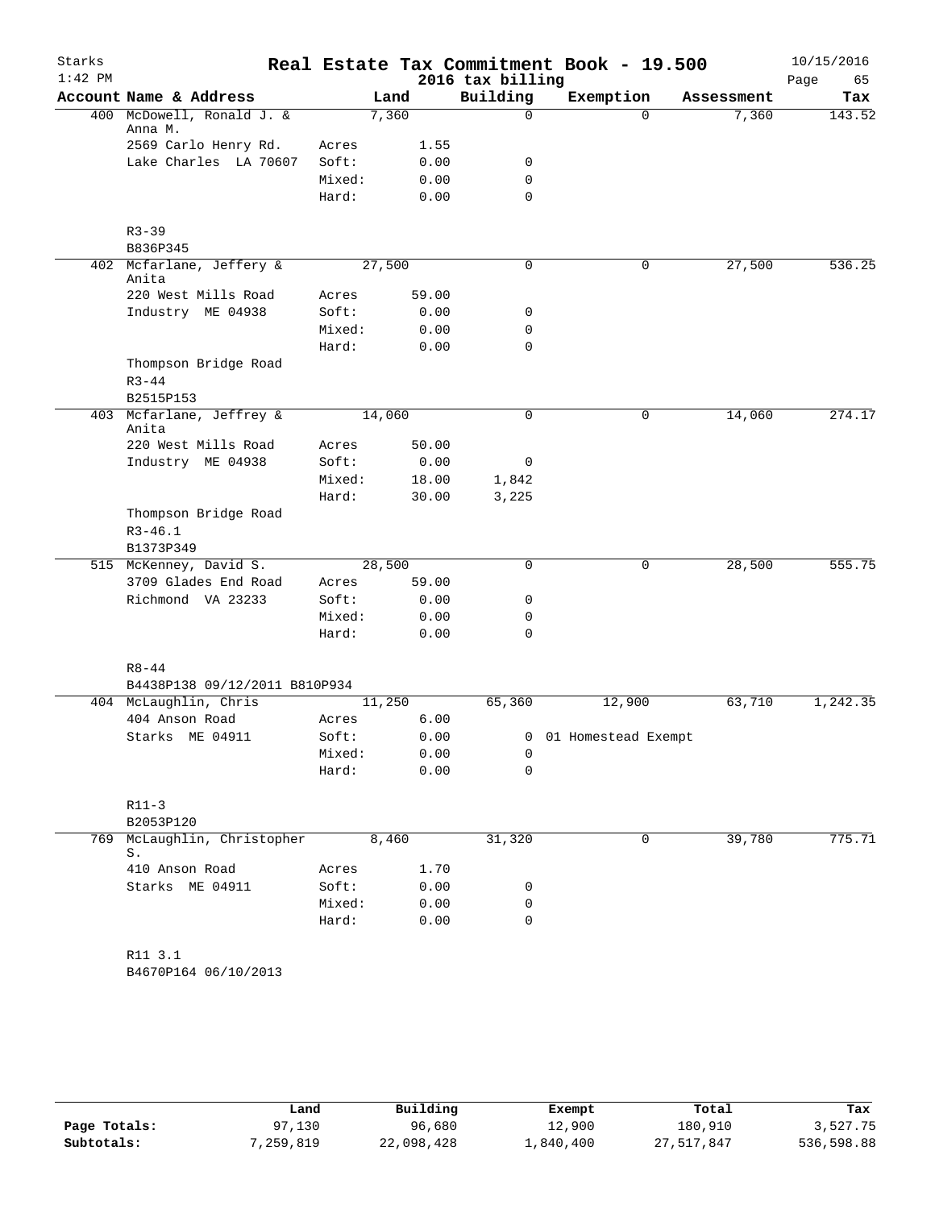# Real Estate Tax Commitment Book - 19.500

## 2016 tax billing

Starks
1:42 PM

10/15/2016

| Account | Name & Address | | Land | Building | Exemption | Assessment | Tax |
|---|---|---|---|---|---|---|---|
| 400 | McDowell, Ronald J. & Anna M. | | 7,360 | 0 | 0 | 7,360 | 143.52 |
| | 2569 Carlo Henry Rd. | Acres | 1.55 | | | | |
| | Lake Charles LA 70607 | Soft: | 0.00 | 0 | | | |
| | | Mixed: | 0.00 | 0 | | | |
| | | Hard: | 0.00 | 0 | | | |
| | R3-39 | | | | | | |
| | B836P345 | | | | | | |
| 402 | Mcfarlane, Jeffery & Anita | | 27,500 | 0 | 0 | 27,500 | 536.25 |
| | 220 West Mills Road | Acres | 59.00 | | | | |
| | Industry ME 04938 | Soft: | 0.00 | 0 | | | |
| | | Mixed: | 0.00 | 0 | | | |
| | | Hard: | 0.00 | 0 | | | |
| | Thompson Bridge Road | | | | | | |
| | R3-44 | | | | | | |
| | B2515P153 | | | | | | |
| 403 | Mcfarlane, Jeffrey & Anita | | 14,060 | 0 | 0 | 14,060 | 274.17 |
| | 220 West Mills Road | Acres | 50.00 | | | | |
| | Industry ME 04938 | Soft: | 0.00 | 0 | | | |
| | | Mixed: | 18.00 | 1,842 | | | |
| | | Hard: | 30.00 | 3,225 | | | |
| | Thompson Bridge Road | | | | | | |
| | R3-46.1 | | | | | | |
| | B1373P349 | | | | | | |
| 515 | McKenney, David S. | | 28,500 | 0 | 0 | 28,500 | 555.75 |
| | 3709 Glades End Road | Acres | 59.00 | | | | |
| | Richmond VA 23233 | Soft: | 0.00 | 0 | | | |
| | | Mixed: | 0.00 | 0 | | | |
| | | Hard: | 0.00 | 0 | | | |
| | R8-44 | | | | | | |
| | B4438P138 09/12/2011 B810P934 | | | | | | |
| 404 | McLaughlin, Chris | | 11,250 | 65,360 | 12,900 | 63,710 | 1,242.35 |
| | 404 Anson Road | Acres | 6.00 | | | | |
| | Starks ME 04911 | Soft: | 0.00 | 0 | 01 Homestead Exempt | | |
| | | Mixed: | 0.00 | 0 | | | |
| | | Hard: | 0.00 | 0 | | | |
| | R11-3 | | | | | | |
| | B2053P120 | | | | | | |
| 769 | McLaughlin, Christopher S. | | 8,460 | 31,320 | 0 | 39,780 | 775.71 |
| | 410 Anson Road | Acres | 1.70 | | | | |
| | Starks ME 04911 | Soft: | 0.00 | 0 | | | |
| | | Mixed: | 0.00 | 0 | | | |
| | | Hard: | 0.00 | 0 | | | |
| | R11 3.1 | | | | | | |
| | B4670P164 06/10/2013 | | | | | | |

| | Land | Building | Exempt | Total | Tax |
|---|---|---|---|---|---|
| Page Totals: | 97,130 | 96,680 | 12,900 | 180,910 | 3,527.75 |
| Subtotals: | 7,259,819 | 22,098,428 | 1,840,400 | 27,517,847 | 536,598.88 |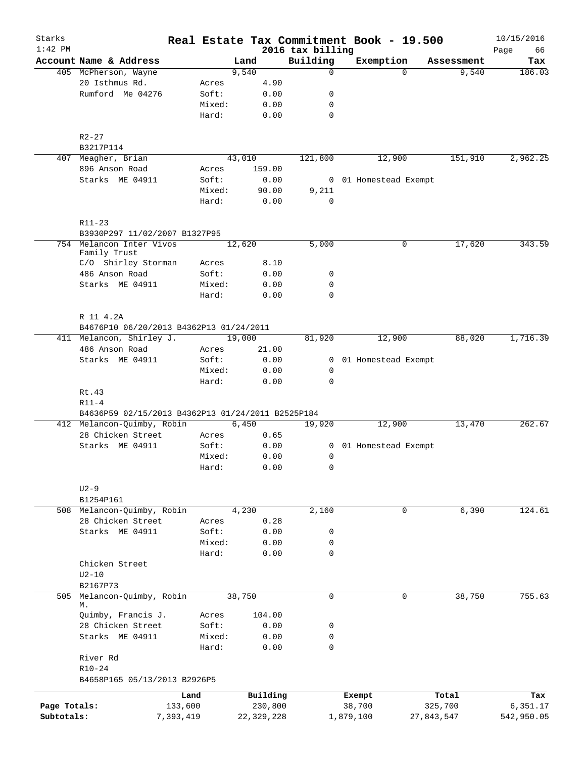# Real Estate Tax Commitment Book - 19.500

Starks
1:42 PM

2016 tax billing

10/15/2016

| Account | Name & Address | | Land | Building | Exemption | Assessment | Tax |
|---|---|---|---|---|---|---|---|
| 405 | McPherson, Wayne | | 9,540 | 0 | 0 | 9,540 | 186.03 |
| | 20 Isthmus Rd. | Acres | 4.90 | | | | |
| | Rumford Me 04276 | Soft: | 0.00 | 0 | | | |
| | | Mixed: | 0.00 | 0 | | | |
| | | Hard: | 0.00 | 0 | | | |
| | R2-27 | | | | | | |
| | B3217P114 | | | | | | |
| 407 | Meagher, Brian | | 43,010 | 121,800 | 12,900 | 151,910 | 2,962.25 |
| | 896 Anson Road | Acres | 159.00 | | | | |
| | Starks ME 04911 | Soft: | 0.00 | 0 | 01 Homestead Exempt | | |
| | | Mixed: | 90.00 | 9,211 | | | |
| | | Hard: | 0.00 | 0 | | | |
| | R11-23 | | | | | | |
| | B3930P297 11/02/2007 B1327P95 | | | | | | |
| 754 | Melancon Inter Vivos Family Trust | | 12,620 | 5,000 | 0 | 17,620 | 343.59 |
| | C/O Shirley Storman | Acres | 8.10 | | | | |
| | 486 Anson Road | Soft: | 0.00 | 0 | | | |
| | Starks ME 04911 | Mixed: | 0.00 | 0 | | | |
| | | Hard: | 0.00 | 0 | | | |
| | R 11 4.2A | | | | | | |
| | B4676P10 06/20/2013 B4362P13 01/24/2011 | | | | | | |
| 411 | Melancon, Shirley J. | | 19,000 | 81,920 | 12,900 | 88,020 | 1,716.39 |
| | 486 Anson Road | Acres | 21.00 | | | | |
| | Starks ME 04911 | Soft: | 0.00 | 0 | 01 Homestead Exempt | | |
| | | Mixed: | 0.00 | 0 | | | |
| | | Hard: | 0.00 | 0 | | | |
| | Rt.43 | | | | | | |
| | R11-4 | | | | | | |
| | B4636P59 02/15/2013 B4362P13 01/24/2011 B2525P184 | | | | | | |
| 412 | Melancon-Quimby, Robin | | 6,450 | 19,920 | 12,900 | 13,470 | 262.67 |
| | 28 Chicken Street | Acres | 0.65 | | | | |
| | Starks ME 04911 | Soft: | 0.00 | 0 | 01 Homestead Exempt | | |
| | | Mixed: | 0.00 | 0 | | | |
| | | Hard: | 0.00 | 0 | | | |
| | U2-9 | | | | | | |
| | B1254P161 | | | | | | |
| 508 | Melancon-Quimby, Robin | | 4,230 | 2,160 | 0 | 6,390 | 124.61 |
| | 28 Chicken Street | Acres | 0.28 | | | | |
| | Starks ME 04911 | Soft: | 0.00 | 0 | | | |
| | | Mixed: | 0.00 | 0 | | | |
| | | Hard: | 0.00 | 0 | | | |
| | Chicken Street | | | | | | |
| | U2-10 | | | | | | |
| | B2167P73 | | | | | | |
| 505 | Melancon-Quimby, Robin M. | | 38,750 | 0 | 0 | 38,750 | 755.63 |
| | Quimby, Francis J. | Acres | 104.00 | | | | |
| | 28 Chicken Street | Soft: | 0.00 | 0 | | | |
| | Starks ME 04911 | Mixed: | 0.00 | 0 | | | |
| | | Hard: | 0.00 | 0 | | | |
| | River Rd | | | | | | |
| | R10-24 | | | | | | |
| | B4658P165 05/13/2013 B2926P5 | | | | | | |

| | Land | Building | Exempt | Total | Tax |
|---|---|---|---|---|---|
| Page Totals: | 133,600 | 230,800 | 38,700 | 325,700 | 6,351.17 |
| Subtotals: | 7,393,419 | 22,329,228 | 1,879,100 | 27,843,547 | 542,950.05 |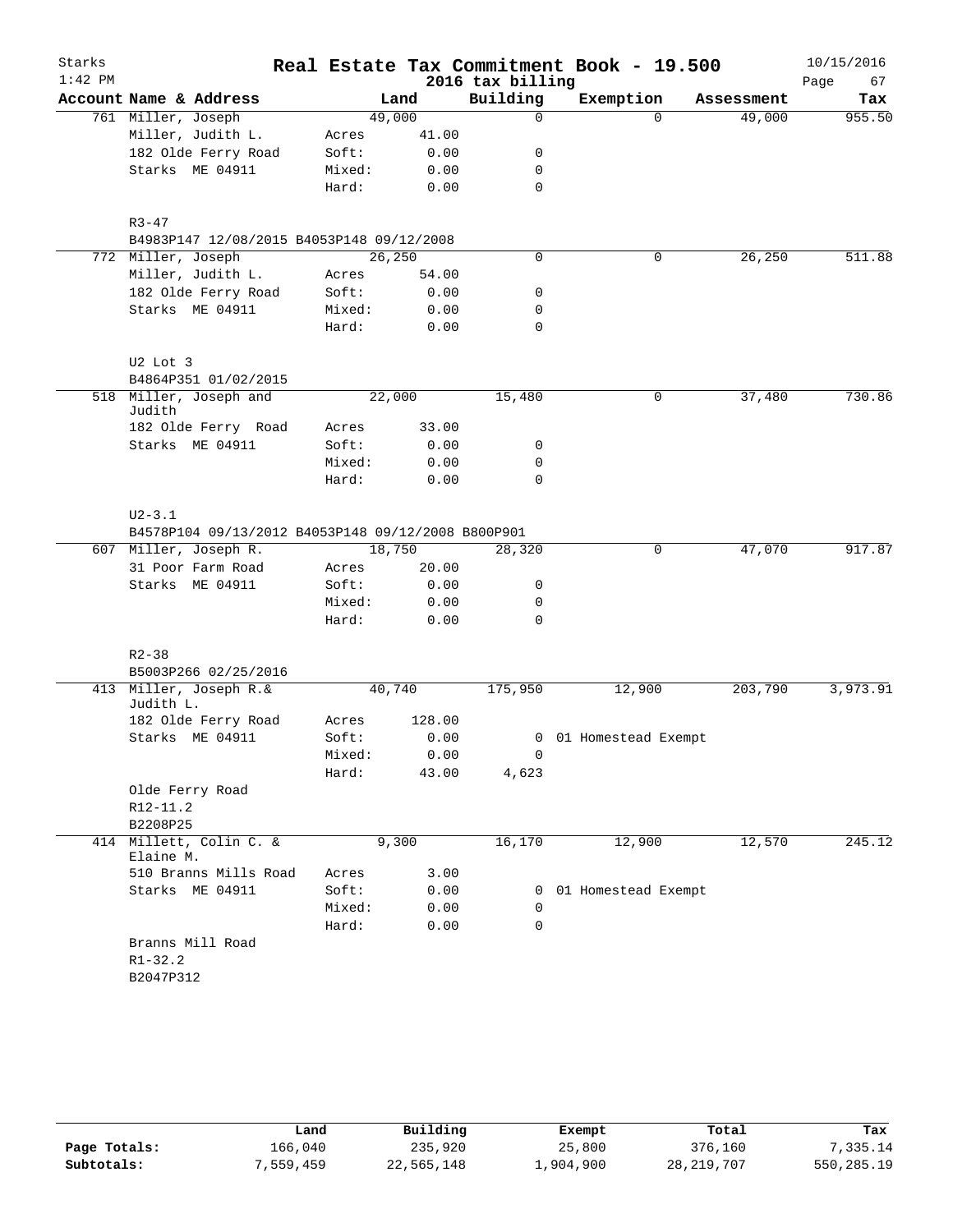Starks 1:42 PM

# Real Estate Tax Commitment Book - 19.500

2016 tax billing

10/15/2016

| Account | Name & Address | | Land | Building | Exemption | Assessment | Tax |
|---|---|---|---|---|---|---|---|
| 761 | Miller, Joseph | | 49,000 | 0 | 0 | 49,000 | 955.50 |
| | Miller, Judith L. | Acres | 41.00 | | | | |
| | 182 Olde Ferry Road | Soft: | 0.00 | 0 | | | |
| | Starks ME 04911 | Mixed: | 0.00 | 0 | | | |
| | | Hard: | 0.00 | 0 | | | |
| | R3-47 | | | | | | |
| | B4983P147 12/08/2015 B4053P148 09/12/2008 | | | | | | |
| 772 | Miller, Joseph | | 26,250 | 0 | 0 | 26,250 | 511.88 |
| | Miller, Judith L. | Acres | 54.00 | | | | |
| | 182 Olde Ferry Road | Soft: | 0.00 | 0 | | | |
| | Starks ME 04911 | Mixed: | 0.00 | 0 | | | |
| | | Hard: | 0.00 | 0 | | | |
| | U2 Lot 3 | | | | | | |
| | B4864P351 01/02/2015 | | | | | | |
| 518 | Miller, Joseph and Judith | | 22,000 | 15,480 | 0 | 37,480 | 730.86 |
| | 182 Olde Ferry Road | Acres | 33.00 | | | | |
| | Starks ME 04911 | Soft: | 0.00 | 0 | | | |
| | | Mixed: | 0.00 | 0 | | | |
| | | Hard: | 0.00 | 0 | | | |
| | U2-3.1 | | | | | | |
| | B4578P104 09/13/2012 B4053P148 09/12/2008 B800P901 | | | | | | |
| 607 | Miller, Joseph R. | | 18,750 | 28,320 | 0 | 47,070 | 917.87 |
| | 31 Poor Farm Road | Acres | 20.00 | | | | |
| | Starks ME 04911 | Soft: | 0.00 | 0 | | | |
| | | Mixed: | 0.00 | 0 | | | |
| | | Hard: | 0.00 | 0 | | | |
| | R2-38 | | | | | | |
| | B5003P266 02/25/2016 | | | | | | |
| 413 | Miller, Joseph R.& Judith L. | | 40,740 | 175,950 | 12,900 | 203,790 | 3,973.91 |
| | 182 Olde Ferry Road | Acres | 128.00 | | | | |
| | Starks ME 04911 | Soft: | 0.00 | 0 | 01 Homestead Exempt | | |
| | | Mixed: | 0.00 | 0 | | | |
| | | Hard: | 43.00 | 4,623 | | | |
| | Olde Ferry Road | | | | | | |
| | R12-11.2 | | | | | | |
| | B2208P25 | | | | | | |
| 414 | Millett, Colin C. & Elaine M. | | 9,300 | 16,170 | 12,900 | 12,570 | 245.12 |
| | 510 Branns Mills Road | Acres | 3.00 | | | | |
| | Starks ME 04911 | Soft: | 0.00 | 0 | 01 Homestead Exempt | | |
| | | Mixed: | 0.00 | 0 | | | |
| | | Hard: | 0.00 | 0 | | | |
| | Branns Mill Road | | | | | | |
| | R1-32.2 | | | | | | |
| | B2047P312 | | | | | | |

| | Land | Building | Exempt | Total | Tax |
|---|---|---|---|---|---|
| Page Totals: | 166,040 | 235,920 | 25,800 | 376,160 | 7,335.14 |
| Subtotals: | 7,559,459 | 22,565,148 | 1,904,900 | 28,219,707 | 550,285.19 |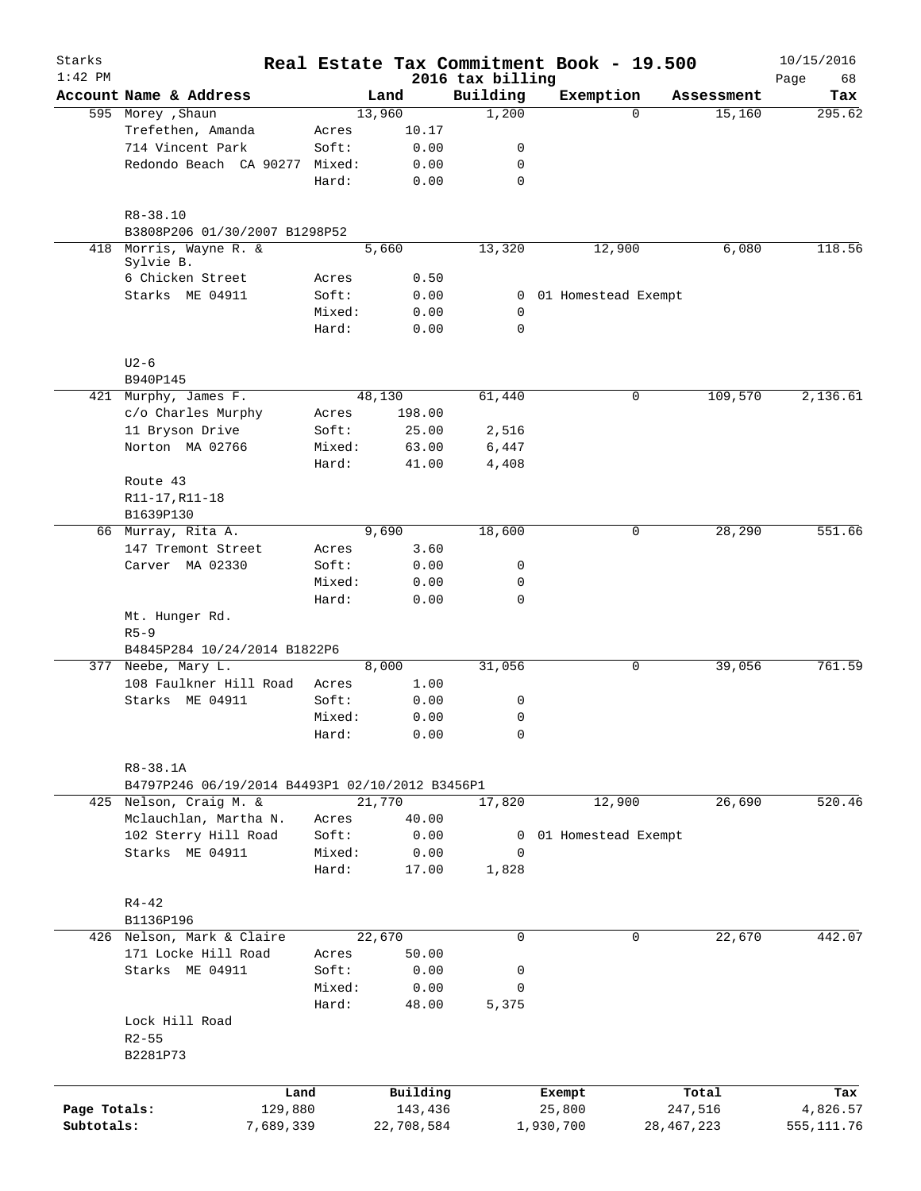# Starks — Real Estate Tax Commitment Book - 19.500

1:42 PM — 2016 tax billing — 10/15/2016

| Account Name & Address | | Land | Building | Exemption | Assessment | Tax |
|---|---|---|---|---|---|---|
| 595 Morey ,Shaun | | 13,960 | 1,200 | 0 | 15,160 | 295.62 |
| Trefethen, Amanda | Acres | 10.17 | | | | |
| 714 Vincent Park | Soft: | 0.00 | 0 | | | |
| Redondo Beach CA 90277 | Mixed: | 0.00 | 0 | | | |
| | Hard: | 0.00 | 0 | | | |
| R8-38.10 | | | | | | |
| B3808P206 01/30/2007 B1298P52 | | | | | | |
| 418 Morris, Wayne R. & Sylvie B. | | 5,660 | 13,320 | 12,900 | 6,080 | 118.56 |
| 6 Chicken Street | Acres | 0.50 | | | | |
| Starks ME 04911 | Soft: | 0.00 | 0 | 01 Homestead Exempt | | |
| | Mixed: | 0.00 | 0 | | | |
| | Hard: | 0.00 | 0 | | | |
| U2-6 | | | | | | |
| B940P145 | | | | | | |
| 421 Murphy, James F. | | 48,130 | 61,440 | 0 | 109,570 | 2,136.61 |
| c/o Charles Murphy | Acres | 198.00 | | | | |
| 11 Bryson Drive | Soft: | 25.00 | 2,516 | | | |
| Norton MA 02766 | Mixed: | 63.00 | 6,447 | | | |
| | Hard: | 41.00 | 4,408 | | | |
| Route 43 | | | | | | |
| R11-17,R11-18 | | | | | | |
| B1639P130 | | | | | | |
| 66 Murray, Rita A. | | 9,690 | 18,600 | 0 | 28,290 | 551.66 |
| 147 Tremont Street | Acres | 3.60 | | | | |
| Carver MA 02330 | Soft: | 0.00 | 0 | | | |
| | Mixed: | 0.00 | 0 | | | |
| | Hard: | 0.00 | 0 | | | |
| Mt. Hunger Rd. | | | | | | |
| R5-9 | | | | | | |
| B4845P284 10/24/2014 B1822P6 | | | | | | |
| 377 Neebe, Mary L. | | 8,000 | 31,056 | 0 | 39,056 | 761.59 |
| 108 Faulkner Hill Road | Acres | 1.00 | | | | |
| Starks ME 04911 | Soft: | 0.00 | 0 | | | |
| | Mixed: | 0.00 | 0 | | | |
| | Hard: | 0.00 | 0 | | | |
| R8-38.1A | | | | | | |
| B4797P246 06/19/2014 B4493P1 02/10/2012 B3456P1 | | | | | | |
| 425 Nelson, Craig M. & | | 21,770 | 17,820 | 12,900 | 26,690 | 520.46 |
| Mclauchlan, Martha N. | Acres | 40.00 | | | | |
| 102 Sterry Hill Road | Soft: | 0.00 | 0 | 01 Homestead Exempt | | |
| Starks ME 04911 | Mixed: | 0.00 | 0 | | | |
| | Hard: | 17.00 | 1,828 | | | |
| R4-42 | | | | | | |
| B1136P196 | | | | | | |
| 426 Nelson, Mark & Claire | | 22,670 | 0 | 0 | 22,670 | 442.07 |
| 171 Locke Hill Road | Acres | 50.00 | | | | |
| Starks ME 04911 | Soft: | 0.00 | 0 | | | |
| | Mixed: | 0.00 | 0 | | | |
| | Hard: | 48.00 | 5,375 | | | |
| Lock Hill Road | | | | | | |
| R2-55 | | | | | | |
| B2281P73 | | | | | | |

| | Land | Building | Exempt | Total | Tax |
|---|---|---|---|---|---|
| Page Totals: | 129,880 | 143,436 | 25,800 | 247,516 | 4,826.57 |
| Subtotals: | 7,689,339 | 22,708,584 | 1,930,700 | 28,467,223 | 555,111.76 |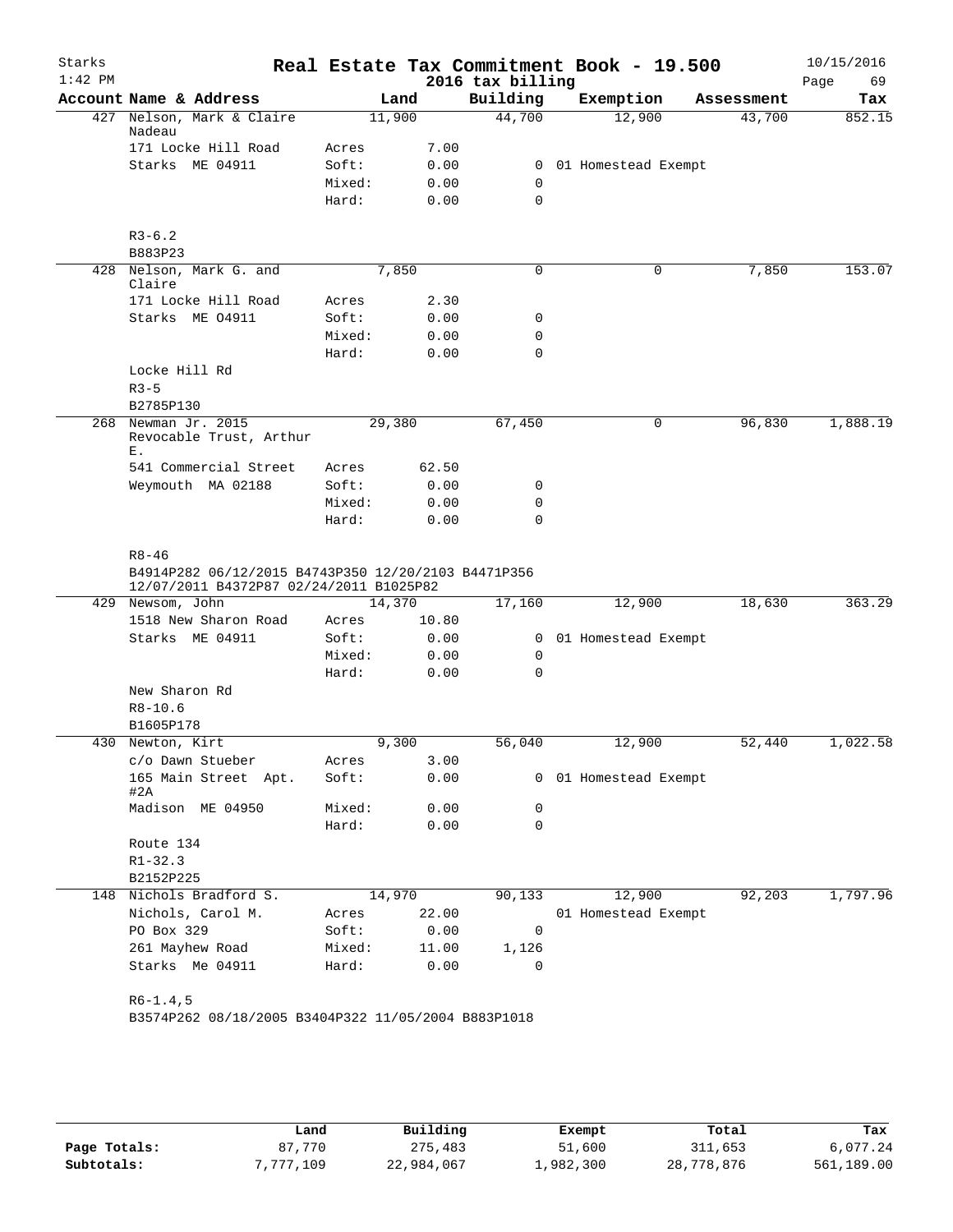# Real Estate Tax Commitment Book - 19.500

Starks
1:42 PM

2016 tax billing

10/15/2016

| Account | Name & Address | | Land | Building | Exemption | Assessment | Tax |
|---|---|---|---|---|---|---|---|
| 427 | Nelson, Mark & Claire Nadeau | | 11,900 | 44,700 | 12,900 | 43,700 | 852.15 |
| | 171 Locke Hill Road | Acres | 7.00 | | | | |
| | Starks ME 04911 | Soft: | 0.00 | 0 | 01 Homestead Exempt | | |
| | | Mixed: | 0.00 | 0 | | | |
| | | Hard: | 0.00 | 0 | | | |
| | R3-6.2 | | | | | | |
| | B883P23 | | | | | | |
| 428 | Nelson, Mark G. and Claire | | 7,850 | 0 | 0 | 7,850 | 153.07 |
| | 171 Locke Hill Road | Acres | 2.30 | | | | |
| | Starks ME O4911 | Soft: | 0.00 | 0 | | | |
| | | Mixed: | 0.00 | 0 | | | |
| | | Hard: | 0.00 | 0 | | | |
| | Locke Hill Rd | | | | | | |
| | R3-5 | | | | | | |
| | B2785P130 | | | | | | |
| 268 | Newman Jr. 2015 Revocable Trust, Arthur E. | | 29,380 | 67,450 | 0 | 96,830 | 1,888.19 |
| | 541 Commercial Street | Acres | 62.50 | | | | |
| | Weymouth MA 02188 | Soft: | 0.00 | 0 | | | |
| | | Mixed: | 0.00 | 0 | | | |
| | | Hard: | 0.00 | 0 | | | |
| | R8-46 | | | | | | |
| | B4914P282 06/12/2015 B4743P350 12/20/2103 B4471P356 12/07/2011 B4372P87 02/24/2011 B1025P82 | | | | | | |
| 429 | Newsom, John | | 14,370 | 17,160 | 12,900 | 18,630 | 363.29 |
| | 1518 New Sharon Road | Acres | 10.80 | | | | |
| | Starks ME 04911 | Soft: | 0.00 | 0 | 01 Homestead Exempt | | |
| | | Mixed: | 0.00 | 0 | | | |
| | | Hard: | 0.00 | 0 | | | |
| | New Sharon Rd | | | | | | |
| | R8-10.6 | | | | | | |
| | B1605P178 | | | | | | |
| 430 | Newton, Kirt | | 9,300 | 56,040 | 12,900 | 52,440 | 1,022.58 |
| | c/o Dawn Stueber | Acres | 3.00 | | | | |
| | 165 Main Street Apt. #2A | Soft: | 0.00 | 0 | 01 Homestead Exempt | | |
| | Madison ME 04950 | Mixed: | 0.00 | 0 | | | |
| | | Hard: | 0.00 | 0 | | | |
| | Route 134 | | | | | | |
| | R1-32.3 | | | | | | |
| | B2152P225 | | | | | | |
| 148 | Nichols Bradford S. | | 14,970 | 90,133 | 12,900 | 92,203 | 1,797.96 |
| | Nichols, Carol M. | Acres | 22.00 | | 01 Homestead Exempt | | |
| | PO Box 329 | Soft: | 0.00 | 0 | | | |
| | 261 Mayhew Road | Mixed: | 11.00 | 1,126 | | | |
| | Starks Me 04911 | Hard: | 0.00 | 0 | | | |
| | R6-1.4,5 | | | | | | |
| | B3574P262 08/18/2005 B3404P322 11/05/2004 B883P1018 | | | | | | |

| | Land | Building | Exempt | Total | Tax |
|---|---|---|---|---|---|
| Page Totals: | 87,770 | 275,483 | 51,600 | 311,653 | 6,077.24 |
| Subtotals: | 7,777,109 | 22,984,067 | 1,982,300 | 28,778,876 | 561,189.00 |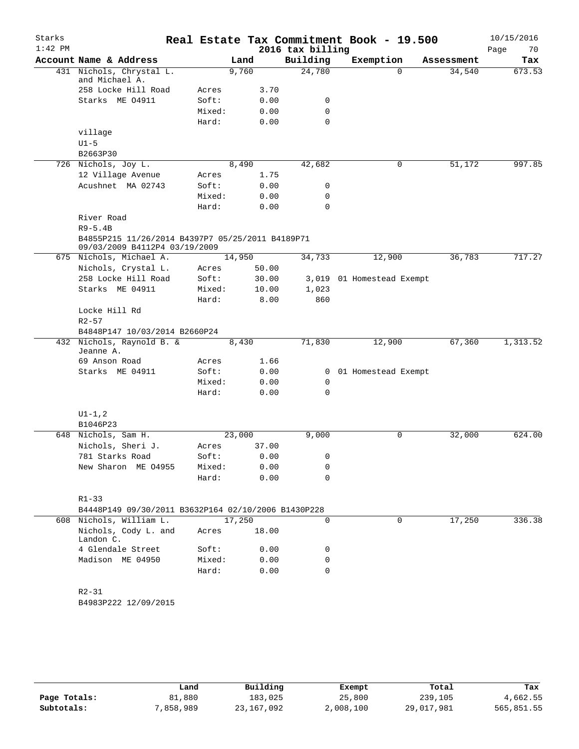Starks
1:42 PM

# Real Estate Tax Commitment Book - 19.500

2016 tax billing

10/15/2016

| Account Name & Address | | Land | Building | Exemption | Assessment | Tax |
|---|---|---|---|---|---|---|
| 431 Nichols, Chrystal L. and Michael A. | | 9,760 | 24,780 | 0 | 34,540 | 673.53 |
| 258 Locke Hill Road | Acres | 3.70 | | | | |
| Starks ME 04911 | Soft: | 0.00 | 0 | | | |
| | Mixed: | 0.00 | 0 | | | |
| | Hard: | 0.00 | 0 | | | |
| village | | | | | | |
| U1-5 | | | | | | |
| B2663P30 | | | | | | |
| 726 Nichols, Joy L. | | 8,490 | 42,682 | 0 | 51,172 | 997.85 |
| 12 Village Avenue | Acres | 1.75 | | | | |
| Acushnet MA 02743 | Soft: | 0.00 | 0 | | | |
| | Mixed: | 0.00 | 0 | | | |
| | Hard: | 0.00 | 0 | | | |
| River Road | | | | | | |
| R9-5.4B | | | | | | |
| B4855P215 11/26/2014 B4397P7 05/25/2011 B4189P71 09/03/2009 B4112P4 03/19/2009 | | | | | | |
| 675 Nichols, Michael A. | | 14,950 | 34,733 | 12,900 | 36,783 | 717.27 |
| Nichols, Crystal L. | Acres | 50.00 | | | | |
| 258 Locke Hill Road | Soft: | 30.00 | 3,019 | 01 Homestead Exempt | | |
| Starks ME 04911 | Mixed: | 10.00 | 1,023 | | | |
| | Hard: | 8.00 | 860 | | | |
| Locke Hill Rd | | | | | | |
| R2-57 | | | | | | |
| B4848P147 10/03/2014 B2660P24 | | | | | | |
| 432 Nichols, Raynold B. & Jeanne A. | | 8,430 | 71,830 | 12,900 | 67,360 | 1,313.52 |
| 69 Anson Road | Acres | 1.66 | | | | |
| Starks ME 04911 | Soft: | 0.00 | 0 | 01 Homestead Exempt | | |
| | Mixed: | 0.00 | 0 | | | |
| | Hard: | 0.00 | 0 | | | |
| U1-1,2 | | | | | | |
| B1046P23 | | | | | | |
| 648 Nichols, Sam H. | | 23,000 | 9,000 | 0 | 32,000 | 624.00 |
| Nichols, Sheri J. | Acres | 37.00 | | | | |
| 781 Starks Road | Soft: | 0.00 | 0 | | | |
| New Sharon ME 04955 | Mixed: | 0.00 | 0 | | | |
| | Hard: | 0.00 | 0 | | | |
| R1-33 | | | | | | |
| B4448P149 09/30/2011 B3632P164 02/10/2006 B1430P228 | | | | | | |
| 608 Nichols, William L. | | 17,250 | 0 | 0 | 17,250 | 336.38 |
| Nichols, Cody L. and Landon C. | Acres | 18.00 | | | | |
| 4 Glendale Street | Soft: | 0.00 | 0 | | | |
| Madison ME 04950 | Mixed: | 0.00 | 0 | | | |
| | Hard: | 0.00 | 0 | | | |
| R2-31 | | | | | | |
| B4983P222 12/09/2015 | | | | | | |

| | Land | Building | Exempt | Total | Tax |
|---|---|---|---|---|---|
| Page Totals: | 81,880 | 183,025 | 25,800 | 239,105 | 4,662.55 |
| Subtotals: | 7,858,989 | 23,167,092 | 2,008,100 | 29,017,981 | 565,851.55 |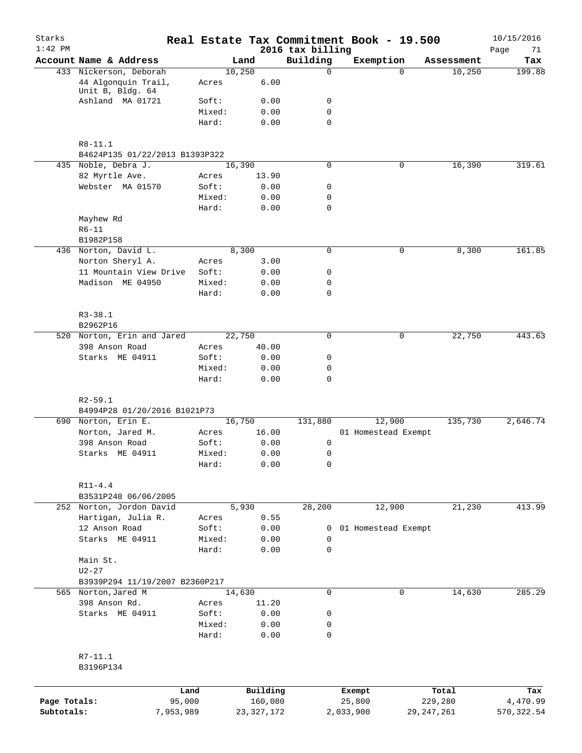# Real Estate Tax Commitment Book - 19.500

Starks
1:42 PM

2016 tax billing

10/15/2016

| Account Name & Address | | Land | Building | Exemption | Assessment | Tax |
|---|---|---|---|---|---|---|
| 433 Nickerson, Deborah | | 10,250 | 0 | 0 | 10,250 | 199.88 |
| 44 Algonquin Trail, Unit B, Bldg. 64 | Acres | 6.00 | | | | |
| Ashland MA 01721 | Soft: | 0.00 | 0 | | | |
| | Mixed: | 0.00 | 0 | | | |
| | Hard: | 0.00 | 0 | | | |
| R8-11.1 | | | | | | |
| B4624P135 01/22/2013 B1393P322 | | | | | | |
| 435 Noble, Debra J. | | 16,390 | 0 | 0 | 16,390 | 319.61 |
| 82 Myrtle Ave. | Acres | 13.90 | | | | |
| Webster MA 01570 | Soft: | 0.00 | 0 | | | |
| | Mixed: | 0.00 | 0 | | | |
| | Hard: | 0.00 | 0 | | | |
| Mayhew Rd | | | | | | |
| R6-11 | | | | | | |
| B1982P158 | | | | | | |
| 436 Norton, David L. | | 8,300 | 0 | 0 | 8,300 | 161.85 |
| Norton Sheryl A. | Acres | 3.00 | | | | |
| 11 Mountain View Drive | Soft: | 0.00 | 0 | | | |
| Madison ME 04950 | Mixed: | 0.00 | 0 | | | |
| | Hard: | 0.00 | 0 | | | |
| R3-38.1 | | | | | | |
| B2962P16 | | | | | | |
| 520 Norton, Erin and Jared | | 22,750 | 0 | 0 | 22,750 | 443.63 |
| 398 Anson Road | Acres | 40.00 | | | | |
| Starks ME 04911 | Soft: | 0.00 | 0 | | | |
| | Mixed: | 0.00 | 0 | | | |
| | Hard: | 0.00 | 0 | | | |
| R2-59.1 | | | | | | |
| B4994P28 01/20/2016 B1021P73 | | | | | | |
| 690 Norton, Erin E. | | 16,750 | 131,880 | 12,900 | 135,730 | 2,646.74 |
| Norton, Jared M. | Acres | 16.00 | | 01 Homestead Exempt | | |
| 398 Anson Road | Soft: | 0.00 | 0 | | | |
| Starks ME 04911 | Mixed: | 0.00 | 0 | | | |
| | Hard: | 0.00 | 0 | | | |
| R11-4.4 | | | | | | |
| B3531P248 06/06/2005 | | | | | | |
| 252 Norton, Jordon David | | 5,930 | 28,200 | 12,900 | 21,230 | 413.99 |
| Hartigan, Julia R. | Acres | 0.55 | | | | |
| 12 Anson Road | Soft: | 0.00 | 0 | 01 Homestead Exempt | | |
| Starks ME 04911 | Mixed: | 0.00 | 0 | | | |
| | Hard: | 0.00 | 0 | | | |
| Main St. | | | | | | |
| U2-27 | | | | | | |
| B3939P294 11/19/2007 B2360P217 | | | | | | |
| 565 Norton,Jared M | | 14,630 | 0 | 0 | 14,630 | 285.29 |
| 398 Anson Rd. | Acres | 11.20 | | | | |
| Starks ME 04911 | Soft: | 0.00 | 0 | | | |
| | Mixed: | 0.00 | 0 | | | |
| | Hard: | 0.00 | 0 | | | |
| R7-11.1 | | | | | | |
| B3196P134 | | | | | | |

| | Land | Building | Exempt | Total | Tax |
|---|---|---|---|---|---|
| Page Totals: | 95,000 | 160,080 | 25,800 | 229,280 | 4,470.99 |
| Subtotals: | 7,953,989 | 23,327,172 | 2,033,900 | 29,247,261 | 570,322.54 |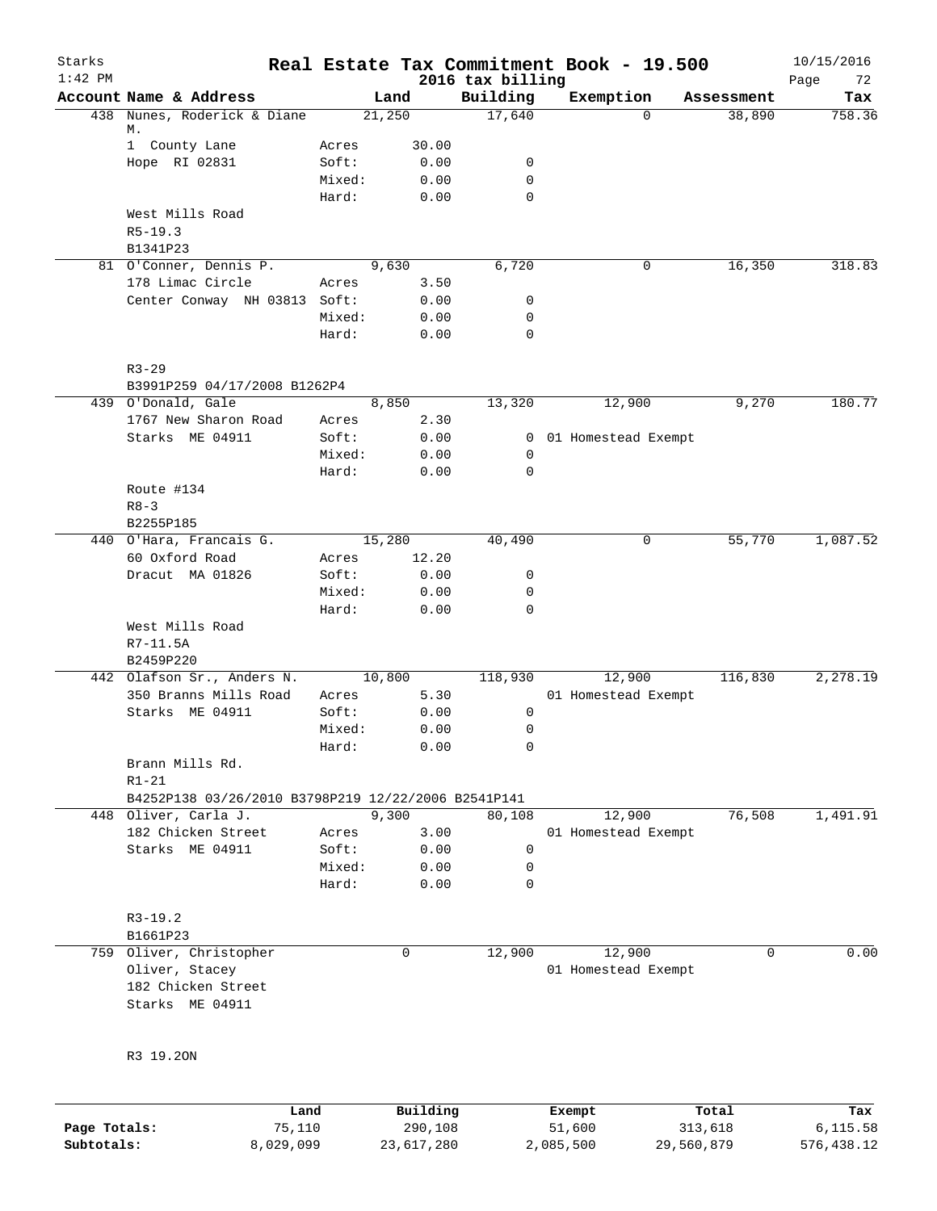Starks 1:42 PM

# Real Estate Tax Commitment Book - 19.500

2016 tax billing

10/15/2016

| Account | Name & Address | | Land | Building | Exemption | Assessment | Tax |
|---|---|---|---|---|---|---|---|
| 438 | Nunes, Roderick & Diane M. | | 21,250 | 17,640 | 0 | 38,890 | 758.36 |
| | 1 County Lane | Acres | 30.00 | | | | |
| | Hope RI 02831 | Soft: | 0.00 | 0 | | | |
| | | Mixed: | 0.00 | 0 | | | |
| | | Hard: | 0.00 | 0 | | | |
| | West Mills Road | | | | | | |
| | R5-19.3 | | | | | | |
| | B1341P23 | | | | | | |
| 81 | O'Conner, Dennis P. | | 9,630 | 6,720 | 0 | 16,350 | 318.83 |
| | 178 Limac Circle | Acres | 3.50 | | | | |
| | Center Conway NH 03813 | Soft: | 0.00 | 0 | | | |
| | | Mixed: | 0.00 | 0 | | | |
| | | Hard: | 0.00 | 0 | | | |
| | R3-29 | | | | | | |
| | B3991P259 04/17/2008 B1262P4 | | | | | | |
| 439 | O'Donald, Gale | | 8,850 | 13,320 | 12,900 | 9,270 | 180.77 |
| | 1767 New Sharon Road | Acres | 2.30 | | | | |
| | Starks ME 04911 | Soft: | 0.00 | 0 | 01 Homestead Exempt | | |
| | | Mixed: | 0.00 | 0 | | | |
| | | Hard: | 0.00 | 0 | | | |
| | Route #134 | | | | | | |
| | R8-3 | | | | | | |
| | B2255P185 | | | | | | |
| 440 | O'Hara, Francais G. | | 15,280 | 40,490 | 0 | 55,770 | 1,087.52 |
| | 60 Oxford Road | Acres | 12.20 | | | | |
| | Dracut MA 01826 | Soft: | 0.00 | 0 | | | |
| | | Mixed: | 0.00 | 0 | | | |
| | | Hard: | 0.00 | 0 | | | |
| | West Mills Road | | | | | | |
| | R7-11.5A | | | | | | |
| | B2459P220 | | | | | | |
| 442 | Olafson Sr., Anders N. | | 10,800 | 118,930 | 12,900 | 116,830 | 2,278.19 |
| | 350 Branns Mills Road | Acres | 5.30 | | 01 Homestead Exempt | | |
| | Starks ME 04911 | Soft: | 0.00 | 0 | | | |
| | | Mixed: | 0.00 | 0 | | | |
| | | Hard: | 0.00 | 0 | | | |
| | Brann Mills Rd. | | | | | | |
| | R1-21 | | | | | | |
| | B4252P138 03/26/2010 B3798P219 12/22/2006 B2541P141 | | | | | | |
| 448 | Oliver, Carla J. | | 9,300 | 80,108 | 12,900 | 76,508 | 1,491.91 |
| | 182 Chicken Street | Acres | 3.00 | | 01 Homestead Exempt | | |
| | Starks ME 04911 | Soft: | 0.00 | 0 | | | |
| | | Mixed: | 0.00 | 0 | | | |
| | | Hard: | 0.00 | 0 | | | |
| | R3-19.2 | | | | | | |
| | B1661P23 | | | | | | |
| 759 | Oliver, Christopher | | 0 | 12,900 | 12,900 | 0 | 0.00 |
| | Oliver, Stacey | | | | 01 Homestead Exempt | | |
| | 182 Chicken Street | | | | | | |
| | Starks ME 04911 | | | | | | |
| | R3 19.2ON | | | | | | |

| | Land | Building | Exempt | Total | Tax |
|---|---|---|---|---|---|
| Page Totals: | 75,110 | 290,108 | 51,600 | 313,618 | 6,115.58 |
| Subtotals: | 8,029,099 | 23,617,280 | 2,085,500 | 29,560,879 | 576,438.12 |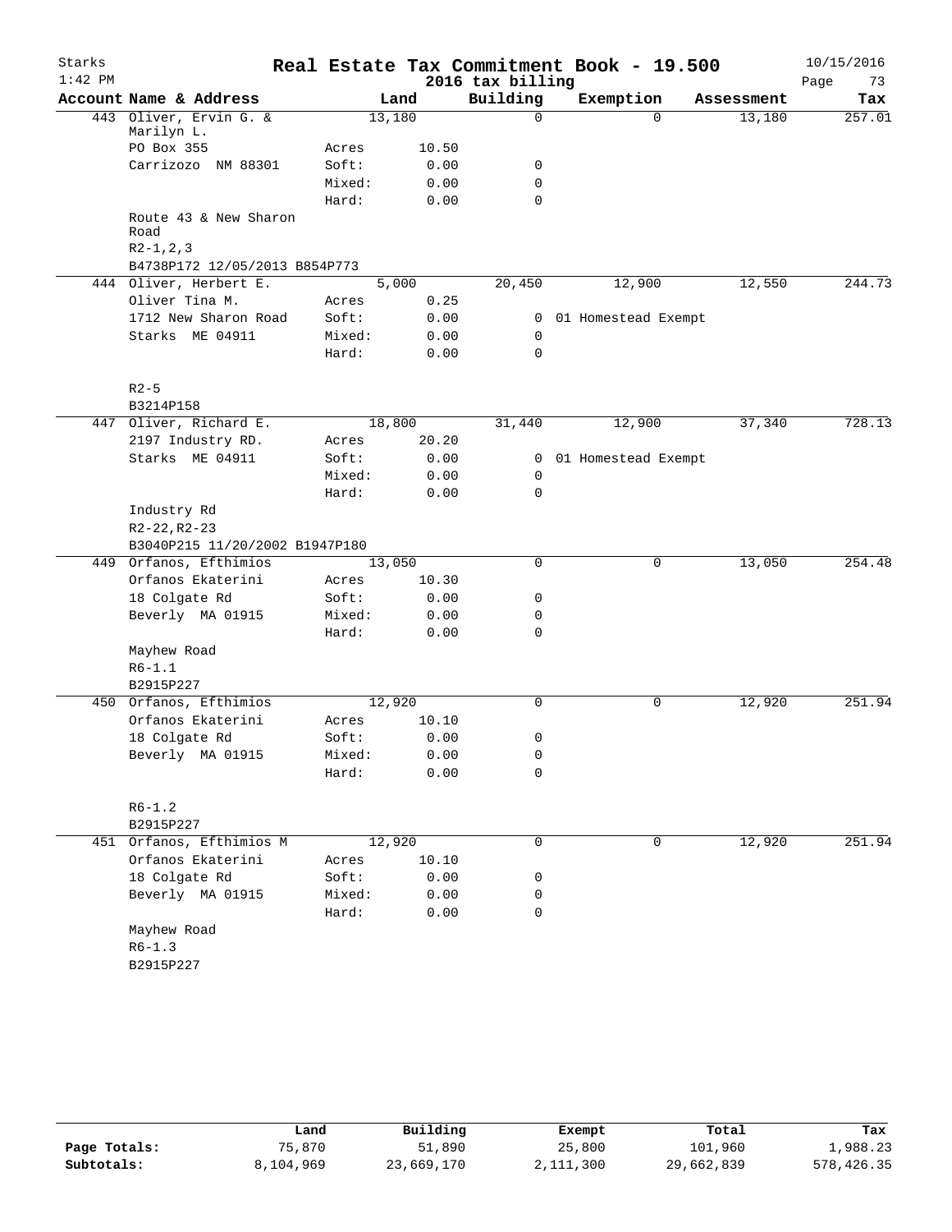Starks
1:42 PM

# Real Estate Tax Commitment Book - 19.500

2016 tax billing

10/15/2016

| Account Name & Address | Land | | Building | Exemption | Assessment | Tax |
|---|---|---|---|---|---|---|
| 443 Oliver, Ervin G. & Marilyn L. | 13,180 | | 0 | 0 | 13,180 | 257.01 |
| PO Box 355 | Acres | 10.50 | | | | |
| Carrizozo NM 88301 | Soft: | 0.00 | 0 | | | |
| | Mixed: | 0.00 | 0 | | | |
| | Hard: | 0.00 | 0 | | | |
| Route 43 & New Sharon Road | | | | | | |
| R2-1,2,3 | | | | | | |
| B4738P172 12/05/2013 B854P773 | | | | | | |
| 444 Oliver, Herbert E. | 5,000 | | 20,450 | 12,900 | 12,550 | 244.73 |
| Oliver Tina M. | Acres | 0.25 | | | | |
| 1712 New Sharon Road | Soft: | 0.00 | 0 | 01 Homestead Exempt | | |
| Starks ME 04911 | Mixed: | 0.00 | 0 | | | |
| | Hard: | 0.00 | 0 | | | |
| R2-5 | | | | | | |
| B3214P158 | | | | | | |
| 447 Oliver, Richard E. | 18,800 | | 31,440 | 12,900 | 37,340 | 728.13 |
| 2197 Industry RD. | Acres | 20.20 | | | | |
| Starks ME 04911 | Soft: | 0.00 | 0 | 01 Homestead Exempt | | |
| | Mixed: | 0.00 | 0 | | | |
| | Hard: | 0.00 | 0 | | | |
| Industry Rd | | | | | | |
| R2-22,R2-23 | | | | | | |
| B3040P215 11/20/2002 B1947P180 | | | | | | |
| 449 Orfanos, Efthimios | 13,050 | | 0 | 0 | 13,050 | 254.48 |
| Orfanos Ekaterini | Acres | 10.30 | | | | |
| 18 Colgate Rd | Soft: | 0.00 | 0 | | | |
| Beverly MA 01915 | Mixed: | 0.00 | 0 | | | |
| | Hard: | 0.00 | 0 | | | |
| Mayhew Road | | | | | | |
| R6-1.1 | | | | | | |
| B2915P227 | | | | | | |
| 450 Orfanos, Efthimios | 12,920 | | 0 | 0 | 12,920 | 251.94 |
| Orfanos Ekaterini | Acres | 10.10 | | | | |
| 18 Colgate Rd | Soft: | 0.00 | 0 | | | |
| Beverly MA 01915 | Mixed: | 0.00 | 0 | | | |
| | Hard: | 0.00 | 0 | | | |
| R6-1.2 | | | | | | |
| B2915P227 | | | | | | |
| 451 Orfanos, Efthimios M | 12,920 | | 0 | 0 | 12,920 | 251.94 |
| Orfanos Ekaterini | Acres | 10.10 | | | | |
| 18 Colgate Rd | Soft: | 0.00 | 0 | | | |
| Beverly MA 01915 | Mixed: | 0.00 | 0 | | | |
| | Hard: | 0.00 | 0 | | | |
| Mayhew Road | | | | | | |
| R6-1.3 | | | | | | |
| B2915P227 | | | | | | |

| | Land | Building | Exempt | Total | Tax |
|---|---|---|---|---|---|
| **Page Totals:** | 75,870 | 51,890 | 25,800 | 101,960 | 1,988.23 |
| **Subtotals:** | 8,104,969 | 23,669,170 | 2,111,300 | 29,662,839 | 578,426.35 |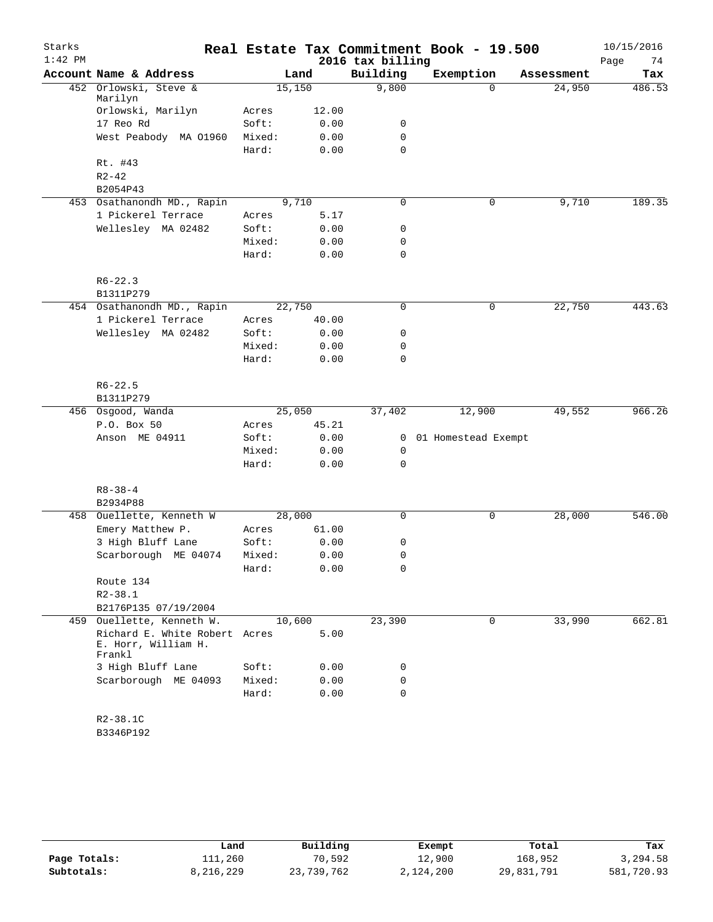# Real Estate Tax Commitment Book - 19.500

Starks 1:42 PM — 2016 tax billing — 10/15/2016

| Account Name & Address | | Land | Building | Exemption | Assessment | Tax |
|---|---|---|---|---|---|---|
| 452 Orlowski, Steve & Marilyn | | 15,150 | 9,800 | 0 | 24,950 | 486.53 |
| Orlowski, Marilyn | Acres | 12.00 | | | | |
| 17 Reo Rd | Soft: | 0.00 | 0 | | | |
| West Peabody MA 01960 | Mixed: | 0.00 | 0 | | | |
| | Hard: | 0.00 | 0 | | | |
| Rt. #43 | | | | | | |
| R2-42 | | | | | | |
| B2054P43 | | | | | | |
| 453 Osathanondh MD., Rapin | | 9,710 | 0 | 0 | 9,710 | 189.35 |
| 1 Pickerel Terrace | Acres | 5.17 | | | | |
| Wellesley MA 02482 | Soft: | 0.00 | 0 | | | |
| | Mixed: | 0.00 | 0 | | | |
| | Hard: | 0.00 | 0 | | | |
| R6-22.3 | | | | | | |
| B1311P279 | | | | | | |
| 454 Osathanondh MD., Rapin | | 22,750 | 0 | 0 | 22,750 | 443.63 |
| 1 Pickerel Terrace | Acres | 40.00 | | | | |
| Wellesley MA 02482 | Soft: | 0.00 | 0 | | | |
| | Mixed: | 0.00 | 0 | | | |
| | Hard: | 0.00 | 0 | | | |
| R6-22.5 | | | | | | |
| B1311P279 | | | | | | |
| 456 Osgood, Wanda | | 25,050 | 37,402 | 12,900 | 49,552 | 966.26 |
| P.O. Box 50 | Acres | 45.21 | | | | |
| Anson ME 04911 | Soft: | 0.00 | 0 | 01 Homestead Exempt | | |
| | Mixed: | 0.00 | 0 | | | |
| | Hard: | 0.00 | 0 | | | |
| R8-38-4 | | | | | | |
| B2934P88 | | | | | | |
| 458 Ouellette, Kenneth W | | 28,000 | 0 | 0 | 28,000 | 546.00 |
| Emery Matthew P. | Acres | 61.00 | | | | |
| 3 High Bluff Lane | Soft: | 0.00 | 0 | | | |
| Scarborough ME 04074 | Mixed: | 0.00 | 0 | | | |
| | Hard: | 0.00 | 0 | | | |
| Route 134 | | | | | | |
| R2-38.1 | | | | | | |
| B2176P135 07/19/2004 | | | | | | |
| 459 Ouellette, Kenneth W. | | 10,600 | 23,390 | 0 | 33,990 | 662.81 |
| Richard E. White Robert E. Horr, William H. Frankl | Acres | 5.00 | | | | |
| 3 High Bluff Lane | Soft: | 0.00 | 0 | | | |
| Scarborough ME 04093 | Mixed: | 0.00 | 0 | | | |
| | Hard: | 0.00 | 0 | | | |
| R2-38.1C | | | | | | |
| B3346P192 | | | | | | |

| | Land | Building | Exempt | Total | Tax |
|---|---|---|---|---|---|
| Page Totals: | 111,260 | 70,592 | 12,900 | 168,952 | 3,294.58 |
| Subtotals: | 8,216,229 | 23,739,762 | 2,124,200 | 29,831,791 | 581,720.93 |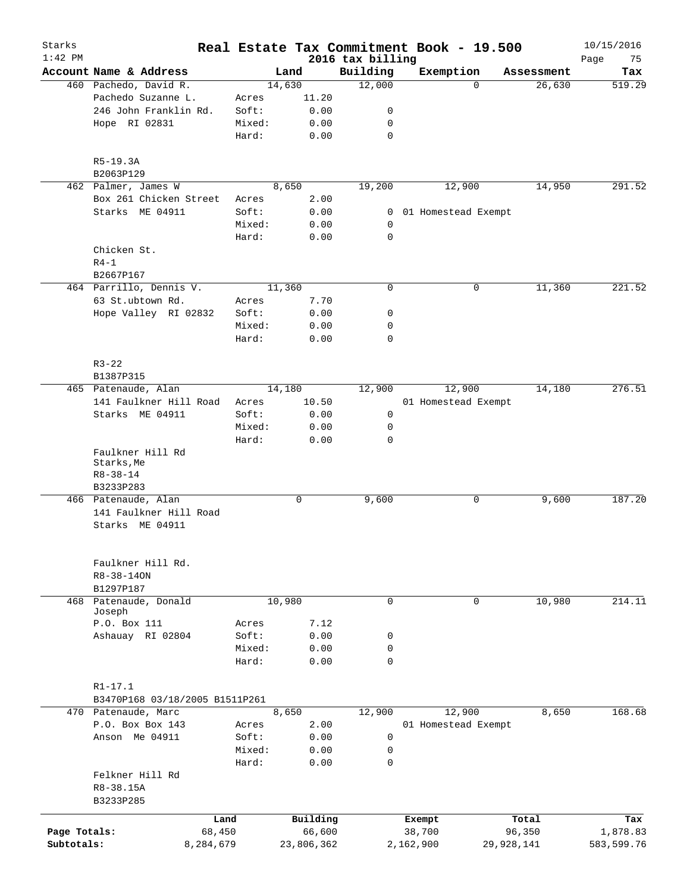Starks
1:42 PM

# Real Estate Tax Commitment Book - 19.500

## 2016 tax billing

10/15/2016

| Account | Name & Address | | Land | Building | Exemption | Assessment | Tax |
|---|---|---|---|---|---|---|---|
| 460 | Pachedo, David R. | | 14,630 | 12,000 | 0 | 26,630 | 519.29 |
| | Pachedo Suzanne L. | Acres | 11.20 | | | | |
| | 246 John Franklin Rd. | Soft: | 0.00 | 0 | | | |
| | Hope RI 02831 | Mixed: | 0.00 | 0 | | | |
| | | Hard: | 0.00 | 0 | | | |
| | R5-19.3A | | | | | | |
| | B2063P129 | | | | | | |
| 462 | Palmer, James W | | 8,650 | 19,200 | 12,900 | 14,950 | 291.52 |
| | Box 261 Chicken Street | Acres | 2.00 | | | | |
| | Starks ME 04911 | Soft: | 0.00 | 0 | 01 Homestead Exempt | | |
| | | Mixed: | 0.00 | 0 | | | |
| | | Hard: | 0.00 | 0 | | | |
| | Chicken St. | | | | | | |
| | R4-1 | | | | | | |
| | B2667P167 | | | | | | |
| 464 | Parrillo, Dennis V. | | 11,360 | 0 | 0 | 11,360 | 221.52 |
| | 63 St.ubtown Rd. | Acres | 7.70 | | | | |
| | Hope Valley RI 02832 | Soft: | 0.00 | 0 | | | |
| | | Mixed: | 0.00 | 0 | | | |
| | | Hard: | 0.00 | 0 | | | |
| | R3-22 | | | | | | |
| | B1387P315 | | | | | | |
| 465 | Patenaude, Alan | | 14,180 | 12,900 | 12,900 | 14,180 | 276.51 |
| | 141 Faulkner Hill Road | Acres | 10.50 | | 01 Homestead Exempt | | |
| | Starks ME 04911 | Soft: | 0.00 | 0 | | | |
| | | Mixed: | 0.00 | 0 | | | |
| | | Hard: | 0.00 | 0 | | | |
| | Faulkner Hill Rd Starks,Me | | | | | | |
| | R8-38-14 | | | | | | |
| | B3233P283 | | | | | | |
| 466 | Patenaude, Alan | | 0 | 9,600 | 0 | 9,600 | 187.20 |
| | 141 Faulkner Hill Road | | | | | | |
| | Starks ME 04911 | | | | | | |
| | Faulkner Hill Rd. | | | | | | |
| | R8-38-14ON | | | | | | |
| | B1297P187 | | | | | | |
| 468 | Patenaude, Donald Joseph | | 10,980 | 0 | 0 | 10,980 | 214.11 |
| | P.O. Box 111 | Acres | 7.12 | | | | |
| | Ashauay RI 02804 | Soft: | 0.00 | 0 | | | |
| | | Mixed: | 0.00 | 0 | | | |
| | | Hard: | 0.00 | 0 | | | |
| | R1-17.1 | | | | | | |
| | B3470P168 03/18/2005 B1511P261 | | | | | | |
| 470 | Patenaude, Marc | | 8,650 | 12,900 | 12,900 | 8,650 | 168.68 |
| | P.O. Box Box 143 | Acres | 2.00 | | 01 Homestead Exempt | | |
| | Anson Me 04911 | Soft: | 0.00 | 0 | | | |
| | | Mixed: | 0.00 | 0 | | | |
| | | Hard: | 0.00 | 0 | | | |
| | Felkner Hill Rd | | | | | | |
| | R8-38.15A | | | | | | |
| | B3233P285 | | | | | | |

| | Land | Building | Exempt | Total | Tax |
|---|---|---|---|---|---|
| Page Totals: | 68,450 | 66,600 | 38,700 | 96,350 | 1,878.83 |
| Subtotals: | 8,284,679 | 23,806,362 | 2,162,900 | 29,928,141 | 583,599.76 |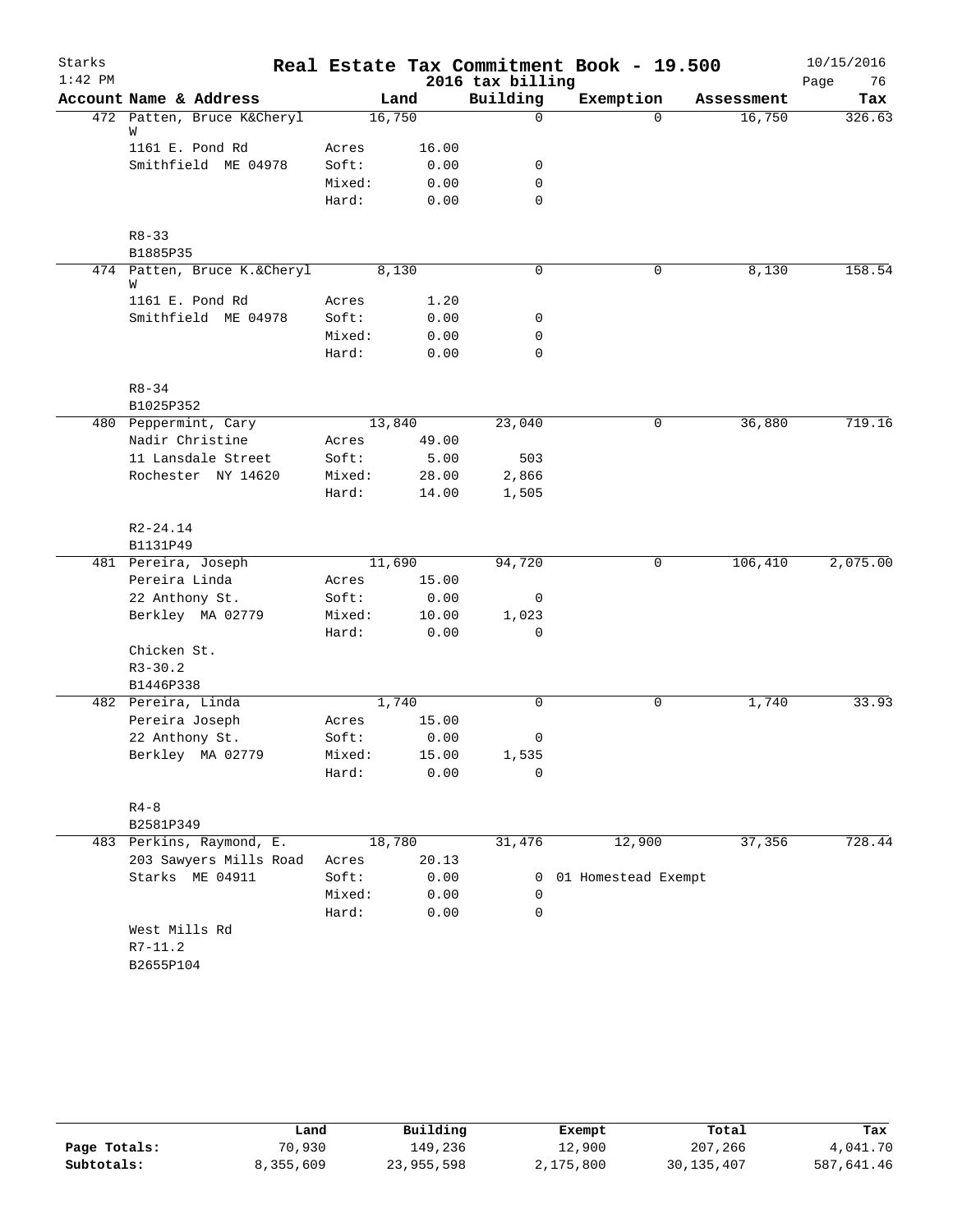# Real Estate Tax Commitment Book - 19.500

Starks
1:42 PM

2016 tax billing

10/15/2016

| Account Name & Address | | Land | Building | Exemption | Assessment | Tax |
|---|---|---|---|---|---|---|
| 472 Patten, Bruce K&Cheryl W | | 16,750 | 0 | 0 | 16,750 | 326.63 |
| 1161 E. Pond Rd | Acres | 16.00 | | | | |
| Smithfield ME 04978 | Soft: | 0.00 | 0 | | | |
| | Mixed: | 0.00 | 0 | | | |
| | Hard: | 0.00 | 0 | | | |
| R8-33 | | | | | | |
| B1885P35 | | | | | | |
| 474 Patten, Bruce K.&Cheryl W | | 8,130 | 0 | 0 | 8,130 | 158.54 |
| 1161 E. Pond Rd | Acres | 1.20 | | | | |
| Smithfield ME 04978 | Soft: | 0.00 | 0 | | | |
| | Mixed: | 0.00 | 0 | | | |
| | Hard: | 0.00 | 0 | | | |
| R8-34 | | | | | | |
| B1025P352 | | | | | | |
| 480 Peppermint, Cary | | 13,840 | 23,040 | 0 | 36,880 | 719.16 |
| Nadir Christine | Acres | 49.00 | | | | |
| 11 Lansdale Street | Soft: | 5.00 | 503 | | | |
| Rochester NY 14620 | Mixed: | 28.00 | 2,866 | | | |
| | Hard: | 14.00 | 1,505 | | | |
| R2-24.14 | | | | | | |
| B1131P49 | | | | | | |
| 481 Pereira, Joseph | | 11,690 | 94,720 | 0 | 106,410 | 2,075.00 |
| Pereira Linda | Acres | 15.00 | | | | |
| 22 Anthony St. | Soft: | 0.00 | 0 | | | |
| Berkley MA 02779 | Mixed: | 10.00 | 1,023 | | | |
| | Hard: | 0.00 | 0 | | | |
| Chicken St. | | | | | | |
| R3-30.2 | | | | | | |
| B1446P338 | | | | | | |
| 482 Pereira, Linda | | 1,740 | 0 | 0 | 1,740 | 33.93 |
| Pereira Joseph | Acres | 15.00 | | | | |
| 22 Anthony St. | Soft: | 0.00 | 0 | | | |
| Berkley MA 02779 | Mixed: | 15.00 | 1,535 | | | |
| | Hard: | 0.00 | 0 | | | |
| R4-8 | | | | | | |
| B2581P349 | | | | | | |
| 483 Perkins, Raymond, E. | | 18,780 | 31,476 | 12,900 | 37,356 | 728.44 |
| 203 Sawyers Mills Road | Acres | 20.13 | | | | |
| Starks ME 04911 | Soft: | 0.00 | 0 | 01 Homestead Exempt | | |
| | Mixed: | 0.00 | 0 | | | |
| | Hard: | 0.00 | 0 | | | |
| West Mills Rd | | | | | | |
| R7-11.2 | | | | | | |
| B2655P104 | | | | | | |

| | Land | Building | Exempt | Total | Tax |
|---|---|---|---|---|---|
| Page Totals: | 70,930 | 149,236 | 12,900 | 207,266 | 4,041.70 |
| Subtotals: | 8,355,609 | 23,955,598 | 2,175,800 | 30,135,407 | 587,641.46 |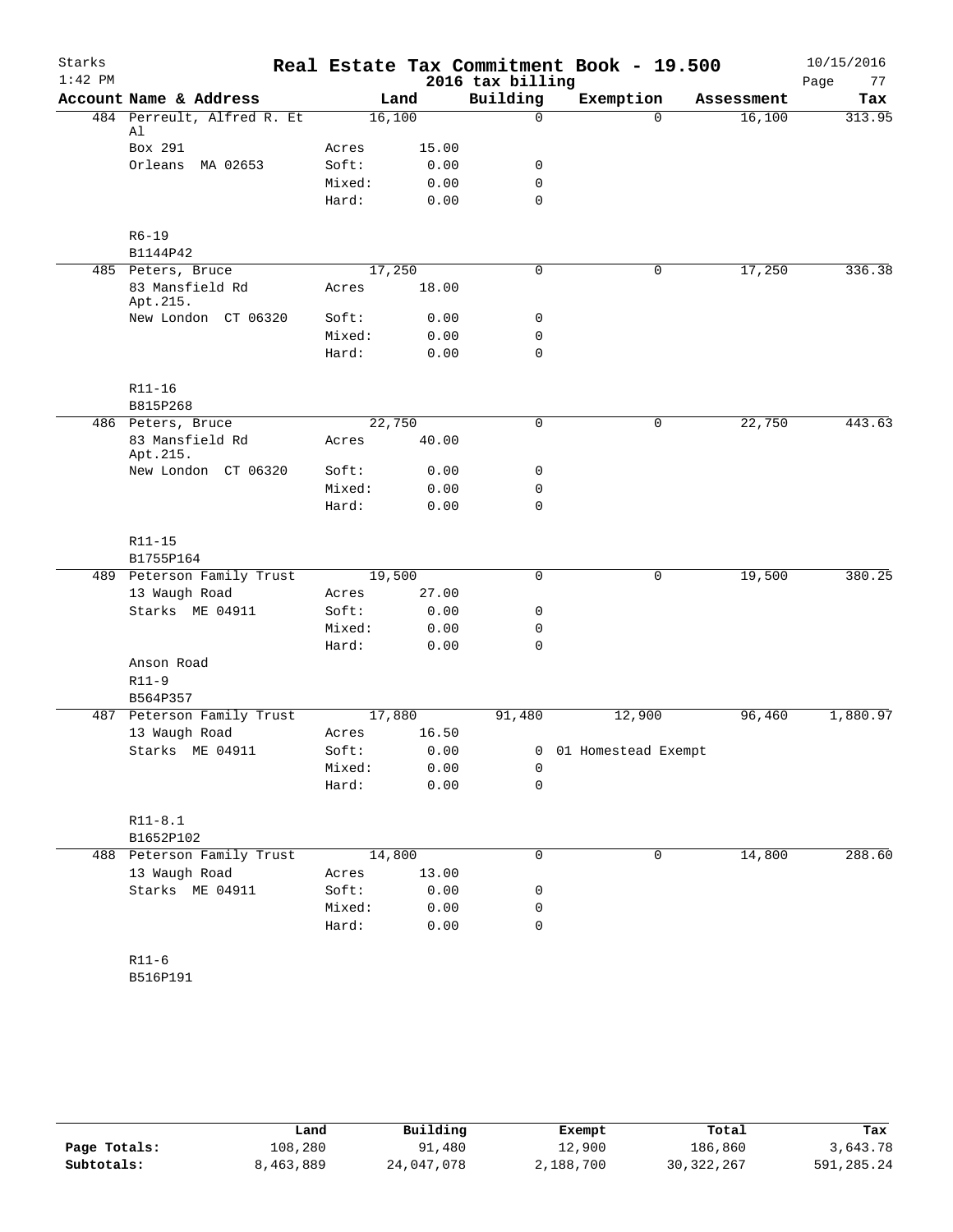Starks 1:42 PM

# Real Estate Tax Commitment Book - 19.500

2016 tax billing

10/15/2016

| Account | Name & Address | Land | | Building | Exemption | Assessment | Tax |
|---|---|---|---|---|---|---|---|
| 484 | Perreult, Alfred R. Et Al | 16,100 | | 0 | 0 | 16,100 | 313.95 |
| | Box 291 | Acres | 15.00 | | | | |
| | Orleans MA 02653 | Soft: | 0.00 | 0 | | | |
| | | Mixed: | 0.00 | 0 | | | |
| | | Hard: | 0.00 | 0 | | | |
| | R6-19 | | | | | | |
| | B1144P42 | | | | | | |
| 485 | Peters, Bruce | 17,250 | | 0 | 0 | 17,250 | 336.38 |
| | 83 Mansfield Rd Apt.215. | Acres | 18.00 | | | | |
| | New London CT 06320 | Soft: | 0.00 | 0 | | | |
| | | Mixed: | 0.00 | 0 | | | |
| | | Hard: | 0.00 | 0 | | | |
| | R11-16 | | | | | | |
| | B815P268 | | | | | | |
| 486 | Peters, Bruce | 22,750 | | 0 | 0 | 22,750 | 443.63 |
| | 83 Mansfield Rd Apt.215. | Acres | 40.00 | | | | |
| | New London CT 06320 | Soft: | 0.00 | 0 | | | |
| | | Mixed: | 0.00 | 0 | | | |
| | | Hard: | 0.00 | 0 | | | |
| | R11-15 | | | | | | |
| | B1755P164 | | | | | | |
| 489 | Peterson Family Trust | 19,500 | | 0 | 0 | 19,500 | 380.25 |
| | 13 Waugh Road | Acres | 27.00 | | | | |
| | Starks ME 04911 | Soft: | 0.00 | 0 | | | |
| | | Mixed: | 0.00 | 0 | | | |
| | | Hard: | 0.00 | 0 | | | |
| | Anson Road | | | | | | |
| | R11-9 | | | | | | |
| | B564P357 | | | | | | |
| 487 | Peterson Family Trust | 17,880 | | 91,480 | 12,900 | 96,460 | 1,880.97 |
| | 13 Waugh Road | Acres | 16.50 | | | | |
| | Starks ME 04911 | Soft: | 0.00 | 0 | 01 Homestead Exempt | | |
| | | Mixed: | 0.00 | 0 | | | |
| | | Hard: | 0.00 | 0 | | | |
| | R11-8.1 | | | | | | |
| | B1652P102 | | | | | | |
| 488 | Peterson Family Trust | 14,800 | | 0 | 0 | 14,800 | 288.60 |
| | 13 Waugh Road | Acres | 13.00 | | | | |
| | Starks ME 04911 | Soft: | 0.00 | 0 | | | |
| | | Mixed: | 0.00 | 0 | | | |
| | | Hard: | 0.00 | 0 | | | |
| | R11-6 | | | | | | |
| | B516P191 | | | | | | |

| | Land | Building | Exempt | Total | Tax |
|---|---|---|---|---|---|
| Page Totals: | 108,280 | 91,480 | 12,900 | 186,860 | 3,643.78 |
| Subtotals: | 8,463,889 | 24,047,078 | 2,188,700 | 30,322,267 | 591,285.24 |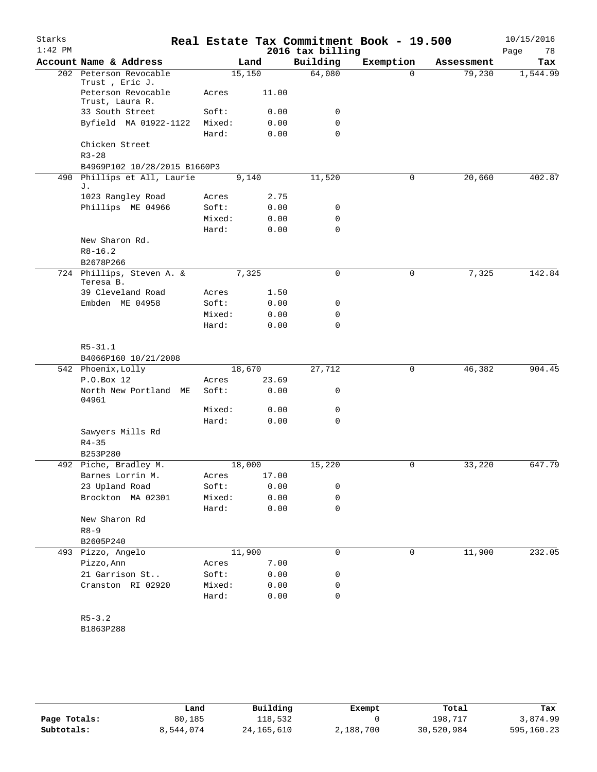# Real Estate Tax Commitment Book - 19.500

Starks 1:42 PM — 2016 tax billing — 10/15/2016

| Account Name & Address | | Land | Building | Exemption | Assessment | Tax |
|---|---|---|---|---|---|---|
| 202 Peterson Revocable Trust , Eric J. | | 15,150 | 64,080 | 0 | 79,230 | 1,544.99 |
| Peterson Revocable Trust, Laura R. | Acres | 11.00 | | | | |
| 33 South Street | Soft: | 0.00 | 0 | | | |
| Byfield MA 01922-1122 | Mixed: | 0.00 | 0 | | | |
| | Hard: | 0.00 | 0 | | | |
| Chicken Street | | | | | | |
| R3-28 | | | | | | |
| B4969P102 10/28/2015 B1660P3 | | | | | | |
| 490 Phillips et All, Laurie J. | | 9,140 | 11,520 | 0 | 20,660 | 402.87 |
| 1023 Rangley Road | Acres | 2.75 | | | | |
| Phillips ME 04966 | Soft: | 0.00 | 0 | | | |
| | Mixed: | 0.00 | 0 | | | |
| | Hard: | 0.00 | 0 | | | |
| New Sharon Rd. | | | | | | |
| R8-16.2 | | | | | | |
| B2678P266 | | | | | | |
| 724 Phillips, Steven A. & Teresa B. | | 7,325 | 0 | 0 | 7,325 | 142.84 |
| 39 Cleveland Road | Acres | 1.50 | | | | |
| Embden ME 04958 | Soft: | 0.00 | 0 | | | |
| | Mixed: | 0.00 | 0 | | | |
| | Hard: | 0.00 | 0 | | | |
| R5-31.1 | | | | | | |
| B4066P160 10/21/2008 | | | | | | |
| 542 Phoenix,Lolly | | 18,670 | 27,712 | 0 | 46,382 | 904.45 |
| P.O.Box 12 | Acres | 23.69 | | | | |
| North New Portland ME 04961 | Soft: | 0.00 | 0 | | | |
| | Mixed: | 0.00 | 0 | | | |
| | Hard: | 0.00 | 0 | | | |
| Sawyers Mills Rd | | | | | | |
| R4-35 | | | | | | |
| B253P280 | | | | | | |
| 492 Piche, Bradley M. | | 18,000 | 15,220 | 0 | 33,220 | 647.79 |
| Barnes Lorrin M. | Acres | 17.00 | | | | |
| 23 Upland Road | Soft: | 0.00 | 0 | | | |
| Brockton MA 02301 | Mixed: | 0.00 | 0 | | | |
| | Hard: | 0.00 | 0 | | | |
| New Sharon Rd | | | | | | |
| R8-9 | | | | | | |
| B2605P240 | | | | | | |
| 493 Pizzo, Angelo | | 11,900 | 0 | 0 | 11,900 | 232.05 |
| Pizzo,Ann | Acres | 7.00 | | | | |
| 21 Garrison St.. | Soft: | 0.00 | 0 | | | |
| Cranston RI 02920 | Mixed: | 0.00 | 0 | | | |
| | Hard: | 0.00 | 0 | | | |
| R5-3.2 | | | | | | |
| B1863P288 | | | | | | |

| | Land | Building | Exempt | Total | Tax |
|---|---|---|---|---|---|
| Page Totals: | 80,185 | 118,532 | 0 | 198,717 | 3,874.99 |
| Subtotals: | 8,544,074 | 24,165,610 | 2,188,700 | 30,520,984 | 595,160.23 |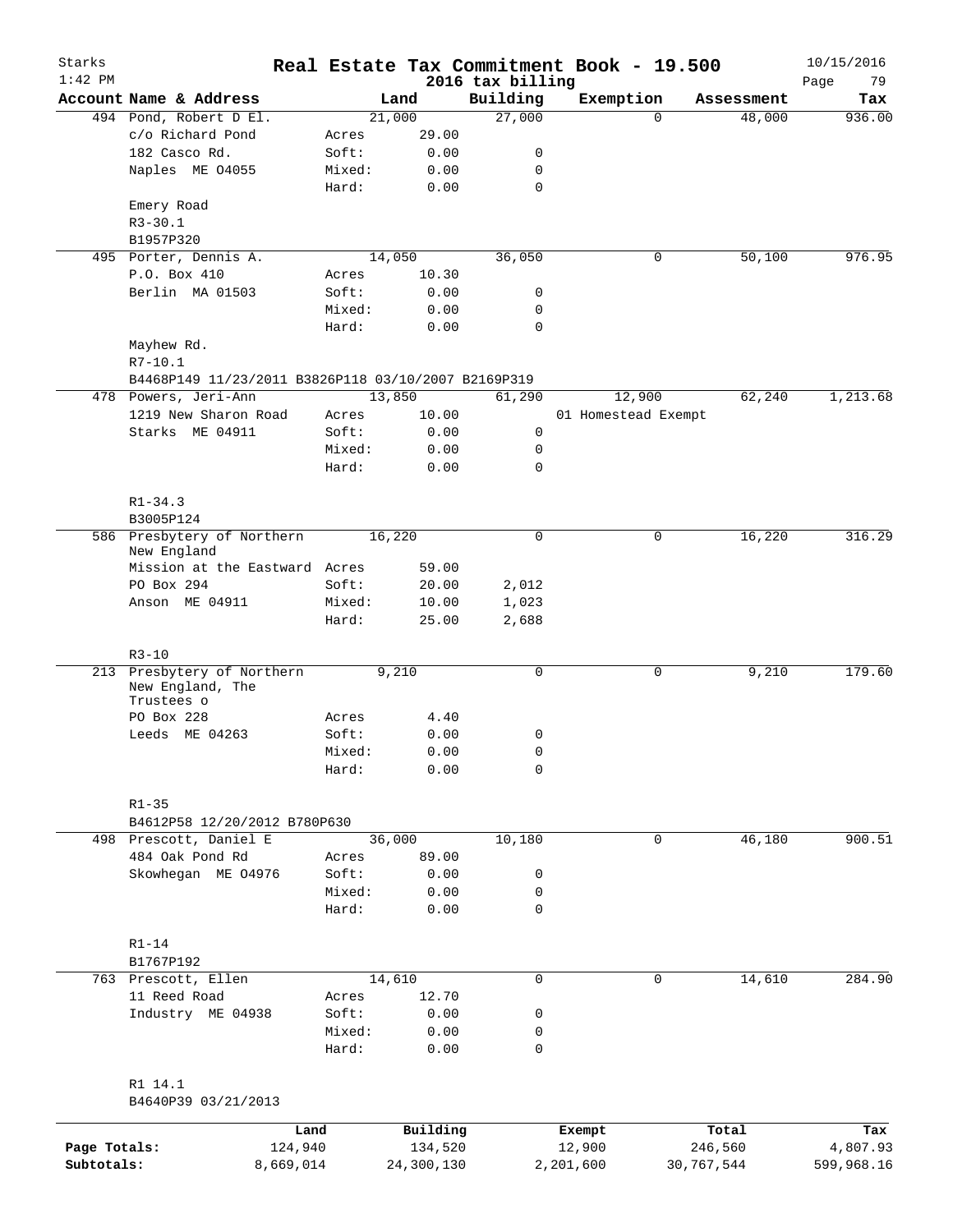# Real Estate Tax Commitment Book - 19.500

Starks 1:42 PM — 2016 tax billing — 10/15/2016

| Account Name & Address | | Land | Building | Exemption | Assessment | Tax |
|---|---|---|---|---|---|---|
| 494 Pond, Robert D El. | | 21,000 | 27,000 | 0 | 48,000 | 936.00 |
| c/o Richard Pond | Acres | 29.00 | | | | |
| 182 Casco Rd. | Soft: | 0.00 | 0 | | | |
| Naples ME 04055 | Mixed: | 0.00 | 0 | | | |
| | Hard: | 0.00 | 0 | | | |
| Emery Road | | | | | | |
| R3-30.1 | | | | | | |
| B1957P320 | | | | | | |
| 495 Porter, Dennis A. | | 14,050 | 36,050 | 0 | 50,100 | 976.95 |
| P.O. Box 410 | Acres | 10.30 | | | | |
| Berlin MA 01503 | Soft: | 0.00 | 0 | | | |
| | Mixed: | 0.00 | 0 | | | |
| | Hard: | 0.00 | 0 | | | |
| Mayhew Rd. | | | | | | |
| R7-10.1 | | | | | | |
| B4468P149 11/23/2011 B3826P118 03/10/2007 B2169P319 | | | | | | |
| 478 Powers, Jeri-Ann | | 13,850 | 61,290 | 12,900 | 62,240 | 1,213.68 |
| 1219 New Sharon Road | Acres | 10.00 | | 01 Homestead Exempt | | |
| Starks ME 04911 | Soft: | 0.00 | 0 | | | |
| | Mixed: | 0.00 | 0 | | | |
| | Hard: | 0.00 | 0 | | | |
| R1-34.3 | | | | | | |
| B3005P124 | | | | | | |
| 586 Presbytery of Northern New England | | 16,220 | 0 | 0 | 16,220 | 316.29 |
| Mission at the Eastward | Acres | 59.00 | | | | |
| PO Box 294 | Soft: | 20.00 | 2,012 | | | |
| Anson ME 04911 | Mixed: | 10.00 | 1,023 | | | |
| | Hard: | 25.00 | 2,688 | | | |
| R3-10 | | | | | | |
| 213 Presbytery of Northern New England, The Trustees o | | 9,210 | 0 | 0 | 9,210 | 179.60 |
| PO Box 228 | Acres | 4.40 | | | | |
| Leeds ME 04263 | Soft: | 0.00 | 0 | | | |
| | Mixed: | 0.00 | 0 | | | |
| | Hard: | 0.00 | 0 | | | |
| R1-35 | | | | | | |
| B4612P58 12/20/2012 B780P630 | | | | | | |
| 498 Prescott, Daniel E | | 36,000 | 10,180 | 0 | 46,180 | 900.51 |
| 484 Oak Pond Rd | Acres | 89.00 | | | | |
| Skowhegan ME 04976 | Soft: | 0.00 | 0 | | | |
| | Mixed: | 0.00 | 0 | | | |
| | Hard: | 0.00 | 0 | | | |
| R1-14 | | | | | | |
| B1767P192 | | | | | | |
| 763 Prescott, Ellen | | 14,610 | 0 | 0 | 14,610 | 284.90 |
| 11 Reed Road | Acres | 12.70 | | | | |
| Industry ME 04938 | Soft: | 0.00 | 0 | | | |
| | Mixed: | 0.00 | 0 | | | |
| | Hard: | 0.00 | 0 | | | |
| R1 14.1 | | | | | | |
| B4640P39 03/21/2013 | | | | | | |

| | Land | Building | Exempt | Total | Tax |
|---|---|---|---|---|---|
| Page Totals: | 124,940 | 134,520 | 12,900 | 246,560 | 4,807.93 |
| Subtotals: | 8,669,014 | 24,300,130 | 2,201,600 | 30,767,544 | 599,968.16 |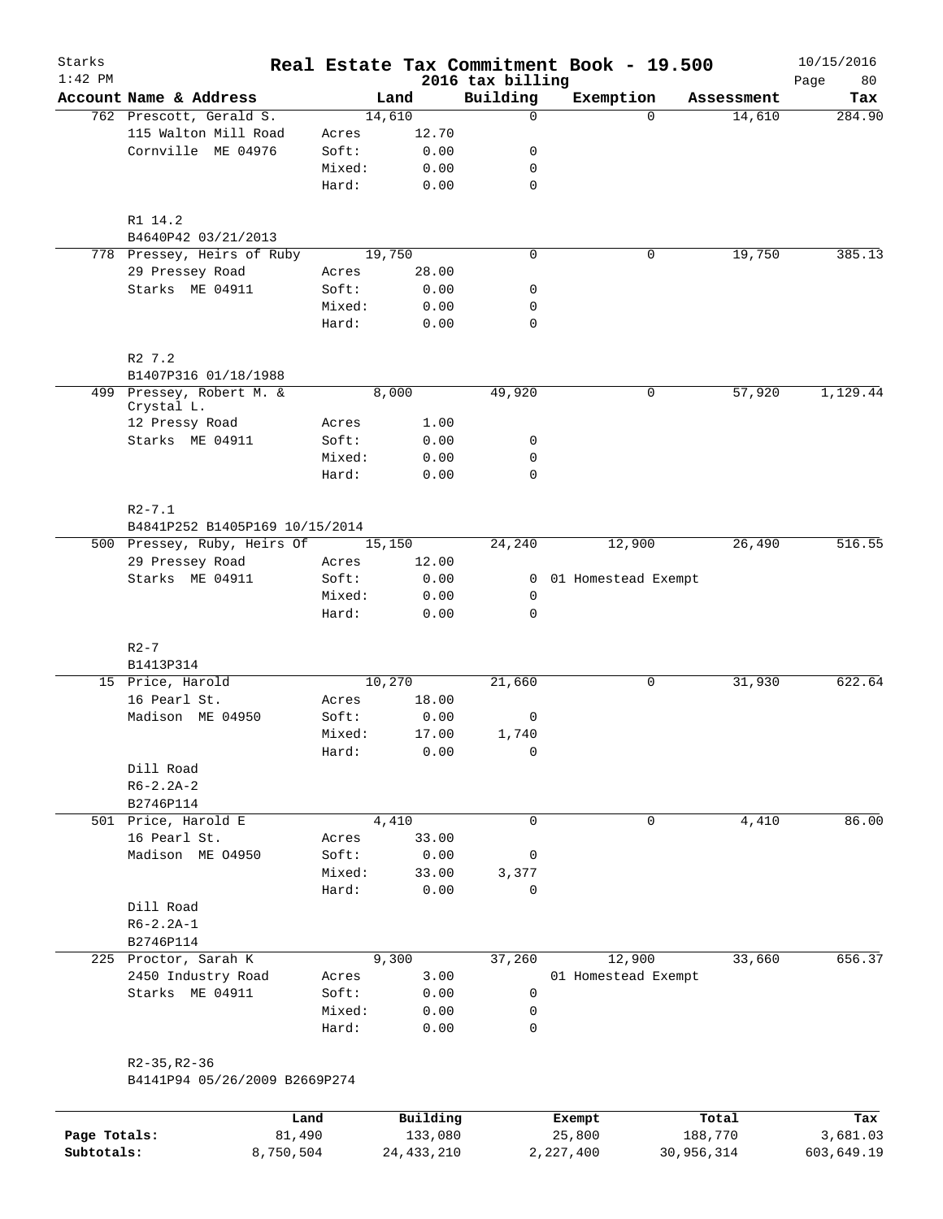# Real Estate Tax Commitment Book - 19.500

Starks 1:42 PM — 2016 tax billing — 10/15/2016

| Account | Name & Address | | Land | Building | Exemption | Assessment | Tax |
|---|---|---|---|---|---|---|---|
| 762 | Prescott, Gerald S. | | 14,610 | 0 | 0 | 14,610 | 284.90 |
| | 115 Walton Mill Road | Acres | 12.70 | | | | |
| | Cornville ME 04976 | Soft: | 0.00 | 0 | | | |
| | | Mixed: | 0.00 | 0 | | | |
| | | Hard: | 0.00 | 0 | | | |
| | R1 14.2 | | | | | | |
| | B4640P42 03/21/2013 | | | | | | |
| 778 | Pressey, Heirs of Ruby | | 19,750 | 0 | 0 | 19,750 | 385.13 |
| | 29 Pressey Road | Acres | 28.00 | | | | |
| | Starks ME 04911 | Soft: | 0.00 | 0 | | | |
| | | Mixed: | 0.00 | 0 | | | |
| | | Hard: | 0.00 | 0 | | | |
| | R2 7.2 | | | | | | |
| | B1407P316 01/18/1988 | | | | | | |
| 499 | Pressey, Robert M. & Crystal L. | | 8,000 | 49,920 | 0 | 57,920 | 1,129.44 |
| | 12 Pressy Road | Acres | 1.00 | | | | |
| | Starks ME 04911 | Soft: | 0.00 | 0 | | | |
| | | Mixed: | 0.00 | 0 | | | |
| | | Hard: | 0.00 | 0 | | | |
| | R2-7.1 | | | | | | |
| | B4841P252 B1405P169 10/15/2014 | | | | | | |
| 500 | Pressey, Ruby, Heirs Of | | 15,150 | 24,240 | 12,900 | 26,490 | 516.55 |
| | 29 Pressey Road | Acres | 12.00 | | | | |
| | Starks ME 04911 | Soft: | 0.00 | 0 | 01 Homestead Exempt | | |
| | | Mixed: | 0.00 | 0 | | | |
| | | Hard: | 0.00 | 0 | | | |
| | R2-7 | | | | | | |
| | B1413P314 | | | | | | |
| 15 | Price, Harold | | 10,270 | 21,660 | 0 | 31,930 | 622.64 |
| | 16 Pearl St. | Acres | 18.00 | | | | |
| | Madison ME 04950 | Soft: | 0.00 | 0 | | | |
| | | Mixed: | 17.00 | 1,740 | | | |
| | | Hard: | 0.00 | 0 | | | |
| | Dill Road | | | | | | |
| | R6-2.2A-2 | | | | | | |
| | B2746P114 | | | | | | |
| 501 | Price, Harold E | | 4,410 | 0 | 0 | 4,410 | 86.00 |
| | 16 Pearl St. | Acres | 33.00 | | | | |
| | Madison ME O4950 | Soft: | 0.00 | 0 | | | |
| | | Mixed: | 33.00 | 3,377 | | | |
| | | Hard: | 0.00 | 0 | | | |
| | Dill Road | | | | | | |
| | R6-2.2A-1 | | | | | | |
| | B2746P114 | | | | | | |
| 225 | Proctor, Sarah K | | 9,300 | 37,260 | 12,900 | 33,660 | 656.37 |
| | 2450 Industry Road | Acres | 3.00 | | 01 Homestead Exempt | | |
| | Starks ME 04911 | Soft: | 0.00 | 0 | | | |
| | | Mixed: | 0.00 | 0 | | | |
| | | Hard: | 0.00 | 0 | | | |
| | R2-35,R2-36 | | | | | | |
| | B4141P94 05/26/2009 B2669P274 | | | | | | |

| | Land | Building | Exempt | Total | Tax |
|---|---|---|---|---|---|
| Page Totals: | 81,490 | 133,080 | 25,800 | 188,770 | 3,681.03 |
| Subtotals: | 8,750,504 | 24,433,210 | 2,227,400 | 30,956,314 | 603,649.19 |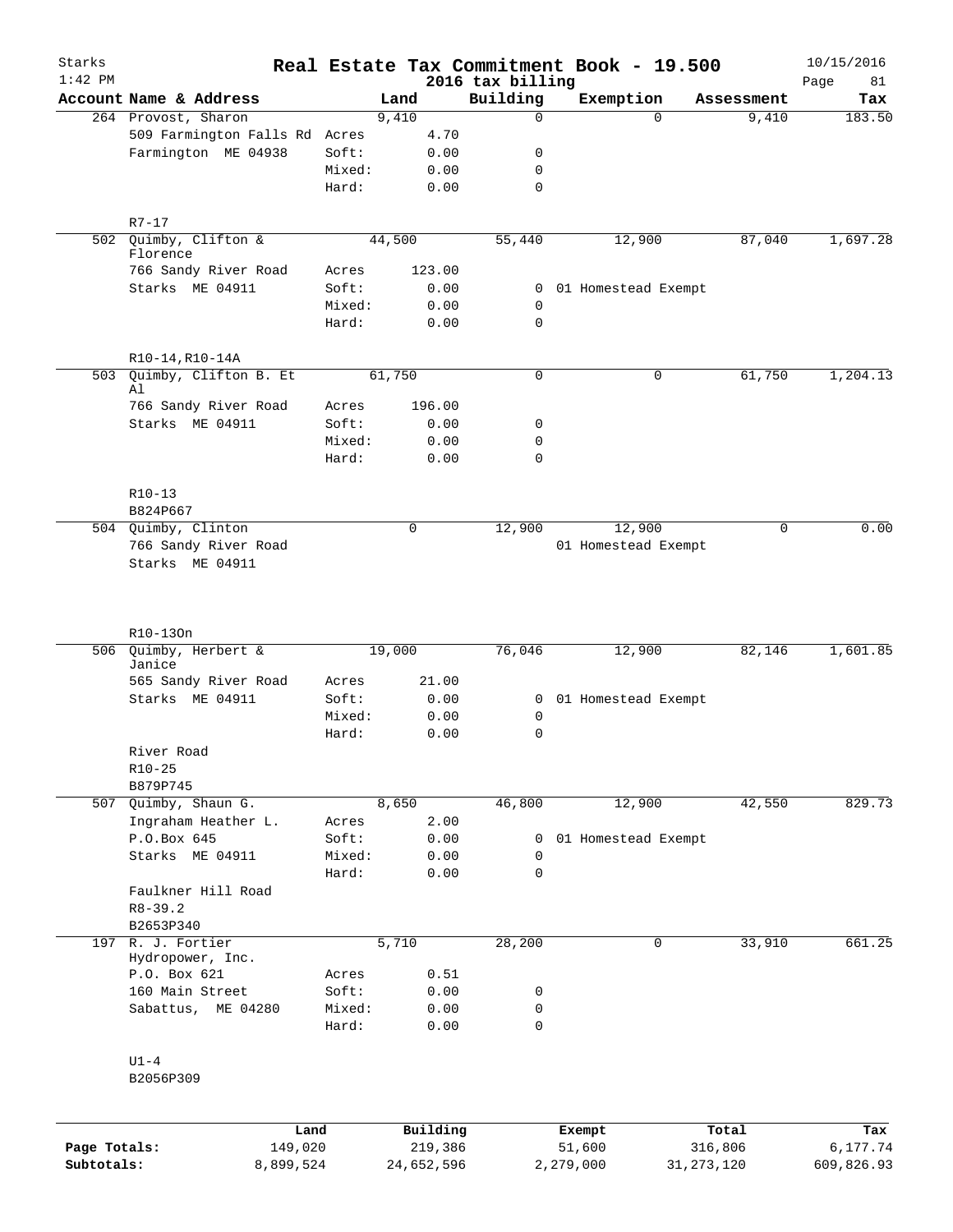# Real Estate Tax Commitment Book - 19.500

Starks
1:42 PM

2016 tax billing

10/15/2016

| Account | Name & Address | | Land | Building | Exemption | Assessment | Tax |
|---|---|---|---|---|---|---|---|
| 264 | Provost, Sharon | | 9,410 | 0 | 0 | 9,410 | 183.50 |
| | 509 Farmington Falls Rd | Acres | 4.70 | | | | |
| | Farmington ME 04938 | Soft: | 0.00 | 0 | | | |
| | | Mixed: | 0.00 | 0 | | | |
| | | Hard: | 0.00 | 0 | | | |
| | R7-17 | | | | | | |
| 502 | Quimby, Clifton & Florence | | 44,500 | 55,440 | 12,900 | 87,040 | 1,697.28 |
| | 766 Sandy River Road | Acres | 123.00 | | | | |
| | Starks ME 04911 | Soft: | 0.00 | 0 | 01 Homestead Exempt | | |
| | | Mixed: | 0.00 | 0 | | | |
| | | Hard: | 0.00 | 0 | | | |
| | R10-14,R10-14A | | | | | | |
| 503 | Quimby, Clifton B. Et Al | | 61,750 | 0 | 0 | 61,750 | 1,204.13 |
| | 766 Sandy River Road | Acres | 196.00 | | | | |
| | Starks ME 04911 | Soft: | 0.00 | 0 | | | |
| | | Mixed: | 0.00 | 0 | | | |
| | | Hard: | 0.00 | 0 | | | |
| | R10-13 | | | | | | |
| | B824P667 | | | | | | |
| 504 | Quimby, Clinton | | 0 | 12,900 | 12,900 | 0 | 0.00 |
| | 766 Sandy River Road | | | | 01 Homestead Exempt | | |
| | Starks ME 04911 | | | | | | |
| | R10-13On | | | | | | |
| 506 | Quimby, Herbert & Janice | | 19,000 | 76,046 | 12,900 | 82,146 | 1,601.85 |
| | 565 Sandy River Road | Acres | 21.00 | | | | |
| | Starks ME 04911 | Soft: | 0.00 | 0 | 01 Homestead Exempt | | |
| | | Mixed: | 0.00 | 0 | | | |
| | | Hard: | 0.00 | 0 | | | |
| | River Road | | | | | | |
| | R10-25 | | | | | | |
| | B879P745 | | | | | | |
| 507 | Quimby, Shaun G. | | 8,650 | 46,800 | 12,900 | 42,550 | 829.73 |
| | Ingraham Heather L. | Acres | 2.00 | | | | |
| | P.O.Box 645 | Soft: | 0.00 | 0 | 01 Homestead Exempt | | |
| | Starks ME 04911 | Mixed: | 0.00 | 0 | | | |
| | | Hard: | 0.00 | 0 | | | |
| | Faulkner Hill Road | | | | | | |
| | R8-39.2 | | | | | | |
| | B2653P340 | | | | | | |
| 197 | R. J. Fortier Hydropower, Inc. | | 5,710 | 28,200 | 0 | 33,910 | 661.25 |
| | P.O. Box 621 | Acres | 0.51 | | | | |
| | 160 Main Street | Soft: | 0.00 | 0 | | | |
| | Sabattus, ME 04280 | Mixed: | 0.00 | 0 | | | |
| | | Hard: | 0.00 | 0 | | | |
| | U1-4 | | | | | | |
| | B2056P309 | | | | | | |

| | Land | Building | Exempt | Total | Tax |
|---|---|---|---|---|---|
| Page Totals: | 149,020 | 219,386 | 51,600 | 316,806 | 6,177.74 |
| Subtotals: | 8,899,524 | 24,652,596 | 2,279,000 | 31,273,120 | 609,826.93 |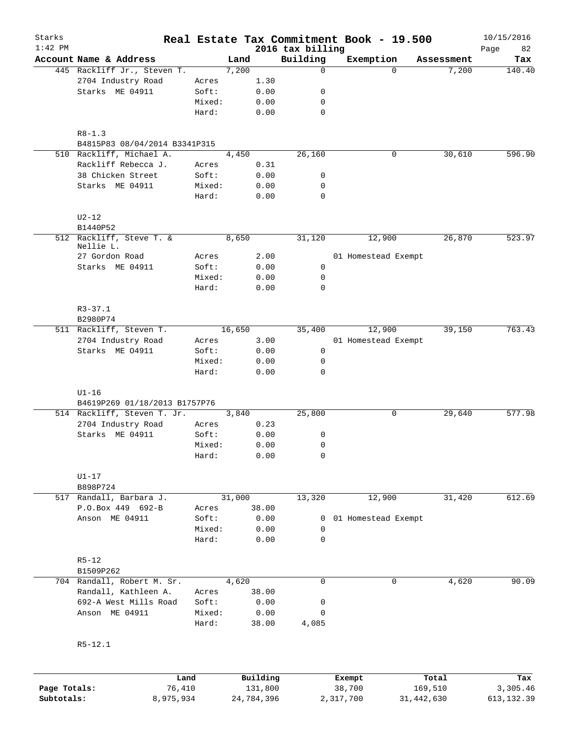Starks
1:42 PM

# Real Estate Tax Commitment Book - 19.500

2016 tax billing

10/15/2016

| Account | Name & Address | | Land | Building | Exemption | Assessment | Tax |
|---|---|---|---|---|---|---|---|
| 445 | Rackliff Jr., Steven T. | | 7,200 | 0 | 0 | 7,200 | 140.40 |
| | 2704 Industry Road | Acres | 1.30 | | | | |
| | Starks ME 04911 | Soft: | 0.00 | 0 | | | |
| | | Mixed: | 0.00 | 0 | | | |
| | | Hard: | 0.00 | 0 | | | |
| | R8-1.3 | | | | | | |
| | B4815P83 08/04/2014 B3341P315 | | | | | | |
| 510 | Rackliff, Michael A. | | 4,450 | 26,160 | 0 | 30,610 | 596.90 |
| | Rackliff Rebecca J. | Acres | 0.31 | | | | |
| | 38 Chicken Street | Soft: | 0.00 | 0 | | | |
| | Starks ME 04911 | Mixed: | 0.00 | 0 | | | |
| | | Hard: | 0.00 | 0 | | | |
| | U2-12 | | | | | | |
| | B1440P52 | | | | | | |
| 512 | Rackliff, Steve T. & Nellie L. | | 8,650 | 31,120 | 12,900 | 26,870 | 523.97 |
| | 27 Gordon Road | Acres | 2.00 | | 01 Homestead Exempt | | |
| | Starks ME 04911 | Soft: | 0.00 | 0 | | | |
| | | Mixed: | 0.00 | 0 | | | |
| | | Hard: | 0.00 | 0 | | | |
| | R3-37.1 | | | | | | |
| | B2980P74 | | | | | | |
| 511 | Rackliff, Steven T. | | 16,650 | 35,400 | 12,900 | 39,150 | 763.43 |
| | 2704 Industry Road | Acres | 3.00 | | 01 Homestead Exempt | | |
| | Starks ME O4911 | Soft: | 0.00 | 0 | | | |
| | | Mixed: | 0.00 | 0 | | | |
| | | Hard: | 0.00 | 0 | | | |
| | U1-16 | | | | | | |
| | B4619P269 01/18/2013 B1757P76 | | | | | | |
| 514 | Rackliff, Steven T. Jr. | | 3,840 | 25,800 | 0 | 29,640 | 577.98 |
| | 2704 Industry Road | Acres | 0.23 | | | | |
| | Starks ME 04911 | Soft: | 0.00 | 0 | | | |
| | | Mixed: | 0.00 | 0 | | | |
| | | Hard: | 0.00 | 0 | | | |
| | U1-17 | | | | | | |
| | B898P724 | | | | | | |
| 517 | Randall, Barbara J. | | 31,000 | 13,320 | 12,900 | 31,420 | 612.69 |
| | P.O.Box 449 692-B | Acres | 38.00 | | | | |
| | Anson ME 04911 | Soft: | 0.00 | 0 | 01 Homestead Exempt | | |
| | | Mixed: | 0.00 | 0 | | | |
| | | Hard: | 0.00 | 0 | | | |
| | R5-12 | | | | | | |
| | B1509P262 | | | | | | |
| 704 | Randall, Robert M. Sr. | | 4,620 | 0 | 0 | 4,620 | 90.09 |
| | Randall, Kathleen A. | Acres | 38.00 | | | | |
| | 692-A West Mills Road | Soft: | 0.00 | 0 | | | |
| | Anson ME 04911 | Mixed: | 0.00 | 0 | | | |
| | | Hard: | 38.00 | 4,085 | | | |
| | R5-12.1 | | | | | | |

| | Land | Building | Exempt | Total | Tax |
|---|---|---|---|---|---|
| Page Totals: | 76,410 | 131,800 | 38,700 | 169,510 | 3,305.46 |
| Subtotals: | 8,975,934 | 24,784,396 | 2,317,700 | 31,442,630 | 613,132.39 |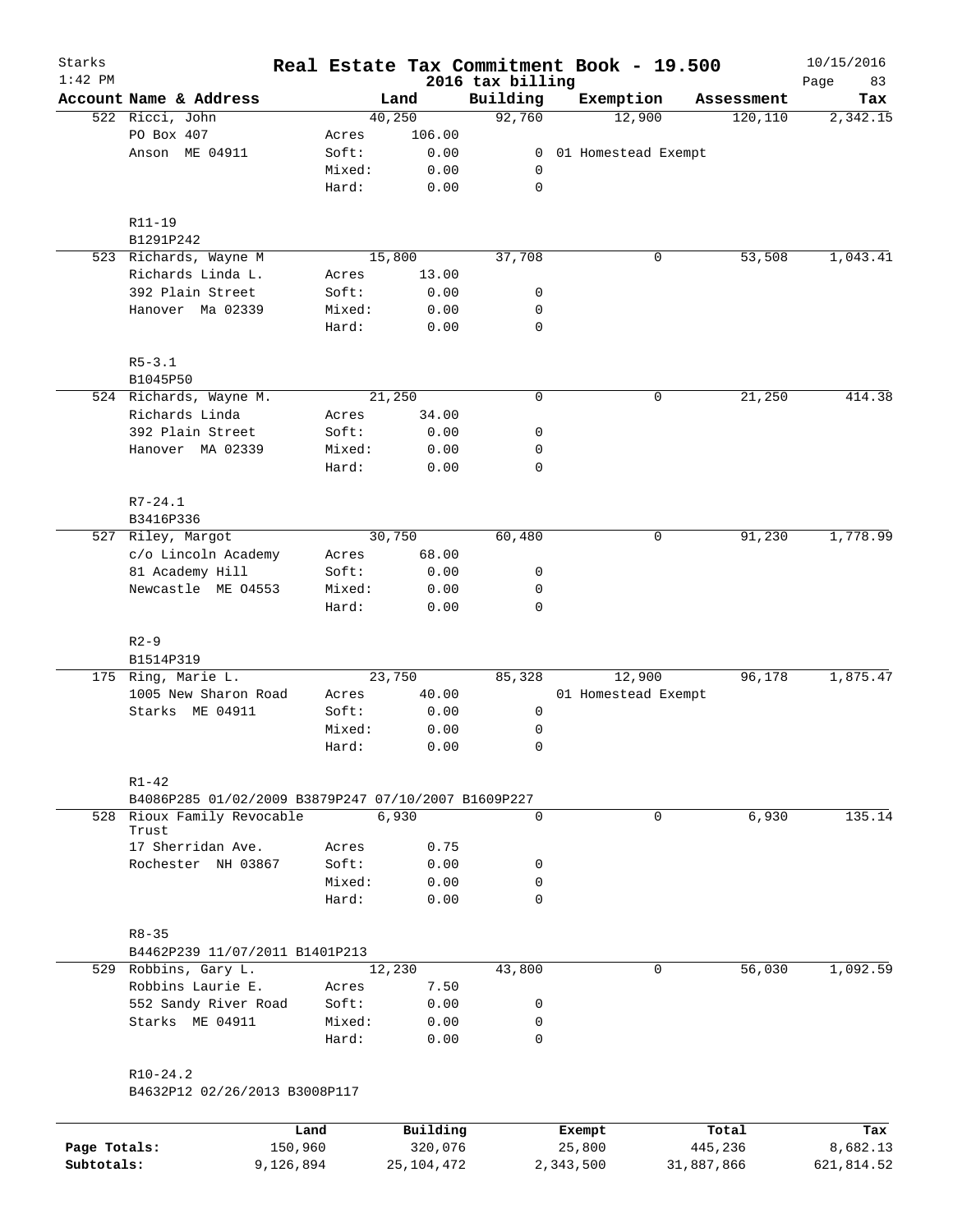Starks
1:42 PM

# Real Estate Tax Commitment Book - 19.500

2016 tax billing

10/15/2016

| Account | Name & Address | | Land | Building | Exemption | Assessment | Tax |
|---|---|---|---|---|---|---|---|
| 522 | Ricci, John | | 40,250 | 92,760 | 12,900 | 120,110 | 2,342.15 |
| | PO Box 407 | Acres | 106.00 | | | | |
| | Anson ME 04911 | Soft: | 0.00 | 0 | 01 Homestead Exempt | | |
| | | Mixed: | 0.00 | 0 | | | |
| | | Hard: | 0.00 | 0 | | | |
| | R11-19 | | | | | | |
| | B1291P242 | | | | | | |
| 523 | Richards, Wayne M | | 15,800 | 37,708 | 0 | 53,508 | 1,043.41 |
| | Richards Linda L. | Acres | 13.00 | | | | |
| | 392 Plain Street | Soft: | 0.00 | 0 | | | |
| | Hanover Ma 02339 | Mixed: | 0.00 | 0 | | | |
| | | Hard: | 0.00 | 0 | | | |
| | R5-3.1 | | | | | | |
| | B1045P50 | | | | | | |
| 524 | Richards, Wayne M. | | 21,250 | 0 | 0 | 21,250 | 414.38 |
| | Richards Linda | Acres | 34.00 | | | | |
| | 392 Plain Street | Soft: | 0.00 | 0 | | | |
| | Hanover MA 02339 | Mixed: | 0.00 | 0 | | | |
| | | Hard: | 0.00 | 0 | | | |
| | R7-24.1 | | | | | | |
| | B3416P336 | | | | | | |
| 527 | Riley, Margot | | 30,750 | 60,480 | 0 | 91,230 | 1,778.99 |
| | c/o Lincoln Academy | Acres | 68.00 | | | | |
| | 81 Academy Hill | Soft: | 0.00 | 0 | | | |
| | Newcastle ME 04553 | Mixed: | 0.00 | 0 | | | |
| | | Hard: | 0.00 | 0 | | | |
| | R2-9 | | | | | | |
| | B1514P319 | | | | | | |
| 175 | Ring, Marie L. | | 23,750 | 85,328 | 12,900 | 96,178 | 1,875.47 |
| | 1005 New Sharon Road | Acres | 40.00 | | 01 Homestead Exempt | | |
| | Starks ME 04911 | Soft: | 0.00 | 0 | | | |
| | | Mixed: | 0.00 | 0 | | | |
| | | Hard: | 0.00 | 0 | | | |
| | R1-42 | | | | | | |
| | B4086P285 01/02/2009 B3879P247 07/10/2007 B1609P227 | | | | | | |
| 528 | Rioux Family Revocable Trust | | 6,930 | 0 | 0 | 6,930 | 135.14 |
| | 17 Sherridan Ave. | Acres | 0.75 | | | | |
| | Rochester NH 03867 | Soft: | 0.00 | 0 | | | |
| | | Mixed: | 0.00 | 0 | | | |
| | | Hard: | 0.00 | 0 | | | |
| | R8-35 | | | | | | |
| | B4462P239 11/07/2011 B1401P213 | | | | | | |
| 529 | Robbins, Gary L. | | 12,230 | 43,800 | 0 | 56,030 | 1,092.59 |
| | Robbins Laurie E. | Acres | 7.50 | | | | |
| | 552 Sandy River Road | Soft: | 0.00 | 0 | | | |
| | Starks ME 04911 | Mixed: | 0.00 | 0 | | | |
| | | Hard: | 0.00 | 0 | | | |
| | R10-24.2 | | | | | | |
| | B4632P12 02/26/2013 B3008P117 | | | | | | |

| | Land | Building | Exempt | Total | Tax |
|---|---|---|---|---|---|
| Page Totals: | 150,960 | 320,076 | 25,800 | 445,236 | 8,682.13 |
| Subtotals: | 9,126,894 | 25,104,472 | 2,343,500 | 31,887,866 | 621,814.52 |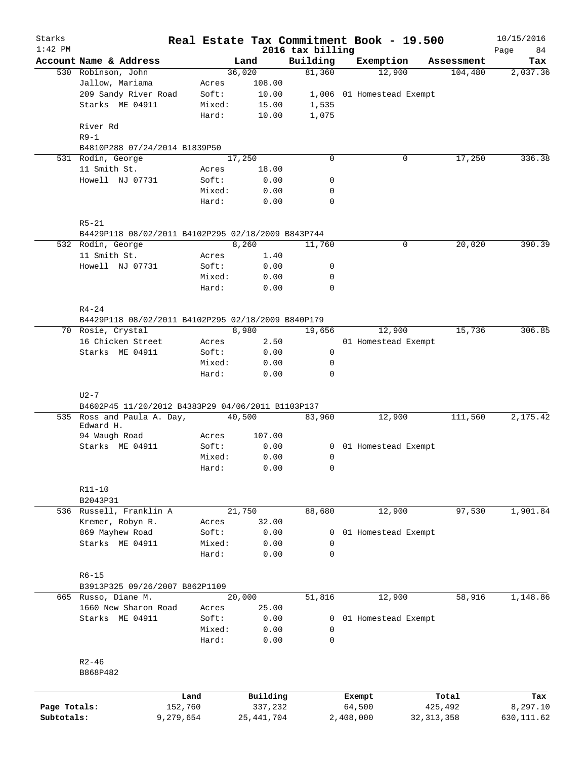Starks
1:42 PM

# Real Estate Tax Commitment Book - 19.500

2016 tax billing

10/15/2016

| Account | Name & Address | | Land | Building | Exemption | Assessment | Tax |
|---|---|---|---|---|---|---|---|
| 530 | Robinson, John | | 36,020 | 81,360 | 12,900 | 104,480 | 2,037.36 |
| | Jallow, Mariama | Acres | 108.00 | | | | |
| | 209 Sandy River Road | Soft: | 10.00 | 1,006 | 01 Homestead Exempt | | |
| | Starks ME 04911 | Mixed: | 15.00 | 1,535 | | | |
| | | Hard: | 10.00 | 1,075 | | | |
| | River Rd | | | | | | |
| | R9-1 | | | | | | |
| | B4810P288 07/24/2014 B1839P50 | | | | | | |
| 531 | Rodin, George | | 17,250 | 0 | 0 | 17,250 | 336.38 |
| | 11 Smith St. | Acres | 18.00 | | | | |
| | Howell NJ 07731 | Soft: | 0.00 | 0 | | | |
| | | Mixed: | 0.00 | 0 | | | |
| | | Hard: | 0.00 | 0 | | | |
| | R5-21 | | | | | | |
| | B4429P118 08/02/2011 B4102P295 02/18/2009 B843P744 | | | | | | |
| 532 | Rodin, George | | 8,260 | 11,760 | 0 | 20,020 | 390.39 |
| | 11 Smith St. | Acres | 1.40 | | | | |
| | Howell NJ 07731 | Soft: | 0.00 | 0 | | | |
| | | Mixed: | 0.00 | 0 | | | |
| | | Hard: | 0.00 | 0 | | | |
| | R4-24 | | | | | | |
| | B4429P118 08/02/2011 B4102P295 02/18/2009 B840P179 | | | | | | |
| 70 | Rosie, Crystal | | 8,980 | 19,656 | 12,900 | 15,736 | 306.85 |
| | 16 Chicken Street | Acres | 2.50 | | 01 Homestead Exempt | | |
| | Starks ME 04911 | Soft: | 0.00 | 0 | | | |
| | | Mixed: | 0.00 | 0 | | | |
| | | Hard: | 0.00 | 0 | | | |
| | U2-7 | | | | | | |
| | B4602P45 11/20/2012 B4383P29 04/06/2011 B1103P137 | | | | | | |
| 535 | Ross and Paula A. Day, Edward H. | | 40,500 | 83,960 | 12,900 | 111,560 | 2,175.42 |
| | 94 Waugh Road | Acres | 107.00 | | | | |
| | Starks ME 04911 | Soft: | 0.00 | 0 | 01 Homestead Exempt | | |
| | | Mixed: | 0.00 | 0 | | | |
| | | Hard: | 0.00 | 0 | | | |
| | R11-10 | | | | | | |
| | B2043P31 | | | | | | |
| 536 | Russell, Franklin A | | 21,750 | 88,680 | 12,900 | 97,530 | 1,901.84 |
| | Kremer, Robyn R. | Acres | 32.00 | | | | |
| | 869 Mayhew Road | Soft: | 0.00 | 0 | 01 Homestead Exempt | | |
| | Starks ME 04911 | Mixed: | 0.00 | 0 | | | |
| | | Hard: | 0.00 | 0 | | | |
| | R6-15 | | | | | | |
| | B3913P325 09/26/2007 B862P1109 | | | | | | |
| 665 | Russo, Diane M. | | 20,000 | 51,816 | 12,900 | 58,916 | 1,148.86 |
| | 1660 New Sharon Road | Acres | 25.00 | | | | |
| | Starks ME 04911 | Soft: | 0.00 | 0 | 01 Homestead Exempt | | |
| | | Mixed: | 0.00 | 0 | | | |
| | | Hard: | 0.00 | 0 | | | |
| | R2-46 | | | | | | |
| | B868P482 | | | | | | |

| | Land | Building | Exempt | Total | Tax |
|---|---|---|---|---|---|
| Page Totals: | 152,760 | 337,232 | 64,500 | 425,492 | 8,297.10 |
| Subtotals: | 9,279,654 | 25,441,704 | 2,408,000 | 32,313,358 | 630,111.62 |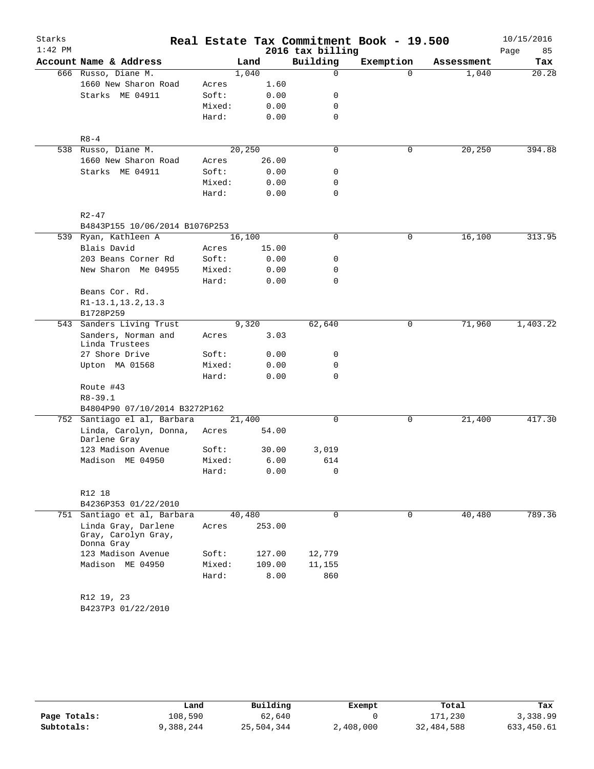# Starks Real Estate Tax Commitment Book - 19.500

1:42 PM — 2016 tax billing — 10/15/2016

| Account | Name & Address | | Land | Building | Exemption | Assessment | Tax |
|---|---|---|---|---|---|---|---|
| 666 | Russo, Diane M. | | 1,040 | 0 | 0 | 1,040 | 20.28 |
| | 1660 New Sharon Road | Acres | 1.60 | | | | |
| | Starks ME 04911 | Soft: | 0.00 | 0 | | | |
| | | Mixed: | 0.00 | 0 | | | |
| | | Hard: | 0.00 | 0 | | | |
| | R8-4 | | | | | | |
| 538 | Russo, Diane M. | | 20,250 | 0 | 0 | 20,250 | 394.88 |
| | 1660 New Sharon Road | Acres | 26.00 | | | | |
| | Starks ME 04911 | Soft: | 0.00 | 0 | | | |
| | | Mixed: | 0.00 | 0 | | | |
| | | Hard: | 0.00 | 0 | | | |
| | R2-47 | | | | | | |
| | B4843P155 10/06/2014 B1076P253 | | | | | | |
| 539 | Ryan, Kathleen A | | 16,100 | 0 | 0 | 16,100 | 313.95 |
| | Blais David | Acres | 15.00 | | | | |
| | 203 Beans Corner Rd | Soft: | 0.00 | 0 | | | |
| | New Sharon Me 04955 | Mixed: | 0.00 | 0 | | | |
| | | Hard: | 0.00 | 0 | | | |
| | Beans Cor. Rd. | | | | | | |
| | R1-13.1,13.2,13.3 | | | | | | |
| | B1728P259 | | | | | | |
| 543 | Sanders Living Trust | | 9,320 | 62,640 | 0 | 71,960 | 1,403.22 |
| | Sanders, Norman and Linda Trustees | Acres | 3.03 | | | | |
| | 27 Shore Drive | Soft: | 0.00 | 0 | | | |
| | Upton MA 01568 | Mixed: | 0.00 | 0 | | | |
| | | Hard: | 0.00 | 0 | | | |
| | Route #43 | | | | | | |
| | R8-39.1 | | | | | | |
| | B4804P90 07/10/2014 B3272P162 | | | | | | |
| 752 | Santiago el al, Barbara | | 21,400 | 0 | 0 | 21,400 | 417.30 |
| | Linda, Carolyn, Donna, Darlene Gray | Acres | 54.00 | | | | |
| | 123 Madison Avenue | Soft: | 30.00 | 3,019 | | | |
| | Madison ME 04950 | Mixed: | 6.00 | 614 | | | |
| | | Hard: | 0.00 | 0 | | | |
| | R12 18 | | | | | | |
| | B4236P353 01/22/2010 | | | | | | |
| 751 | Santiago et al, Barbara | | 40,480 | 0 | 0 | 40,480 | 789.36 |
| | Linda Gray, Darlene Gray, Carolyn Gray, Donna Gray | Acres | 253.00 | | | | |
| | 123 Madison Avenue | Soft: | 127.00 | 12,779 | | | |
| | Madison ME 04950 | Mixed: | 109.00 | 11,155 | | | |
| | | Hard: | 8.00 | 860 | | | |
| | R12 19, 23 | | | | | | |
| | B4237P3 01/22/2010 | | | | | | |

| | Land | Building | Exempt | Total | Tax |
|---|---|---|---|---|---|
| Page Totals: | 108,590 | 62,640 | 0 | 171,230 | 3,338.99 |
| Subtotals: | 9,388,244 | 25,504,344 | 2,408,000 | 32,484,588 | 633,450.61 |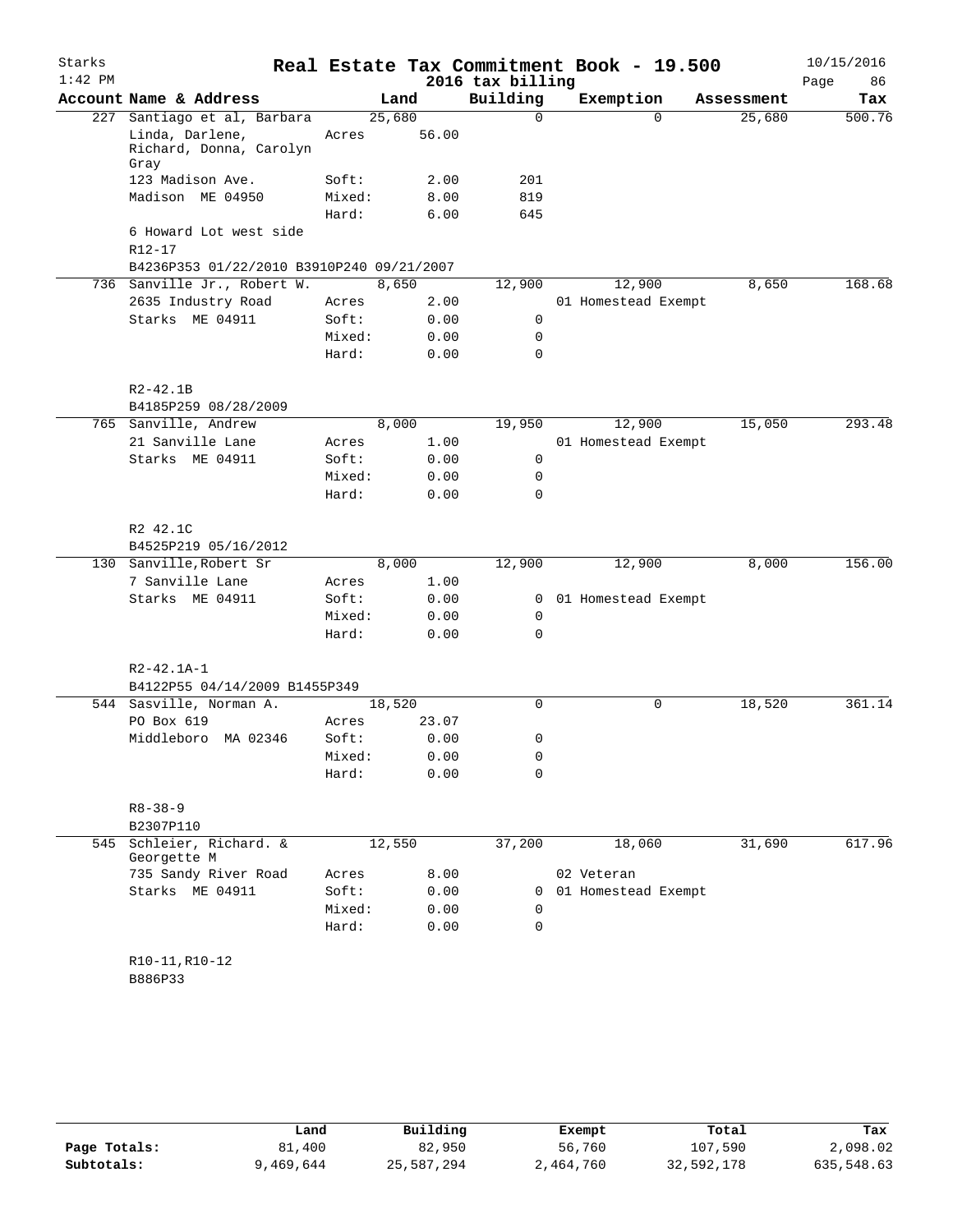# Real Estate Tax Commitment Book - 19.500

Starks 1:42 PM — 2016 tax billing — 10/15/2016

| Account | Name & Address | | Land | Building | Exemption | Assessment | Tax |
|---|---|---|---|---|---|---|---|
| 227 | Santiago et al, Barbara | | 25,680 | 0 | 0 | 25,680 | 500.76 |
| | Linda, Darlene, Richard, Donna, Carolyn Gray | Acres | 56.00 | | | | |
| | 123 Madison Ave. | Soft: | 2.00 | 201 | | | |
| | Madison ME 04950 | Mixed: | 8.00 | 819 | | | |
| | | Hard: | 6.00 | 645 | | | |
| | 6 Howard Lot west side | | | | | | |
| | R12-17 | | | | | | |
| | B4236P353 01/22/2010 B3910P240 09/21/2007 | | | | | | |
| 736 | Sanville Jr., Robert W. | | 8,650 | 12,900 | 12,900 | 8,650 | 168.68 |
| | 2635 Industry Road | Acres | 2.00 | | 01 Homestead Exempt | | |
| | Starks ME 04911 | Soft: | 0.00 | 0 | | | |
| | | Mixed: | 0.00 | 0 | | | |
| | | Hard: | 0.00 | 0 | | | |
| | R2-42.1B | | | | | | |
| | B4185P259 08/28/2009 | | | | | | |
| 765 | Sanville, Andrew | | 8,000 | 19,950 | 12,900 | 15,050 | 293.48 |
| | 21 Sanville Lane | Acres | 1.00 | | 01 Homestead Exempt | | |
| | Starks ME 04911 | Soft: | 0.00 | 0 | | | |
| | | Mixed: | 0.00 | 0 | | | |
| | | Hard: | 0.00 | 0 | | | |
| | R2 42.1C | | | | | | |
| | B4525P219 05/16/2012 | | | | | | |
| 130 | Sanville,Robert Sr | | 8,000 | 12,900 | 12,900 | 8,000 | 156.00 |
| | 7 Sanville Lane | Acres | 1.00 | | | | |
| | Starks ME 04911 | Soft: | 0.00 | 0 | 01 Homestead Exempt | | |
| | | Mixed: | 0.00 | 0 | | | |
| | | Hard: | 0.00 | 0 | | | |
| | R2-42.1A-1 | | | | | | |
| | B4122P55 04/14/2009 B1455P349 | | | | | | |
| 544 | Sasville, Norman A. | | 18,520 | 0 | 0 | 18,520 | 361.14 |
| | PO Box 619 | Acres | 23.07 | | | | |
| | Middleboro MA 02346 | Soft: | 0.00 | 0 | | | |
| | | Mixed: | 0.00 | 0 | | | |
| | | Hard: | 0.00 | 0 | | | |
| | R8-38-9 | | | | | | |
| | B2307P110 | | | | | | |
| 545 | Schleier, Richard. & Georgette M | | 12,550 | 37,200 | 18,060 | 31,690 | 617.96 |
| | 735 Sandy River Road | Acres | 8.00 | | 02 Veteran | | |
| | Starks ME 04911 | Soft: | 0.00 | 0 | 01 Homestead Exempt | | |
| | | Mixed: | 0.00 | 0 | | | |
| | | Hard: | 0.00 | 0 | | | |
| | R10-11,R10-12 | | | | | | |
| | B886P33 | | | | | | |

| | Land | Building | Exempt | Total | Tax |
|---|---|---|---|---|---|
| Page Totals: | 81,400 | 82,950 | 56,760 | 107,590 | 2,098.02 |
| Subtotals: | 9,469,644 | 25,587,294 | 2,464,760 | 32,592,178 | 635,548.63 |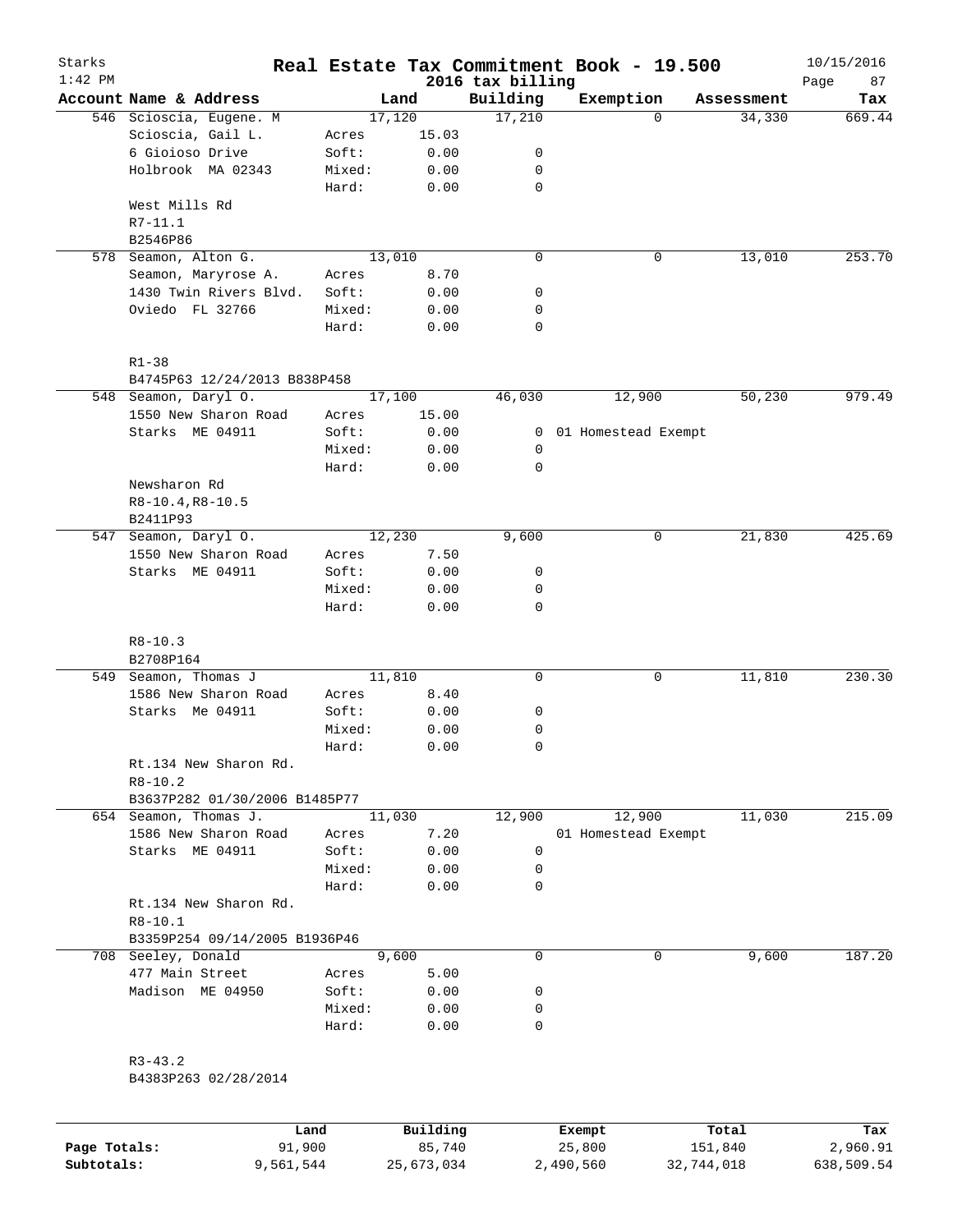Starks 1:42 PM

# Real Estate Tax Commitment Book - 19.500

## 2016 tax billing

10/15/2016

| Account | Name & Address | | Land | Building | Exemption | Assessment | Tax |
|---|---|---|---|---|---|---|---|
| 546 | Scioscia, Eugene. M | | 17,120 | 17,210 | 0 | 34,330 | 669.44 |
| | Scioscia, Gail L. | Acres | 15.03 | | | | |
| | 6 Gioioso Drive | Soft: | 0.00 | 0 | | | |
| | Holbrook MA 02343 | Mixed: | 0.00 | 0 | | | |
| | | Hard: | 0.00 | 0 | | | |
| | West Mills Rd | | | | | | |
| | R7-11.1 | | | | | | |
| | B2546P86 | | | | | | |
| 578 | Seamon, Alton G. | | 13,010 | 0 | 0 | 13,010 | 253.70 |
| | Seamon, Maryrose A. | Acres | 8.70 | | | | |
| | 1430 Twin Rivers Blvd. | Soft: | 0.00 | 0 | | | |
| | Oviedo FL 32766 | Mixed: | 0.00 | 0 | | | |
| | | Hard: | 0.00 | 0 | | | |
| | R1-38 | | | | | | |
| | B4745P63 12/24/2013 B838P458 | | | | | | |
| 548 | Seamon, Daryl O. | | 17,100 | 46,030 | 12,900 | 50,230 | 979.49 |
| | 1550 New Sharon Road | Acres | 15.00 | | | | |
| | Starks ME 04911 | Soft: | 0.00 | 0 | 01 Homestead Exempt | | |
| | | Mixed: | 0.00 | 0 | | | |
| | | Hard: | 0.00 | 0 | | | |
| | Newsharon Rd | | | | | | |
| | R8-10.4,R8-10.5 | | | | | | |
| | B2411P93 | | | | | | |
| 547 | Seamon, Daryl O. | | 12,230 | 9,600 | 0 | 21,830 | 425.69 |
| | 1550 New Sharon Road | Acres | 7.50 | | | | |
| | Starks ME 04911 | Soft: | 0.00 | 0 | | | |
| | | Mixed: | 0.00 | 0 | | | |
| | | Hard: | 0.00 | 0 | | | |
| | R8-10.3 | | | | | | |
| | B2708P164 | | | | | | |
| 549 | Seamon, Thomas J | | 11,810 | 0 | 0 | 11,810 | 230.30 |
| | 1586 New Sharon Road | Acres | 8.40 | | | | |
| | Starks Me 04911 | Soft: | 0.00 | 0 | | | |
| | | Mixed: | 0.00 | 0 | | | |
| | | Hard: | 0.00 | 0 | | | |
| | Rt.134 New Sharon Rd. | | | | | | |
| | R8-10.2 | | | | | | |
| | B3637P282 01/30/2006 B1485P77 | | | | | | |
| 654 | Seamon, Thomas J. | | 11,030 | 12,900 | 12,900 | 11,030 | 215.09 |
| | 1586 New Sharon Road | Acres | 7.20 | | 01 Homestead Exempt | | |
| | Starks ME 04911 | Soft: | 0.00 | 0 | | | |
| | | Mixed: | 0.00 | 0 | | | |
| | | Hard: | 0.00 | 0 | | | |
| | Rt.134 New Sharon Rd. | | | | | | |
| | R8-10.1 | | | | | | |
| | B3359P254 09/14/2005 B1936P46 | | | | | | |
| 708 | Seeley, Donald | | 9,600 | 0 | 0 | 9,600 | 187.20 |
| | 477 Main Street | Acres | 5.00 | | | | |
| | Madison ME 04950 | Soft: | 0.00 | 0 | | | |
| | | Mixed: | 0.00 | 0 | | | |
| | | Hard: | 0.00 | 0 | | | |
| | R3-43.2 | | | | | | |
| | B4383P263 02/28/2014 | | | | | | |

| | Land | Building | Exempt | Total | Tax |
|---|---|---|---|---|---|
| Page Totals: | 91,900 | 85,740 | 25,800 | 151,840 | 2,960.91 |
| Subtotals: | 9,561,544 | 25,673,034 | 2,490,560 | 32,744,018 | 638,509.54 |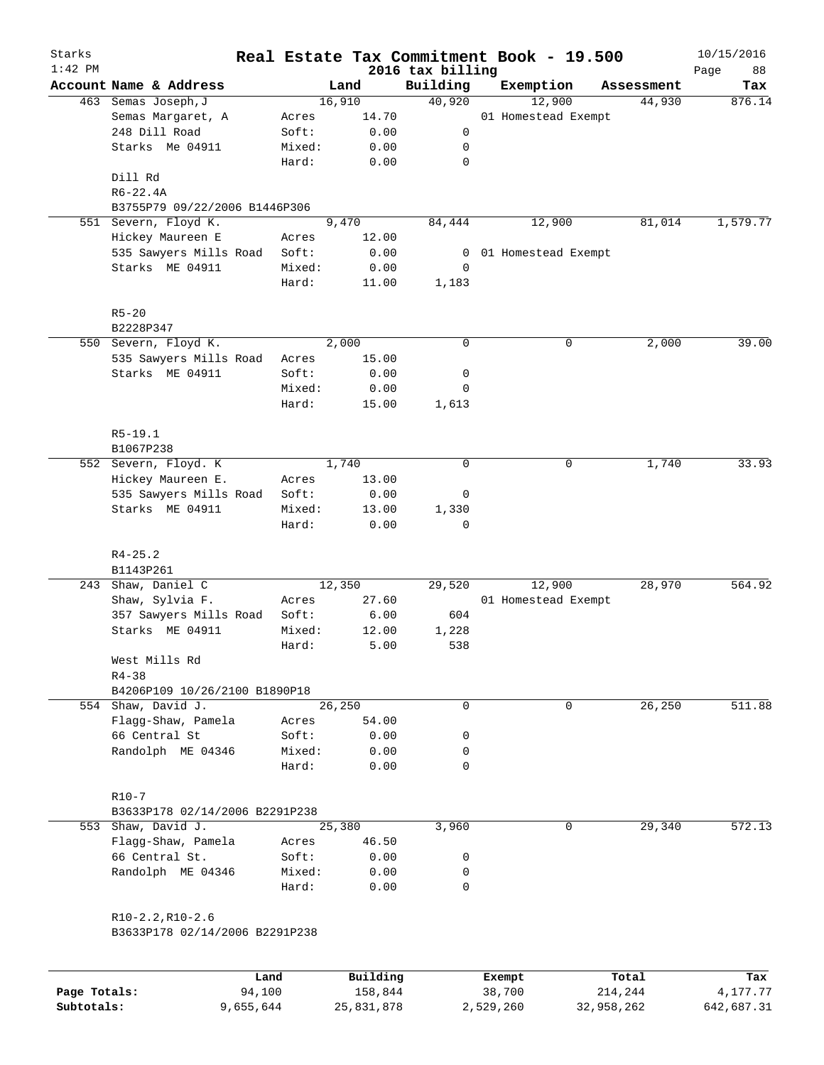Starks 1:42 PM

# Real Estate Tax Commitment Book - 19.500

2016 tax billing

10/15/2016

| Account | Name & Address | | Land | Building | Exemption | Assessment | Tax |
|---|---|---|---|---|---|---|---|
| 463 | Semas Joseph,J | | 16,910 | 40,920 | 12,900 | 44,930 | 876.14 |
| | Semas Margaret, A | Acres | 14.70 | | 01 Homestead Exempt | | |
| | 248 Dill Road | Soft: | 0.00 | 0 | | | |
| | Starks Me 04911 | Mixed: | 0.00 | 0 | | | |
| | | Hard: | 0.00 | 0 | | | |
| | Dill Rd | | | | | | |
| | R6-22.4A | | | | | | |
| | B3755P79 09/22/2006 B1446P306 | | | | | | |
| 551 | Severn, Floyd K. | | 9,470 | 84,444 | 12,900 | 81,014 | 1,579.77 |
| | Hickey Maureen E | Acres | 12.00 | | | | |
| | 535 Sawyers Mills Road | Soft: | 0.00 | 0 | 01 Homestead Exempt | | |
| | Starks ME 04911 | Mixed: | 0.00 | 0 | | | |
| | | Hard: | 11.00 | 1,183 | | | |
| | R5-20 | | | | | | |
| | B2228P347 | | | | | | |
| 550 | Severn, Floyd K. | | 2,000 | 0 | 0 | 2,000 | 39.00 |
| | 535 Sawyers Mills Road | Acres | 15.00 | | | | |
| | Starks ME 04911 | Soft: | 0.00 | 0 | | | |
| | | Mixed: | 0.00 | 0 | | | |
| | | Hard: | 15.00 | 1,613 | | | |
| | R5-19.1 | | | | | | |
| | B1067P238 | | | | | | |
| 552 | Severn, Floyd. K | | 1,740 | 0 | 0 | 1,740 | 33.93 |
| | Hickey Maureen E. | Acres | 13.00 | | | | |
| | 535 Sawyers Mills Road | Soft: | 0.00 | 0 | | | |
| | Starks ME 04911 | Mixed: | 13.00 | 1,330 | | | |
| | | Hard: | 0.00 | 0 | | | |
| | R4-25.2 | | | | | | |
| | B1143P261 | | | | | | |
| 243 | Shaw, Daniel C | | 12,350 | 29,520 | 12,900 | 28,970 | 564.92 |
| | Shaw, Sylvia F. | Acres | 27.60 | | 01 Homestead Exempt | | |
| | 357 Sawyers Mills Road | Soft: | 6.00 | 604 | | | |
| | Starks ME 04911 | Mixed: | 12.00 | 1,228 | | | |
| | | Hard: | 5.00 | 538 | | | |
| | West Mills Rd | | | | | | |
| | R4-38 | | | | | | |
| | B4206P109 10/26/2100 B1890P18 | | | | | | |
| 554 | Shaw, David J. | | 26,250 | 0 | 0 | 26,250 | 511.88 |
| | Flagg-Shaw, Pamela | Acres | 54.00 | | | | |
| | 66 Central St | Soft: | 0.00 | 0 | | | |
| | Randolph ME 04346 | Mixed: | 0.00 | 0 | | | |
| | | Hard: | 0.00 | 0 | | | |
| | R10-7 | | | | | | |
| | B3633P178 02/14/2006 B2291P238 | | | | | | |
| 553 | Shaw, David J. | | 25,380 | 3,960 | 0 | 29,340 | 572.13 |
| | Flagg-Shaw, Pamela | Acres | 46.50 | | | | |
| | 66 Central St. | Soft: | 0.00 | 0 | | | |
| | Randolph ME 04346 | Mixed: | 0.00 | 0 | | | |
| | | Hard: | 0.00 | 0 | | | |
| | R10-2.2,R10-2.6 | | | | | | |
| | B3633P178 02/14/2006 B2291P238 | | | | | | |

| | Land | Building | Exempt | Total | Tax |
|---|---|---|---|---|---|
| Page Totals: | 94,100 | 158,844 | 38,700 | 214,244 | 4,177.77 |
| Subtotals: | 9,655,644 | 25,831,878 | 2,529,260 | 32,958,262 | 642,687.31 |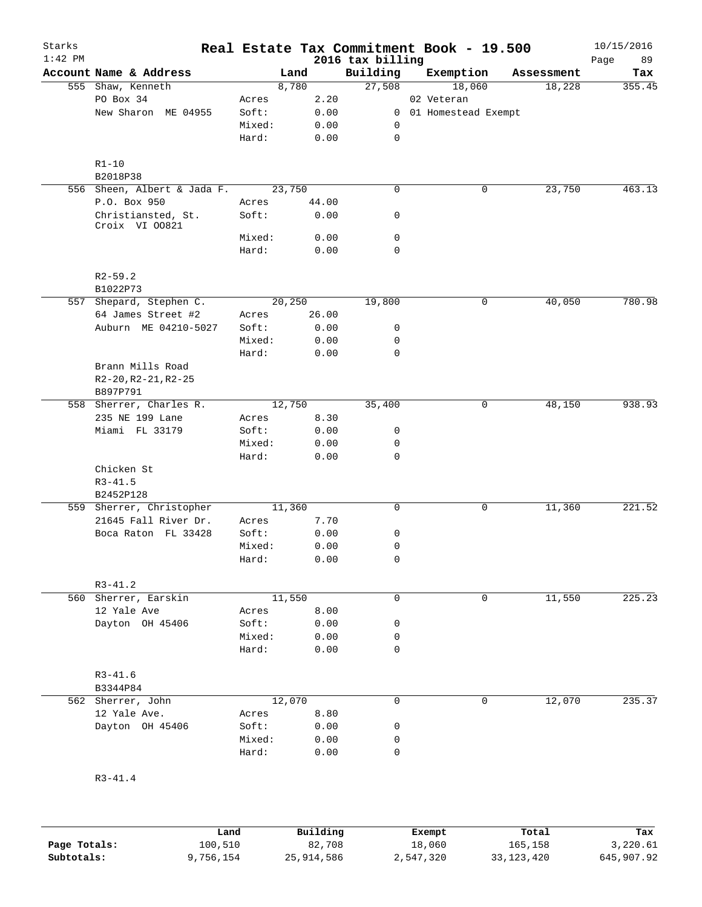Starks 1:42 PM

# Real Estate Tax Commitment Book - 19.500

2016 tax billing

10/15/2016

| Account | Name & Address | | Land | Building | Exemption | Assessment | Tax |
|---|---|---|---|---|---|---|---|
| 555 | Shaw, Kenneth | | 8,780 | 27,508 | 18,060 | 18,228 | 355.45 |
| | PO Box 34 | Acres | 2.20 | | 02 Veteran | | |
| | New Sharon ME 04955 | Soft: | 0.00 | 0 | 01 Homestead Exempt | | |
| | | Mixed: | 0.00 | 0 | | | |
| | | Hard: | 0.00 | 0 | | | |
| | R1-10 | | | | | | |
| | B2018P38 | | | | | | |
| 556 | Sheen, Albert & Jada F. | | 23,750 | 0 | 0 | 23,750 | 463.13 |
| | P.O. Box 950 | Acres | 44.00 | | | | |
| | Christiansted, St. Croix VI OO821 | Soft: | 0.00 | 0 | | | |
| | | Mixed: | 0.00 | 0 | | | |
| | | Hard: | 0.00 | 0 | | | |
| | R2-59.2 | | | | | | |
| | B1022P73 | | | | | | |
| 557 | Shepard, Stephen C. | | 20,250 | 19,800 | 0 | 40,050 | 780.98 |
| | 64 James Street #2 | Acres | 26.00 | | | | |
| | Auburn ME 04210-5027 | Soft: | 0.00 | 0 | | | |
| | | Mixed: | 0.00 | 0 | | | |
| | | Hard: | 0.00 | 0 | | | |
| | Brann Mills Road | | | | | | |
| | R2-20,R2-21,R2-25 | | | | | | |
| | B897P791 | | | | | | |
| 558 | Sherrer, Charles R. | | 12,750 | 35,400 | 0 | 48,150 | 938.93 |
| | 235 NE 199 Lane | Acres | 8.30 | | | | |
| | Miami FL 33179 | Soft: | 0.00 | 0 | | | |
| | | Mixed: | 0.00 | 0 | | | |
| | | Hard: | 0.00 | 0 | | | |
| | Chicken St | | | | | | |
| | R3-41.5 | | | | | | |
| | B2452P128 | | | | | | |
| 559 | Sherrer, Christopher | | 11,360 | 0 | 0 | 11,360 | 221.52 |
| | 21645 Fall River Dr. | Acres | 7.70 | | | | |
| | Boca Raton FL 33428 | Soft: | 0.00 | 0 | | | |
| | | Mixed: | 0.00 | 0 | | | |
| | | Hard: | 0.00 | 0 | | | |
| | R3-41.2 | | | | | | |
| 560 | Sherrer, Earskin | | 11,550 | 0 | 0 | 11,550 | 225.23 |
| | 12 Yale Ave | Acres | 8.00 | | | | |
| | Dayton OH 45406 | Soft: | 0.00 | 0 | | | |
| | | Mixed: | 0.00 | 0 | | | |
| | | Hard: | 0.00 | 0 | | | |
| | R3-41.6 | | | | | | |
| | B3344P84 | | | | | | |
| 562 | Sherrer, John | | 12,070 | 0 | 0 | 12,070 | 235.37 |
| | 12 Yale Ave. | Acres | 8.80 | | | | |
| | Dayton OH 45406 | Soft: | 0.00 | 0 | | | |
| | | Mixed: | 0.00 | 0 | | | |
| | | Hard: | 0.00 | 0 | | | |
| | R3-41.4 | | | | | | |

| | Land | Building | Exempt | Total | Tax |
|---|---|---|---|---|---|
| Page Totals: | 100,510 | 82,708 | 18,060 | 165,158 | 3,220.61 |
| Subtotals: | 9,756,154 | 25,914,586 | 2,547,320 | 33,123,420 | 645,907.92 |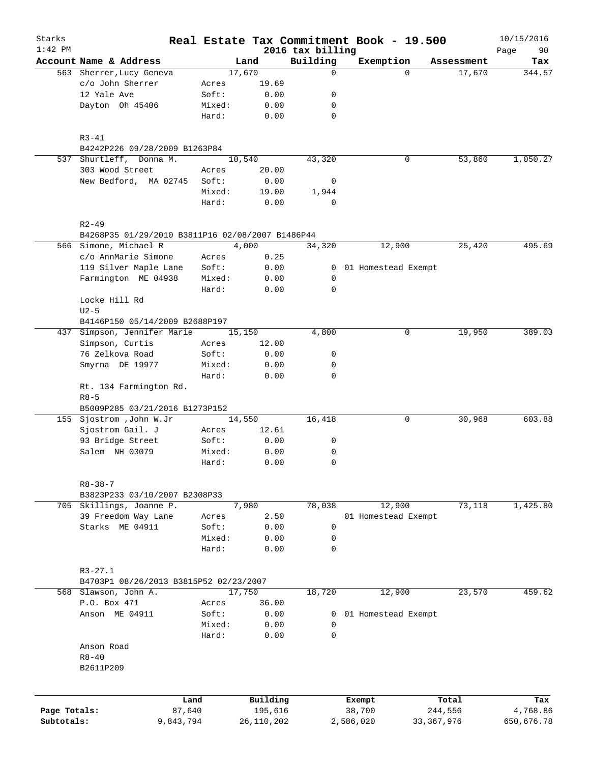# Real Estate Tax Commitment Book - 19.500

Starks
1:42 PM

2016 tax billing

10/15/2016

| Account Name & Address | | Land | Building | Exemption | Assessment | Tax |
|---|---|---|---|---|---|---|
| 563 Sherrer,Lucy Geneva | | 17,670 | 0 | 0 | 17,670 | 344.57 |
| c/o John Sherrer | Acres | 19.69 | | | | |
| 12 Yale Ave | Soft: | 0.00 | 0 | | | |
| Dayton Oh 45406 | Mixed: | 0.00 | 0 | | | |
| | Hard: | 0.00 | 0 | | | |
| R3-41 | | | | | | |
| B4242P226 09/28/2009 B1263P84 | | | | | | |
| 537 Shurtleff, Donna M. | | 10,540 | 43,320 | 0 | 53,860 | 1,050.27 |
| 303 Wood Street | Acres | 20.00 | | | | |
| New Bedford, MA 02745 | Soft: | 0.00 | 0 | | | |
| | Mixed: | 19.00 | 1,944 | | | |
| | Hard: | 0.00 | 0 | | | |
| R2-49 | | | | | | |
| B4268P35 01/29/2010 B3811P16 02/08/2007 B1486P44 | | | | | | |
| 566 Simone, Michael R | | 4,000 | 34,320 | 12,900 | 25,420 | 495.69 |
| c/o AnnMarie Simone | Acres | 0.25 | | | | |
| 119 Silver Maple Lane | Soft: | 0.00 | 0 | 01 Homestead Exempt | | |
| Farmington ME 04938 | Mixed: | 0.00 | 0 | | | |
| | Hard: | 0.00 | 0 | | | |
| Locke Hill Rd | | | | | | |
| U2-5 | | | | | | |
| B4146P150 05/14/2009 B2688P197 | | | | | | |
| 437 Simpson, Jennifer Marie | | 15,150 | 4,800 | 0 | 19,950 | 389.03 |
| Simpson, Curtis | Acres | 12.00 | | | | |
| 76 Zelkova Road | Soft: | 0.00 | 0 | | | |
| Smyrna DE 19977 | Mixed: | 0.00 | 0 | | | |
| | Hard: | 0.00 | 0 | | | |
| Rt. 134 Farmington Rd. | | | | | | |
| R8-5 | | | | | | |
| B5009P285 03/21/2016 B1273P152 | | | | | | |
| 155 Sjostrom ,John W.Jr | | 14,550 | 16,418 | 0 | 30,968 | 603.88 |
| Sjostrom Gail. J | Acres | 12.61 | | | | |
| 93 Bridge Street | Soft: | 0.00 | 0 | | | |
| Salem NH 03079 | Mixed: | 0.00 | 0 | | | |
| | Hard: | 0.00 | 0 | | | |
| R8-38-7 | | | | | | |
| B3823P233 03/10/2007 B2308P33 | | | | | | |
| 705 Skillings, Joanne P. | | 7,980 | 78,038 | 12,900 | 73,118 | 1,425.80 |
| 39 Freedom Way Lane | Acres | 2.50 | | 01 Homestead Exempt | | |
| Starks ME 04911 | Soft: | 0.00 | 0 | | | |
| | Mixed: | 0.00 | 0 | | | |
| | Hard: | 0.00 | 0 | | | |
| R3-27.1 | | | | | | |
| B4703P1 08/26/2013 B3815P52 02/23/2007 | | | | | | |
| 568 Slawson, John A. | | 17,750 | 18,720 | 12,900 | 23,570 | 459.62 |
| P.O. Box 471 | Acres | 36.00 | | | | |
| Anson ME 04911 | Soft: | 0.00 | 0 | 01 Homestead Exempt | | |
| | Mixed: | 0.00 | 0 | | | |
| | Hard: | 0.00 | 0 | | | |
| Anson Road | | | | | | |
| R8-40 | | | | | | |
| B2611P209 | | | | | | |

| | Land | Building | Exempt | Total | Tax |
|---|---|---|---|---|---|
| Page Totals: | 87,640 | 195,616 | 38,700 | 244,556 | 4,768.86 |
| Subtotals: | 9,843,794 | 26,110,202 | 2,586,020 | 33,367,976 | 650,676.78 |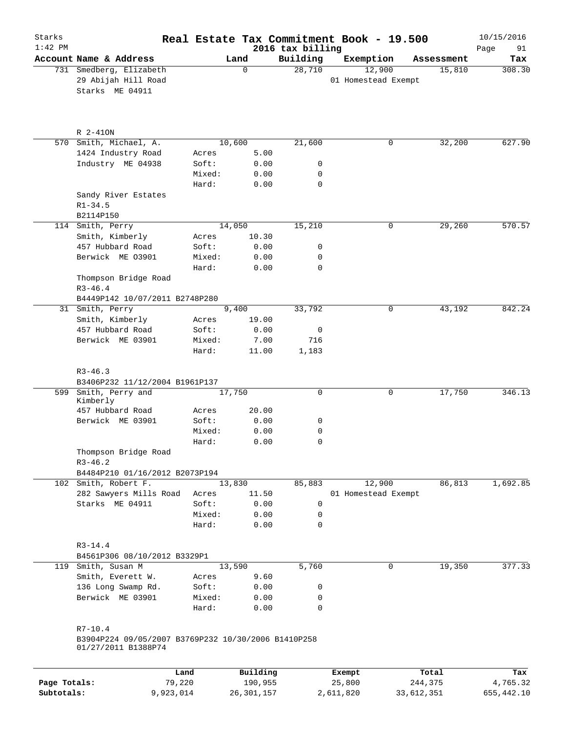# Real Estate Tax Commitment Book - 19.500

Starks
1:42 PM

2016 tax billing

10/15/2016

| Account | Name & Address | Land | | Building | Exemption | Assessment | Tax |
|---|---|---|---|---|---|---|---|
| 731 | Smedberg, Elizabeth | | 0 | 28,710 | 12,900 | 15,810 | 308.30 |
| | 29 Abijah Hill Road | | | | 01 Homestead Exempt | | |
| | Starks ME 04911 | | | | | | |
| | R 2-41ON | | | | | | |
| 570 | Smith, Michael, A. | | 10,600 | 21,600 | 0 | 32,200 | 627.90 |
| | 1424 Industry Road | Acres | 5.00 | | | | |
| | Industry ME 04938 | Soft: | 0.00 | 0 | | | |
| | | Mixed: | 0.00 | 0 | | | |
| | | Hard: | 0.00 | 0 | | | |
| | Sandy River Estates | | | | | | |
| | R1-34.5 | | | | | | |
| | B2114P150 | | | | | | |
| 114 | Smith, Perry | | 14,050 | 15,210 | 0 | 29,260 | 570.57 |
| | Smith, Kimberly | Acres | 10.30 | | | | |
| | 457 Hubbard Road | Soft: | 0.00 | 0 | | | |
| | Berwick ME 03901 | Mixed: | 0.00 | 0 | | | |
| | | Hard: | 0.00 | 0 | | | |
| | Thompson Bridge Road | | | | | | |
| | R3-46.4 | | | | | | |
| | B4449P142 10/07/2011 B2748P280 | | | | | | |
| 31 | Smith, Perry | | 9,400 | 33,792 | 0 | 43,192 | 842.24 |
| | Smith, Kimberly | Acres | 19.00 | | | | |
| | 457 Hubbard Road | Soft: | 0.00 | 0 | | | |
| | Berwick ME 03901 | Mixed: | 7.00 | 716 | | | |
| | | Hard: | 11.00 | 1,183 | | | |
| | R3-46.3 | | | | | | |
| | B3406P232 11/12/2004 B1961P137 | | | | | | |
| 599 | Smith, Perry and Kimberly | | 17,750 | 0 | 0 | 17,750 | 346.13 |
| | 457 Hubbard Road | Acres | 20.00 | | | | |
| | Berwick ME 03901 | Soft: | 0.00 | 0 | | | |
| | | Mixed: | 0.00 | 0 | | | |
| | | Hard: | 0.00 | 0 | | | |
| | Thompson Bridge Road | | | | | | |
| | R3-46.2 | | | | | | |
| | B4484P210 01/16/2012 B2073P194 | | | | | | |
| 102 | Smith, Robert F. | | 13,830 | 85,883 | 12,900 | 86,813 | 1,692.85 |
| | 282 Sawyers Mills Road | Acres | 11.50 | | 01 Homestead Exempt | | |
| | Starks ME 04911 | Soft: | 0.00 | 0 | | | |
| | | Mixed: | 0.00 | 0 | | | |
| | | Hard: | 0.00 | 0 | | | |
| | R3-14.4 | | | | | | |
| | B4561P306 08/10/2012 B3329P1 | | | | | | |
| 119 | Smith, Susan M | | 13,590 | 5,760 | 0 | 19,350 | 377.33 |
| | Smith, Everett W. | Acres | 9.60 | | | | |
| | 136 Long Swamp Rd. | Soft: | 0.00 | 0 | | | |
| | Berwick ME 03901 | Mixed: | 0.00 | 0 | | | |
| | | Hard: | 0.00 | 0 | | | |
| | R7-10.4 | | | | | | |
| | B3904P224 09/05/2007 B3769P232 10/30/2006 B1410P258 01/27/2011 B1388P74 | | | | | | |

| | Land | Building | Exempt | Total | Tax |
|---|---|---|---|---|---|
| Page Totals: | 79,220 | 190,955 | 25,800 | 244,375 | 4,765.32 |
| Subtotals: | 9,923,014 | 26,301,157 | 2,611,820 | 33,612,351 | 655,442.10 |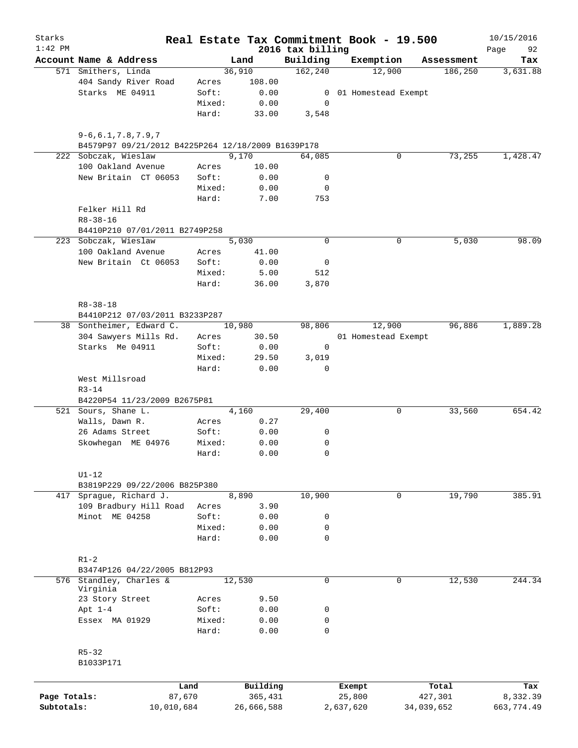Starks 1:42 PM

# Real Estate Tax Commitment Book - 19.500

2016 tax billing

10/15/2016 Page 92

| Account Name & Address | | Land | Building | Exemption | Assessment | Tax |
|---|---|---|---|---|---|---|
| 571 Smithers, Linda | | 36,910 | 162,240 | 12,900 | 186,250 | 3,631.88 |
| 404 Sandy River Road | Acres | 108.00 | | | | |
| Starks ME 04911 | Soft: | 0.00 | 0 | 01 Homestead Exempt | | |
| | Mixed: | 0.00 | 0 | | | |
| | Hard: | 33.00 | 3,548 | | | |
| 9-6,6.1,7.8,7.9,7 | | | | | | |
| B4579P97 09/21/2012 B4225P264 12/18/2009 B1639P178 | | | | | | |
| 222 Sobczak, Wieslaw | | 9,170 | 64,085 | 0 | 73,255 | 1,428.47 |
| 100 Oakland Avenue | Acres | 10.00 | | | | |
| New Britain CT 06053 | Soft: | 0.00 | 0 | | | |
| | Mixed: | 0.00 | 0 | | | |
| | Hard: | 7.00 | 753 | | | |
| Felker Hill Rd | | | | | | |
| R8-38-16 | | | | | | |
| B4410P210 07/01/2011 B2749P258 | | | | | | |
| 223 Sobczak, Wieslaw | | 5,030 | 0 | 0 | 5,030 | 98.09 |
| 100 Oakland Avenue | Acres | 41.00 | | | | |
| New Britain Ct 06053 | Soft: | 0.00 | 0 | | | |
| | Mixed: | 5.00 | 512 | | | |
| | Hard: | 36.00 | 3,870 | | | |
| R8-38-18 | | | | | | |
| B4410P212 07/03/2011 B3233P287 | | | | | | |
| 38 Sontheimer, Edward C. | | 10,980 | 98,806 | 12,900 | 96,886 | 1,889.28 |
| 304 Sawyers Mills Rd. | Acres | 30.50 | | 01 Homestead Exempt | | |
| Starks Me 04911 | Soft: | 0.00 | 0 | | | |
| | Mixed: | 29.50 | 3,019 | | | |
| | Hard: | 0.00 | 0 | | | |
| West Millsroad | | | | | | |
| R3-14 | | | | | | |
| B4220P54 11/23/2009 B2675P81 | | | | | | |
| 521 Sours, Shane L. | | 4,160 | 29,400 | 0 | 33,560 | 654.42 |
| Walls, Dawn R. | Acres | 0.27 | | | | |
| 26 Adams Street | Soft: | 0.00 | 0 | | | |
| Skowhegan ME 04976 | Mixed: | 0.00 | 0 | | | |
| | Hard: | 0.00 | 0 | | | |
| U1-12 | | | | | | |
| B3819P229 09/22/2006 B825P380 | | | | | | |
| 417 Sprague, Richard J. | | 8,890 | 10,900 | 0 | 19,790 | 385.91 |
| 109 Bradbury Hill Road | Acres | 3.90 | | | | |
| Minot ME 04258 | Soft: | 0.00 | 0 | | | |
| | Mixed: | 0.00 | 0 | | | |
| | Hard: | 0.00 | 0 | | | |
| R1-2 | | | | | | |
| B3474P126 04/22/2005 B812P93 | | | | | | |
| 576 Standley, Charles & Virginia | | 12,530 | 0 | 0 | 12,530 | 244.34 |
| 23 Story Street | Acres | 9.50 | | | | |
| Apt 1-4 | Soft: | 0.00 | 0 | | | |
| Essex MA 01929 | Mixed: | 0.00 | 0 | | | |
| | Hard: | 0.00 | 0 | | | |
| R5-32 | | | | | | |
| B1033P171 | | | | | | |

| | Land | Building | Exempt | Total | Tax |
|---|---|---|---|---|---|
| Page Totals: | 87,670 | 365,431 | 25,800 | 427,301 | 8,332.39 |
| Subtotals: | 10,010,684 | 26,666,588 | 2,637,620 | 34,039,652 | 663,774.49 |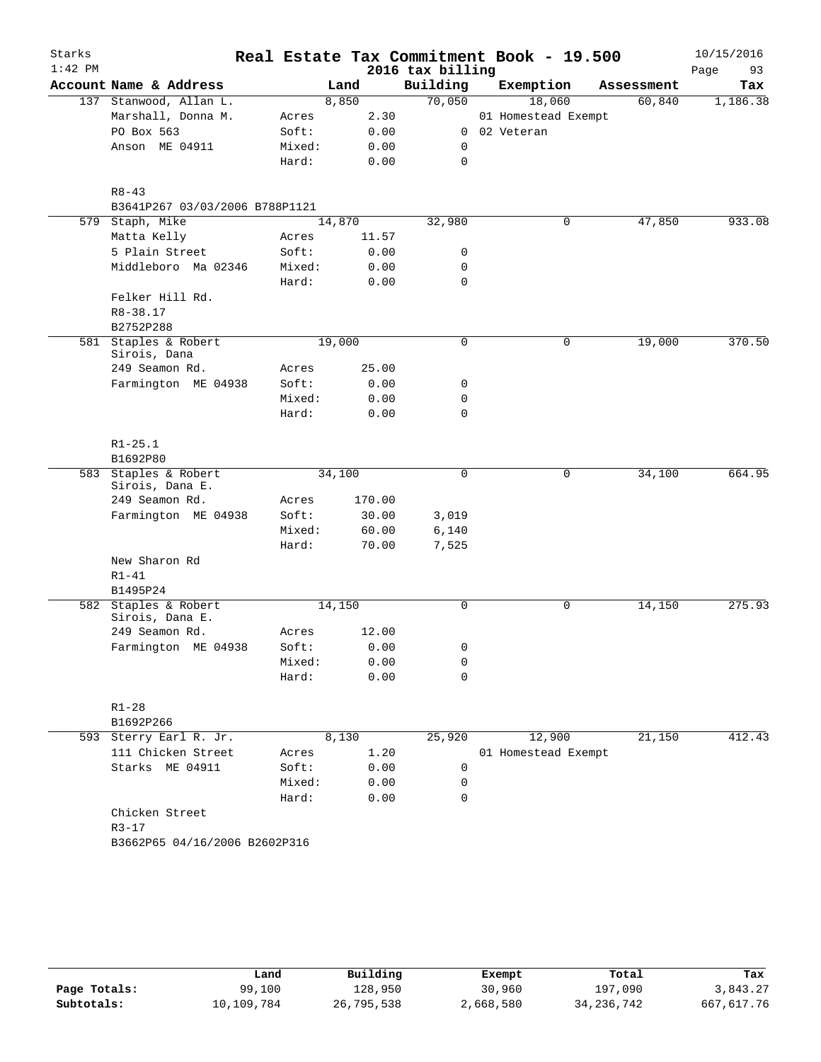# Real Estate Tax Commitment Book - 19.500

Starks
1:42 PM

2016 tax billing

10/15/2016

| Account | Name & Address | | Land | Building | Exemption | Assessment | Tax |
|---|---|---|---|---|---|---|---|
| 137 | Stanwood, Allan L. | | 8,850 | 70,050 | 18,060 | 60,840 | 1,186.38 |
| | Marshall, Donna M. | Acres | 2.30 | | 01 Homestead Exempt | | |
| | PO Box 563 | Soft: | 0.00 | 0 | 02 Veteran | | |
| | Anson ME 04911 | Mixed: | 0.00 | 0 | | | |
| | | Hard: | 0.00 | 0 | | | |
| | R8-43 | | | | | | |
| | B3641P267 03/03/2006 B788P1121 | | | | | | |
| 579 | Staph, Mike | | 14,870 | 32,980 | 0 | 47,850 | 933.08 |
| | Matta Kelly | Acres | 11.57 | | | | |
| | 5 Plain Street | Soft: | 0.00 | 0 | | | |
| | Middleboro Ma 02346 | Mixed: | 0.00 | 0 | | | |
| | | Hard: | 0.00 | 0 | | | |
| | Felker Hill Rd. | | | | | | |
| | R8-38.17 | | | | | | |
| | B2752P288 | | | | | | |
| 581 | Staples & Robert Sirois, Dana | | 19,000 | 0 | 0 | 19,000 | 370.50 |
| | 249 Seamon Rd. | Acres | 25.00 | | | | |
| | Farmington ME 04938 | Soft: | 0.00 | 0 | | | |
| | | Mixed: | 0.00 | 0 | | | |
| | | Hard: | 0.00 | 0 | | | |
| | R1-25.1 | | | | | | |
| | B1692P80 | | | | | | |
| 583 | Staples & Robert Sirois, Dana E. | | 34,100 | 0 | 0 | 34,100 | 664.95 |
| | 249 Seamon Rd. | Acres | 170.00 | | | | |
| | Farmington ME 04938 | Soft: | 30.00 | 3,019 | | | |
| | | Mixed: | 60.00 | 6,140 | | | |
| | | Hard: | 70.00 | 7,525 | | | |
| | New Sharon Rd | | | | | | |
| | R1-41 | | | | | | |
| | B1495P24 | | | | | | |
| 582 | Staples & Robert Sirois, Dana E. | | 14,150 | 0 | 0 | 14,150 | 275.93 |
| | 249 Seamon Rd. | Acres | 12.00 | | | | |
| | Farmington ME 04938 | Soft: | 0.00 | 0 | | | |
| | | Mixed: | 0.00 | 0 | | | |
| | | Hard: | 0.00 | 0 | | | |
| | R1-28 | | | | | | |
| | B1692P266 | | | | | | |
| 593 | Sterry Earl R. Jr. | | 8,130 | 25,920 | 12,900 | 21,150 | 412.43 |
| | 111 Chicken Street | Acres | 1.20 | | 01 Homestead Exempt | | |
| | Starks ME 04911 | Soft: | 0.00 | 0 | | | |
| | | Mixed: | 0.00 | 0 | | | |
| | | Hard: | 0.00 | 0 | | | |
| | Chicken Street | | | | | | |
| | R3-17 | | | | | | |
| | B3662P65 04/16/2006 B2602P316 | | | | | | |

| | Land | Building | Exempt | Total | Tax |
|---|---|---|---|---|---|
| Page Totals: | 99,100 | 128,950 | 30,960 | 197,090 | 3,843.27 |
| Subtotals: | 10,109,784 | 26,795,538 | 2,668,580 | 34,236,742 | 667,617.76 |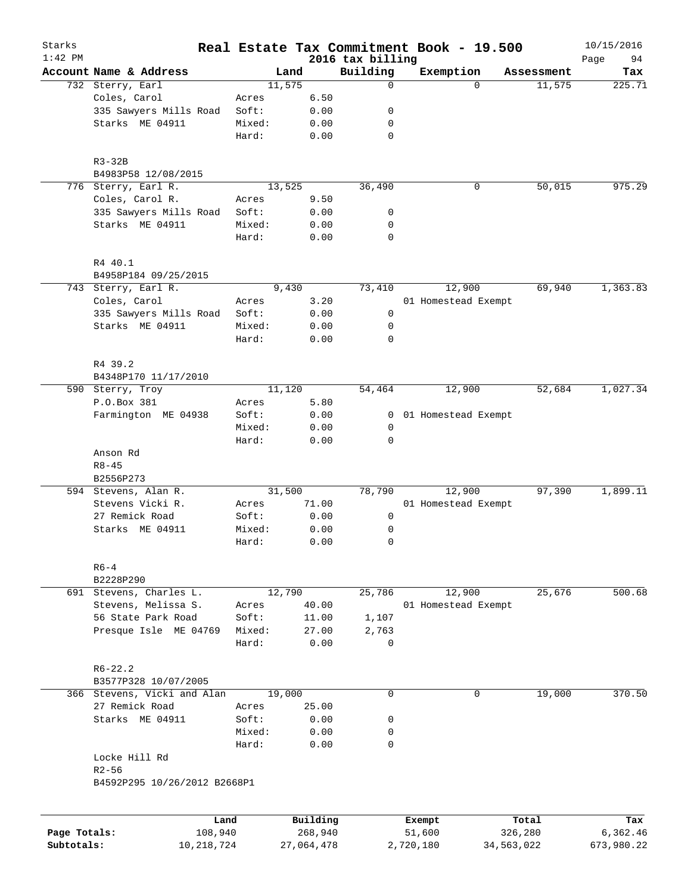# Real Estate Tax Commitment Book - 19.500

Starks
1:42 PM

2016 tax billing

10/15/2016

| Account Name & Address | Land | | Building | Exemption | Assessment | Tax |
|---|---|---|---|---|---|---|
| 732 Sterry, Earl | 11,575 | | 0 | 0 | 11,575 | 225.71 |
| Coles, Carol | Acres | 6.50 | | | | |
| 335 Sawyers Mills Road | Soft: | 0.00 | 0 | | | |
| Starks ME 04911 | Mixed: | 0.00 | 0 | | | |
| | Hard: | 0.00 | 0 | | | |
| R3-32B | | | | | | |
| B4983P58 12/08/2015 | | | | | | |
| 776 Sterry, Earl R. | 13,525 | | 36,490 | 0 | 50,015 | 975.29 |
| Coles, Carol R. | Acres | 9.50 | | | | |
| 335 Sawyers Mills Road | Soft: | 0.00 | 0 | | | |
| Starks ME 04911 | Mixed: | 0.00 | 0 | | | |
| | Hard: | 0.00 | 0 | | | |
| R4 40.1 | | | | | | |
| B4958P184 09/25/2015 | | | | | | |
| 743 Sterry, Earl R. | 9,430 | | 73,410 | 12,900 | 69,940 | 1,363.83 |
| Coles, Carol | Acres | 3.20 | | 01 Homestead Exempt | | |
| 335 Sawyers Mills Road | Soft: | 0.00 | 0 | | | |
| Starks ME 04911 | Mixed: | 0.00 | 0 | | | |
| | Hard: | 0.00 | 0 | | | |
| R4 39.2 | | | | | | |
| B4348P170 11/17/2010 | | | | | | |
| 590 Sterry, Troy | 11,120 | | 54,464 | 12,900 | 52,684 | 1,027.34 |
| P.O.Box 381 | Acres | 5.80 | | | | |
| Farmington ME 04938 | Soft: | 0.00 | 0 | 01 Homestead Exempt | | |
| | Mixed: | 0.00 | 0 | | | |
| | Hard: | 0.00 | 0 | | | |
| Anson Rd | | | | | | |
| R8-45 | | | | | | |
| B2556P273 | | | | | | |
| 594 Stevens, Alan R. | 31,500 | | 78,790 | 12,900 | 97,390 | 1,899.11 |
| Stevens Vicki R. | Acres | 71.00 | | 01 Homestead Exempt | | |
| 27 Remick Road | Soft: | 0.00 | 0 | | | |
| Starks ME 04911 | Mixed: | 0.00 | 0 | | | |
| | Hard: | 0.00 | 0 | | | |
| R6-4 | | | | | | |
| B2228P290 | | | | | | |
| 691 Stevens, Charles L. | 12,790 | | 25,786 | 12,900 | 25,676 | 500.68 |
| Stevens, Melissa S. | Acres | 40.00 | | 01 Homestead Exempt | | |
| 56 State Park Road | Soft: | 11.00 | 1,107 | | | |
| Presque Isle ME 04769 | Mixed: | 27.00 | 2,763 | | | |
| | Hard: | 0.00 | 0 | | | |
| R6-22.2 | | | | | | |
| B3577P328 10/07/2005 | | | | | | |
| 366 Stevens, Vicki and Alan | 19,000 | | 0 | 0 | 19,000 | 370.50 |
| 27 Remick Road | Acres | 25.00 | | | | |
| Starks ME 04911 | Soft: | 0.00 | 0 | | | |
| | Mixed: | 0.00 | 0 | | | |
| | Hard: | 0.00 | 0 | | | |
| Locke Hill Rd | | | | | | |
| R2-56 | | | | | | |
| B4592P295 10/26/2012 B2668P1 | | | | | | |

| | Land | Building | Exempt | Total | Tax |
|---|---|---|---|---|---|
| Page Totals: | 108,940 | 268,940 | 51,600 | 326,280 | 6,362.46 |
| Subtotals: | 10,218,724 | 27,064,478 | 2,720,180 | 34,563,022 | 673,980.22 |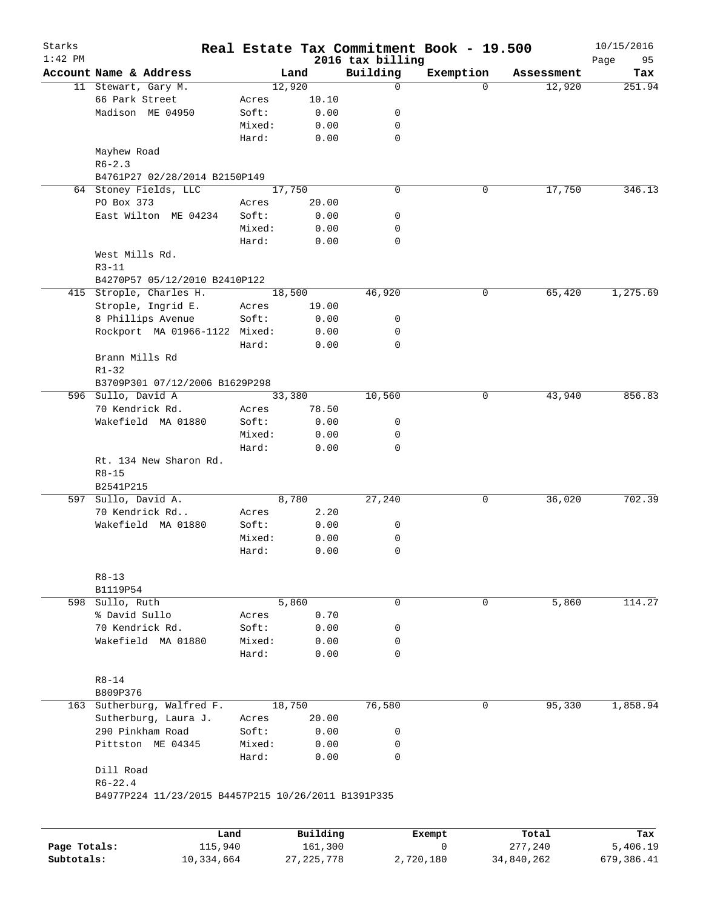Starks 1:42 PM

# Real Estate Tax Commitment Book - 19.500

2016 tax billing

10/15/2016

| Account | Name & Address | | Land | Building | Exemption | Assessment | Tax |
|---|---|---|---|---|---|---|---|
| 11 | Stewart, Gary M. | | 12,920 | 0 | 0 | 12,920 | 251.94 |
| | 66 Park Street | Acres | 10.10 | | | | |
| | Madison ME 04950 | Soft: | 0.00 | 0 | | | |
| | | Mixed: | 0.00 | 0 | | | |
| | | Hard: | 0.00 | 0 | | | |
| | Mayhew Road | | | | | | |
| | R6-2.3 | | | | | | |
| | B4761P27 02/28/2014 B2150P149 | | | | | | |
| 64 | Stoney Fields, LLC | | 17,750 | 0 | 0 | 17,750 | 346.13 |
| | PO Box 373 | Acres | 20.00 | | | | |
| | East Wilton ME 04234 | Soft: | 0.00 | 0 | | | |
| | | Mixed: | 0.00 | 0 | | | |
| | | Hard: | 0.00 | 0 | | | |
| | West Mills Rd. | | | | | | |
| | R3-11 | | | | | | |
| | B4270P57 05/12/2010 B2410P122 | | | | | | |
| 415 | Strople, Charles H. | | 18,500 | 46,920 | 0 | 65,420 | 1,275.69 |
| | Strople, Ingrid E. | Acres | 19.00 | | | | |
| | 8 Phillips Avenue | Soft: | 0.00 | 0 | | | |
| | Rockport MA 01966-1122 | Mixed: | 0.00 | 0 | | | |
| | | Hard: | 0.00 | 0 | | | |
| | Brann Mills Rd | | | | | | |
| | R1-32 | | | | | | |
| | B3709P301 07/12/2006 B1629P298 | | | | | | |
| 596 | Sullo, David A | | 33,380 | 10,560 | 0 | 43,940 | 856.83 |
| | 70 Kendrick Rd. | Acres | 78.50 | | | | |
| | Wakefield MA 01880 | Soft: | 0.00 | 0 | | | |
| | | Mixed: | 0.00 | 0 | | | |
| | | Hard: | 0.00 | 0 | | | |
| | Rt. 134 New Sharon Rd. | | | | | | |
| | R8-15 | | | | | | |
| | B2541P215 | | | | | | |
| 597 | Sullo, David A. | | 8,780 | 27,240 | 0 | 36,020 | 702.39 |
| | 70 Kendrick Rd.. | Acres | 2.20 | | | | |
| | Wakefield MA 01880 | Soft: | 0.00 | 0 | | | |
| | | Mixed: | 0.00 | 0 | | | |
| | | Hard: | 0.00 | 0 | | | |
| | R8-13 | | | | | | |
| | B1119P54 | | | | | | |
| 598 | Sullo, Ruth | | 5,860 | 0 | 0 | 5,860 | 114.27 |
| | % David Sullo | Acres | 0.70 | | | | |
| | 70 Kendrick Rd. | Soft: | 0.00 | 0 | | | |
| | Wakefield MA 01880 | Mixed: | 0.00 | 0 | | | |
| | | Hard: | 0.00 | 0 | | | |
| | R8-14 | | | | | | |
| | B809P376 | | | | | | |
| 163 | Sutherburg, Walfred F. | | 18,750 | 76,580 | 0 | 95,330 | 1,858.94 |
| | Sutherburg, Laura J. | Acres | 20.00 | | | | |
| | 290 Pinkham Road | Soft: | 0.00 | 0 | | | |
| | Pittston ME 04345 | Mixed: | 0.00 | 0 | | | |
| | | Hard: | 0.00 | 0 | | | |
| | Dill Road | | | | | | |
| | R6-22.4 | | | | | | |
| | B4977P224 11/23/2015 B4457P215 10/26/2011 B1391P335 | | | | | | |

| | Land | Building | Exempt | Total | Tax |
|---|---|---|---|---|---|
| Page Totals: | 115,940 | 161,300 | 0 | 277,240 | 5,406.19 |
| Subtotals: | 10,334,664 | 27,225,778 | 2,720,180 | 34,840,262 | 679,386.41 |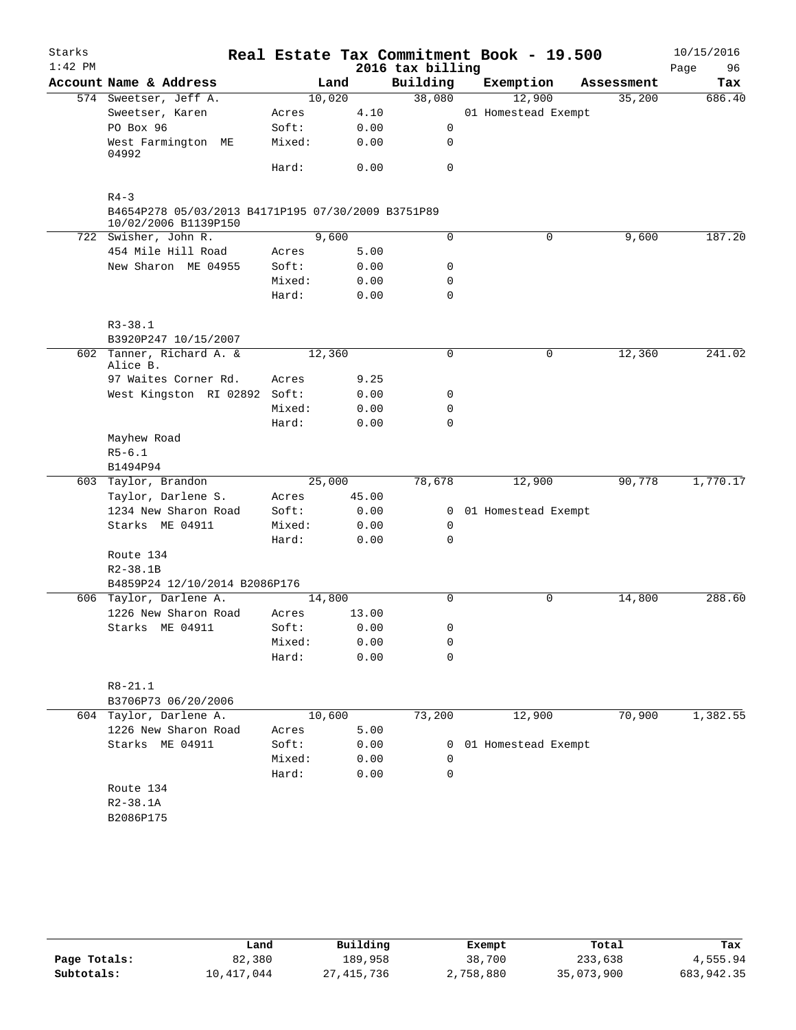# Real Estate Tax Commitment Book - 19.500

Starks
1:42 PM

2016 tax billing

10/15/2016

| Account Name & Address | | Land | Building | Exemption | Assessment | Tax |
|---|---|---|---|---|---|---|
| 574 Sweetser, Jeff A. | | 10,020 | 38,080 | 12,900 | 35,200 | 686.40 |
| Sweetser, Karen | Acres | 4.10 | | 01 Homestead Exempt | | |
| PO Box 96 | Soft: | 0.00 | 0 | | | |
| West Farmington ME 04992 | Mixed: | 0.00 | 0 | | | |
| | Hard: | 0.00 | 0 | | | |
| R4-3 | | | | | | |
| B4654P278 05/03/2013 B4171P195 07/30/2009 B3751P89 10/02/2006 B1139P150 | | | | | | |
| 722 Swisher, John R. | | 9,600 | 0 | 0 | 9,600 | 187.20 |
| 454 Mile Hill Road | Acres | 5.00 | | | | |
| New Sharon ME 04955 | Soft: | 0.00 | 0 | | | |
| | Mixed: | 0.00 | 0 | | | |
| | Hard: | 0.00 | 0 | | | |
| R3-38.1 | | | | | | |
| B3920P247 10/15/2007 | | | | | | |
| 602 Tanner, Richard A. & Alice B. | | 12,360 | 0 | 0 | 12,360 | 241.02 |
| 97 Waites Corner Rd. | Acres | 9.25 | | | | |
| West Kingston RI 02892 | Soft: | 0.00 | 0 | | | |
| | Mixed: | 0.00 | 0 | | | |
| | Hard: | 0.00 | 0 | | | |
| Mayhew Road | | | | | | |
| R5-6.1 | | | | | | |
| B1494P94 | | | | | | |
| 603 Taylor, Brandon | | 25,000 | 78,678 | 12,900 | 90,778 | 1,770.17 |
| Taylor, Darlene S. | Acres | 45.00 | | | | |
| 1234 New Sharon Road | Soft: | 0.00 | 0 | 01 Homestead Exempt | | |
| Starks ME 04911 | Mixed: | 0.00 | 0 | | | |
| | Hard: | 0.00 | 0 | | | |
| Route 134 | | | | | | |
| R2-38.1B | | | | | | |
| B4859P24 12/10/2014 B2086P176 | | | | | | |
| 606 Taylor, Darlene A. | | 14,800 | 0 | 0 | 14,800 | 288.60 |
| 1226 New Sharon Road | Acres | 13.00 | | | | |
| Starks ME 04911 | Soft: | 0.00 | 0 | | | |
| | Mixed: | 0.00 | 0 | | | |
| | Hard: | 0.00 | 0 | | | |
| R8-21.1 | | | | | | |
| B3706P73 06/20/2006 | | | | | | |
| 604 Taylor, Darlene A. | | 10,600 | 73,200 | 12,900 | 70,900 | 1,382.55 |
| 1226 New Sharon Road | Acres | 5.00 | | | | |
| Starks ME 04911 | Soft: | 0.00 | 0 | 01 Homestead Exempt | | |
| | Mixed: | 0.00 | 0 | | | |
| | Hard: | 0.00 | 0 | | | |
| Route 134 | | | | | | |
| R2-38.1A | | | | | | |
| B2086P175 | | | | | | |

| | Land | Building | Exempt | Total | Tax |
|---|---|---|---|---|---|
| Page Totals: | 82,380 | 189,958 | 38,700 | 233,638 | 4,555.94 |
| Subtotals: | 10,417,044 | 27,415,736 | 2,758,880 | 35,073,900 | 683,942.35 |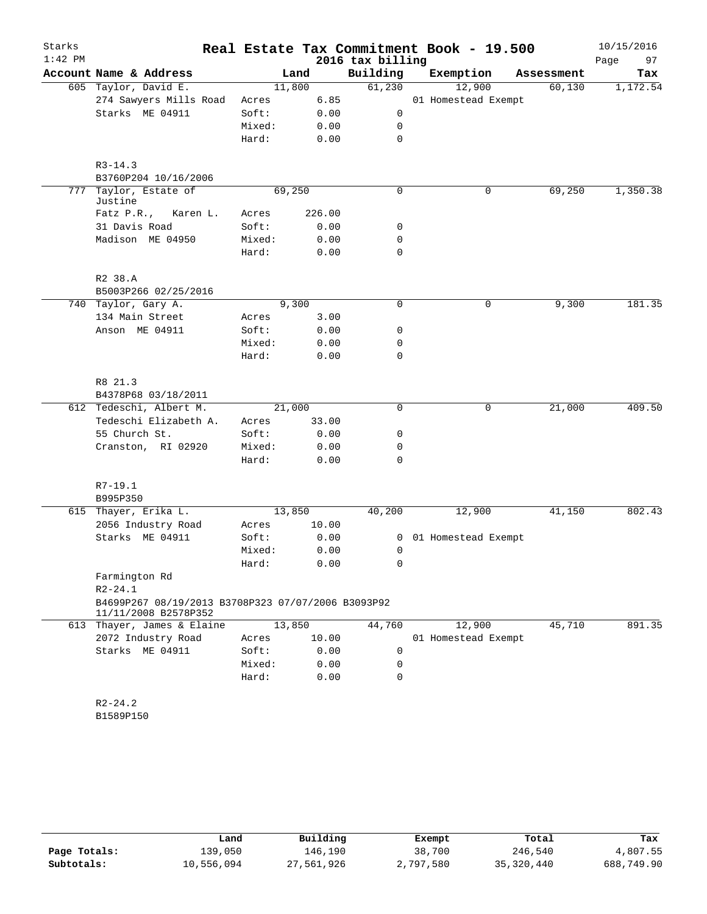Starks
1:42 PM

# Real Estate Tax Commitment Book - 19.500

2016 tax billing

10/15/2016

| Account | Name & Address | | Land | Building | Exemption | Assessment | Tax |
|---|---|---|---|---|---|---|---|
| 605 | Taylor, David E. | | 11,800 | 61,230 | 12,900 | 60,130 | 1,172.54 |
| | 274 Sawyers Mills Road | Acres | 6.85 | | 01 Homestead Exempt | | |
| | Starks ME 04911 | Soft: | 0.00 | 0 | | | |
| | | Mixed: | 0.00 | 0 | | | |
| | | Hard: | 0.00 | 0 | | | |
| | R3-14.3 | | | | | | |
| | B3760P204 10/16/2006 | | | | | | |
| 777 | Taylor, Estate of Justine | | 69,250 | 0 | 0 | 69,250 | 1,350.38 |
| | Fatz P.R., Karen L. | Acres | 226.00 | | | | |
| | 31 Davis Road | Soft: | 0.00 | 0 | | | |
| | Madison ME 04950 | Mixed: | 0.00 | 0 | | | |
| | | Hard: | 0.00 | 0 | | | |
| | R2 38.A | | | | | | |
| | B5003P266 02/25/2016 | | | | | | |
| 740 | Taylor, Gary A. | | 9,300 | 0 | 0 | 9,300 | 181.35 |
| | 134 Main Street | Acres | 3.00 | | | | |
| | Anson ME 04911 | Soft: | 0.00 | 0 | | | |
| | | Mixed: | 0.00 | 0 | | | |
| | | Hard: | 0.00 | 0 | | | |
| | R8 21.3 | | | | | | |
| | B4378P68 03/18/2011 | | | | | | |
| 612 | Tedeschi, Albert M. | | 21,000 | 0 | 0 | 21,000 | 409.50 |
| | Tedeschi Elizabeth A. | Acres | 33.00 | | | | |
| | 55 Church St. | Soft: | 0.00 | 0 | | | |
| | Cranston, RI 02920 | Mixed: | 0.00 | 0 | | | |
| | | Hard: | 0.00 | 0 | | | |
| | R7-19.1 | | | | | | |
| | B995P350 | | | | | | |
| 615 | Thayer, Erika L. | | 13,850 | 40,200 | 12,900 | 41,150 | 802.43 |
| | 2056 Industry Road | Acres | 10.00 | | | | |
| | Starks ME 04911 | Soft: | 0.00 | 0 | 01 Homestead Exempt | | |
| | | Mixed: | 0.00 | 0 | | | |
| | | Hard: | 0.00 | 0 | | | |
| | Farmington Rd | | | | | | |
| | R2-24.1 | | | | | | |
| | B4699P267 08/19/2013 B3708P323 07/07/2006 B3093P92 11/11/2008 B2578P352 | | | | | | |
| 613 | Thayer, James & Elaine | | 13,850 | 44,760 | 12,900 | 45,710 | 891.35 |
| | 2072 Industry Road | Acres | 10.00 | | 01 Homestead Exempt | | |
| | Starks ME 04911 | Soft: | 0.00 | 0 | | | |
| | | Mixed: | 0.00 | 0 | | | |
| | | Hard: | 0.00 | 0 | | | |
| | R2-24.2 | | | | | | |
| | B1589P150 | | | | | | |

| | Land | Building | Exempt | Total | Tax |
|---|---|---|---|---|---|
| Page Totals: | 139,050 | 146,190 | 38,700 | 246,540 | 4,807.55 |
| Subtotals: | 10,556,094 | 27,561,926 | 2,797,580 | 35,320,440 | 688,749.90 |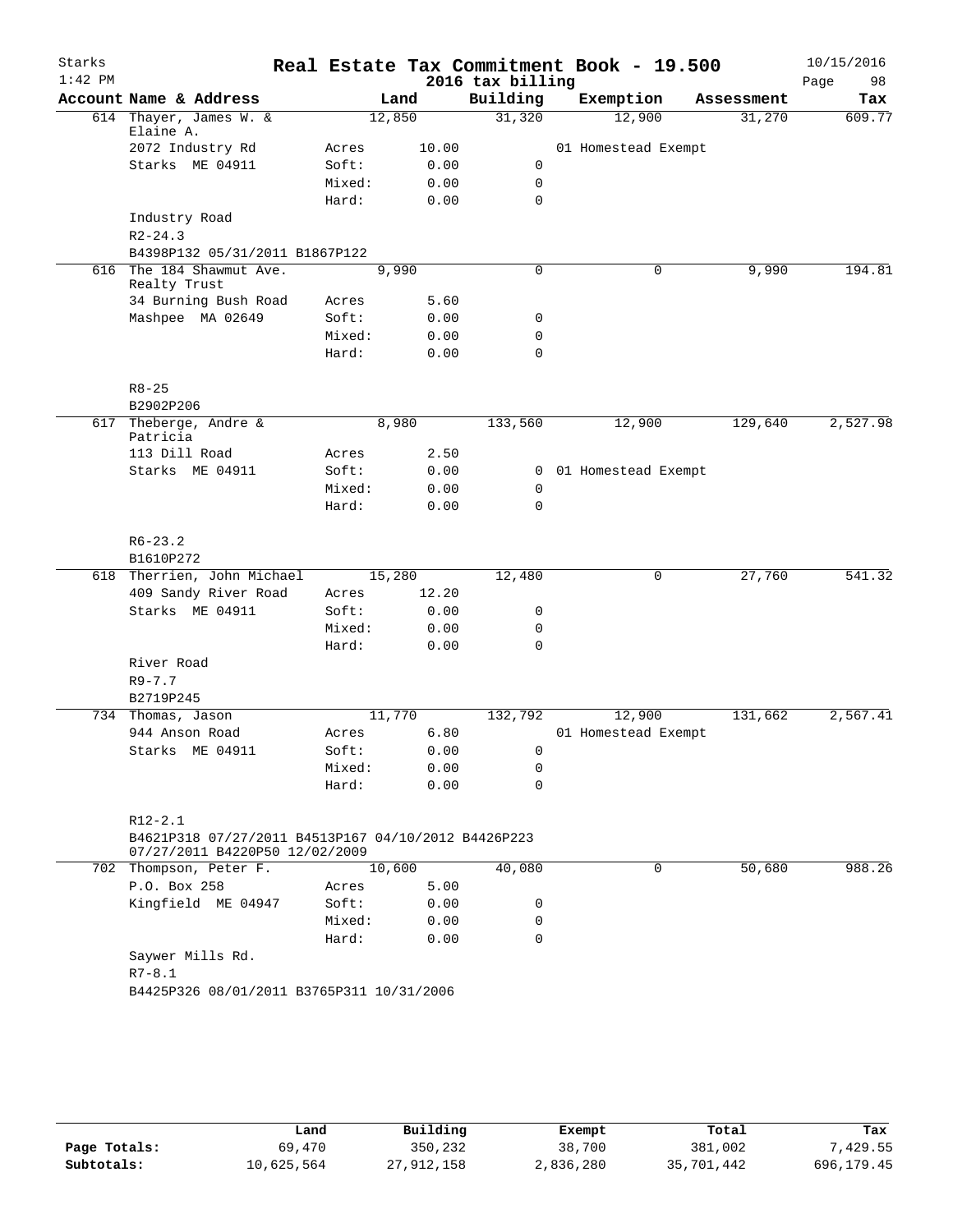# Real Estate Tax Commitment Book - 19.500

Starks
1:42 PM

2016 tax billing

10/15/2016
Page 98

| Account Name & Address | | Land | Building | Exemption | Assessment | Tax |
|---|---|---|---|---|---|---|
| 614 Thayer, James W. & Elaine A. | | 12,850 | 31,320 | 12,900 | 31,270 | 609.77 |
| 2072 Industry Rd | Acres | 10.00 | | 01 Homestead Exempt | | |
| Starks ME 04911 | Soft: | 0.00 | 0 | | | |
| | Mixed: | 0.00 | 0 | | | |
| | Hard: | 0.00 | 0 | | | |
| Industry Road | | | | | | |
| R2-24.3 | | | | | | |
| B4398P132 05/31/2011 B1867P122 | | | | | | |
| 616 The 184 Shawmut Ave. Realty Trust | | 9,990 | 0 | 0 | 9,990 | 194.81 |
| 34 Burning Bush Road | Acres | 5.60 | | | | |
| Mashpee MA 02649 | Soft: | 0.00 | 0 | | | |
| | Mixed: | 0.00 | 0 | | | |
| | Hard: | 0.00 | 0 | | | |
| R8-25 | | | | | | |
| B2902P206 | | | | | | |
| 617 Theberge, Andre & Patricia | | 8,980 | 133,560 | 12,900 | 129,640 | 2,527.98 |
| 113 Dill Road | Acres | 2.50 | | | | |
| Starks ME 04911 | Soft: | 0.00 | 0 | 01 Homestead Exempt | | |
| | Mixed: | 0.00 | 0 | | | |
| | Hard: | 0.00 | 0 | | | |
| R6-23.2 | | | | | | |
| B1610P272 | | | | | | |
| 618 Therrien, John Michael | | 15,280 | 12,480 | 0 | 27,760 | 541.32 |
| 409 Sandy River Road | Acres | 12.20 | | | | |
| Starks ME 04911 | Soft: | 0.00 | 0 | | | |
| | Mixed: | 0.00 | 0 | | | |
| | Hard: | 0.00 | 0 | | | |
| River Road | | | | | | |
| R9-7.7 | | | | | | |
| B2719P245 | | | | | | |
| 734 Thomas, Jason | | 11,770 | 132,792 | 12,900 | 131,662 | 2,567.41 |
| 944 Anson Road | Acres | 6.80 | | 01 Homestead Exempt | | |
| Starks ME 04911 | Soft: | 0.00 | 0 | | | |
| | Mixed: | 0.00 | 0 | | | |
| | Hard: | 0.00 | 0 | | | |
| R12-2.1 | | | | | | |
| B4621P318 07/27/2011 B4513P167 04/10/2012 B4426P223 07/27/2011 B4220P50 12/02/2009 | | | | | | |
| 702 Thompson, Peter F. | | 10,600 | 40,080 | 0 | 50,680 | 988.26 |
| P.O. Box 258 | Acres | 5.00 | | | | |
| Kingfield ME 04947 | Soft: | 0.00 | 0 | | | |
| | Mixed: | 0.00 | 0 | | | |
| | Hard: | 0.00 | 0 | | | |
| Saywer Mills Rd. | | | | | | |
| R7-8.1 | | | | | | |
| B4425P326 08/01/2011 B3765P311 10/31/2006 | | | | | | |

| | Land | Building | Exempt | Total | Tax |
|---|---|---|---|---|---|
| Page Totals: | 69,470 | 350,232 | 38,700 | 381,002 | 7,429.55 |
| Subtotals: | 10,625,564 | 27,912,158 | 2,836,280 | 35,701,442 | 696,179.45 |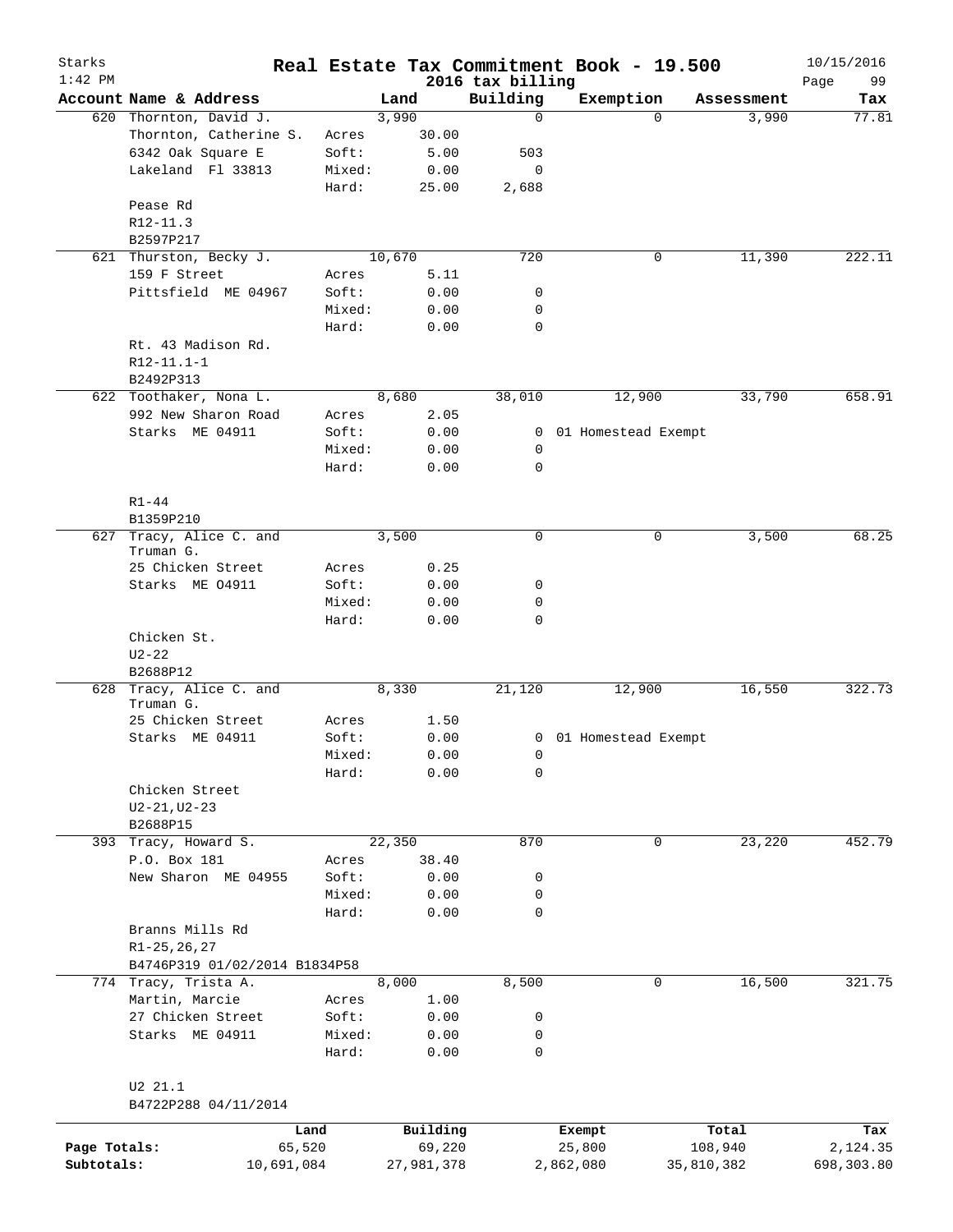# Real Estate Tax Commitment Book - 19.500

Starks
1:42 PM

2016 tax billing

10/15/2016

| Account | Name & Address | | Land | Building | Exemption | Assessment | Tax |
|---|---|---|---|---|---|---|---|
| 620 | Thornton, David J. | | 3,990 | 0 | 0 | 3,990 | 77.81 |
| | Thornton, Catherine S. | Acres | 30.00 | | | | |
| | 6342 Oak Square E | Soft: | 5.00 | 503 | | | |
| | Lakeland Fl 33813 | Mixed: | 0.00 | 0 | | | |
| | | Hard: | 25.00 | 2,688 | | | |
| | Pease Rd | | | | | | |
| | R12-11.3 | | | | | | |
| | B2597P217 | | | | | | |
| 621 | Thurston, Becky J. | | 10,670 | 720 | 0 | 11,390 | 222.11 |
| | 159 F Street | Acres | 5.11 | | | | |
| | Pittsfield ME 04967 | Soft: | 0.00 | 0 | | | |
| | | Mixed: | 0.00 | 0 | | | |
| | | Hard: | 0.00 | 0 | | | |
| | Rt. 43 Madison Rd. | | | | | | |
| | R12-11.1-1 | | | | | | |
| | B2492P313 | | | | | | |
| 622 | Toothaker, Nona L. | | 8,680 | 38,010 | 12,900 | 33,790 | 658.91 |
| | 992 New Sharon Road | Acres | 2.05 | | | | |
| | Starks ME 04911 | Soft: | 0.00 | 0 | 01 Homestead Exempt | | |
| | | Mixed: | 0.00 | 0 | | | |
| | | Hard: | 0.00 | 0 | | | |
| | R1-44 | | | | | | |
| | B1359P210 | | | | | | |
| 627 | Tracy, Alice C. and Truman G. | | 3,500 | 0 | 0 | 3,500 | 68.25 |
| | 25 Chicken Street | Acres | 0.25 | | | | |
| | Starks ME O4911 | Soft: | 0.00 | 0 | | | |
| | | Mixed: | 0.00 | 0 | | | |
| | | Hard: | 0.00 | 0 | | | |
| | Chicken St. | | | | | | |
| | U2-22 | | | | | | |
| | B2688P12 | | | | | | |
| 628 | Tracy, Alice C. and Truman G. | | 8,330 | 21,120 | 12,900 | 16,550 | 322.73 |
| | 25 Chicken Street | Acres | 1.50 | | | | |
| | Starks ME 04911 | Soft: | 0.00 | 0 | 01 Homestead Exempt | | |
| | | Mixed: | 0.00 | 0 | | | |
| | | Hard: | 0.00 | 0 | | | |
| | Chicken Street | | | | | | |
| | U2-21,U2-23 | | | | | | |
| | B2688P15 | | | | | | |
| 393 | Tracy, Howard S. | | 22,350 | 870 | 0 | 23,220 | 452.79 |
| | P.O. Box 181 | Acres | 38.40 | | | | |
| | New Sharon ME 04955 | Soft: | 0.00 | 0 | | | |
| | | Mixed: | 0.00 | 0 | | | |
| | | Hard: | 0.00 | 0 | | | |
| | Branns Mills Rd | | | | | | |
| | R1-25,26,27 | | | | | | |
| | B4746P319 01/02/2014 B1834P58 | | | | | | |
| 774 | Tracy, Trista A. | | 8,000 | 8,500 | 0 | 16,500 | 321.75 |
| | Martin, Marcie | Acres | 1.00 | | | | |
| | 27 Chicken Street | Soft: | 0.00 | 0 | | | |
| | Starks ME 04911 | Mixed: | 0.00 | 0 | | | |
| | | Hard: | 0.00 | 0 | | | |
| | U2 21.1 | | | | | | |
| | B4722P288 04/11/2014 | | | | | | |

| | Land | Building | Exempt | Total | Tax |
|---|---|---|---|---|---|
| Page Totals: | 65,520 | 69,220 | 25,800 | 108,940 | 2,124.35 |
| Subtotals: | 10,691,084 | 27,981,378 | 2,862,080 | 35,810,382 | 698,303.80 |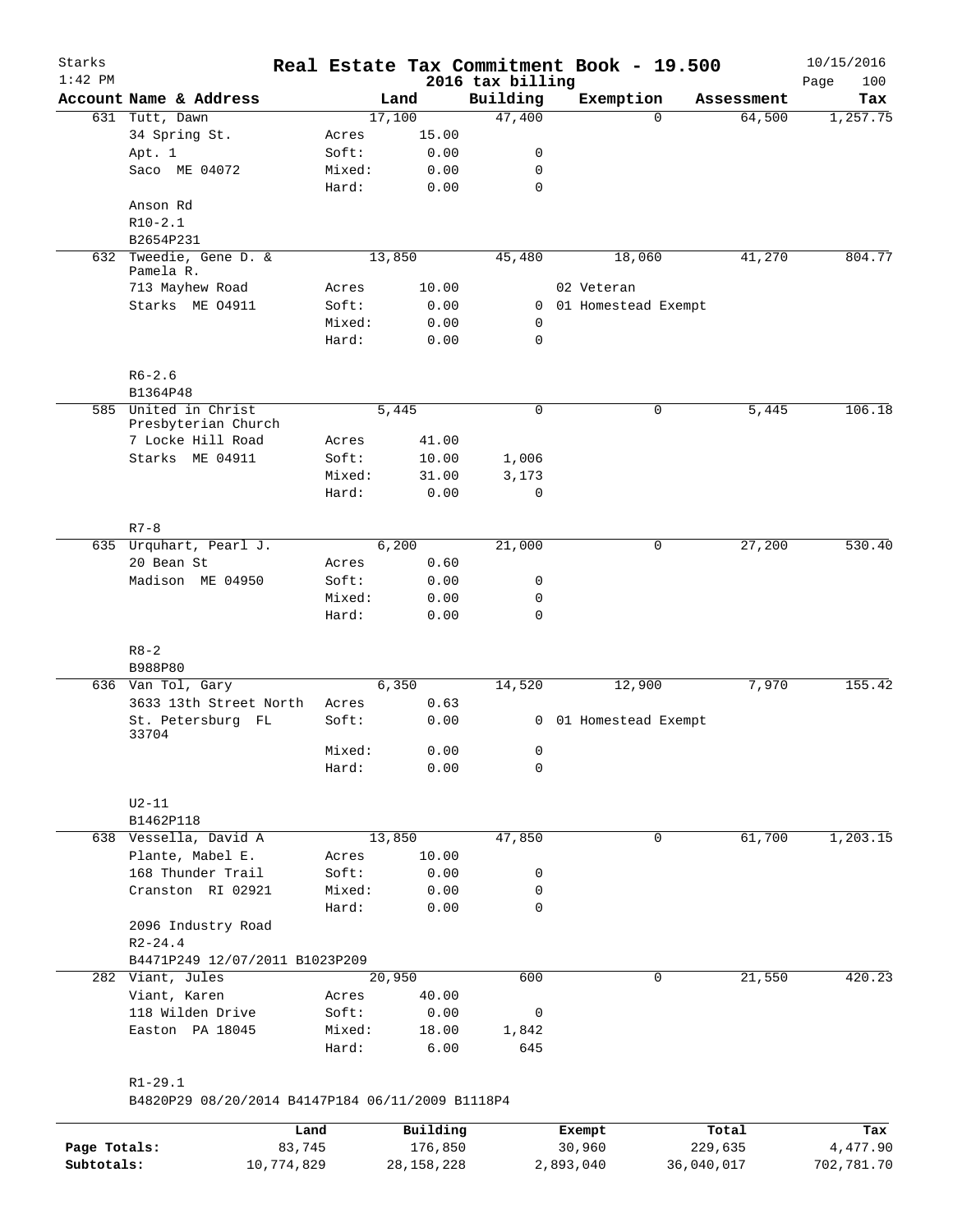# Real Estate Tax Commitment Book - 19.500

Starks
1:42 PM

2016 tax billing

10/15/2016

| Account | Name & Address | | Land | Building | Exemption | Assessment | Tax |
|---|---|---|---|---|---|---|---|
| 631 | Tutt, Dawn | | 17,100 | 47,400 | 0 | 64,500 | 1,257.75 |
| | 34 Spring St. | Acres | 15.00 | | | | |
| | Apt. 1 | Soft: | 0.00 | 0 | | | |
| | Saco ME 04072 | Mixed: | 0.00 | 0 | | | |
| | | Hard: | 0.00 | 0 | | | |
| | Anson Rd | | | | | | |
| | R10-2.1 | | | | | | |
| | B2654P231 | | | | | | |
| 632 | Tweedie, Gene D. & Pamela R. | | 13,850 | 45,480 | 18,060 | 41,270 | 804.77 |
| | 713 Mayhew Road | Acres | 10.00 | | 02 Veteran | | |
| | Starks ME 04911 | Soft: | 0.00 | 0 | 01 Homestead Exempt | | |
| | | Mixed: | 0.00 | 0 | | | |
| | | Hard: | 0.00 | 0 | | | |
| | R6-2.6 | | | | | | |
| | B1364P48 | | | | | | |
| 585 | United in Christ Presbyterian Church | | 5,445 | 0 | 0 | 5,445 | 106.18 |
| | 7 Locke Hill Road | Acres | 41.00 | | | | |
| | Starks ME 04911 | Soft: | 10.00 | 1,006 | | | |
| | | Mixed: | 31.00 | 3,173 | | | |
| | | Hard: | 0.00 | 0 | | | |
| | R7-8 | | | | | | |
| 635 | Urquhart, Pearl J. | | 6,200 | 21,000 | 0 | 27,200 | 530.40 |
| | 20 Bean St | Acres | 0.60 | | | | |
| | Madison ME 04950 | Soft: | 0.00 | 0 | | | |
| | | Mixed: | 0.00 | 0 | | | |
| | | Hard: | 0.00 | 0 | | | |
| | R8-2 | | | | | | |
| | B988P80 | | | | | | |
| 636 | Van Tol, Gary | | 6,350 | 14,520 | 12,900 | 7,970 | 155.42 |
| | 3633 13th Street North | Acres | 0.63 | | | | |
| | St. Petersburg FL 33704 | Soft: | 0.00 | 0 | 01 Homestead Exempt | | |
| | | Mixed: | 0.00 | 0 | | | |
| | | Hard: | 0.00 | 0 | | | |
| | U2-11 | | | | | | |
| | B1462P118 | | | | | | |
| 638 | Vessella, David A | | 13,850 | 47,850 | 0 | 61,700 | 1,203.15 |
| | Plante, Mabel E. | Acres | 10.00 | | | | |
| | 168 Thunder Trail | Soft: | 0.00 | 0 | | | |
| | Cranston RI 02921 | Mixed: | 0.00 | 0 | | | |
| | | Hard: | 0.00 | 0 | | | |
| | 2096 Industry Road | | | | | | |
| | R2-24.4 | | | | | | |
| | B4471P249 12/07/2011 B1023P209 | | | | | | |
| 282 | Viant, Jules | | 20,950 | 600 | 0 | 21,550 | 420.23 |
| | Viant, Karen | Acres | 40.00 | | | | |
| | 118 Wilden Drive | Soft: | 0.00 | 0 | | | |
| | Easton PA 18045 | Mixed: | 18.00 | 1,842 | | | |
| | | Hard: | 6.00 | 645 | | | |
| | R1-29.1 | | | | | | |
| | B4820P29 08/20/2014 B4147P184 06/11/2009 B1118P4 | | | | | | |

| | Land | Building | Exempt | Total | Tax |
|---|---|---|---|---|---|
| Page Totals: | 83,745 | 176,850 | 30,960 | 229,635 | 4,477.90 |
| Subtotals: | 10,774,829 | 28,158,228 | 2,893,040 | 36,040,017 | 702,781.70 |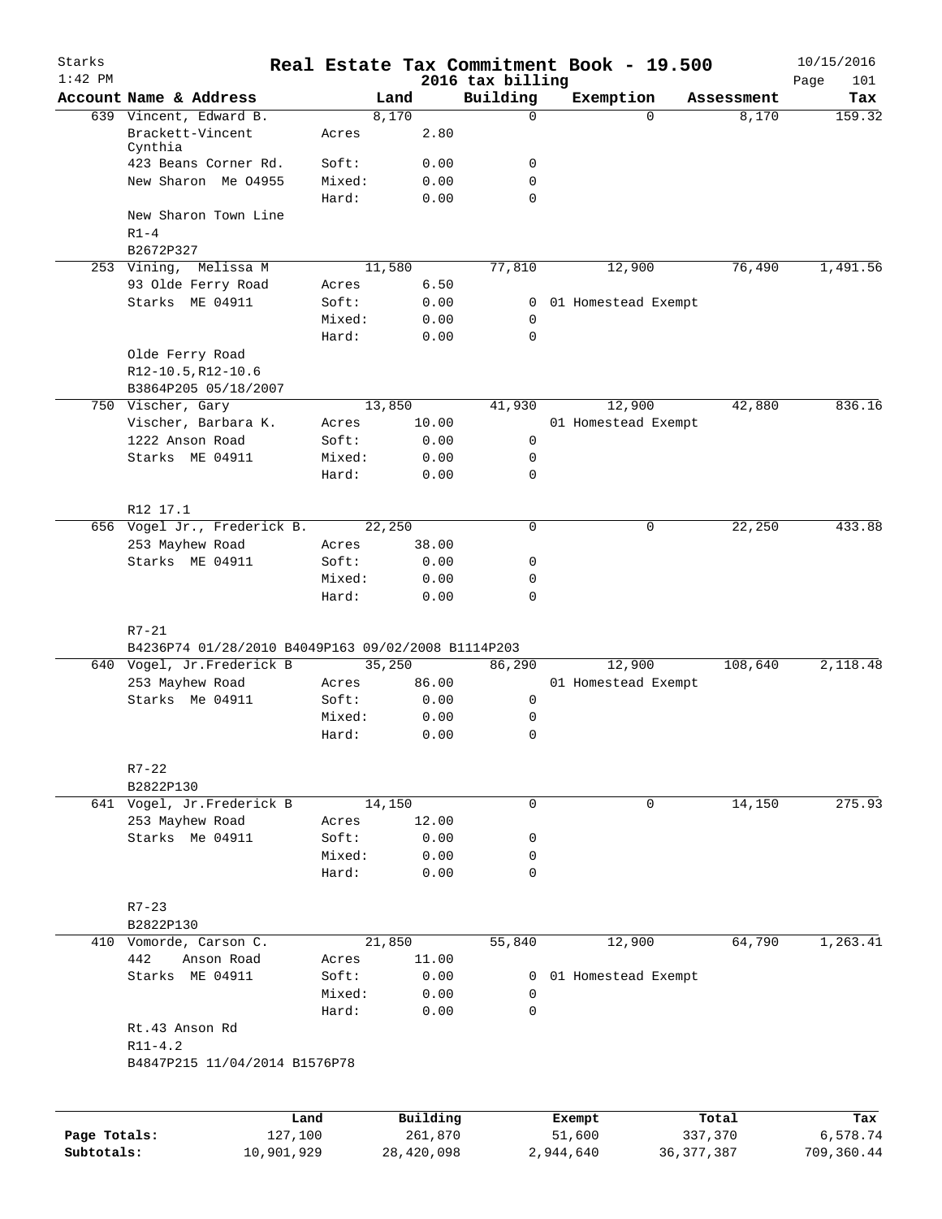# Real Estate Tax Commitment Book - 19.500

Starks
1:42 PM

2016 tax billing

10/15/2016

| Account Name & Address | | Land | Building | Exemption | Assessment | Tax |
|---|---|---|---|---|---|---|
| 639 Vincent, Edward B. | | 8,170 | 0 | 0 | 8,170 | 159.32 |
| Brackett-Vincent Cynthia | Acres | 2.80 | | | | |
| 423 Beans Corner Rd. | Soft: | 0.00 | 0 | | | |
| New Sharon Me 04955 | Mixed: | 0.00 | 0 | | | |
| | Hard: | 0.00 | 0 | | | |
| New Sharon Town Line | | | | | | |
| R1-4 | | | | | | |
| B2672P327 | | | | | | |
| 253 Vining, Melissa M | | 11,580 | 77,810 | 12,900 | 76,490 | 1,491.56 |
| 93 Olde Ferry Road | Acres | 6.50 | | | | |
| Starks ME 04911 | Soft: | 0.00 | 0 | 01 Homestead Exempt | | |
| | Mixed: | 0.00 | 0 | | | |
| | Hard: | 0.00 | 0 | | | |
| Olde Ferry Road | | | | | | |
| R12-10.5,R12-10.6 | | | | | | |
| B3864P205 05/18/2007 | | | | | | |
| 750 Vischer, Gary | | 13,850 | 41,930 | 12,900 | 42,880 | 836.16 |
| Vischer, Barbara K. | Acres | 10.00 | | 01 Homestead Exempt | | |
| 1222 Anson Road | Soft: | 0.00 | 0 | | | |
| Starks ME 04911 | Mixed: | 0.00 | 0 | | | |
| | Hard: | 0.00 | 0 | | | |
| R12 17.1 | | | | | | |
| 656 Vogel Jr., Frederick B. | | 22,250 | 0 | 0 | 22,250 | 433.88 |
| 253 Mayhew Road | Acres | 38.00 | | | | |
| Starks ME 04911 | Soft: | 0.00 | 0 | | | |
| | Mixed: | 0.00 | 0 | | | |
| | Hard: | 0.00 | 0 | | | |
| R7-21 | | | | | | |
| B4236P74 01/28/2010 B4049P163 09/02/2008 B1114P203 | | | | | | |
| 640 Vogel, Jr.Frederick B | | 35,250 | 86,290 | 12,900 | 108,640 | 2,118.48 |
| 253 Mayhew Road | Acres | 86.00 | | 01 Homestead Exempt | | |
| Starks Me 04911 | Soft: | 0.00 | 0 | | | |
| | Mixed: | 0.00 | 0 | | | |
| | Hard: | 0.00 | 0 | | | |
| R7-22 | | | | | | |
| B2822P130 | | | | | | |
| 641 Vogel, Jr.Frederick B | | 14,150 | 0 | 0 | 14,150 | 275.93 |
| 253 Mayhew Road | Acres | 12.00 | | | | |
| Starks Me 04911 | Soft: | 0.00 | 0 | | | |
| | Mixed: | 0.00 | 0 | | | |
| | Hard: | 0.00 | 0 | | | |
| R7-23 | | | | | | |
| B2822P130 | | | | | | |
| 410 Vomorde, Carson C. | | 21,850 | 55,840 | 12,900 | 64,790 | 1,263.41 |
| 442 Anson Road | Acres | 11.00 | | | | |
| Starks ME 04911 | Soft: | 0.00 | 0 | 01 Homestead Exempt | | |
| | Mixed: | 0.00 | 0 | | | |
| | Hard: | 0.00 | 0 | | | |
| Rt.43 Anson Rd | | | | | | |
| R11-4.2 | | | | | | |
| B4847P215 11/04/2014 B1576P78 | | | | | | |

| | Land | Building | Exempt | Total | Tax |
|---|---|---|---|---|---|
| Page Totals: | 127,100 | 261,870 | 51,600 | 337,370 | 6,578.74 |
| Subtotals: | 10,901,929 | 28,420,098 | 2,944,640 | 36,377,387 | 709,360.44 |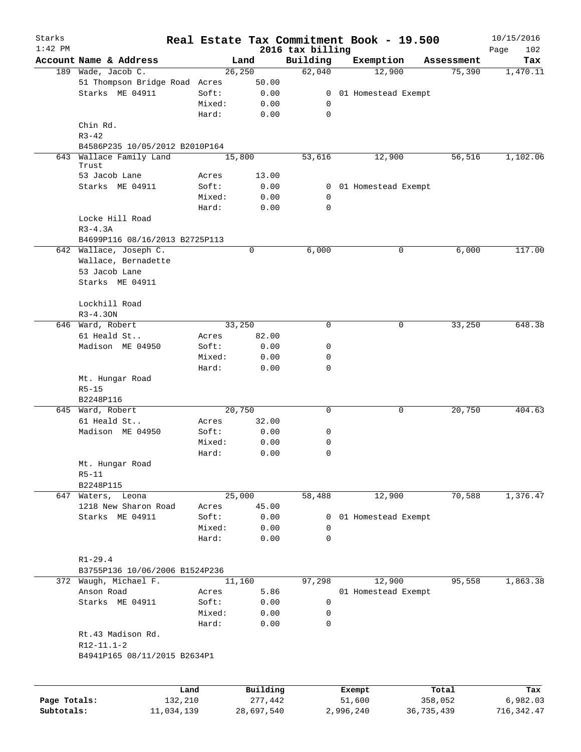# Real Estate Tax Commitment Book - 19.500

Starks
1:42 PM
2016 tax billing
10/15/2016

| Account | Name & Address | | Land | Building | Exemption | Assessment | Tax |
|---|---|---|---|---|---|---|---|
| 189 | Wade, Jacob C. | | 26,250 | 62,040 | 12,900 | 75,390 | 1,470.11 |
| | 51 Thompson Bridge Road | Acres | 50.00 | | | | |
| | Starks ME 04911 | Soft: | 0.00 | 0 | 01 Homestead Exempt | | |
| | | Mixed: | 0.00 | 0 | | | |
| | | Hard: | 0.00 | 0 | | | |
| | Chin Rd. | | | | | | |
| | R3-42 | | | | | | |
| | B4586P235 10/05/2012 B2010P164 | | | | | | |
| 643 | Wallace Family Land Trust | | 15,800 | 53,616 | 12,900 | 56,516 | 1,102.06 |
| | 53 Jacob Lane | Acres | 13.00 | | | | |
| | Starks ME 04911 | Soft: | 0.00 | 0 | 01 Homestead Exempt | | |
| | | Mixed: | 0.00 | 0 | | | |
| | | Hard: | 0.00 | 0 | | | |
| | Locke Hill Road | | | | | | |
| | R3-4.3A | | | | | | |
| | B4699P116 08/16/2013 B2725P113 | | | | | | |
| 642 | Wallace, Joseph C. | | 0 | 6,000 | 0 | 6,000 | 117.00 |
| | Wallace, Bernadette | | | | | | |
| | 53 Jacob Lane | | | | | | |
| | Starks ME 04911 | | | | | | |
| | Lockhill Road | | | | | | |
| | R3-4.3ON | | | | | | |
| 646 | Ward, Robert | | 33,250 | 0 | 0 | 33,250 | 648.38 |
| | 61 Heald St.. | Acres | 82.00 | | | | |
| | Madison ME 04950 | Soft: | 0.00 | 0 | | | |
| | | Mixed: | 0.00 | 0 | | | |
| | | Hard: | 0.00 | 0 | | | |
| | Mt. Hungar Road | | | | | | |
| | R5-15 | | | | | | |
| | B2248P116 | | | | | | |
| 645 | Ward, Robert | | 20,750 | 0 | 0 | 20,750 | 404.63 |
| | 61 Heald St.. | Acres | 32.00 | | | | |
| | Madison ME 04950 | Soft: | 0.00 | 0 | | | |
| | | Mixed: | 0.00 | 0 | | | |
| | | Hard: | 0.00 | 0 | | | |
| | Mt. Hungar Road | | | | | | |
| | R5-11 | | | | | | |
| | B2248P115 | | | | | | |
| 647 | Waters, Leona | | 25,000 | 58,488 | 12,900 | 70,588 | 1,376.47 |
| | 1218 New Sharon Road | Acres | 45.00 | | | | |
| | Starks ME 04911 | Soft: | 0.00 | 0 | 01 Homestead Exempt | | |
| | | Mixed: | 0.00 | 0 | | | |
| | | Hard: | 0.00 | 0 | | | |
| | R1-29.4 | | | | | | |
| | B3755P136 10/06/2006 B1524P236 | | | | | | |
| 372 | Waugh, Michael F. | | 11,160 | 97,298 | 12,900 | 95,558 | 1,863.38 |
| | Anson Road | Acres | 5.86 | | 01 Homestead Exempt | | |
| | Starks ME 04911 | Soft: | 0.00 | 0 | | | |
| | | Mixed: | 0.00 | 0 | | | |
| | | Hard: | 0.00 | 0 | | | |
| | Rt.43 Madison Rd. | | | | | | |
| | R12-11.1-2 | | | | | | |
| | B4941P165 08/11/2015 B2634P1 | | | | | | |

| | Land | Building | Exempt | Total | Tax |
|---|---|---|---|---|---|
| Page Totals: | 132,210 | 277,442 | 51,600 | 358,052 | 6,982.03 |
| Subtotals: | 11,034,139 | 28,697,540 | 2,996,240 | 36,735,439 | 716,342.47 |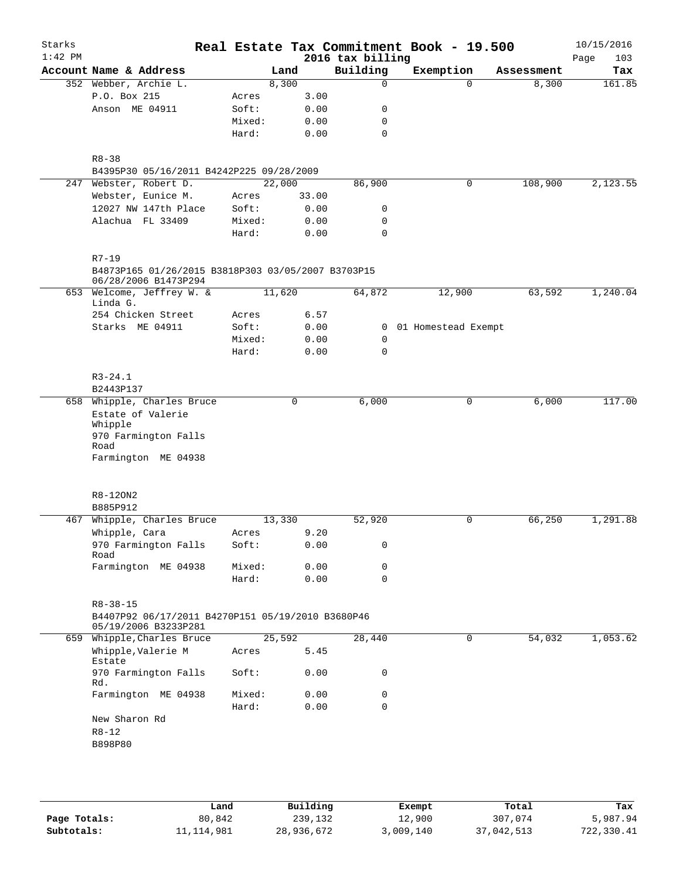# Real Estate Tax Commitment Book - 19.500

## 2016 tax billing

| Account Name & Address | | Land | Building | Exemption | Assessment | Tax |
|---|---|---|---|---|---|---|
| 352 Webber, Archie L. | | 8,300 | 0 | 0 | 8,300 | 161.85 |
| P.O. Box 215 | Acres | 3.00 | | | | |
| Anson ME 04911 | Soft: | 0.00 | 0 | | | |
| | Mixed: | 0.00 | 0 | | | |
| | Hard: | 0.00 | 0 | | | |
| R8-38 | | | | | | |
| B4395P30 05/16/2011 B4242P225 09/28/2009 | | | | | | |
| 247 Webster, Robert D. | | 22,000 | 86,900 | 0 | 108,900 | 2,123.55 |
| Webster, Eunice M. | Acres | 33.00 | | | | |
| 12027 NW 147th Place | Soft: | 0.00 | 0 | | | |
| Alachua FL 33409 | Mixed: | 0.00 | 0 | | | |
| | Hard: | 0.00 | 0 | | | |
| R7-19 | | | | | | |
| B4873P165 01/26/2015 B3818P303 03/05/2007 B3703P15 06/28/2006 B1473P294 | | | | | | |
| 653 Welcome, Jeffrey W. & Linda G. | | 11,620 | 64,872 | 12,900 | 63,592 | 1,240.04 |
| 254 Chicken Street | Acres | 6.57 | | | | |
| Starks ME 04911 | Soft: | 0.00 | 0 | 01 Homestead Exempt | | |
| | Mixed: | 0.00 | 0 | | | |
| | Hard: | 0.00 | 0 | | | |
| R3-24.1 | | | | | | |
| B2443P137 | | | | | | |
| 658 Whipple, Charles Bruce | | 0 | 6,000 | 0 | 6,000 | 117.00 |
| Estate of Valerie Whipple | | | | | | |
| 970 Farmington Falls Road | | | | | | |
| Farmington ME 04938 | | | | | | |
| R8-12ON2 | | | | | | |
| B885P912 | | | | | | |
| 467 Whipple, Charles Bruce | | 13,330 | 52,920 | 0 | 66,250 | 1,291.88 |
| Whipple, Cara | Acres | 9.20 | | | | |
| 970 Farmington Falls Road | Soft: | 0.00 | 0 | | | |
| Farmington ME 04938 | Mixed: | 0.00 | 0 | | | |
| | Hard: | 0.00 | 0 | | | |
| R8-38-15 | | | | | | |
| B4407P92 06/17/2011 B4270P151 05/19/2010 B3680P46 05/19/2006 B3233P281 | | | | | | |
| 659 Whipple,Charles Bruce | | 25,592 | 28,440 | 0 | 54,032 | 1,053.62 |
| Whipple,Valerie M Estate | Acres | 5.45 | | | | |
| 970 Farmington Falls Rd. | Soft: | 0.00 | 0 | | | |
| Farmington ME 04938 | Mixed: | 0.00 | 0 | | | |
| | Hard: | 0.00 | 0 | | | |
| New Sharon Rd | | | | | | |
| R8-12 | | | | | | |
| B898P80 | | | | | | |

| | Land | Building | Exempt | Total | Tax |
|---|---|---|---|---|---|
| Page Totals: | 80,842 | 239,132 | 12,900 | 307,074 | 5,987.94 |
| Subtotals: | 11,114,981 | 28,936,672 | 3,009,140 | 37,042,513 | 722,330.41 |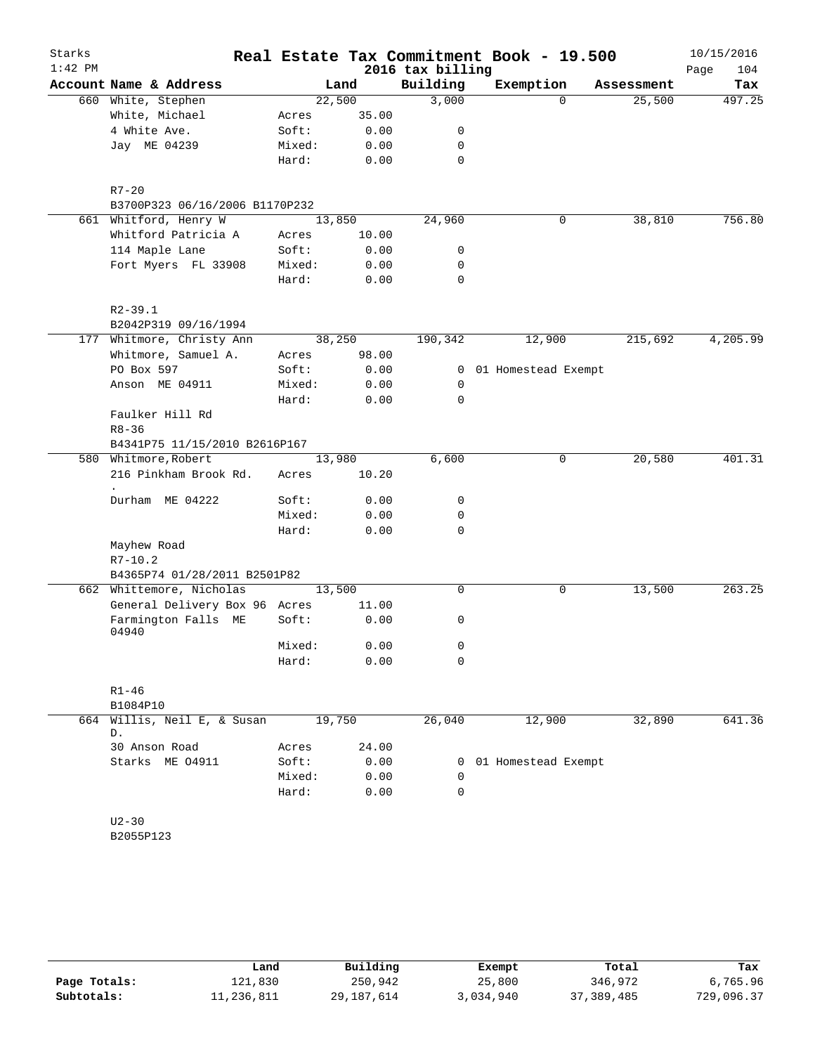# Real Estate Tax Commitment Book - 19.500

Starks 1:42 PM — 2016 tax billing — 10/15/2016

| Account Name & Address | | Land | Building | Exemption | Assessment | Tax |
|---|---|---|---|---|---|---|
| 660 White, Stephen | | 22,500 | 3,000 | 0 | 25,500 | 497.25 |
| White, Michael | Acres | 35.00 | | | | |
| 4 White Ave. | Soft: | 0.00 | 0 | | | |
| Jay ME 04239 | Mixed: | 0.00 | 0 | | | |
| | Hard: | 0.00 | 0 | | | |
| R7-20 | | | | | | |
| B3700P323 06/16/2006 B1170P232 | | | | | | |
| 661 Whitford, Henry W | | 13,850 | 24,960 | 0 | 38,810 | 756.80 |
| Whitford Patricia A | Acres | 10.00 | | | | |
| 114 Maple Lane | Soft: | 0.00 | 0 | | | |
| Fort Myers FL 33908 | Mixed: | 0.00 | 0 | | | |
| | Hard: | 0.00 | 0 | | | |
| R2-39.1 | | | | | | |
| B2042P319 09/16/1994 | | | | | | |
| 177 Whitmore, Christy Ann | | 38,250 | 190,342 | 12,900 | 215,692 | 4,205.99 |
| Whitmore, Samuel A. | Acres | 98.00 | | | | |
| PO Box 597 | Soft: | 0.00 | 0 | 01 Homestead Exempt | | |
| Anson ME 04911 | Mixed: | 0.00 | 0 | | | |
| | Hard: | 0.00 | 0 | | | |
| Faulker Hill Rd | | | | | | |
| R8-36 | | | | | | |
| B4341P75 11/15/2010 B2616P167 | | | | | | |
| 580 Whitmore,Robert | | 13,980 | 6,600 | 0 | 20,580 | 401.31 |
| 216 Pinkham Brook Rd. . | Acres | 10.20 | | | | |
| Durham ME 04222 | Soft: | 0.00 | 0 | | | |
| | Mixed: | 0.00 | 0 | | | |
| | Hard: | 0.00 | 0 | | | |
| Mayhew Road | | | | | | |
| R7-10.2 | | | | | | |
| B4365P74 01/28/2011 B2501P82 | | | | | | |
| 662 Whittemore, Nicholas | | 13,500 | 0 | 0 | 13,500 | 263.25 |
| General Delivery Box 96 | Acres | 11.00 | | | | |
| Farmington Falls ME 04940 | Soft: | 0.00 | 0 | | | |
| | Mixed: | 0.00 | 0 | | | |
| | Hard: | 0.00 | 0 | | | |
| R1-46 | | | | | | |
| B1084P10 | | | | | | |
| 664 Willis, Neil E, & Susan D. | | 19,750 | 26,040 | 12,900 | 32,890 | 641.36 |
| 30 Anson Road | Acres | 24.00 | | | | |
| Starks ME 04911 | Soft: | 0.00 | 0 | 01 Homestead Exempt | | |
| | Mixed: | 0.00 | 0 | | | |
| | Hard: | 0.00 | 0 | | | |
| U2-30 | | | | | | |
| B2055P123 | | | | | | |

| | Land | Building | Exempt | Total | Tax |
|---|---|---|---|---|---|
| Page Totals: | 121,830 | 250,942 | 25,800 | 346,972 | 6,765.96 |
| Subtotals: | 11,236,811 | 29,187,614 | 3,034,940 | 37,389,485 | 729,096.37 |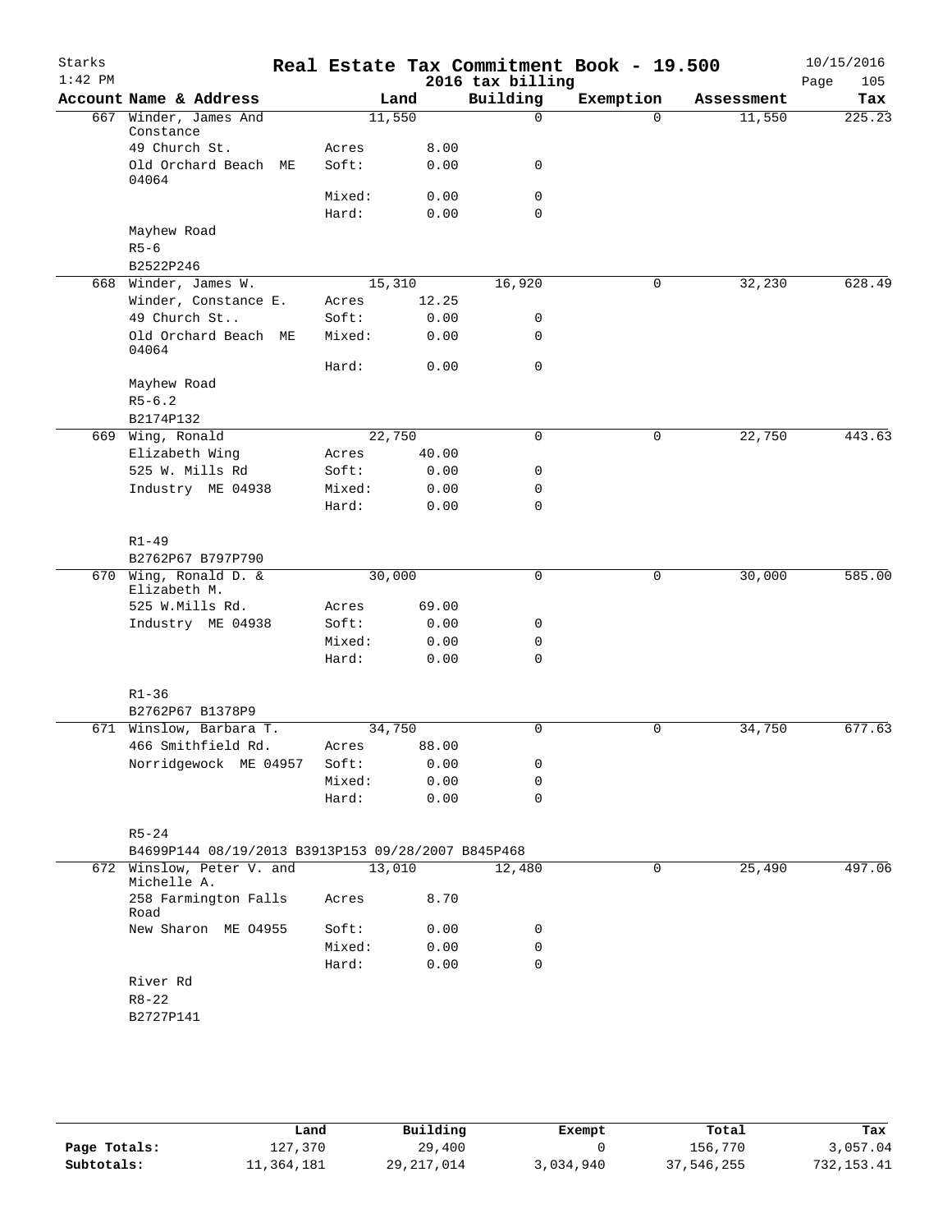# Real Estate Tax Commitment Book - 19.500

Starks
1:42 PM

2016 tax billing

10/15/2016

| Account Name & Address | Land | | Building | Exemption | Assessment | Tax |
|---|---|---|---|---|---|---|
| 667 Winder, James And Constance | 11,550 | | 0 | 0 | 11,550 | 225.23 |
| 49 Church St. | Acres | 8.00 | | | | |
| Old Orchard Beach ME 04064 | Soft: | 0.00 | 0 | | | |
| | Mixed: | 0.00 | 0 | | | |
| | Hard: | 0.00 | 0 | | | |
| Mayhew Road | | | | | | |
| R5-6 | | | | | | |
| B2522P246 | | | | | | |
| 668 Winder, James W. | 15,310 | | 16,920 | 0 | 32,230 | 628.49 |
| Winder, Constance E. | Acres | 12.25 | | | | |
| 49 Church St.. | Soft: | 0.00 | 0 | | | |
| Old Orchard Beach ME 04064 | Mixed: | 0.00 | 0 | | | |
| | Hard: | 0.00 | 0 | | | |
| Mayhew Road | | | | | | |
| R5-6.2 | | | | | | |
| B2174P132 | | | | | | |
| 669 Wing, Ronald | 22,750 | | 0 | 0 | 22,750 | 443.63 |
| Elizabeth Wing | Acres | 40.00 | | | | |
| 525 W. Mills Rd | Soft: | 0.00 | 0 | | | |
| Industry ME 04938 | Mixed: | 0.00 | 0 | | | |
| | Hard: | 0.00 | 0 | | | |
| R1-49 | | | | | | |
| B2762P67 B797P790 | | | | | | |
| 670 Wing, Ronald D. & Elizabeth M. | 30,000 | | 0 | 0 | 30,000 | 585.00 |
| 525 W.Mills Rd. | Acres | 69.00 | | | | |
| Industry ME 04938 | Soft: | 0.00 | 0 | | | |
| | Mixed: | 0.00 | 0 | | | |
| | Hard: | 0.00 | 0 | | | |
| R1-36 | | | | | | |
| B2762P67 B1378P9 | | | | | | |
| 671 Winslow, Barbara T. | 34,750 | | 0 | 0 | 34,750 | 677.63 |
| 466 Smithfield Rd. | Acres | 88.00 | | | | |
| Norridgewock ME 04957 | Soft: | 0.00 | 0 | | | |
| | Mixed: | 0.00 | 0 | | | |
| | Hard: | 0.00 | 0 | | | |
| R5-24 | | | | | | |
| B4699P144 08/19/2013 B3913P153 09/28/2007 B845P468 | | | | | | |
| 672 Winslow, Peter V. and Michelle A. | 13,010 | | 12,480 | 0 | 25,490 | 497.06 |
| 258 Farmington Falls Road | Acres | 8.70 | | | | |
| New Sharon ME 04955 | Soft: | 0.00 | 0 | | | |
| | Mixed: | 0.00 | 0 | | | |
| | Hard: | 0.00 | 0 | | | |
| River Rd | | | | | | |
| R8-22 | | | | | | |
| B2727P141 | | | | | | |

| | Land | Building | Exempt | Total | Tax |
|---|---|---|---|---|---|
| Page Totals: | 127,370 | 29,400 | 0 | 156,770 | 3,057.04 |
| Subtotals: | 11,364,181 | 29,217,014 | 3,034,940 | 37,546,255 | 732,153.41 |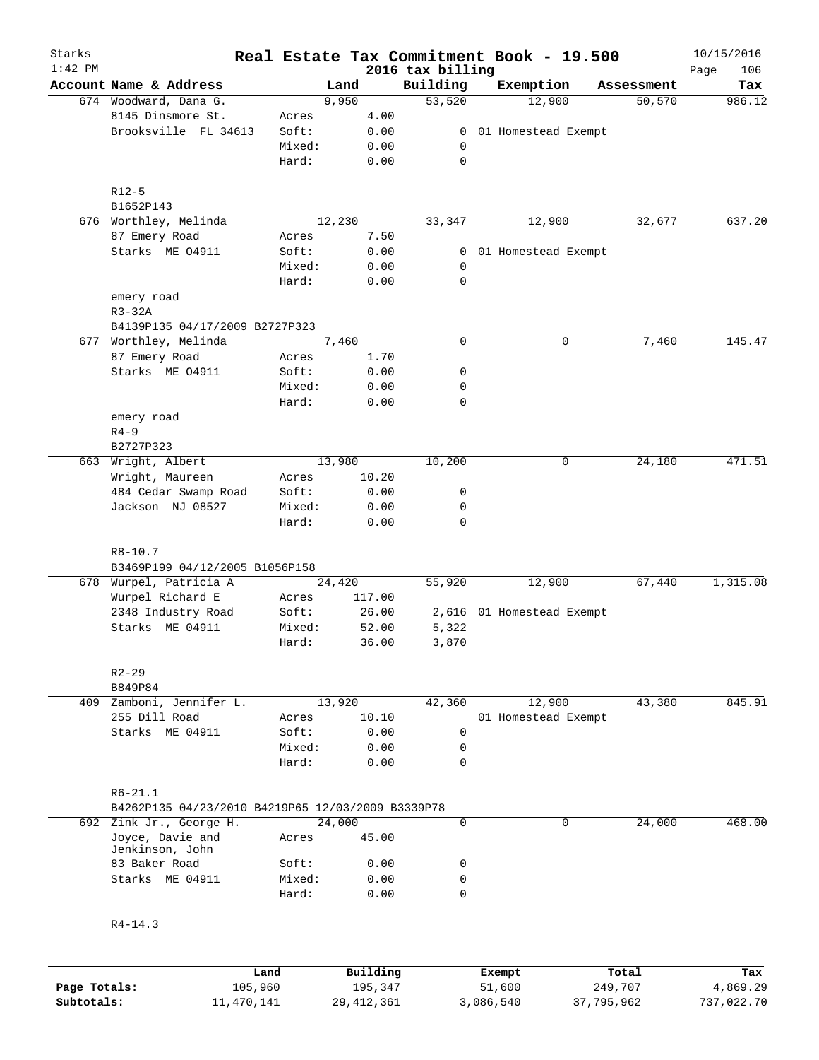# Real Estate Tax Commitment Book - 19.500

Starks
1:42 PM

2016 tax billing

10/15/2016

| Account | Name & Address | | Land | Building | Exemption | Assessment | Tax |
|---|---|---|---|---|---|---|---|
| 674 | Woodward, Dana G. | | 9,950 | 53,520 | 12,900 | 50,570 | 986.12 |
| | 8145 Dinsmore St. | Acres | 4.00 | | | | |
| | Brooksville FL 34613 | Soft: | 0.00 | 0 | 01 Homestead Exempt | | |
| | | Mixed: | 0.00 | 0 | | | |
| | | Hard: | 0.00 | 0 | | | |
| | R12-5 | | | | | | |
| | B1652P143 | | | | | | |
| 676 | Worthley, Melinda | | 12,230 | 33,347 | 12,900 | 32,677 | 637.20 |
| | 87 Emery Road | Acres | 7.50 | | | | |
| | Starks ME 04911 | Soft: | 0.00 | 0 | 01 Homestead Exempt | | |
| | | Mixed: | 0.00 | 0 | | | |
| | | Hard: | 0.00 | 0 | | | |
| | emery road | | | | | | |
| | R3-32A | | | | | | |
| | B4139P135 04/17/2009 B2727P323 | | | | | | |
| 677 | Worthley, Melinda | | 7,460 | 0 | 0 | 7,460 | 145.47 |
| | 87 Emery Road | Acres | 1.70 | | | | |
| | Starks ME 04911 | Soft: | 0.00 | 0 | | | |
| | | Mixed: | 0.00 | 0 | | | |
| | | Hard: | 0.00 | 0 | | | |
| | emery road | | | | | | |
| | R4-9 | | | | | | |
| | B2727P323 | | | | | | |
| 663 | Wright, Albert | | 13,980 | 10,200 | 0 | 24,180 | 471.51 |
| | Wright, Maureen | Acres | 10.20 | | | | |
| | 484 Cedar Swamp Road | Soft: | 0.00 | 0 | | | |
| | Jackson NJ 08527 | Mixed: | 0.00 | 0 | | | |
| | | Hard: | 0.00 | 0 | | | |
| | R8-10.7 | | | | | | |
| | B3469P199 04/12/2005 B1056P158 | | | | | | |
| 678 | Wurpel, Patricia A | | 24,420 | 55,920 | 12,900 | 67,440 | 1,315.08 |
| | Wurpel Richard E | Acres | 117.00 | | | | |
| | 2348 Industry Road | Soft: | 26.00 | 2,616 | 01 Homestead Exempt | | |
| | Starks ME 04911 | Mixed: | 52.00 | 5,322 | | | |
| | | Hard: | 36.00 | 3,870 | | | |
| | R2-29 | | | | | | |
| | B849P84 | | | | | | |
| 409 | Zamboni, Jennifer L. | | 13,920 | 42,360 | 12,900 | 43,380 | 845.91 |
| | 255 Dill Road | Acres | 10.10 | | 01 Homestead Exempt | | |
| | Starks ME 04911 | Soft: | 0.00 | 0 | | | |
| | | Mixed: | 0.00 | 0 | | | |
| | | Hard: | 0.00 | 0 | | | |
| | R6-21.1 | | | | | | |
| | B4262P135 04/23/2010 B4219P65 12/03/2009 B3339P78 | | | | | | |
| 692 | Zink Jr., George H. | | 24,000 | 0 | 0 | 24,000 | 468.00 |
| | Joyce, Davie and Jenkinson, John | Acres | 45.00 | | | | |
| | 83 Baker Road | Soft: | 0.00 | 0 | | | |
| | Starks ME 04911 | Mixed: | 0.00 | 0 | | | |
| | | Hard: | 0.00 | 0 | | | |
| | R4-14.3 | | | | | | |

| | Land | Building | Exempt | Total | Tax |
|---|---|---|---|---|---|
| Page Totals: | 105,960 | 195,347 | 51,600 | 249,707 | 4,869.29 |
| Subtotals: | 11,470,141 | 29,412,361 | 3,086,540 | 37,795,962 | 737,022.70 |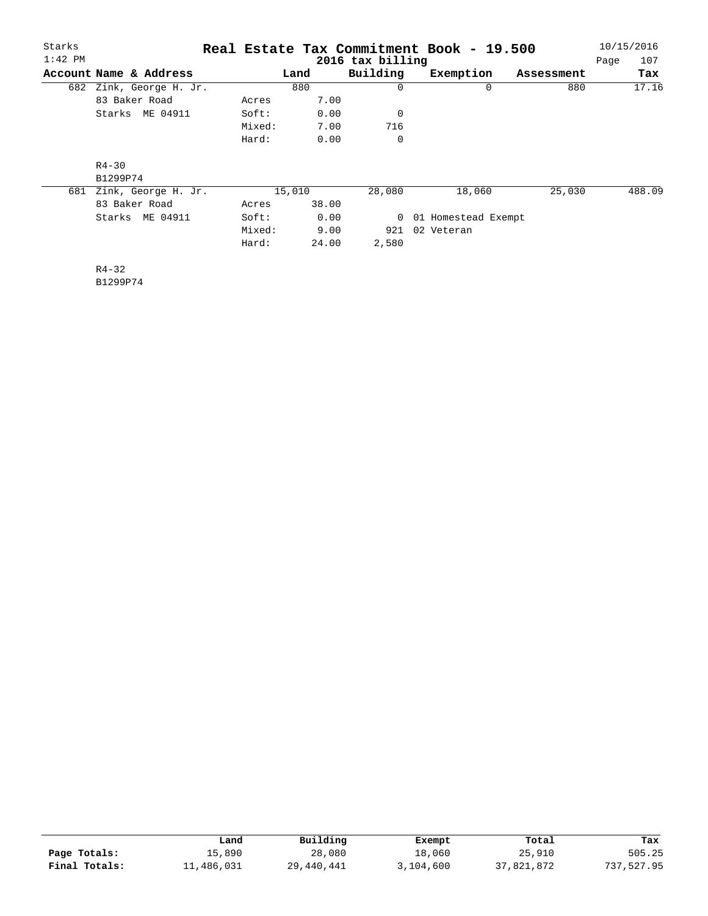Starks
1:42 PM

# Real Estate Tax Commitment Book - 19.500

2016 tax billing

10/15/2016

| Account | Name & Address | | Land | Building | Exemption | Assessment | Tax |
|---|---|---|---|---|---|---|---|
| 682 | Zink, George H. Jr. | | 880 | 0 | 0 | 880 | 17.16 |
| | 83 Baker Road | Acres | 7.00 | | | | |
| | Starks ME 04911 | Soft: | 0.00 | 0 | | | |
| | | Mixed: | 7.00 | 716 | | | |
| | | Hard: | 0.00 | 0 | | | |
| | R4-30 | | | | | | |
| | B1299P74 | | | | | | |
| 681 | Zink, George H. Jr. | | 15,010 | 28,080 | 18,060 | 25,030 | 488.09 |
| | 83 Baker Road | Acres | 38.00 | | | | |
| | Starks ME 04911 | Soft: | 0.00 | 0 | 01 Homestead Exempt | | |
| | | Mixed: | 9.00 | 921 | 02 Veteran | | |
| | | Hard: | 24.00 | 2,580 | | | |
| | R4-32 | | | | | | |
| | B1299P74 | | | | | | |

| | Land | Building | Exempt | Total | Tax |
|---|---|---|---|---|---|
| **Page Totals:** | 15,890 | 28,080 | 18,060 | 25,910 | 505.25 |
| **Final Totals:** | 11,486,031 | 29,440,441 | 3,104,600 | 37,821,872 | 737,527.95 |